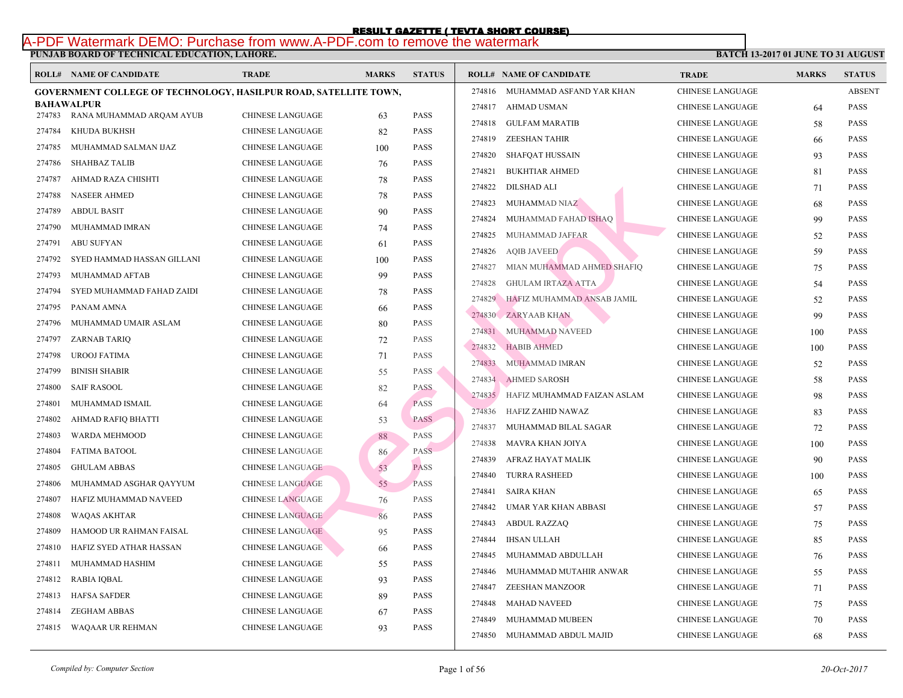# RESULT GAZETTE ( TEVTA SHORT COURSE)

**PUNJAB BOARD OF TECHNICAL EDUCATION, LAHORE.**

**BATCH 13-2017 01 JUNE TO 31 AUGUST**

**GOVERNMENT COLLEGE OF TECHNOLOGY, HASILPUR ROAD, SATELLITE TOWN, BAHAWALPUR**

| ROLL# | NAME OF CANDIDATE | TRADE | MARKS | STATUS |
|---|---|---|---|---|
| 274783 | RANA MUHAMMAD ARQAM AYUB | CHINESE LANGUAGE | 63 | PASS |
| 274784 | KHUDA BUKHSH | CHINESE LANGUAGE | 82 | PASS |
| 274785 | MUHAMMAD SALMAN IJAZ | CHINESE LANGUAGE | 100 | PASS |
| 274786 | SHAHBAZ TALIB | CHINESE LANGUAGE | 76 | PASS |
| 274787 | AHMAD RAZA CHISHTI | CHINESE LANGUAGE | 78 | PASS |
| 274788 | NASEER AHMED | CHINESE LANGUAGE | 78 | PASS |
| 274789 | ABDUL BASIT | CHINESE LANGUAGE | 90 | PASS |
| 274790 | MUHAMMAD IMRAN | CHINESE LANGUAGE | 74 | PASS |
| 274791 | ABU SUFYAN | CHINESE LANGUAGE | 61 | PASS |
| 274792 | SYED HAMMAD HASSAN GILLANI | CHINESE LANGUAGE | 100 | PASS |
| 274793 | MUHAMMAD AFTAB | CHINESE LANGUAGE | 99 | PASS |
| 274794 | SYED MUHAMMAD FAHAD ZAIDI | CHINESE LANGUAGE | 78 | PASS |
| 274795 | PANAM AMNA | CHINESE LANGUAGE | 66 | PASS |
| 274796 | MUHAMMAD UMAIR ASLAM | CHINESE LANGUAGE | 80 | PASS |
| 274797 | ZARNAB TARIQ | CHINESE LANGUAGE | 72 | PASS |
| 274798 | UROOJ FATIMA | CHINESE LANGUAGE | 71 | PASS |
| 274799 | BINISH SHABIR | CHINESE LANGUAGE | 55 | PASS |
| 274800 | SAIF RASOOL | CHINESE LANGUAGE | 82 | PASS |
| 274801 | MUHAMMAD ISMAIL | CHINESE LANGUAGE | 64 | PASS |
| 274802 | AHMAD RAFIQ BHATTI | CHINESE LANGUAGE | 53 | PASS |
| 274803 | WARDA MEHMOOD | CHINESE LANGUAGE | 88 | PASS |
| 274804 | FATIMA BATOOL | CHINESE LANGUAGE | 86 | PASS |
| 274805 | GHULAM ABBAS | CHINESE LANGUAGE | 53 | PASS |
| 274806 | MUHAMMAD ASGHAR QAYYUM | CHINESE LANGUAGE | 55 | PASS |
| 274807 | HAFIZ MUHAMMAD NAVEED | CHINESE LANGUAGE | 76 | PASS |
| 274808 | WAQAS AKHTAR | CHINESE LANGUAGE | 86 | PASS |
| 274809 | HAMOOD UR RAHMAN FAISAL | CHINESE LANGUAGE | 95 | PASS |
| 274810 | HAFIZ SYED ATHAR HASSAN | CHINESE LANGUAGE | 66 | PASS |
| 274811 | MUHAMMAD HASHIM | CHINESE LANGUAGE | 55 | PASS |
| 274812 | RABIA IQBAL | CHINESE LANGUAGE | 93 | PASS |
| 274813 | HAFSA SAFDER | CHINESE LANGUAGE | 89 | PASS |
| 274814 | ZEGHAM ABBAS | CHINESE LANGUAGE | 67 | PASS |
| 274815 | WAQAAR UR REHMAN | CHINESE LANGUAGE | 93 | PASS |
| 274816 | MUHAMMAD ASFAND YAR KHAN | CHINESE LANGUAGE | | ABSENT |
| 274817 | AHMAD USMAN | CHINESE LANGUAGE | 64 | PASS |
| 274818 | GULFAM MARATIB | CHINESE LANGUAGE | 58 | PASS |
| 274819 | ZEESHAN TAHIR | CHINESE LANGUAGE | 66 | PASS |
| 274820 | SHAFQAT HUSSAIN | CHINESE LANGUAGE | 93 | PASS |
| 274821 | BUKHTIAR AHMED | CHINESE LANGUAGE | 81 | PASS |
| 274822 | DILSHAD ALI | CHINESE LANGUAGE | 71 | PASS |
| 274823 | MUHAMMAD NIAZ | CHINESE LANGUAGE | 68 | PASS |
| 274824 | MUHAMMAD FAHAD ISHAQ | CHINESE LANGUAGE | 99 | PASS |
| 274825 | MUHAMMAD JAFFAR | CHINESE LANGUAGE | 52 | PASS |
| 274826 | AQIB JAVEED | CHINESE LANGUAGE | 59 | PASS |
| 274827 | MIAN MUHAMMAD AHMED SHAFIQ | CHINESE LANGUAGE | 75 | PASS |
| 274828 | GHULAM IRTAZA ATTA | CHINESE LANGUAGE | 54 | PASS |
| 274829 | HAFIZ MUHAMMAD ANSAB JAMIL | CHINESE LANGUAGE | 52 | PASS |
| 274830 | ZARYAAB KHAN | CHINESE LANGUAGE | 99 | PASS |
| 274831 | MUHAMMAD NAVEED | CHINESE LANGUAGE | 100 | PASS |
| 274832 | HABIB AHMED | CHINESE LANGUAGE | 100 | PASS |
| 274833 | MUHAMMAD IMRAN | CHINESE LANGUAGE | 52 | PASS |
| 274834 | AHMED SAROSH | CHINESE LANGUAGE | 58 | PASS |
| 274835 | HAFIZ MUHAMMAD FAIZAN ASLAM | CHINESE LANGUAGE | 98 | PASS |
| 274836 | HAFIZ ZAHID NAWAZ | CHINESE LANGUAGE | 83 | PASS |
| 274837 | MUHAMMAD BILAL SAGAR | CHINESE LANGUAGE | 72 | PASS |
| 274838 | MAVRA KHAN JOIYA | CHINESE LANGUAGE | 100 | PASS |
| 274839 | AFRAZ HAYAT MALIK | CHINESE LANGUAGE | 90 | PASS |
| 274840 | TURRA RASHEED | CHINESE LANGUAGE | 100 | PASS |
| 274841 | SAIRA KHAN | CHINESE LANGUAGE | 65 | PASS |
| 274842 | UMAR YAR KHAN ABBASI | CHINESE LANGUAGE | 57 | PASS |
| 274843 | ABDUL RAZZAQ | CHINESE LANGUAGE | 75 | PASS |
| 274844 | IHSAN ULLAH | CHINESE LANGUAGE | 85 | PASS |
| 274845 | MUHAMMAD ABDULLAH | CHINESE LANGUAGE | 76 | PASS |
| 274846 | MUHAMMAD MUTAHIR ANWAR | CHINESE LANGUAGE | 55 | PASS |
| 274847 | ZEESHAN MANZOOR | CHINESE LANGUAGE | 71 | PASS |
| 274848 | MAHAD NAVEED | CHINESE LANGUAGE | 75 | PASS |
| 274849 | MUHAMMAD MUBEEN | CHINESE LANGUAGE | 70 | PASS |
| 274850 | MUHAMMAD ABDUL MAJID | CHINESE LANGUAGE | 68 | PASS |

*Compiled by: Computer Section*

*20-Oct-2017*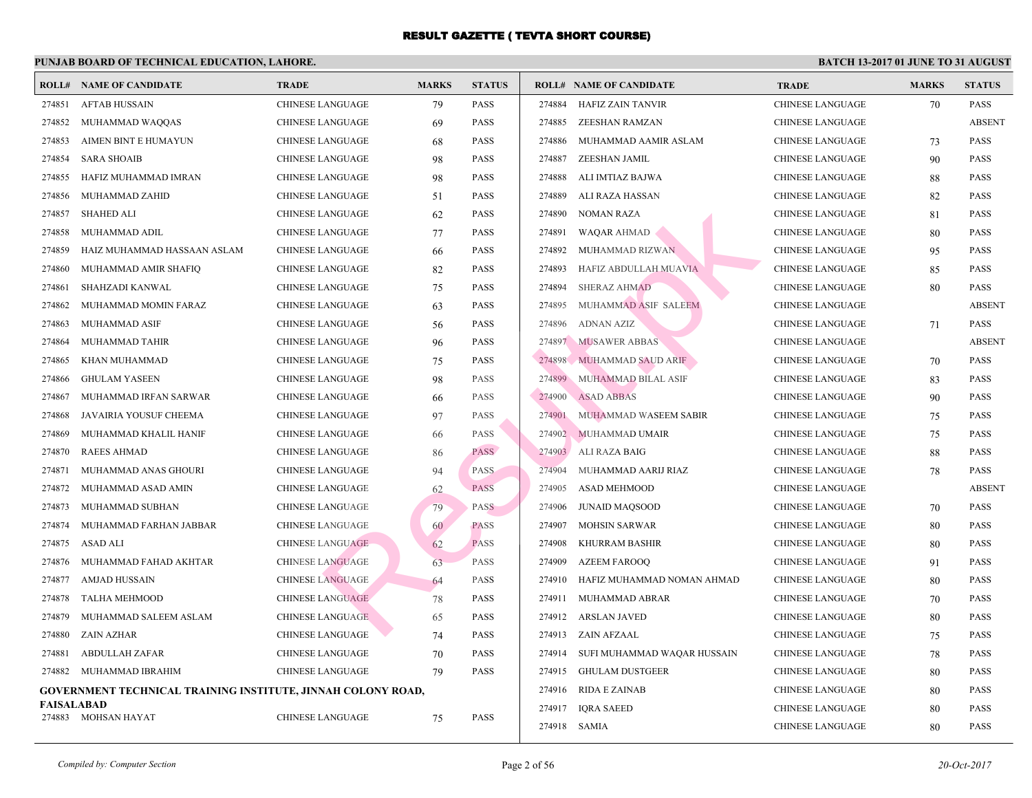# RESULT GAZETTE ( TEVTA SHORT COURSE)

**PUNJAB BOARD OF TECHNICAL EDUCATION, LAHORE.** **BATCH 13-2017 01 JUNE TO 31 AUGUST**

| ROLL# | NAME OF CANDIDATE | TRADE | MARKS | STATUS |
|---|---|---|---|---|
| 274851 | AFTAB HUSSAIN | CHINESE LANGUAGE | 79 | PASS |
| 274852 | MUHAMMAD WAQQAS | CHINESE LANGUAGE | 69 | PASS |
| 274853 | AIMEN BINT E HUMAYUN | CHINESE LANGUAGE | 68 | PASS |
| 274854 | SARA SHOAIB | CHINESE LANGUAGE | 98 | PASS |
| 274855 | HAFIZ MUHAMMAD IMRAN | CHINESE LANGUAGE | 98 | PASS |
| 274856 | MUHAMMAD ZAHID | CHINESE LANGUAGE | 51 | PASS |
| 274857 | SHAHED ALI | CHINESE LANGUAGE | 62 | PASS |
| 274858 | MUHAMMAD ADIL | CHINESE LANGUAGE | 77 | PASS |
| 274859 | HAIZ MUHAMMAD HASSAAN ASLAM | CHINESE LANGUAGE | 66 | PASS |
| 274860 | MUHAMMAD AMIR SHAFIQ | CHINESE LANGUAGE | 82 | PASS |
| 274861 | SHAHZADI KANWAL | CHINESE LANGUAGE | 75 | PASS |
| 274862 | MUHAMMAD MOMIN FARAZ | CHINESE LANGUAGE | 63 | PASS |
| 274863 | MUHAMMAD ASIF | CHINESE LANGUAGE | 56 | PASS |
| 274864 | MUHAMMAD TAHIR | CHINESE LANGUAGE | 96 | PASS |
| 274865 | KHAN MUHAMMAD | CHINESE LANGUAGE | 75 | PASS |
| 274866 | GHULAM YASEEN | CHINESE LANGUAGE | 98 | PASS |
| 274867 | MUHAMMAD IRFAN SARWAR | CHINESE LANGUAGE | 66 | PASS |
| 274868 | JAVAIRIA YOUSUF CHEEMA | CHINESE LANGUAGE | 97 | PASS |
| 274869 | MUHAMMAD KHALIL HANIF | CHINESE LANGUAGE | 66 | PASS |
| 274870 | RAEES AHMAD | CHINESE LANGUAGE | 86 | PASS |
| 274871 | MUHAMMAD ANAS GHOURI | CHINESE LANGUAGE | 94 | PASS |
| 274872 | MUHAMMAD ASAD AMIN | CHINESE LANGUAGE | 62 | PASS |
| 274873 | MUHAMMAD SUBHAN | CHINESE LANGUAGE | 79 | PASS |
| 274874 | MUHAMMAD FARHAN JABBAR | CHINESE LANGUAGE | 60 | PASS |
| 274875 | ASAD ALI | CHINESE LANGUAGE | 62 | PASS |
| 274876 | MUHAMMAD FAHAD AKHTAR | CHINESE LANGUAGE | 63 | PASS |
| 274877 | AMJAD HUSSAIN | CHINESE LANGUAGE | 64 | PASS |
| 274878 | TALHA MEHMOOD | CHINESE LANGUAGE | 78 | PASS |
| 274879 | MUHAMMAD SALEEM ASLAM | CHINESE LANGUAGE | 65 | PASS |
| 274880 | ZAIN AZHAR | CHINESE LANGUAGE | 74 | PASS |
| 274881 | ABDULLAH ZAFAR | CHINESE LANGUAGE | 70 | PASS |
| 274882 | MUHAMMAD IBRAHIM | CHINESE LANGUAGE | 79 | PASS |

**GOVERNMENT TECHNICAL TRAINING INSTITUTE, JINNAH COLONY ROAD, FAISALABAD**

| ROLL# | NAME OF CANDIDATE | TRADE | MARKS | STATUS |
|---|---|---|---|---|
| 274883 | MOHSAN HAYAT | CHINESE LANGUAGE | 75 | PASS |
| 274884 | HAFIZ ZAIN TANVIR | CHINESE LANGUAGE | 70 | PASS |
| 274885 | ZEESHAN RAMZAN | CHINESE LANGUAGE | | ABSENT |
| 274886 | MUHAMMAD AAMIR ASLAM | CHINESE LANGUAGE | 73 | PASS |
| 274887 | ZEESHAN JAMIL | CHINESE LANGUAGE | 90 | PASS |
| 274888 | ALI IMTIAZ BAJWA | CHINESE LANGUAGE | 88 | PASS |
| 274889 | ALI RAZA HASSAN | CHINESE LANGUAGE | 82 | PASS |
| 274890 | NOMAN RAZA | CHINESE LANGUAGE | 81 | PASS |
| 274891 | WAQAR AHMAD | CHINESE LANGUAGE | 80 | PASS |
| 274892 | MUHAMMAD RIZWAN | CHINESE LANGUAGE | 95 | PASS |
| 274893 | HAFIZ ABDULLAH MUAVIA | CHINESE LANGUAGE | 85 | PASS |
| 274894 | SHERAZ AHMAD | CHINESE LANGUAGE | 80 | PASS |
| 274895 | MUHAMMAD ASIF SALEEM | CHINESE LANGUAGE | | ABSENT |
| 274896 | ADNAN AZIZ | CHINESE LANGUAGE | 71 | PASS |
| 274897 | MUSAWER ABBAS | CHINESE LANGUAGE | | ABSENT |
| 274898 | MUHAMMAD SAUD ARIF | CHINESE LANGUAGE | 70 | PASS |
| 274899 | MUHAMMAD BILAL ASIF | CHINESE LANGUAGE | 83 | PASS |
| 274900 | ASAD ABBAS | CHINESE LANGUAGE | 90 | PASS |
| 274901 | MUHAMMAD WASEEM SABIR | CHINESE LANGUAGE | 75 | PASS |
| 274902 | MUHAMMAD UMAIR | CHINESE LANGUAGE | 75 | PASS |
| 274903 | ALI RAZA BAIG | CHINESE LANGUAGE | 88 | PASS |
| 274904 | MUHAMMAD AARIJ RIAZ | CHINESE LANGUAGE | 78 | PASS |
| 274905 | ASAD MEHMOOD | CHINESE LANGUAGE | | ABSENT |
| 274906 | JUNAID MAQSOOD | CHINESE LANGUAGE | 70 | PASS |
| 274907 | MOHSIN SARWAR | CHINESE LANGUAGE | 80 | PASS |
| 274908 | KHURRAM BASHIR | CHINESE LANGUAGE | 80 | PASS |
| 274909 | AZEEM FAROOQ | CHINESE LANGUAGE | 91 | PASS |
| 274910 | HAFIZ MUHAMMAD NOMAN AHMAD | CHINESE LANGUAGE | 80 | PASS |
| 274911 | MUHAMMAD ABRAR | CHINESE LANGUAGE | 70 | PASS |
| 274912 | ARSLAN JAVED | CHINESE LANGUAGE | 80 | PASS |
| 274913 | ZAIN AFZAAL | CHINESE LANGUAGE | 75 | PASS |
| 274914 | SUFI MUHAMMAD WAQAR HUSSAIN | CHINESE LANGUAGE | 78 | PASS |
| 274915 | GHULAM DUSTGEER | CHINESE LANGUAGE | 80 | PASS |
| 274916 | RIDA E ZAINAB | CHINESE LANGUAGE | 80 | PASS |
| 274917 | IQRA SAEED | CHINESE LANGUAGE | 80 | PASS |
| 274918 | SAMIA | CHINESE LANGUAGE | 80 | PASS |

*Compiled by: Computer Section* *20-Oct-2017*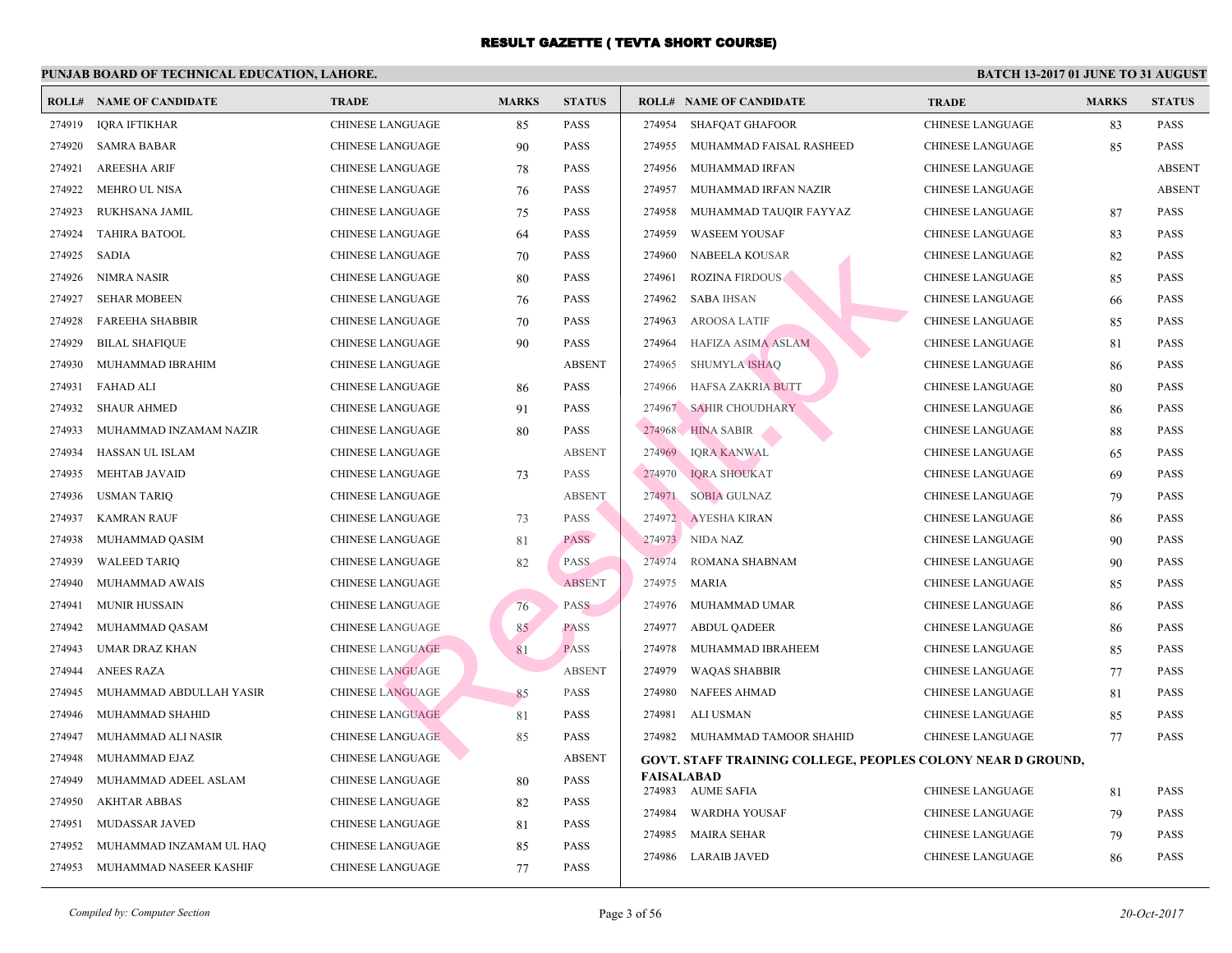# RESULT GAZETTE ( TEVTA SHORT COURSE)

**PUNJAB BOARD OF TECHNICAL EDUCATION, LAHORE.** **BATCH 13-2017 01 JUNE TO 31 AUGUST**

| ROLL# | NAME OF CANDIDATE | TRADE | MARKS | STATUS |
|---|---|---|---|---|
| 274919 | IQRA IFTIKHAR | CHINESE LANGUAGE | 85 | PASS |
| 274920 | SAMRA BABAR | CHINESE LANGUAGE | 90 | PASS |
| 274921 | AREESHA ARIF | CHINESE LANGUAGE | 78 | PASS |
| 274922 | MEHRO UL NISA | CHINESE LANGUAGE | 76 | PASS |
| 274923 | RUKHSANA JAMIL | CHINESE LANGUAGE | 75 | PASS |
| 274924 | TAHIRA BATOOL | CHINESE LANGUAGE | 64 | PASS |
| 274925 | SADIA | CHINESE LANGUAGE | 70 | PASS |
| 274926 | NIMRA NASIR | CHINESE LANGUAGE | 80 | PASS |
| 274927 | SEHAR MOBEEN | CHINESE LANGUAGE | 76 | PASS |
| 274928 | FAREEHA SHABBIR | CHINESE LANGUAGE | 70 | PASS |
| 274929 | BILAL SHAFIQUE | CHINESE LANGUAGE | 90 | PASS |
| 274930 | MUHAMMAD IBRAHIM | CHINESE LANGUAGE | | ABSENT |
| 274931 | FAHAD ALI | CHINESE LANGUAGE | 86 | PASS |
| 274932 | SHAUR AHMED | CHINESE LANGUAGE | 91 | PASS |
| 274933 | MUHAMMAD INZAMAM NAZIR | CHINESE LANGUAGE | 80 | PASS |
| 274934 | HASSAN UL ISLAM | CHINESE LANGUAGE | | ABSENT |
| 274935 | MEHTAB JAVAID | CHINESE LANGUAGE | 73 | PASS |
| 274936 | USMAN TARIQ | CHINESE LANGUAGE | | ABSENT |
| 274937 | KAMRAN RAUF | CHINESE LANGUAGE | 73 | PASS |
| 274938 | MUHAMMAD QASIM | CHINESE LANGUAGE | 81 | PASS |
| 274939 | WALEED TARIQ | CHINESE LANGUAGE | 82 | PASS |
| 274940 | MUHAMMAD AWAIS | CHINESE LANGUAGE | | ABSENT |
| 274941 | MUNIR HUSSAIN | CHINESE LANGUAGE | 76 | PASS |
| 274942 | MUHAMMAD QASAM | CHINESE LANGUAGE | 85 | PASS |
| 274943 | UMAR DRAZ KHAN | CHINESE LANGUAGE | 81 | PASS |
| 274944 | ANEES RAZA | CHINESE LANGUAGE | | ABSENT |
| 274945 | MUHAMMAD ABDULLAH YASIR | CHINESE LANGUAGE | 85 | PASS |
| 274946 | MUHAMMAD SHAHID | CHINESE LANGUAGE | 81 | PASS |
| 274947 | MUHAMMAD ALI NASIR | CHINESE LANGUAGE | 85 | PASS |
| 274948 | MUHAMMAD EJAZ | CHINESE LANGUAGE | | ABSENT |
| 274949 | MUHAMMAD ADEEL ASLAM | CHINESE LANGUAGE | 80 | PASS |
| 274950 | AKHTAR ABBAS | CHINESE LANGUAGE | 82 | PASS |
| 274951 | MUDASSAR JAVED | CHINESE LANGUAGE | 81 | PASS |
| 274952 | MUHAMMAD INZAMAM UL HAQ | CHINESE LANGUAGE | 85 | PASS |
| 274953 | MUHAMMAD NASEER KASHIF | CHINESE LANGUAGE | 77 | PASS |
| 274954 | SHAFQAT GHAFOOR | CHINESE LANGUAGE | 83 | PASS |
| 274955 | MUHAMMAD FAISAL RASHEED | CHINESE LANGUAGE | 85 | PASS |
| 274956 | MUHAMMAD IRFAN | CHINESE LANGUAGE | | ABSENT |
| 274957 | MUHAMMAD IRFAN NAZIR | CHINESE LANGUAGE | | ABSENT |
| 274958 | MUHAMMAD TAUQIR FAYYAZ | CHINESE LANGUAGE | 87 | PASS |
| 274959 | WASEEM YOUSAF | CHINESE LANGUAGE | 83 | PASS |
| 274960 | NABEELA KOUSAR | CHINESE LANGUAGE | 82 | PASS |
| 274961 | ROZINA FIRDOUS | CHINESE LANGUAGE | 85 | PASS |
| 274962 | SABA IHSAN | CHINESE LANGUAGE | 66 | PASS |
| 274963 | AROOSA LATIF | CHINESE LANGUAGE | 85 | PASS |
| 274964 | HAFIZA ASIMA ASLAM | CHINESE LANGUAGE | 81 | PASS |
| 274965 | SHUMYLA ISHAQ | CHINESE LANGUAGE | 86 | PASS |
| 274966 | HAFSA ZAKRIA BUTT | CHINESE LANGUAGE | 80 | PASS |
| 274967 | SAHIR CHOUDHARY | CHINESE LANGUAGE | 86 | PASS |
| 274968 | HINA SABIR | CHINESE LANGUAGE | 88 | PASS |
| 274969 | IQRA KANWAL | CHINESE LANGUAGE | 65 | PASS |
| 274970 | IQRA SHOUKAT | CHINESE LANGUAGE | 69 | PASS |
| 274971 | SOBIA GULNAZ | CHINESE LANGUAGE | 79 | PASS |
| 274972 | AYESHA KIRAN | CHINESE LANGUAGE | 86 | PASS |
| 274973 | NIDA NAZ | CHINESE LANGUAGE | 90 | PASS |
| 274974 | ROMANA SHABNAM | CHINESE LANGUAGE | 90 | PASS |
| 274975 | MARIA | CHINESE LANGUAGE | 85 | PASS |
| 274976 | MUHAMMAD UMAR | CHINESE LANGUAGE | 86 | PASS |
| 274977 | ABDUL QADEER | CHINESE LANGUAGE | 86 | PASS |
| 274978 | MUHAMMAD IBRAHEEM | CHINESE LANGUAGE | 85 | PASS |
| 274979 | WAQAS SHABBIR | CHINESE LANGUAGE | 77 | PASS |
| 274980 | NAFEES AHMAD | CHINESE LANGUAGE | 81 | PASS |
| 274981 | ALI USMAN | CHINESE LANGUAGE | 85 | PASS |
| 274982 | MUHAMMAD TAMOOR SHAHID | CHINESE LANGUAGE | 77 | PASS |

**GOVT. STAFF TRAINING COLLEGE, PEOPLES COLONY NEAR D GROUND, FAISALABAD**

| ROLL# | NAME OF CANDIDATE | TRADE | MARKS | STATUS |
|---|---|---|---|---|
| 274983 | AUME SAFIA | CHINESE LANGUAGE | 81 | PASS |
| 274984 | WARDHA YOUSAF | CHINESE LANGUAGE | 79 | PASS |
| 274985 | MAIRA SEHAR | CHINESE LANGUAGE | 79 | PASS |
| 274986 | LARAIB JAVED | CHINESE LANGUAGE | 86 | PASS |

*Compiled by: Computer Section* *20-Oct-2017*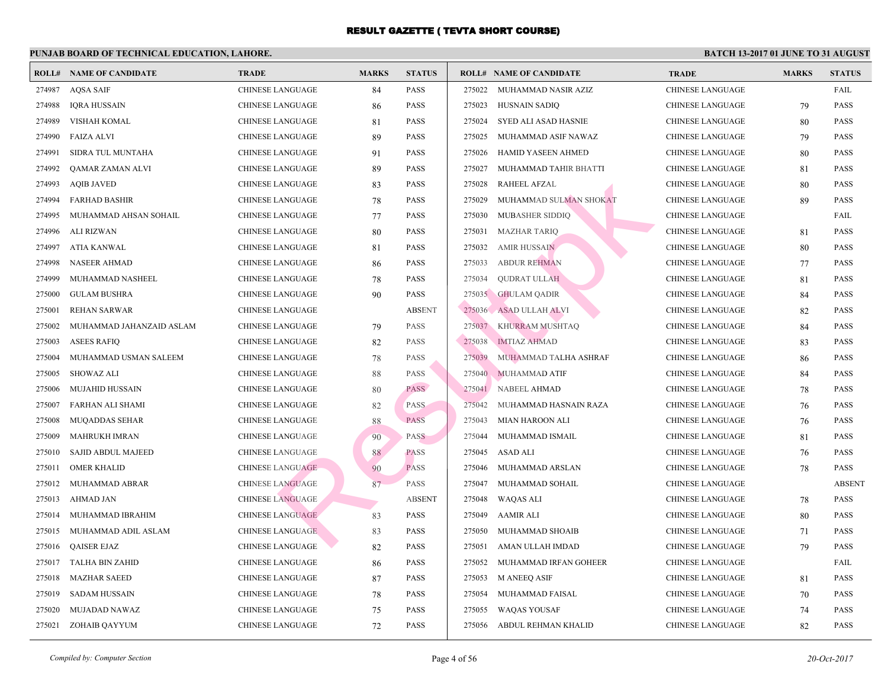# RESULT GAZETTE ( TEVTA SHORT COURSE)

**PUNJAB BOARD OF TECHNICAL EDUCATION, LAHORE.**

**BATCH 13-2017 01 JUNE TO 31 AUGUST**

| ROLL# | NAME OF CANDIDATE | TRADE | MARKS | STATUS |
|---|---|---|---|---|
| 274987 | AQSA SAIF | CHINESE LANGUAGE | 84 | PASS |
| 274988 | IQRA HUSSAIN | CHINESE LANGUAGE | 86 | PASS |
| 274989 | VISHAH KOMAL | CHINESE LANGUAGE | 81 | PASS |
| 274990 | FAIZA ALVI | CHINESE LANGUAGE | 89 | PASS |
| 274991 | SIDRA TUL MUNTAHA | CHINESE LANGUAGE | 91 | PASS |
| 274992 | QAMAR ZAMAN ALVI | CHINESE LANGUAGE | 89 | PASS |
| 274993 | AQIB JAVED | CHINESE LANGUAGE | 83 | PASS |
| 274994 | FARHAD BASHIR | CHINESE LANGUAGE | 78 | PASS |
| 274995 | MUHAMMAD AHSAN SOHAIL | CHINESE LANGUAGE | 77 | PASS |
| 274996 | ALI RIZWAN | CHINESE LANGUAGE | 80 | PASS |
| 274997 | ATIA KANWAL | CHINESE LANGUAGE | 81 | PASS |
| 274998 | NASEER AHMAD | CHINESE LANGUAGE | 86 | PASS |
| 274999 | MUHAMMAD NASHEEL | CHINESE LANGUAGE | 78 | PASS |
| 275000 | GULAM BUSHRA | CHINESE LANGUAGE | 90 | PASS |
| 275001 | REHAN SARWAR | CHINESE LANGUAGE | | ABSENT |
| 275002 | MUHAMMAD JAHANZAID ASLAM | CHINESE LANGUAGE | 79 | PASS |
| 275003 | ASEES RAFIQ | CHINESE LANGUAGE | 82 | PASS |
| 275004 | MUHAMMAD USMAN SALEEM | CHINESE LANGUAGE | 78 | PASS |
| 275005 | SHOWAZ ALI | CHINESE LANGUAGE | 88 | PASS |
| 275006 | MUJAHID HUSSAIN | CHINESE LANGUAGE | 80 | PASS |
| 275007 | FARHAN ALI SHAMI | CHINESE LANGUAGE | 82 | PASS |
| 275008 | MUQADDAS SEHAR | CHINESE LANGUAGE | 88 | PASS |
| 275009 | MAHRUKH IMRAN | CHINESE LANGUAGE | 90 | PASS |
| 275010 | SAJID ABDUL MAJEED | CHINESE LANGUAGE | 88 | PASS |
| 275011 | OMER KHALID | CHINESE LANGUAGE | 90 | PASS |
| 275012 | MUHAMMAD ABRAR | CHINESE LANGUAGE | 87 | PASS |
| 275013 | AHMAD JAN | CHINESE LANGUAGE | | ABSENT |
| 275014 | MUHAMMAD IBRAHIM | CHINESE LANGUAGE | 83 | PASS |
| 275015 | MUHAMMAD ADIL ASLAM | CHINESE LANGUAGE | 83 | PASS |
| 275016 | QAISER EJAZ | CHINESE LANGUAGE | 82 | PASS |
| 275017 | TALHA BIN ZAHID | CHINESE LANGUAGE | 86 | PASS |
| 275018 | MAZHAR SAEED | CHINESE LANGUAGE | 87 | PASS |
| 275019 | SADAM HUSSAIN | CHINESE LANGUAGE | 78 | PASS |
| 275020 | MUJADAD NAWAZ | CHINESE LANGUAGE | 75 | PASS |
| 275021 | ZOHAIB QAYYUM | CHINESE LANGUAGE | 72 | PASS |
| 275022 | MUHAMMAD NASIR AZIZ | CHINESE LANGUAGE | | FAIL |
| 275023 | HUSNAIN SADIQ | CHINESE LANGUAGE | 79 | PASS |
| 275024 | SYED ALI ASAD HASNIE | CHINESE LANGUAGE | 80 | PASS |
| 275025 | MUHAMMAD ASIF NAWAZ | CHINESE LANGUAGE | 79 | PASS |
| 275026 | HAMID YASEEN AHMED | CHINESE LANGUAGE | 80 | PASS |
| 275027 | MUHAMMAD TAHIR BHATTI | CHINESE LANGUAGE | 81 | PASS |
| 275028 | RAHEEL AFZAL | CHINESE LANGUAGE | 80 | PASS |
| 275029 | MUHAMMAD SULMAN SHOKAT | CHINESE LANGUAGE | 89 | PASS |
| 275030 | MUBASHER SIDDIQ | CHINESE LANGUAGE | | FAIL |
| 275031 | MAZHAR TARIQ | CHINESE LANGUAGE | 81 | PASS |
| 275032 | AMIR HUSSAIN | CHINESE LANGUAGE | 80 | PASS |
| 275033 | ABDUR REHMAN | CHINESE LANGUAGE | 77 | PASS |
| 275034 | QUDRAT ULLAH | CHINESE LANGUAGE | 81 | PASS |
| 275035 | GHULAM QADIR | CHINESE LANGUAGE | 84 | PASS |
| 275036 | ASAD ULLAH ALVI | CHINESE LANGUAGE | 82 | PASS |
| 275037 | KHURRAM MUSHTAQ | CHINESE LANGUAGE | 84 | PASS |
| 275038 | IMTIAZ AHMAD | CHINESE LANGUAGE | 83 | PASS |
| 275039 | MUHAMMAD TALHA ASHRAF | CHINESE LANGUAGE | 86 | PASS |
| 275040 | MUHAMMAD ATIF | CHINESE LANGUAGE | 84 | PASS |
| 275041 | NABEEL AHMAD | CHINESE LANGUAGE | 78 | PASS |
| 275042 | MUHAMMAD HASNAIN RAZA | CHINESE LANGUAGE | 76 | PASS |
| 275043 | MIAN HAROON ALI | CHINESE LANGUAGE | 76 | PASS |
| 275044 | MUHAMMAD ISMAIL | CHINESE LANGUAGE | 81 | PASS |
| 275045 | ASAD ALI | CHINESE LANGUAGE | 76 | PASS |
| 275046 | MUHAMMAD ARSLAN | CHINESE LANGUAGE | 78 | PASS |
| 275047 | MUHAMMAD SOHAIL | CHINESE LANGUAGE | | ABSENT |
| 275048 | WAQAS ALI | CHINESE LANGUAGE | 78 | PASS |
| 275049 | AAMIR ALI | CHINESE LANGUAGE | 80 | PASS |
| 275050 | MUHAMMAD SHOAIB | CHINESE LANGUAGE | 71 | PASS |
| 275051 | AMAN ULLAH IMDAD | CHINESE LANGUAGE | 79 | PASS |
| 275052 | MUHAMMAD IRFAN GOHEER | CHINESE LANGUAGE | | FAIL |
| 275053 | M ANEEQ ASIF | CHINESE LANGUAGE | 81 | PASS |
| 275054 | MUHAMMAD FAISAL | CHINESE LANGUAGE | 70 | PASS |
| 275055 | WAQAS YOUSAF | CHINESE LANGUAGE | 74 | PASS |
| 275056 | ABDUL REHMAN KHALID | CHINESE LANGUAGE | 82 | PASS |

*Compiled by: Computer Section* — *20-Oct-2017*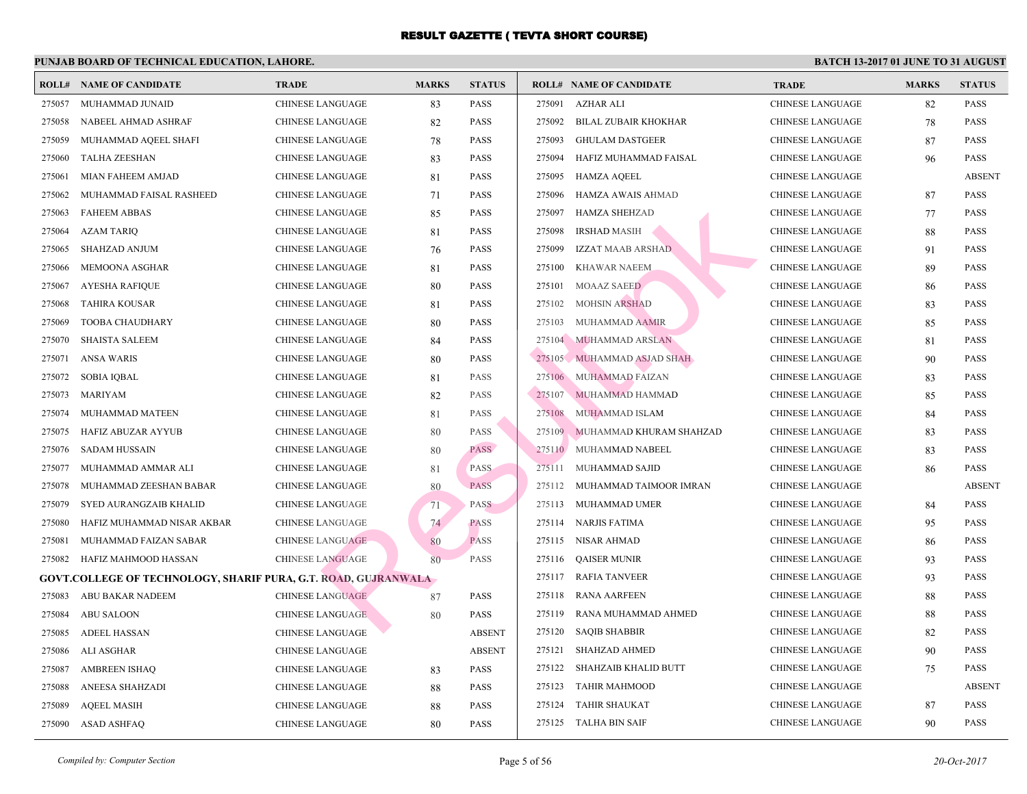# RESULT GAZETTE ( TEVTA SHORT COURSE)

**PUNJAB BOARD OF TECHNICAL EDUCATION, LAHORE.** **BATCH 13-2017 01 JUNE TO 31 AUGUST**

| ROLL# | NAME OF CANDIDATE | TRADE | MARKS | STATUS |
|---|---|---|---|---|
| 275057 | MUHAMMAD JUNAID | CHINESE LANGUAGE | 83 | PASS |
| 275058 | NABEEL AHMAD ASHRAF | CHINESE LANGUAGE | 82 | PASS |
| 275059 | MUHAMMAD AQEEL SHAFI | CHINESE LANGUAGE | 78 | PASS |
| 275060 | TALHA ZEESHAN | CHINESE LANGUAGE | 83 | PASS |
| 275061 | MIAN FAHEEM AMJAD | CHINESE LANGUAGE | 81 | PASS |
| 275062 | MUHAMMAD FAISAL RASHEED | CHINESE LANGUAGE | 71 | PASS |
| 275063 | FAHEEM ABBAS | CHINESE LANGUAGE | 85 | PASS |
| 275064 | AZAM TARIQ | CHINESE LANGUAGE | 81 | PASS |
| 275065 | SHAHZAD ANJUM | CHINESE LANGUAGE | 76 | PASS |
| 275066 | MEMOONA ASGHAR | CHINESE LANGUAGE | 81 | PASS |
| 275067 | AYESHA RAFIQUE | CHINESE LANGUAGE | 80 | PASS |
| 275068 | TAHIRA KOUSAR | CHINESE LANGUAGE | 81 | PASS |
| 275069 | TOOBA CHAUDHARY | CHINESE LANGUAGE | 80 | PASS |
| 275070 | SHAISTA SALEEM | CHINESE LANGUAGE | 84 | PASS |
| 275071 | ANSA WARIS | CHINESE LANGUAGE | 80 | PASS |
| 275072 | SOBIA IQBAL | CHINESE LANGUAGE | 81 | PASS |
| 275073 | MARIYAM | CHINESE LANGUAGE | 82 | PASS |
| 275074 | MUHAMMAD MATEEN | CHINESE LANGUAGE | 81 | PASS |
| 275075 | HAFIZ ABUZAR AYYUB | CHINESE LANGUAGE | 80 | PASS |
| 275076 | SADAM HUSSAIN | CHINESE LANGUAGE | 80 | PASS |
| 275077 | MUHAMMAD AMMAR ALI | CHINESE LANGUAGE | 81 | PASS |
| 275078 | MUHAMMAD ZEESHAN BABAR | CHINESE LANGUAGE | 80 | PASS |
| 275079 | SYED AURANGZAIB KHALID | CHINESE LANGUAGE | 71 | PASS |
| 275080 | HAFIZ MUHAMMAD NISAR AKBAR | CHINESE LANGUAGE | 74 | PASS |
| 275081 | MUHAMMAD FAIZAN SABAR | CHINESE LANGUAGE | 80 | PASS |
| 275082 | HAFIZ MAHMOOD HASSAN | CHINESE LANGUAGE | 80 | PASS |

**GOVT.COLLEGE OF TECHNOLOGY, SHARIF PURA, G.T. ROAD, GUJRANWALA**

| ROLL# | NAME OF CANDIDATE | TRADE | MARKS | STATUS |
|---|---|---|---|---|
| 275083 | ABU BAKAR NADEEM | CHINESE LANGUAGE | 87 | PASS |
| 275084 | ABU SALOON | CHINESE LANGUAGE | 80 | PASS |
| 275085 | ADEEL HASSAN | CHINESE LANGUAGE | | ABSENT |
| 275086 | ALI ASGHAR | CHINESE LANGUAGE | | ABSENT |
| 275087 | AMBREEN ISHAQ | CHINESE LANGUAGE | 83 | PASS |
| 275088 | ANEESA SHAHZADI | CHINESE LANGUAGE | 88 | PASS |
| 275089 | AQEEL MASIH | CHINESE LANGUAGE | 88 | PASS |
| 275090 | ASAD ASHFAQ | CHINESE LANGUAGE | 80 | PASS |
| 275091 | AZHAR ALI | CHINESE LANGUAGE | 82 | PASS |
| 275092 | BILAL ZUBAIR KHOKHAR | CHINESE LANGUAGE | 78 | PASS |
| 275093 | GHULAM DASTGEER | CHINESE LANGUAGE | 87 | PASS |
| 275094 | HAFIZ MUHAMMAD FAISAL | CHINESE LANGUAGE | 96 | PASS |
| 275095 | HAMZA AQEEL | CHINESE LANGUAGE | | ABSENT |
| 275096 | HAMZA AWAIS AHMAD | CHINESE LANGUAGE | 87 | PASS |
| 275097 | HAMZA SHEHZAD | CHINESE LANGUAGE | 77 | PASS |
| 275098 | IRSHAD MASIH | CHINESE LANGUAGE | 88 | PASS |
| 275099 | IZZAT MAAB ARSHAD | CHINESE LANGUAGE | 91 | PASS |
| 275100 | KHAWAR NAEEM | CHINESE LANGUAGE | 89 | PASS |
| 275101 | MOAAZ SAEED | CHINESE LANGUAGE | 86 | PASS |
| 275102 | MOHSIN ARSHAD | CHINESE LANGUAGE | 83 | PASS |
| 275103 | MUHAMMAD AAMIR | CHINESE LANGUAGE | 85 | PASS |
| 275104 | MUHAMMAD ARSLAN | CHINESE LANGUAGE | 81 | PASS |
| 275105 | MUHAMMAD ASJAD SHAH | CHINESE LANGUAGE | 90 | PASS |
| 275106 | MUHAMMAD FAIZAN | CHINESE LANGUAGE | 83 | PASS |
| 275107 | MUHAMMAD HAMMAD | CHINESE LANGUAGE | 85 | PASS |
| 275108 | MUHAMMAD ISLAM | CHINESE LANGUAGE | 84 | PASS |
| 275109 | MUHAMMAD KHURAM SHAHZAD | CHINESE LANGUAGE | 83 | PASS |
| 275110 | MUHAMMAD NABEEL | CHINESE LANGUAGE | 83 | PASS |
| 275111 | MUHAMMAD SAJID | CHINESE LANGUAGE | 86 | PASS |
| 275112 | MUHAMMAD TAIMOOR IMRAN | CHINESE LANGUAGE | | ABSENT |
| 275113 | MUHAMMAD UMER | CHINESE LANGUAGE | 84 | PASS |
| 275114 | NARJIS FATIMA | CHINESE LANGUAGE | 95 | PASS |
| 275115 | NISAR AHMAD | CHINESE LANGUAGE | 86 | PASS |
| 275116 | QAISER MUNIR | CHINESE LANGUAGE | 93 | PASS |
| 275117 | RAFIA TANVEER | CHINESE LANGUAGE | 93 | PASS |
| 275118 | RANA AARFEEN | CHINESE LANGUAGE | 88 | PASS |
| 275119 | RANA MUHAMMAD AHMED | CHINESE LANGUAGE | 88 | PASS |
| 275120 | SAQIB SHABBIR | CHINESE LANGUAGE | 82 | PASS |
| 275121 | SHAHZAD AHMED | CHINESE LANGUAGE | 90 | PASS |
| 275122 | SHAHZAIB KHALID BUTT | CHINESE LANGUAGE | 75 | PASS |
| 275123 | TAHIR MAHMOOD | CHINESE LANGUAGE | | ABSENT |
| 275124 | TAHIR SHAUKAT | CHINESE LANGUAGE | 87 | PASS |
| 275125 | TALHA BIN SAIF | CHINESE LANGUAGE | 90 | PASS |

*Compiled by: Computer Section* *20-Oct-2017*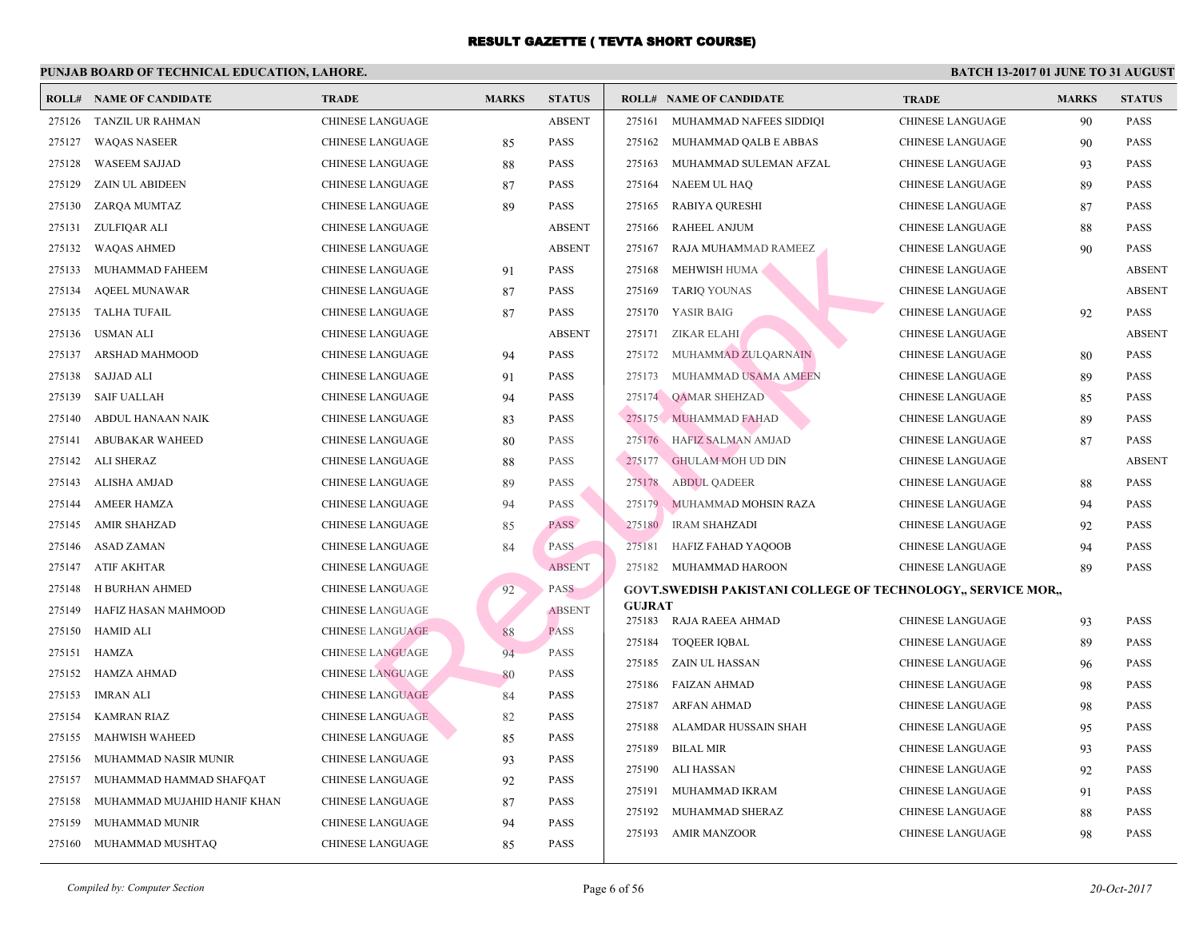# RESULT GAZETTE ( TEVTA SHORT COURSE)

**PUNJAB BOARD OF TECHNICAL EDUCATION, LAHORE.** — **BATCH 13-2017 01 JUNE TO 31 AUGUST**

| ROLL# | NAME OF CANDIDATE | TRADE | MARKS | STATUS |
|---|---|---|---|---|
| 275126 | TANZIL UR RAHMAN | CHINESE LANGUAGE | | ABSENT |
| 275127 | WAQAS NASEER | CHINESE LANGUAGE | 85 | PASS |
| 275128 | WASEEM SAJJAD | CHINESE LANGUAGE | 88 | PASS |
| 275129 | ZAIN UL ABIDEEN | CHINESE LANGUAGE | 87 | PASS |
| 275130 | ZARQA MUMTAZ | CHINESE LANGUAGE | 89 | PASS |
| 275131 | ZULFIQAR ALI | CHINESE LANGUAGE | | ABSENT |
| 275132 | WAQAS AHMED | CHINESE LANGUAGE | | ABSENT |
| 275133 | MUHAMMAD FAHEEM | CHINESE LANGUAGE | 91 | PASS |
| 275134 | AQEEL MUNAWAR | CHINESE LANGUAGE | 87 | PASS |
| 275135 | TALHA TUFAIL | CHINESE LANGUAGE | 87 | PASS |
| 275136 | USMAN ALI | CHINESE LANGUAGE | | ABSENT |
| 275137 | ARSHAD MAHMOOD | CHINESE LANGUAGE | 94 | PASS |
| 275138 | SAJJAD ALI | CHINESE LANGUAGE | 91 | PASS |
| 275139 | SAIF UALLAH | CHINESE LANGUAGE | 94 | PASS |
| 275140 | ABDUL HANAAN NAIK | CHINESE LANGUAGE | 83 | PASS |
| 275141 | ABUBAKAR WAHEED | CHINESE LANGUAGE | 80 | PASS |
| 275142 | ALI SHERAZ | CHINESE LANGUAGE | 88 | PASS |
| 275143 | ALISHA AMJAD | CHINESE LANGUAGE | 89 | PASS |
| 275144 | AMEER HAMZA | CHINESE LANGUAGE | 94 | PASS |
| 275145 | AMIR SHAHZAD | CHINESE LANGUAGE | 85 | PASS |
| 275146 | ASAD ZAMAN | CHINESE LANGUAGE | 84 | PASS |
| 275147 | ATIF AKHTAR | CHINESE LANGUAGE | | ABSENT |
| 275148 | H BURHAN AHMED | CHINESE LANGUAGE | 92 | PASS |
| 275149 | HAFIZ HASAN MAHMOOD | CHINESE LANGUAGE | | ABSENT |
| 275150 | HAMID ALI | CHINESE LANGUAGE | 88 | PASS |
| 275151 | HAMZA | CHINESE LANGUAGE | 94 | PASS |
| 275152 | HAMZA AHMAD | CHINESE LANGUAGE | 80 | PASS |
| 275153 | IMRAN ALI | CHINESE LANGUAGE | 84 | PASS |
| 275154 | KAMRAN RIAZ | CHINESE LANGUAGE | 82 | PASS |
| 275155 | MAHWISH WAHEED | CHINESE LANGUAGE | 85 | PASS |
| 275156 | MUHAMMAD NASIR MUNIR | CHINESE LANGUAGE | 93 | PASS |
| 275157 | MUHAMMAD HAMMAD SHAFQAT | CHINESE LANGUAGE | 92 | PASS |
| 275158 | MUHAMMAD MUJAHID HANIF KHAN | CHINESE LANGUAGE | 87 | PASS |
| 275159 | MUHAMMAD MUNIR | CHINESE LANGUAGE | 94 | PASS |
| 275160 | MUHAMMAD MUSHTAQ | CHINESE LANGUAGE | 85 | PASS |
| 275161 | MUHAMMAD NAFEES SIDDIQI | CHINESE LANGUAGE | 90 | PASS |
| 275162 | MUHAMMAD QALB E ABBAS | CHINESE LANGUAGE | 90 | PASS |
| 275163 | MUHAMMAD SULEMAN AFZAL | CHINESE LANGUAGE | 93 | PASS |
| 275164 | NAEEM UL HAQ | CHINESE LANGUAGE | 89 | PASS |
| 275165 | RABIYA QURESHI | CHINESE LANGUAGE | 87 | PASS |
| 275166 | RAHEEL ANJUM | CHINESE LANGUAGE | 88 | PASS |
| 275167 | RAJA MUHAMMAD RAMEEZ | CHINESE LANGUAGE | 90 | PASS |
| 275168 | MEHWISH HUMA | CHINESE LANGUAGE | | ABSENT |
| 275169 | TARIQ YOUNAS | CHINESE LANGUAGE | | ABSENT |
| 275170 | YASIR BAIG | CHINESE LANGUAGE | 92 | PASS |
| 275171 | ZIKAR ELAHI | CHINESE LANGUAGE | | ABSENT |
| 275172 | MUHAMMAD ZULQARNAIN | CHINESE LANGUAGE | 80 | PASS |
| 275173 | MUHAMMAD USAMA AMEEN | CHINESE LANGUAGE | 89 | PASS |
| 275174 | QAMAR SHEHZAD | CHINESE LANGUAGE | 85 | PASS |
| 275175 | MUHAMMAD FAHAD | CHINESE LANGUAGE | 89 | PASS |
| 275176 | HAFIZ SALMAN AMJAD | CHINESE LANGUAGE | 87 | PASS |
| 275177 | GHULAM MOH UD DIN | CHINESE LANGUAGE | | ABSENT |
| 275178 | ABDUL QADEER | CHINESE LANGUAGE | 88 | PASS |
| 275179 | MUHAMMAD MOHSIN RAZA | CHINESE LANGUAGE | 94 | PASS |
| 275180 | IRAM SHAHZADI | CHINESE LANGUAGE | 92 | PASS |
| 275181 | HAFIZ FAHAD YAQOOB | CHINESE LANGUAGE | 94 | PASS |
| 275182 | MUHAMMAD HAROON | CHINESE LANGUAGE | 89 | PASS |

**GOVT.SWEDISH PAKISTANI COLLEGE OF TECHNOLOGY,, SERVICE MOR,, GUJRAT**

| ROLL# | NAME OF CANDIDATE | TRADE | MARKS | STATUS |
|---|---|---|---|---|
| 275183 | RAJA RAEEA AHMAD | CHINESE LANGUAGE | 93 | PASS |
| 275184 | TOQEER IQBAL | CHINESE LANGUAGE | 89 | PASS |
| 275185 | ZAIN UL HASSAN | CHINESE LANGUAGE | 96 | PASS |
| 275186 | FAIZAN AHMAD | CHINESE LANGUAGE | 98 | PASS |
| 275187 | ARFAN AHMAD | CHINESE LANGUAGE | 98 | PASS |
| 275188 | ALAMDAR HUSSAIN SHAH | CHINESE LANGUAGE | 95 | PASS |
| 275189 | BILAL MIR | CHINESE LANGUAGE | 93 | PASS |
| 275190 | ALI HASSAN | CHINESE LANGUAGE | 92 | PASS |
| 275191 | MUHAMMAD IKRAM | CHINESE LANGUAGE | 91 | PASS |
| 275192 | MUHAMMAD SHERAZ | CHINESE LANGUAGE | 88 | PASS |
| 275193 | AMIR MANZOOR | CHINESE LANGUAGE | 98 | PASS |

*Compiled by: Computer Section* — *20-Oct-2017*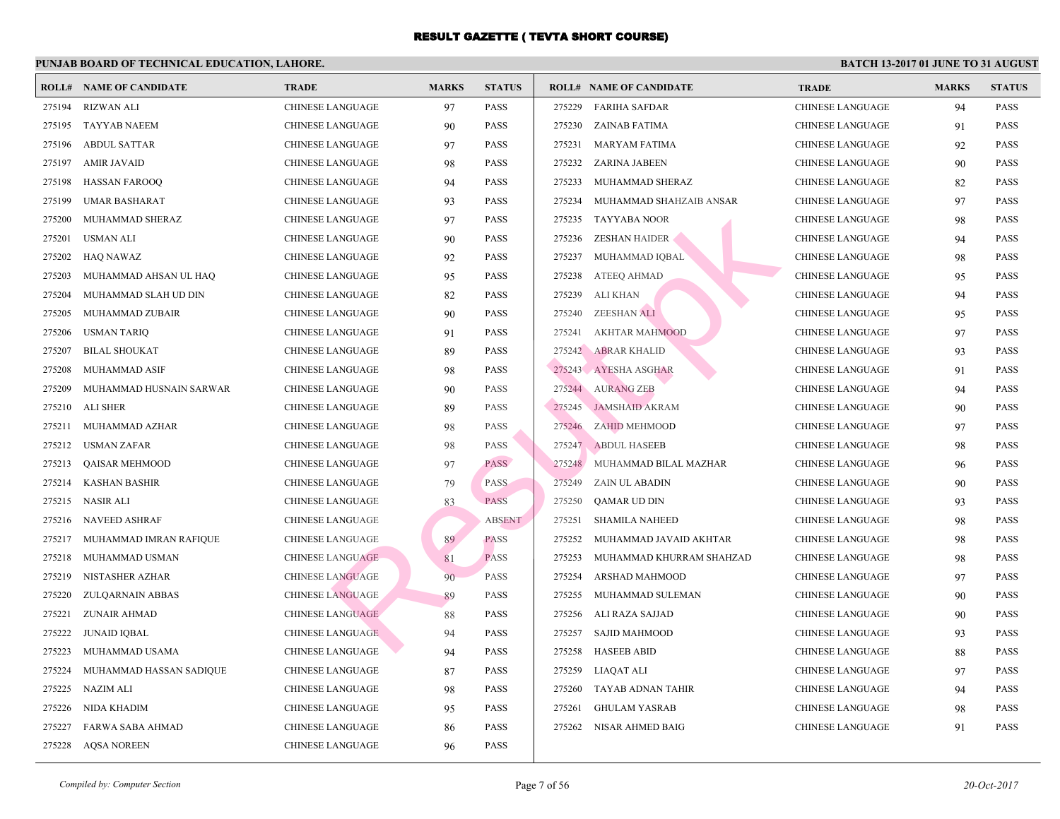# RESULT GAZETTE ( TEVTA SHORT COURSE)

## PUNJAB BOARD OF TECHNICAL EDUCATION, LAHORE.

**BATCH 13-2017 01 JUNE TO 31 AUGUST**

| ROLL# | NAME OF CANDIDATE | TRADE | MARKS | STATUS |
|---|---|---|---|---|
| 275194 | RIZWAN ALI | CHINESE LANGUAGE | 97 | PASS |
| 275195 | TAYYAB NAEEM | CHINESE LANGUAGE | 90 | PASS |
| 275196 | ABDUL SATTAR | CHINESE LANGUAGE | 97 | PASS |
| 275197 | AMIR JAVAID | CHINESE LANGUAGE | 98 | PASS |
| 275198 | HASSAN FAROOQ | CHINESE LANGUAGE | 94 | PASS |
| 275199 | UMAR BASHARAT | CHINESE LANGUAGE | 93 | PASS |
| 275200 | MUHAMMAD SHERAZ | CHINESE LANGUAGE | 97 | PASS |
| 275201 | USMAN ALI | CHINESE LANGUAGE | 90 | PASS |
| 275202 | HAQ NAWAZ | CHINESE LANGUAGE | 92 | PASS |
| 275203 | MUHAMMAD AHSAN UL HAQ | CHINESE LANGUAGE | 95 | PASS |
| 275204 | MUHAMMAD SLAH UD DIN | CHINESE LANGUAGE | 82 | PASS |
| 275205 | MUHAMMAD ZUBAIR | CHINESE LANGUAGE | 90 | PASS |
| 275206 | USMAN TARIQ | CHINESE LANGUAGE | 91 | PASS |
| 275207 | BILAL SHOUKAT | CHINESE LANGUAGE | 89 | PASS |
| 275208 | MUHAMMAD ASIF | CHINESE LANGUAGE | 98 | PASS |
| 275209 | MUHAMMAD HUSNAIN SARWAR | CHINESE LANGUAGE | 90 | PASS |
| 275210 | ALI SHER | CHINESE LANGUAGE | 89 | PASS |
| 275211 | MUHAMMAD AZHAR | CHINESE LANGUAGE | 98 | PASS |
| 275212 | USMAN ZAFAR | CHINESE LANGUAGE | 98 | PASS |
| 275213 | QAISAR MEHMOOD | CHINESE LANGUAGE | 97 | PASS |
| 275214 | KASHAN BASHIR | CHINESE LANGUAGE | 79 | PASS |
| 275215 | NASIR ALI | CHINESE LANGUAGE | 83 | PASS |
| 275216 | NAVEED ASHRAF | CHINESE LANGUAGE | | ABSENT |
| 275217 | MUHAMMAD IMRAN RAFIQUE | CHINESE LANGUAGE | 89 | PASS |
| 275218 | MUHAMMAD USMAN | CHINESE LANGUAGE | 81 | PASS |
| 275219 | NISTASHER AZHAR | CHINESE LANGUAGE | 90 | PASS |
| 275220 | ZULQARNAIN ABBAS | CHINESE LANGUAGE | 89 | PASS |
| 275221 | ZUNAIR AHMAD | CHINESE LANGUAGE | 88 | PASS |
| 275222 | JUNAID IQBAL | CHINESE LANGUAGE | 94 | PASS |
| 275223 | MUHAMMAD USAMA | CHINESE LANGUAGE | 94 | PASS |
| 275224 | MUHAMMAD HASSAN SADIQUE | CHINESE LANGUAGE | 87 | PASS |
| 275225 | NAZIM ALI | CHINESE LANGUAGE | 98 | PASS |
| 275226 | NIDA KHADIM | CHINESE LANGUAGE | 95 | PASS |
| 275227 | FARWA SABA AHMAD | CHINESE LANGUAGE | 86 | PASS |
| 275228 | AQSA NOREEN | CHINESE LANGUAGE | 96 | PASS |
| 275229 | FARIHA SAFDAR | CHINESE LANGUAGE | 94 | PASS |
| 275230 | ZAINAB FATIMA | CHINESE LANGUAGE | 91 | PASS |
| 275231 | MARYAM FATIMA | CHINESE LANGUAGE | 92 | PASS |
| 275232 | ZARINA JABEEN | CHINESE LANGUAGE | 90 | PASS |
| 275233 | MUHAMMAD SHERAZ | CHINESE LANGUAGE | 82 | PASS |
| 275234 | MUHAMMAD SHAHZAIB ANSAR | CHINESE LANGUAGE | 97 | PASS |
| 275235 | TAYYABA NOOR | CHINESE LANGUAGE | 98 | PASS |
| 275236 | ZESHAN HAIDER | CHINESE LANGUAGE | 94 | PASS |
| 275237 | MUHAMMAD IQBAL | CHINESE LANGUAGE | 98 | PASS |
| 275238 | ATEEQ AHMAD | CHINESE LANGUAGE | 95 | PASS |
| 275239 | ALI KHAN | CHINESE LANGUAGE | 94 | PASS |
| 275240 | ZEESHAN ALI | CHINESE LANGUAGE | 95 | PASS |
| 275241 | AKHTAR MAHMOOD | CHINESE LANGUAGE | 97 | PASS |
| 275242 | ABRAR KHALID | CHINESE LANGUAGE | 93 | PASS |
| 275243 | AYESHA ASGHAR | CHINESE LANGUAGE | 91 | PASS |
| 275244 | AURANG ZEB | CHINESE LANGUAGE | 94 | PASS |
| 275245 | JAMSHAID AKRAM | CHINESE LANGUAGE | 90 | PASS |
| 275246 | ZAHID MEHMOOD | CHINESE LANGUAGE | 97 | PASS |
| 275247 | ABDUL HASEEB | CHINESE LANGUAGE | 98 | PASS |
| 275248 | MUHAMMAD BILAL MAZHAR | CHINESE LANGUAGE | 96 | PASS |
| 275249 | ZAIN UL ABADIN | CHINESE LANGUAGE | 90 | PASS |
| 275250 | QAMAR UD DIN | CHINESE LANGUAGE | 93 | PASS |
| 275251 | SHAMILA NAHEED | CHINESE LANGUAGE | 98 | PASS |
| 275252 | MUHAMMAD JAVAID AKHTAR | CHINESE LANGUAGE | 98 | PASS |
| 275253 | MUHAMMAD KHURRAM SHAHZAD | CHINESE LANGUAGE | 98 | PASS |
| 275254 | ARSHAD MAHMOOD | CHINESE LANGUAGE | 97 | PASS |
| 275255 | MUHAMMAD SULEMAN | CHINESE LANGUAGE | 90 | PASS |
| 275256 | ALI RAZA SAJJAD | CHINESE LANGUAGE | 90 | PASS |
| 275257 | SAJID MAHMOOD | CHINESE LANGUAGE | 93 | PASS |
| 275258 | HASEEB ABID | CHINESE LANGUAGE | 88 | PASS |
| 275259 | LIAQAT ALI | CHINESE LANGUAGE | 97 | PASS |
| 275260 | TAYAB ADNAN TAHIR | CHINESE LANGUAGE | 94 | PASS |
| 275261 | GHULAM YASRAB | CHINESE LANGUAGE | 98 | PASS |
| 275262 | NISAR AHMED BAIG | CHINESE LANGUAGE | 91 | PASS |

*Compiled by: Computer Section*

*20-Oct-2017*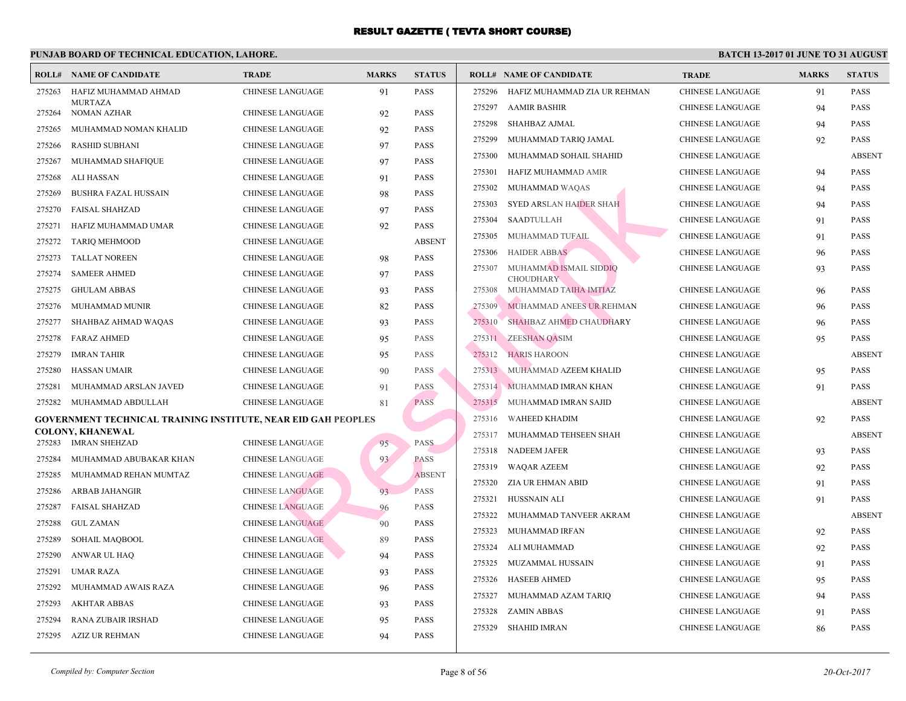# RESULT GAZETTE ( TEVTA SHORT COURSE)

**PUNJAB BOARD OF TECHNICAL EDUCATION, LAHORE.**

**BATCH 13-2017 01 JUNE TO 31 AUGUST**

| ROLL# | NAME OF CANDIDATE | TRADE | MARKS | STATUS |
|---|---|---|---|---|
| 275263 | HAFIZ MUHAMMAD AHMAD MURTAZA | CHINESE LANGUAGE | 91 | PASS |
| 275264 | NOMAN AZHAR | CHINESE LANGUAGE | 92 | PASS |
| 275265 | MUHAMMAD NOMAN KHALID | CHINESE LANGUAGE | 92 | PASS |
| 275266 | RASHID SUBHANI | CHINESE LANGUAGE | 97 | PASS |
| 275267 | MUHAMMAD SHAFIQUE | CHINESE LANGUAGE | 97 | PASS |
| 275268 | ALI HASSAN | CHINESE LANGUAGE | 91 | PASS |
| 275269 | BUSHRA FAZAL HUSSAIN | CHINESE LANGUAGE | 98 | PASS |
| 275270 | FAISAL SHAHZAD | CHINESE LANGUAGE | 97 | PASS |
| 275271 | HAFIZ MUHAMMAD UMAR | CHINESE LANGUAGE | 92 | PASS |
| 275272 | TARIQ MEHMOOD | CHINESE LANGUAGE | | ABSENT |
| 275273 | TALLAT NOREEN | CHINESE LANGUAGE | 98 | PASS |
| 275274 | SAMEER AHMED | CHINESE LANGUAGE | 97 | PASS |
| 275275 | GHULAM ABBAS | CHINESE LANGUAGE | 93 | PASS |
| 275276 | MUHAMMAD MUNIR | CHINESE LANGUAGE | 82 | PASS |
| 275277 | SHAHBAZ AHMAD WAQAS | CHINESE LANGUAGE | 93 | PASS |
| 275278 | FARAZ AHMED | CHINESE LANGUAGE | 95 | PASS |
| 275279 | IMRAN TAHIR | CHINESE LANGUAGE | 95 | PASS |
| 275280 | HASSAN UMAIR | CHINESE LANGUAGE | 90 | PASS |
| 275281 | MUHAMMAD ARSLAN JAVED | CHINESE LANGUAGE | 91 | PASS |
| 275282 | MUHAMMAD ABDULLAH | CHINESE LANGUAGE | 81 | PASS |

**GOVERNMENT TECHNICAL TRAINING INSTITUTE, NEAR EID GAH PEOPLES COLONY, KHANEWAL**

| ROLL# | NAME OF CANDIDATE | TRADE | MARKS | STATUS |
|---|---|---|---|---|
| 275283 | IMRAN SHEHZAD | CHINESE LANGUAGE | 95 | PASS |
| 275284 | MUHAMMAD ABUBAKAR KHAN | CHINESE LANGUAGE | 93 | PASS |
| 275285 | MUHAMMAD REHAN MUMTAZ | CHINESE LANGUAGE | | ABSENT |
| 275286 | ARBAB JAHANGIR | CHINESE LANGUAGE | 93 | PASS |
| 275287 | FAISAL SHAHZAD | CHINESE LANGUAGE | 96 | PASS |
| 275288 | GUL ZAMAN | CHINESE LANGUAGE | 90 | PASS |
| 275289 | SOHAIL MAQBOOL | CHINESE LANGUAGE | 89 | PASS |
| 275290 | ANWAR UL HAQ | CHINESE LANGUAGE | 94 | PASS |
| 275291 | UMAR RAZA | CHINESE LANGUAGE | 93 | PASS |
| 275292 | MUHAMMAD AWAIS RAZA | CHINESE LANGUAGE | 96 | PASS |
| 275293 | AKHTAR ABBAS | CHINESE LANGUAGE | 93 | PASS |
| 275294 | RANA ZUBAIR IRSHAD | CHINESE LANGUAGE | 95 | PASS |
| 275295 | AZIZ UR REHMAN | CHINESE LANGUAGE | 94 | PASS |
| 275296 | HAFIZ MUHAMMAD ZIA UR REHMAN | CHINESE LANGUAGE | 91 | PASS |
| 275297 | AAMIR BASHIR | CHINESE LANGUAGE | 94 | PASS |
| 275298 | SHAHBAZ AJMAL | CHINESE LANGUAGE | 94 | PASS |
| 275299 | MUHAMMAD TARIQ JAMAL | CHINESE LANGUAGE | 92 | PASS |
| 275300 | MUHAMMAD SOHAIL SHAHID | CHINESE LANGUAGE | | ABSENT |
| 275301 | HAFIZ MUHAMMAD AMIR | CHINESE LANGUAGE | 94 | PASS |
| 275302 | MUHAMMAD WAQAS | CHINESE LANGUAGE | 94 | PASS |
| 275303 | SYED ARSLAN HAIDER SHAH | CHINESE LANGUAGE | 94 | PASS |
| 275304 | SAADTULLAH | CHINESE LANGUAGE | 91 | PASS |
| 275305 | MUHAMMAD TUFAIL | CHINESE LANGUAGE | 91 | PASS |
| 275306 | HAIDER ABBAS | CHINESE LANGUAGE | 96 | PASS |
| 275307 | MUHAMMAD ISMAIL SIDDIQ CHOUDHARY | CHINESE LANGUAGE | 93 | PASS |
| 275308 | MUHAMMAD TAHA IMTIAZ | CHINESE LANGUAGE | 96 | PASS |
| 275309 | MUHAMMAD ANEES UR REHMAN | CHINESE LANGUAGE | 96 | PASS |
| 275310 | SHAHBAZ AHMED CHAUDHARY | CHINESE LANGUAGE | 96 | PASS |
| 275311 | ZEESHAN QASIM | CHINESE LANGUAGE | 95 | PASS |
| 275312 | HARIS HAROON | CHINESE LANGUAGE | | ABSENT |
| 275313 | MUHAMMAD AZEEM KHALID | CHINESE LANGUAGE | 95 | PASS |
| 275314 | MUHAMMAD IMRAN KHAN | CHINESE LANGUAGE | 91 | PASS |
| 275315 | MUHAMMAD IMRAN SAJID | CHINESE LANGUAGE | | ABSENT |
| 275316 | WAHEED KHADIM | CHINESE LANGUAGE | 92 | PASS |
| 275317 | MUHAMMAD TEHSEEN SHAH | CHINESE LANGUAGE | | ABSENT |
| 275318 | NADEEM JAFER | CHINESE LANGUAGE | 93 | PASS |
| 275319 | WAQAR AZEEM | CHINESE LANGUAGE | 92 | PASS |
| 275320 | ZIA UR EHMAN ABID | CHINESE LANGUAGE | 91 | PASS |
| 275321 | HUSSNAIN ALI | CHINESE LANGUAGE | 91 | PASS |
| 275322 | MUHAMMAD TANVEER AKRAM | CHINESE LANGUAGE | | ABSENT |
| 275323 | MUHAMMAD IRFAN | CHINESE LANGUAGE | 92 | PASS |
| 275324 | ALI MUHAMMAD | CHINESE LANGUAGE | 92 | PASS |
| 275325 | MUZAMMAL HUSSAIN | CHINESE LANGUAGE | 91 | PASS |
| 275326 | HASEEB AHMED | CHINESE LANGUAGE | 95 | PASS |
| 275327 | MUHAMMAD AZAM TARIQ | CHINESE LANGUAGE | 94 | PASS |
| 275328 | ZAMIN ABBAS | CHINESE LANGUAGE | 91 | PASS |
| 275329 | SHAHID IMRAN | CHINESE LANGUAGE | 86 | PASS |

*Compiled by: Computer Section*

*20-Oct-2017*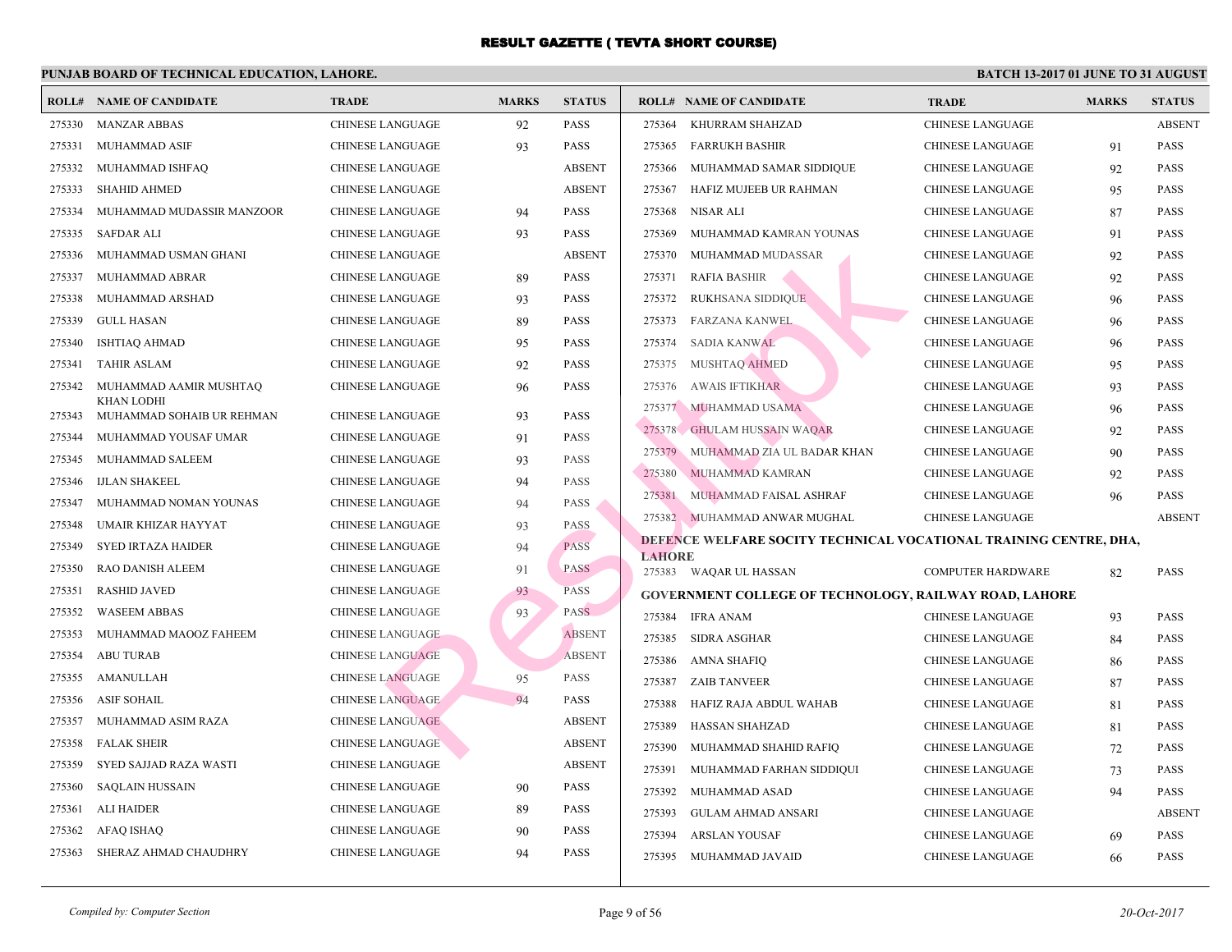# RESULT GAZETTE ( TEVTA SHORT COURSE)

**PUNJAB BOARD OF TECHNICAL EDUCATION, LAHORE.**

**BATCH 13-2017 01 JUNE TO 31 AUGUST**

| ROLL# | NAME OF CANDIDATE | TRADE | MARKS | STATUS |
|---|---|---|---|---|
| 275330 | MANZAR ABBAS | CHINESE LANGUAGE | 92 | PASS |
| 275331 | MUHAMMAD ASIF | CHINESE LANGUAGE | 93 | PASS |
| 275332 | MUHAMMAD ISHFAQ | CHINESE LANGUAGE | | ABSENT |
| 275333 | SHAHID AHMED | CHINESE LANGUAGE | | ABSENT |
| 275334 | MUHAMMAD MUDASSIR MANZOOR | CHINESE LANGUAGE | 94 | PASS |
| 275335 | SAFDAR ALI | CHINESE LANGUAGE | 93 | PASS |
| 275336 | MUHAMMAD USMAN GHANI | CHINESE LANGUAGE | | ABSENT |
| 275337 | MUHAMMAD ABRAR | CHINESE LANGUAGE | 89 | PASS |
| 275338 | MUHAMMAD ARSHAD | CHINESE LANGUAGE | 93 | PASS |
| 275339 | GULL HASAN | CHINESE LANGUAGE | 89 | PASS |
| 275340 | ISHTIAQ AHMAD | CHINESE LANGUAGE | 95 | PASS |
| 275341 | TAHIR ASLAM | CHINESE LANGUAGE | 92 | PASS |
| 275342 | MUHAMMAD AAMIR MUSHTAQ KHAN LODHI | CHINESE LANGUAGE | 96 | PASS |
| 275343 | MUHAMMAD SOHAIB UR REHMAN | CHINESE LANGUAGE | 93 | PASS |
| 275344 | MUHAMMAD YOUSAF UMAR | CHINESE LANGUAGE | 91 | PASS |
| 275345 | MUHAMMAD SALEEM | CHINESE LANGUAGE | 93 | PASS |
| 275346 | IJLAN SHAKEEL | CHINESE LANGUAGE | 94 | PASS |
| 275347 | MUHAMMAD NOMAN YOUNAS | CHINESE LANGUAGE | 94 | PASS |
| 275348 | UMAIR KHIZAR HAYYAT | CHINESE LANGUAGE | 93 | PASS |
| 275349 | SYED IRTAZA HAIDER | CHINESE LANGUAGE | 94 | PASS |
| 275350 | RAO DANISH ALEEM | CHINESE LANGUAGE | 91 | PASS |
| 275351 | RASHID JAVED | CHINESE LANGUAGE | 93 | PASS |
| 275352 | WASEEM ABBAS | CHINESE LANGUAGE | 93 | PASS |
| 275353 | MUHAMMAD MAOOZ FAHEEM | CHINESE LANGUAGE | | ABSENT |
| 275354 | ABU TURAB | CHINESE LANGUAGE | | ABSENT |
| 275355 | AMANULLAH | CHINESE LANGUAGE | 95 | PASS |
| 275356 | ASIF SOHAIL | CHINESE LANGUAGE | 94 | PASS |
| 275357 | MUHAMMAD ASIM RAZA | CHINESE LANGUAGE | | ABSENT |
| 275358 | FALAK SHEIR | CHINESE LANGUAGE | | ABSENT |
| 275359 | SYED SAJJAD RAZA WASTI | CHINESE LANGUAGE | | ABSENT |
| 275360 | SAQLAIN HUSSAIN | CHINESE LANGUAGE | 90 | PASS |
| 275361 | ALI HAIDER | CHINESE LANGUAGE | 89 | PASS |
| 275362 | AFAQ ISHAQ | CHINESE LANGUAGE | 90 | PASS |
| 275363 | SHERAZ AHMAD CHAUDHRY | CHINESE LANGUAGE | 94 | PASS |
| 275364 | KHURRAM SHAHZAD | CHINESE LANGUAGE | | ABSENT |
| 275365 | FARRUKH BASHIR | CHINESE LANGUAGE | 91 | PASS |
| 275366 | MUHAMMAD SAMAR SIDDIQUE | CHINESE LANGUAGE | 92 | PASS |
| 275367 | HAFIZ MUJEEB UR RAHMAN | CHINESE LANGUAGE | 95 | PASS |
| 275368 | NISAR ALI | CHINESE LANGUAGE | 87 | PASS |
| 275369 | MUHAMMAD KAMRAN YOUNAS | CHINESE LANGUAGE | 91 | PASS |
| 275370 | MUHAMMAD MUDASSAR | CHINESE LANGUAGE | 92 | PASS |
| 275371 | RAFIA BASHIR | CHINESE LANGUAGE | 92 | PASS |
| 275372 | RUKHSANA SIDDIQUE | CHINESE LANGUAGE | 96 | PASS |
| 275373 | FARZANA KANWEL | CHINESE LANGUAGE | 96 | PASS |
| 275374 | SADIA KANWAL | CHINESE LANGUAGE | 96 | PASS |
| 275375 | MUSHTAQ AHMED | CHINESE LANGUAGE | 95 | PASS |
| 275376 | AWAIS IFTIKHAR | CHINESE LANGUAGE | 93 | PASS |
| 275377 | MUHAMMAD USAMA | CHINESE LANGUAGE | 96 | PASS |
| 275378 | GHULAM HUSSAIN WAQAR | CHINESE LANGUAGE | 92 | PASS |
| 275379 | MUHAMMAD ZIA UL BADAR KHAN | CHINESE LANGUAGE | 90 | PASS |
| 275380 | MUHAMMAD KAMRAN | CHINESE LANGUAGE | 92 | PASS |
| 275381 | MUHAMMAD FAISAL ASHRAF | CHINESE LANGUAGE | 96 | PASS |
| 275382 | MUHAMMAD ANWAR MUGHAL | CHINESE LANGUAGE | | ABSENT |

**DEFENCE WELFARE SOCITY TECHNICAL VOCATIONAL TRAINING CENTRE, DHA, LAHORE**

| ROLL# | NAME OF CANDIDATE | TRADE | MARKS | STATUS |
|---|---|---|---|---|
| 275383 | WAQAR UL HASSAN | COMPUTER HARDWARE | 82 | PASS |

**GOVERNMENT COLLEGE OF TECHNOLOGY, RAILWAY ROAD, LAHORE**

| ROLL# | NAME OF CANDIDATE | TRADE | MARKS | STATUS |
|---|---|---|---|---|
| 275384 | IFRA ANAM | CHINESE LANGUAGE | 93 | PASS |
| 275385 | SIDRA ASGHAR | CHINESE LANGUAGE | 84 | PASS |
| 275386 | AMNA SHAFIQ | CHINESE LANGUAGE | 86 | PASS |
| 275387 | ZAIB TANVEER | CHINESE LANGUAGE | 87 | PASS |
| 275388 | HAFIZ RAJA ABDUL WAHAB | CHINESE LANGUAGE | 81 | PASS |
| 275389 | HASSAN SHAHZAD | CHINESE LANGUAGE | 81 | PASS |
| 275390 | MUHAMMAD SHAHID RAFIQ | CHINESE LANGUAGE | 72 | PASS |
| 275391 | MUHAMMAD FARHAN SIDDIQUI | CHINESE LANGUAGE | 73 | PASS |
| 275392 | MUHAMMAD ASAD | CHINESE LANGUAGE | 94 | PASS |
| 275393 | GULAM AHMAD ANSARI | CHINESE LANGUAGE | | ABSENT |
| 275394 | ARSLAN YOUSAF | CHINESE LANGUAGE | 69 | PASS |
| 275395 | MUHAMMAD JAVAID | CHINESE LANGUAGE | 66 | PASS |

*Compiled by: Computer Section*

*20-Oct-2017*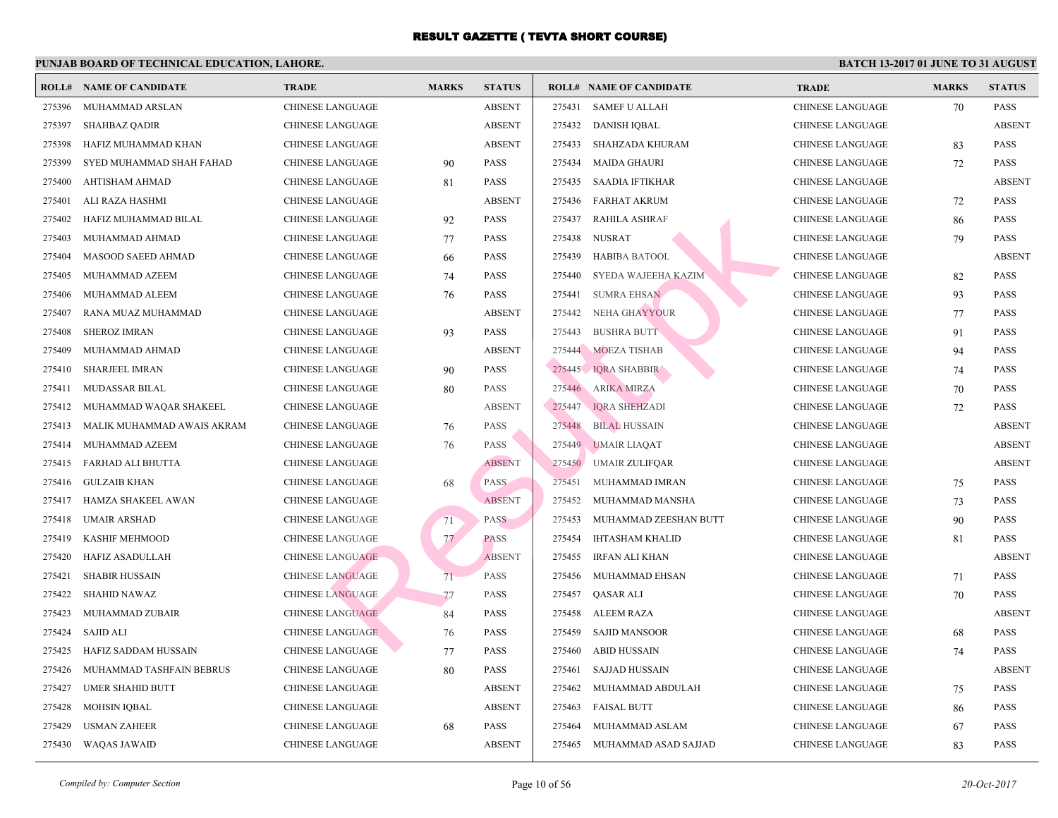# RESULT GAZETTE ( TEVTA SHORT COURSE)

**PUNJAB BOARD OF TECHNICAL EDUCATION, LAHORE.** **BATCH 13-2017 01 JUNE TO 31 AUGUST**

| ROLL# | NAME OF CANDIDATE | TRADE | MARKS | STATUS |
|---|---|---|---|---|
| 275396 | MUHAMMAD ARSLAN | CHINESE LANGUAGE | | ABSENT |
| 275397 | SHAHBAZ QADIR | CHINESE LANGUAGE | | ABSENT |
| 275398 | HAFIZ MUHAMMAD KHAN | CHINESE LANGUAGE | | ABSENT |
| 275399 | SYED MUHAMMAD SHAH FAHAD | CHINESE LANGUAGE | 90 | PASS |
| 275400 | AHTISHAM AHMAD | CHINESE LANGUAGE | 81 | PASS |
| 275401 | ALI RAZA HASHMI | CHINESE LANGUAGE | | ABSENT |
| 275402 | HAFIZ MUHAMMAD BILAL | CHINESE LANGUAGE | 92 | PASS |
| 275403 | MUHAMMAD AHMAD | CHINESE LANGUAGE | 77 | PASS |
| 275404 | MASOOD SAEED AHMAD | CHINESE LANGUAGE | 66 | PASS |
| 275405 | MUHAMMAD AZEEM | CHINESE LANGUAGE | 74 | PASS |
| 275406 | MUHAMMAD ALEEM | CHINESE LANGUAGE | 76 | PASS |
| 275407 | RANA MUAZ MUHAMMAD | CHINESE LANGUAGE | | ABSENT |
| 275408 | SHEROZ IMRAN | CHINESE LANGUAGE | 93 | PASS |
| 275409 | MUHAMMAD AHMAD | CHINESE LANGUAGE | | ABSENT |
| 275410 | SHARJEEL IMRAN | CHINESE LANGUAGE | 90 | PASS |
| 275411 | MUDASSAR BILAL | CHINESE LANGUAGE | 80 | PASS |
| 275412 | MUHAMMAD WAQAR SHAKEEL | CHINESE LANGUAGE | | ABSENT |
| 275413 | MALIK MUHAMMAD AWAIS AKRAM | CHINESE LANGUAGE | 76 | PASS |
| 275414 | MUHAMMAD AZEEM | CHINESE LANGUAGE | 76 | PASS |
| 275415 | FARHAD ALI BHUTTA | CHINESE LANGUAGE | | ABSENT |
| 275416 | GULZAIB KHAN | CHINESE LANGUAGE | 68 | PASS |
| 275417 | HAMZA SHAKEEL AWAN | CHINESE LANGUAGE | | ABSENT |
| 275418 | UMAIR ARSHAD | CHINESE LANGUAGE | 71 | PASS |
| 275419 | KASHIF MEHMOOD | CHINESE LANGUAGE | 77 | PASS |
| 275420 | HAFIZ ASADULLAH | CHINESE LANGUAGE | | ABSENT |
| 275421 | SHABIR HUSSAIN | CHINESE LANGUAGE | 71 | PASS |
| 275422 | SHAHID NAWAZ | CHINESE LANGUAGE | 77 | PASS |
| 275423 | MUHAMMAD ZUBAIR | CHINESE LANGUAGE | 84 | PASS |
| 275424 | SAJID ALI | CHINESE LANGUAGE | 76 | PASS |
| 275425 | HAFIZ SADDAM HUSSAIN | CHINESE LANGUAGE | 77 | PASS |
| 275426 | MUHAMMAD TASHFAIN BEBRUS | CHINESE LANGUAGE | 80 | PASS |
| 275427 | UMER SHAHID BUTT | CHINESE LANGUAGE | | ABSENT |
| 275428 | MOHSIN IQBAL | CHINESE LANGUAGE | | ABSENT |
| 275429 | USMAN ZAHEER | CHINESE LANGUAGE | 68 | PASS |
| 275430 | WAQAS JAWAID | CHINESE LANGUAGE | | ABSENT |
| 275431 | SAMEF U ALLAH | CHINESE LANGUAGE | 70 | PASS |
| 275432 | DANISH IQBAL | CHINESE LANGUAGE | | ABSENT |
| 275433 | SHAHZADA KHURAM | CHINESE LANGUAGE | 83 | PASS |
| 275434 | MAIDA GHAURI | CHINESE LANGUAGE | 72 | PASS |
| 275435 | SAADIA IFTIKHAR | CHINESE LANGUAGE | | ABSENT |
| 275436 | FARHAT AKRUM | CHINESE LANGUAGE | 72 | PASS |
| 275437 | RAHILA ASHRAF | CHINESE LANGUAGE | 86 | PASS |
| 275438 | NUSRAT | CHINESE LANGUAGE | 79 | PASS |
| 275439 | HABIBA BATOOL | CHINESE LANGUAGE | | ABSENT |
| 275440 | SYEDA WAJEEHA KAZIM | CHINESE LANGUAGE | 82 | PASS |
| 275441 | SUMRA EHSAN | CHINESE LANGUAGE | 93 | PASS |
| 275442 | NEHA GHAYYOUR | CHINESE LANGUAGE | 77 | PASS |
| 275443 | BUSHRA BUTT | CHINESE LANGUAGE | 91 | PASS |
| 275444 | MOEZA TISHAB | CHINESE LANGUAGE | 94 | PASS |
| 275445 | IQRA SHABBIR | CHINESE LANGUAGE | 74 | PASS |
| 275446 | ARIKA MIRZA | CHINESE LANGUAGE | 70 | PASS |
| 275447 | IQRA SHEHZADI | CHINESE LANGUAGE | 72 | PASS |
| 275448 | BILAL HUSSAIN | CHINESE LANGUAGE | | ABSENT |
| 275449 | UMAIR LIAQAT | CHINESE LANGUAGE | | ABSENT |
| 275450 | UMAIR ZULIFQAR | CHINESE LANGUAGE | | ABSENT |
| 275451 | MUHAMMAD IMRAN | CHINESE LANGUAGE | 75 | PASS |
| 275452 | MUHAMMAD MANSHA | CHINESE LANGUAGE | 73 | PASS |
| 275453 | MUHAMMAD ZEESHAN BUTT | CHINESE LANGUAGE | 90 | PASS |
| 275454 | IHTASHAM KHALID | CHINESE LANGUAGE | 81 | PASS |
| 275455 | IRFAN ALI KHAN | CHINESE LANGUAGE | | ABSENT |
| 275456 | MUHAMMAD EHSAN | CHINESE LANGUAGE | 71 | PASS |
| 275457 | QASAR ALI | CHINESE LANGUAGE | 70 | PASS |
| 275458 | ALEEM RAZA | CHINESE LANGUAGE | | ABSENT |
| 275459 | SAJID MANSOOR | CHINESE LANGUAGE | 68 | PASS |
| 275460 | ABID HUSSAIN | CHINESE LANGUAGE | 74 | PASS |
| 275461 | SAJJAD HUSSAIN | CHINESE LANGUAGE | | ABSENT |
| 275462 | MUHAMMAD ABDULAH | CHINESE LANGUAGE | 75 | PASS |
| 275463 | FAISAL BUTT | CHINESE LANGUAGE | 86 | PASS |
| 275464 | MUHAMMAD ASLAM | CHINESE LANGUAGE | 67 | PASS |
| 275465 | MUHAMMAD ASAD SAJJAD | CHINESE LANGUAGE | 83 | PASS |

*Compiled by: Computer Section* *20-Oct-2017*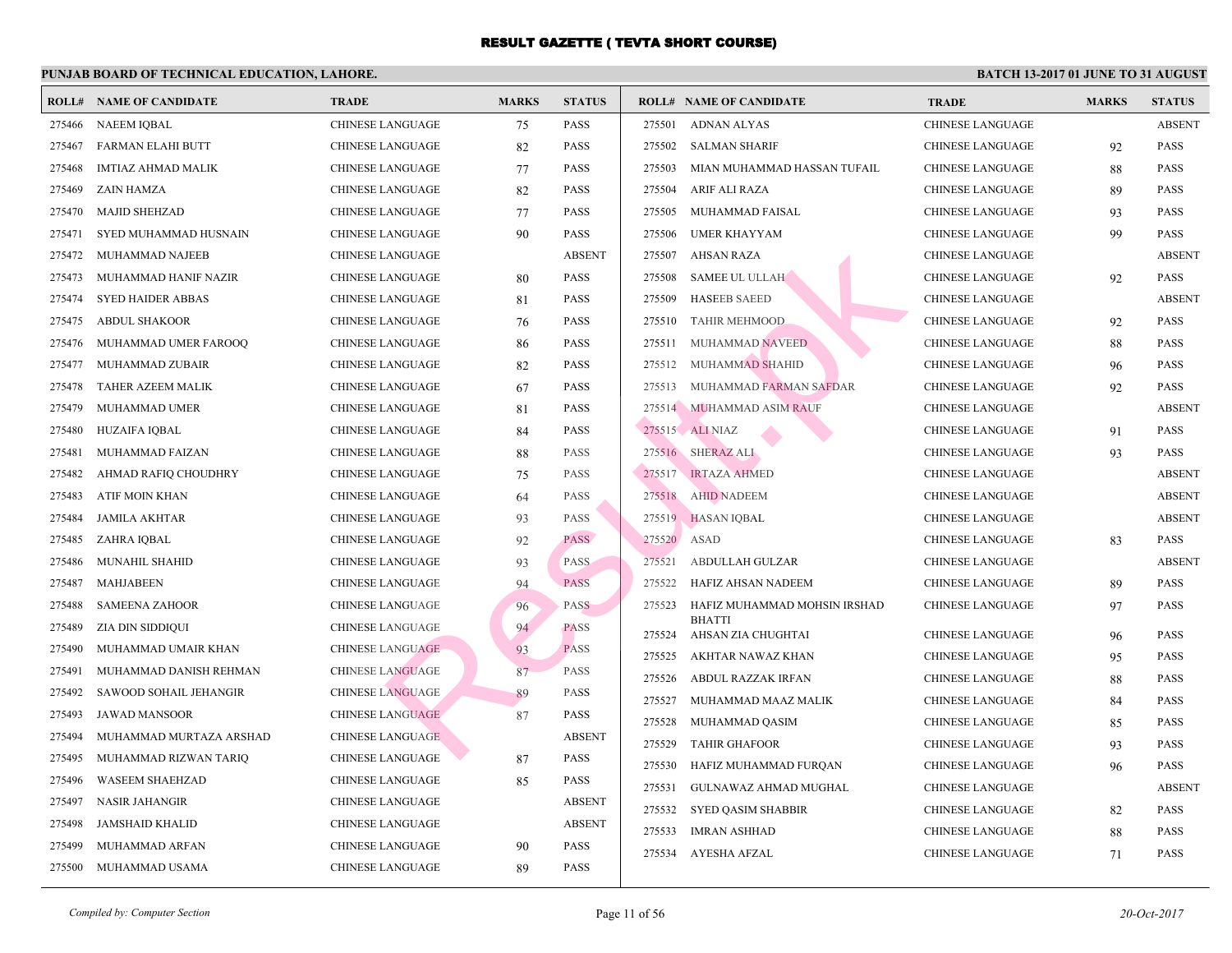# RESULT GAZETTE ( TEVTA SHORT COURSE)

**PUNJAB BOARD OF TECHNICAL EDUCATION, LAHORE.**

**BATCH 13-2017 01 JUNE TO 31 AUGUST**

| ROLL# | NAME OF CANDIDATE | TRADE | MARKS | STATUS |
|---|---|---|---|---|
| 275466 | NAEEM IQBAL | CHINESE LANGUAGE | 75 | PASS |
| 275467 | FARMAN ELAHI BUTT | CHINESE LANGUAGE | 82 | PASS |
| 275468 | IMTIAZ AHMAD MALIK | CHINESE LANGUAGE | 77 | PASS |
| 275469 | ZAIN HAMZA | CHINESE LANGUAGE | 82 | PASS |
| 275470 | MAJID SHEHZAD | CHINESE LANGUAGE | 77 | PASS |
| 275471 | SYED MUHAMMAD HUSNAIN | CHINESE LANGUAGE | 90 | PASS |
| 275472 | MUHAMMAD NAJEEB | CHINESE LANGUAGE | | ABSENT |
| 275473 | MUHAMMAD HANIF NAZIR | CHINESE LANGUAGE | 80 | PASS |
| 275474 | SYED HAIDER ABBAS | CHINESE LANGUAGE | 81 | PASS |
| 275475 | ABDUL SHAKOOR | CHINESE LANGUAGE | 76 | PASS |
| 275476 | MUHAMMAD UMER FAROOQ | CHINESE LANGUAGE | 86 | PASS |
| 275477 | MUHAMMAD ZUBAIR | CHINESE LANGUAGE | 82 | PASS |
| 275478 | TAHER AZEEM MALIK | CHINESE LANGUAGE | 67 | PASS |
| 275479 | MUHAMMAD UMER | CHINESE LANGUAGE | 81 | PASS |
| 275480 | HUZAIFA IQBAL | CHINESE LANGUAGE | 84 | PASS |
| 275481 | MUHAMMAD FAIZAN | CHINESE LANGUAGE | 88 | PASS |
| 275482 | AHMAD RAFIQ CHOUDHRY | CHINESE LANGUAGE | 75 | PASS |
| 275483 | ATIF MOIN KHAN | CHINESE LANGUAGE | 64 | PASS |
| 275484 | JAMILA AKHTAR | CHINESE LANGUAGE | 93 | PASS |
| 275485 | ZAHRA IQBAL | CHINESE LANGUAGE | 92 | PASS |
| 275486 | MUNAHIL SHAHID | CHINESE LANGUAGE | 93 | PASS |
| 275487 | MAHJABEEN | CHINESE LANGUAGE | 94 | PASS |
| 275488 | SAMEENA ZAHOOR | CHINESE LANGUAGE | 96 | PASS |
| 275489 | ZIA DIN SIDDIQUI | CHINESE LANGUAGE | 94 | PASS |
| 275490 | MUHAMMAD UMAIR KHAN | CHINESE LANGUAGE | 93 | PASS |
| 275491 | MUHAMMAD DANISH REHMAN | CHINESE LANGUAGE | 87 | PASS |
| 275492 | SAWOOD SOHAIL JEHANGIR | CHINESE LANGUAGE | 89 | PASS |
| 275493 | JAWAD MANSOOR | CHINESE LANGUAGE | 87 | PASS |
| 275494 | MUHAMMAD MURTAZA ARSHAD | CHINESE LANGUAGE | | ABSENT |
| 275495 | MUHAMMAD RIZWAN TARIQ | CHINESE LANGUAGE | 87 | PASS |
| 275496 | WASEEM SHAEHZAD | CHINESE LANGUAGE | 85 | PASS |
| 275497 | NASIR JAHANGIR | CHINESE LANGUAGE | | ABSENT |
| 275498 | JAMSHAID KHALID | CHINESE LANGUAGE | | ABSENT |
| 275499 | MUHAMMAD ARFAN | CHINESE LANGUAGE | 90 | PASS |
| 275500 | MUHAMMAD USAMA | CHINESE LANGUAGE | 89 | PASS |
| 275501 | ADNAN ALYAS | CHINESE LANGUAGE | | ABSENT |
| 275502 | SALMAN SHARIF | CHINESE LANGUAGE | 92 | PASS |
| 275503 | MIAN MUHAMMAD HASSAN TUFAIL | CHINESE LANGUAGE | 88 | PASS |
| 275504 | ARIF ALI RAZA | CHINESE LANGUAGE | 89 | PASS |
| 275505 | MUHAMMAD FAISAL | CHINESE LANGUAGE | 93 | PASS |
| 275506 | UMER KHAYYAM | CHINESE LANGUAGE | 99 | PASS |
| 275507 | AHSAN RAZA | CHINESE LANGUAGE | | ABSENT |
| 275508 | SAMEE UL ULLAH | CHINESE LANGUAGE | 92 | PASS |
| 275509 | HASEEB SAEED | CHINESE LANGUAGE | | ABSENT |
| 275510 | TAHIR MEHMOOD | CHINESE LANGUAGE | 92 | PASS |
| 275511 | MUHAMMAD NAVEED | CHINESE LANGUAGE | 88 | PASS |
| 275512 | MUHAMMAD SHAHID | CHINESE LANGUAGE | 96 | PASS |
| 275513 | MUHAMMAD FARMAN SAFDAR | CHINESE LANGUAGE | 92 | PASS |
| 275514 | MUHAMMAD ASIM RAUF | CHINESE LANGUAGE | | ABSENT |
| 275515 | ALI NIAZ | CHINESE LANGUAGE | 91 | PASS |
| 275516 | SHERAZ ALI | CHINESE LANGUAGE | 93 | PASS |
| 275517 | IRTAZA AHMED | CHINESE LANGUAGE | | ABSENT |
| 275518 | AHID NADEEM | CHINESE LANGUAGE | | ABSENT |
| 275519 | HASAN IQBAL | CHINESE LANGUAGE | | ABSENT |
| 275520 | ASAD | CHINESE LANGUAGE | 83 | PASS |
| 275521 | ABDULLAH GULZAR | CHINESE LANGUAGE | | ABSENT |
| 275522 | HAFIZ AHSAN NADEEM | CHINESE LANGUAGE | 89 | PASS |
| 275523 | HAFIZ MUHAMMAD MOHSIN IRSHAD BHATTI | CHINESE LANGUAGE | 97 | PASS |
| 275524 | AHSAN ZIA CHUGHTAI | CHINESE LANGUAGE | 96 | PASS |
| 275525 | AKHTAR NAWAZ KHAN | CHINESE LANGUAGE | 95 | PASS |
| 275526 | ABDUL RAZZAK IRFAN | CHINESE LANGUAGE | 88 | PASS |
| 275527 | MUHAMMAD MAAZ MALIK | CHINESE LANGUAGE | 84 | PASS |
| 275528 | MUHAMMAD QASIM | CHINESE LANGUAGE | 85 | PASS |
| 275529 | TAHIR GHAFOOR | CHINESE LANGUAGE | 93 | PASS |
| 275530 | HAFIZ MUHAMMAD FURQAN | CHINESE LANGUAGE | 96 | PASS |
| 275531 | GULNAWAZ AHMAD MUGHAL | CHINESE LANGUAGE | | ABSENT |
| 275532 | SYED QASIM SHABBIR | CHINESE LANGUAGE | 82 | PASS |
| 275533 | IMRAN ASHHAD | CHINESE LANGUAGE | 88 | PASS |
| 275534 | AYESHA AFZAL | CHINESE LANGUAGE | 71 | PASS |

*Compiled by: Computer Section*

*20-Oct-2017*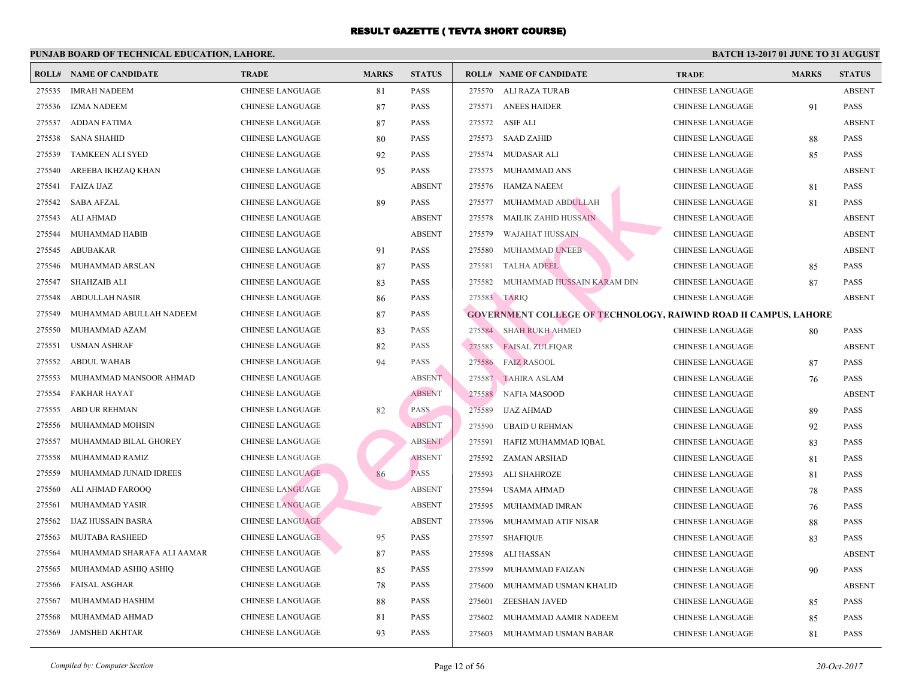# RESULT GAZETTE ( TEVTA SHORT COURSE)

## PUNJAB BOARD OF TECHNICAL EDUCATION, LAHORE.

**BATCH 13-2017 01 JUNE TO 31 AUGUST**

| ROLL# | NAME OF CANDIDATE | TRADE | MARKS | STATUS |
|---|---|---|---|---|
| 275535 | IMRAH NADEEM | CHINESE LANGUAGE | 81 | PASS |
| 275536 | IZMA NADEEM | CHINESE LANGUAGE | 87 | PASS |
| 275537 | ADDAN FATIMA | CHINESE LANGUAGE | 87 | PASS |
| 275538 | SANA SHAHID | CHINESE LANGUAGE | 80 | PASS |
| 275539 | TAMKEEN ALI SYED | CHINESE LANGUAGE | 92 | PASS |
| 275540 | AREEBA IKHZAQ KHAN | CHINESE LANGUAGE | 95 | PASS |
| 275541 | FAIZA IJAZ | CHINESE LANGUAGE | | ABSENT |
| 275542 | SABA AFZAL | CHINESE LANGUAGE | 89 | PASS |
| 275543 | ALI AHMAD | CHINESE LANGUAGE | | ABSENT |
| 275544 | MUHAMMAD HABIB | CHINESE LANGUAGE | | ABSENT |
| 275545 | ABUBAKAR | CHINESE LANGUAGE | 91 | PASS |
| 275546 | MUHAMMAD ARSLAN | CHINESE LANGUAGE | 87 | PASS |
| 275547 | SHAHZAIB ALI | CHINESE LANGUAGE | 83 | PASS |
| 275548 | ABDULLAH NASIR | CHINESE LANGUAGE | 86 | PASS |
| 275549 | MUHAMMAD ABULLAH NADEEM | CHINESE LANGUAGE | 87 | PASS |
| 275550 | MUHAMMAD AZAM | CHINESE LANGUAGE | 83 | PASS |
| 275551 | USMAN ASHRAF | CHINESE LANGUAGE | 82 | PASS |
| 275552 | ABDUL WAHAB | CHINESE LANGUAGE | 94 | PASS |
| 275553 | MUHAMMAD MANSOOR AHMAD | CHINESE LANGUAGE | | ABSENT |
| 275554 | FAKHAR HAYAT | CHINESE LANGUAGE | | ABSENT |
| 275555 | ABD UR REHMAN | CHINESE LANGUAGE | 82 | PASS |
| 275556 | MUHAMMAD MOHSIN | CHINESE LANGUAGE | | ABSENT |
| 275557 | MUHAMMAD BILAL GHOREY | CHINESE LANGUAGE | | ABSENT |
| 275558 | MUHAMMAD RAMIZ | CHINESE LANGUAGE | | ABSENT |
| 275559 | MUHAMMAD JUNAID IDREES | CHINESE LANGUAGE | 86 | PASS |
| 275560 | ALI AHMAD FAROOQ | CHINESE LANGUAGE | | ABSENT |
| 275561 | MUHAMMAD YASIR | CHINESE LANGUAGE | | ABSENT |
| 275562 | IJAZ HUSSAIN BASRA | CHINESE LANGUAGE | | ABSENT |
| 275563 | MUJTABA RASHEED | CHINESE LANGUAGE | 95 | PASS |
| 275564 | MUHAMMAD SHARAFA ALI AAMAR | CHINESE LANGUAGE | 87 | PASS |
| 275565 | MUHAMMAD ASHIQ ASHIQ | CHINESE LANGUAGE | 85 | PASS |
| 275566 | FAISAL ASGHAR | CHINESE LANGUAGE | 78 | PASS |
| 275567 | MUHAMMAD HASHIM | CHINESE LANGUAGE | 88 | PASS |
| 275568 | MUHAMMAD AHMAD | CHINESE LANGUAGE | 81 | PASS |
| 275569 | JAMSHED AKHTAR | CHINESE LANGUAGE | 93 | PASS |
| 275570 | ALI RAZA TURAB | CHINESE LANGUAGE | | ABSENT |
| 275571 | ANEES HAIDER | CHINESE LANGUAGE | 91 | PASS |
| 275572 | ASIF ALI | CHINESE LANGUAGE | | ABSENT |
| 275573 | SAAD ZAHID | CHINESE LANGUAGE | 88 | PASS |
| 275574 | MUDASAR ALI | CHINESE LANGUAGE | 85 | PASS |
| 275575 | MUHAMMAD ANS | CHINESE LANGUAGE | | ABSENT |
| 275576 | HAMZA NAEEM | CHINESE LANGUAGE | 81 | PASS |
| 275577 | MUHAMMAD ABDULLAH | CHINESE LANGUAGE | 81 | PASS |
| 275578 | MAILIK ZAHID HUSSAIN | CHINESE LANGUAGE | | ABSENT |
| 275579 | WAJAHAT HUSSAIN | CHINESE LANGUAGE | | ABSENT |
| 275580 | MUHAMMAD UNEEB | CHINESE LANGUAGE | | ABSENT |
| 275581 | TALHA ADEEL | CHINESE LANGUAGE | 85 | PASS |
| 275582 | MUHAMMAD HUSSAIN KARAM DIN | CHINESE LANGUAGE | 87 | PASS |
| 275583 | TARIQ | CHINESE LANGUAGE | | ABSENT |

**GOVERNMENT COLLEGE OF TECHNOLOGY, RAIWIND ROAD II CAMPUS, LAHORE**

| ROLL# | NAME OF CANDIDATE | TRADE | MARKS | STATUS |
|---|---|---|---|---|
| 275584 | SHAH RUKH AHMED | CHINESE LANGUAGE | 80 | PASS |
| 275585 | FAISAL ZULFIQAR | CHINESE LANGUAGE | | ABSENT |
| 275586 | FAIZ RASOOL | CHINESE LANGUAGE | 87 | PASS |
| 275587 | TAHIRA ASLAM | CHINESE LANGUAGE | 76 | PASS |
| 275588 | NAFIA MASOOD | CHINESE LANGUAGE | | ABSENT |
| 275589 | IJAZ AHMAD | CHINESE LANGUAGE | 89 | PASS |
| 275590 | UBAID U REHMAN | CHINESE LANGUAGE | 92 | PASS |
| 275591 | HAFIZ MUHAMMAD IQBAL | CHINESE LANGUAGE | 83 | PASS |
| 275592 | ZAMAN ARSHAD | CHINESE LANGUAGE | 81 | PASS |
| 275593 | ALI SHAHROZE | CHINESE LANGUAGE | 81 | PASS |
| 275594 | USAMA AHMAD | CHINESE LANGUAGE | 78 | PASS |
| 275595 | MUHAMMAD IMRAN | CHINESE LANGUAGE | 76 | PASS |
| 275596 | MUHAMMAD ATIF NISAR | CHINESE LANGUAGE | 88 | PASS |
| 275597 | SHAFIQUE | CHINESE LANGUAGE | 83 | PASS |
| 275598 | ALI HASSAN | CHINESE LANGUAGE | | ABSENT |
| 275599 | MUHAMMAD FAIZAN | CHINESE LANGUAGE | 90 | PASS |
| 275600 | MUHAMMAD USMAN KHALID | CHINESE LANGUAGE | | ABSENT |
| 275601 | ZEESHAN JAVED | CHINESE LANGUAGE | 85 | PASS |
| 275602 | MUHAMMAD AAMIR NADEEM | CHINESE LANGUAGE | 85 | PASS |
| 275603 | MUHAMMAD USMAN BABAR | CHINESE LANGUAGE | 81 | PASS |

*Compiled by: Computer Section*

*20-Oct-2017*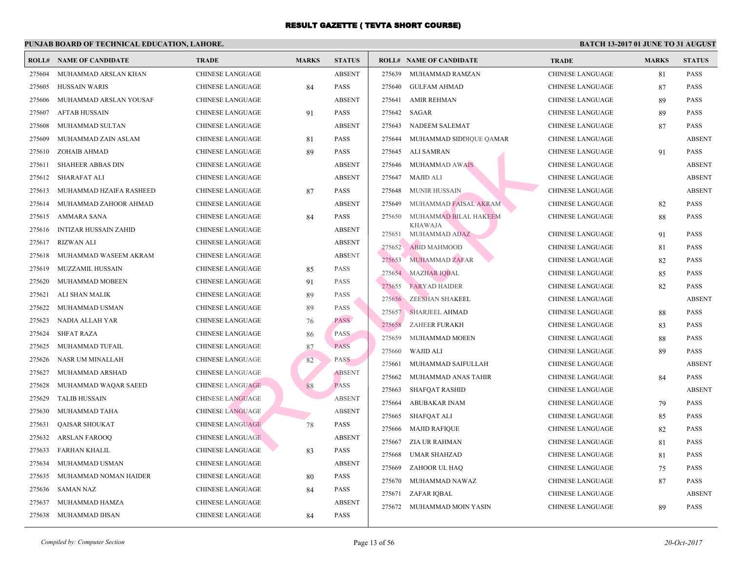# RESULT GAZETTE ( TEVTA SHORT COURSE)

**PUNJAB BOARD OF TECHNICAL EDUCATION, LAHORE.**

**BATCH 13-2017 01 JUNE TO 31 AUGUST**

| ROLL# | NAME OF CANDIDATE | TRADE | MARKS | STATUS |
|---|---|---|---|---|
| 275604 | MUHAMMAD ARSLAN KHAN | CHINESE LANGUAGE | | ABSENT |
| 275605 | HUSSAIN WARIS | CHINESE LANGUAGE | 84 | PASS |
| 275606 | MUHAMMAD ARSLAN YOUSAF | CHINESE LANGUAGE | | ABSENT |
| 275607 | AFTAB HUSSAIN | CHINESE LANGUAGE | 91 | PASS |
| 275608 | MUHAMMAD SULTAN | CHINESE LANGUAGE | | ABSENT |
| 275609 | MUHAMMAD ZAIN ASLAM | CHINESE LANGUAGE | 81 | PASS |
| 275610 | ZOHAIB AHMAD | CHINESE LANGUAGE | 89 | PASS |
| 275611 | SHAHEER ABBAS DIN | CHINESE LANGUAGE | | ABSENT |
| 275612 | SHARAFAT ALI | CHINESE LANGUAGE | | ABSENT |
| 275613 | MUHAMMAD HZAIFA RASHEED | CHINESE LANGUAGE | 87 | PASS |
| 275614 | MUHAMMAD ZAHOOR AHMAD | CHINESE LANGUAGE | | ABSENT |
| 275615 | AMMARA SANA | CHINESE LANGUAGE | 84 | PASS |
| 275616 | INTIZAR HUSSAIN ZAHID | CHINESE LANGUAGE | | ABSENT |
| 275617 | RIZWAN ALI | CHINESE LANGUAGE | | ABSENT |
| 275618 | MUHAMMAD WASEEM AKRAM | CHINESE LANGUAGE | | ABSENT |
| 275619 | MUZZAMIL HUSSAIN | CHINESE LANGUAGE | 85 | PASS |
| 275620 | MUHAMMAD MOBEEN | CHINESE LANGUAGE | 91 | PASS |
| 275621 | ALI SHAN MALIK | CHINESE LANGUAGE | 89 | PASS |
| 275622 | MUHAMMAD USMAN | CHINESE LANGUAGE | 89 | PASS |
| 275623 | NADIA ALLAH YAR | CHINESE LANGUAGE | 76 | PASS |
| 275624 | SHFAT RAZA | CHINESE LANGUAGE | 86 | PASS |
| 275625 | MUHAMMAD TUFAIL | CHINESE LANGUAGE | 87 | PASS |
| 275626 | NASR UM MINALLAH | CHINESE LANGUAGE | 82 | PASS |
| 275627 | MUHAMMAD ARSHAD | CHINESE LANGUAGE | | ABSENT |
| 275628 | MUHAMMAD WAQAR SAEED | CHINESE LANGUAGE | 88 | PASS |
| 275629 | TALIB HUSSAIN | CHINESE LANGUAGE | | ABSENT |
| 275630 | MUHAMMAD TAHA | CHINESE LANGUAGE | | ABSENT |
| 275631 | QAISAR SHOUKAT | CHINESE LANGUAGE | 78 | PASS |
| 275632 | ARSLAN FAROOQ | CHINESE LANGUAGE | | ABSENT |
| 275633 | FARHAN KHALIL | CHINESE LANGUAGE | 83 | PASS |
| 275634 | MUHAMMAD USMAN | CHINESE LANGUAGE | | ABSENT |
| 275635 | MUHAMMAD NOMAN HAIDER | CHINESE LANGUAGE | 80 | PASS |
| 275636 | SAMAN NAZ | CHINESE LANGUAGE | 84 | PASS |
| 275637 | MUHAMMAD HAMZA | CHINESE LANGUAGE | | ABSENT |
| 275638 | MUHAMMAD IHSAN | CHINESE LANGUAGE | 84 | PASS |
| 275639 | MUHAMMAD RAMZAN | CHINESE LANGUAGE | 81 | PASS |
| 275640 | GULFAM AHMAD | CHINESE LANGUAGE | 87 | PASS |
| 275641 | AMIR REHMAN | CHINESE LANGUAGE | 89 | PASS |
| 275642 | SAGAR | CHINESE LANGUAGE | 89 | PASS |
| 275643 | NADEEM SALEMAT | CHINESE LANGUAGE | 87 | PASS |
| 275644 | MUHAMMAD SIDDIQUE QAMAR | CHINESE LANGUAGE | | ABSENT |
| 275645 | ALI SAMRAN | CHINESE LANGUAGE | 91 | PASS |
| 275646 | MUHAMMAD AWAIS | CHINESE LANGUAGE | | ABSENT |
| 275647 | MAJID ALI | CHINESE LANGUAGE | | ABSENT |
| 275648 | MUNIR HUSSAIN | CHINESE LANGUAGE | | ABSENT |
| 275649 | MUHAMMAD FAISAL AKRAM | CHINESE LANGUAGE | 82 | PASS |
| 275650 | MUHAMMAD BILAL HAKEEM KHAWAJA | CHINESE LANGUAGE | 88 | PASS |
| 275651 | MUHAMMAD AIJAZ | CHINESE LANGUAGE | 91 | PASS |
| 275652 | ABID MAHMOOD | CHINESE LANGUAGE | 81 | PASS |
| 275653 | MUHAMMAD ZAFAR | CHINESE LANGUAGE | 82 | PASS |
| 275654 | MAZHAR IQBAL | CHINESE LANGUAGE | 85 | PASS |
| 275655 | FARYAD HAIDER | CHINESE LANGUAGE | 82 | PASS |
| 275656 | ZEESHAN SHAKEEL | CHINESE LANGUAGE | | ABSENT |
| 275657 | SHARJEEL AHMAD | CHINESE LANGUAGE | 88 | PASS |
| 275658 | ZAHEER FURAKH | CHINESE LANGUAGE | 83 | PASS |
| 275659 | MUHAMMAD MOEEN | CHINESE LANGUAGE | 88 | PASS |
| 275660 | WAJID ALI | CHINESE LANGUAGE | 89 | PASS |
| 275661 | MUHAMMAD SAIFULLAH | CHINESE LANGUAGE | | ABSENT |
| 275662 | MUHAMMAD ANAS TAHIR | CHINESE LANGUAGE | 84 | PASS |
| 275663 | SHAFQAT RASHID | CHINESE LANGUAGE | | ABSENT |
| 275664 | ABUBAKAR INAM | CHINESE LANGUAGE | 79 | PASS |
| 275665 | SHAFQAT ALI | CHINESE LANGUAGE | 85 | PASS |
| 275666 | MAJID RAFIQUE | CHINESE LANGUAGE | 82 | PASS |
| 275667 | ZIA UR RAHMAN | CHINESE LANGUAGE | 81 | PASS |
| 275668 | UMAR SHAHZAD | CHINESE LANGUAGE | 81 | PASS |
| 275669 | ZAHOOR UL HAQ | CHINESE LANGUAGE | 75 | PASS |
| 275670 | MUHAMMAD NAWAZ | CHINESE LANGUAGE | 87 | PASS |
| 275671 | ZAFAR IQBAL | CHINESE LANGUAGE | | ABSENT |
| 275672 | MUHAMMAD MOIN YASIN | CHINESE LANGUAGE | 89 | PASS |

*Compiled by: Computer Section*

*20-Oct-2017*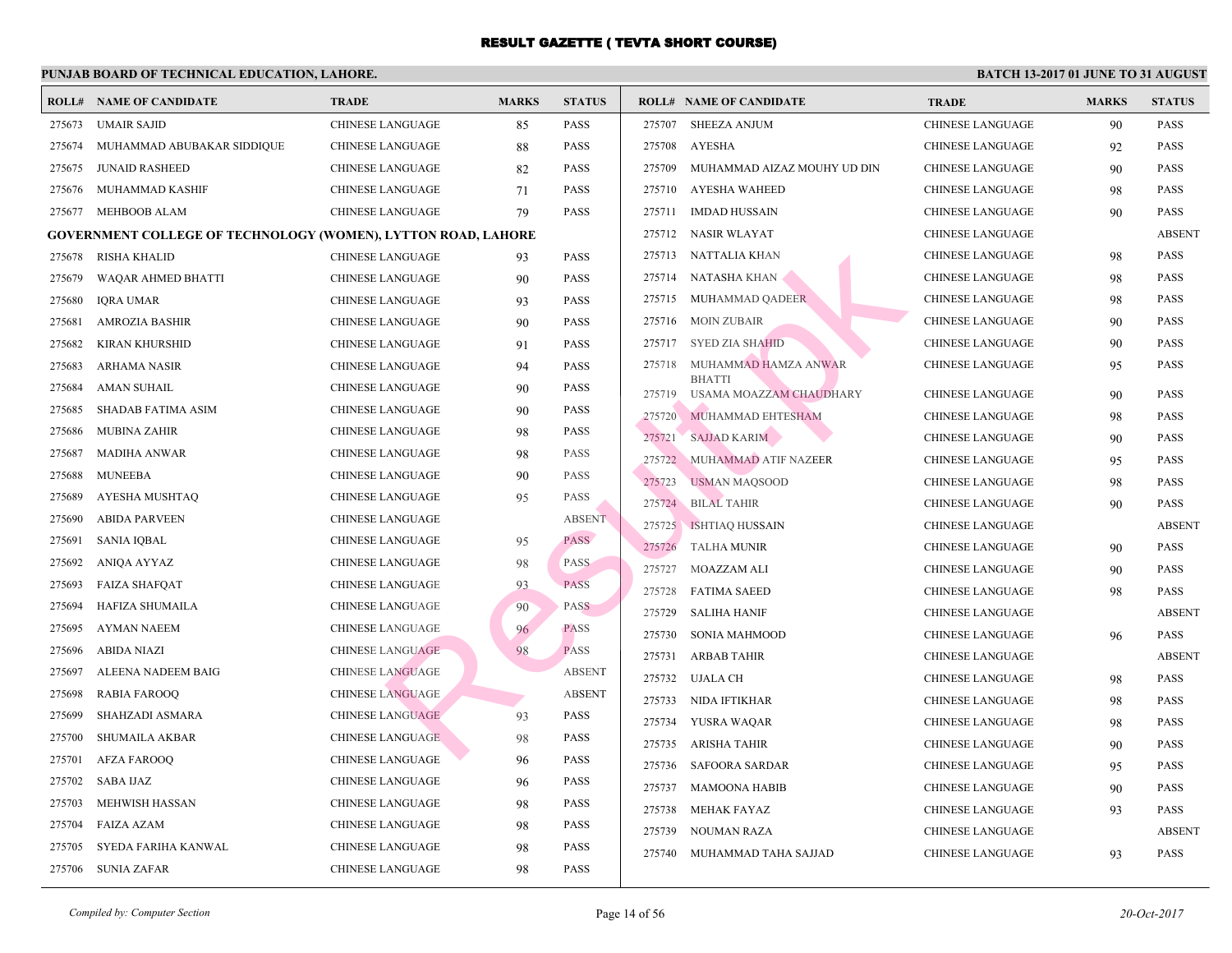# RESULT GAZETTE ( TEVTA SHORT COURSE)

**PUNJAB BOARD OF TECHNICAL EDUCATION, LAHORE.** — **BATCH 13-2017 01 JUNE TO 31 AUGUST**

| ROLL# | NAME OF CANDIDATE | TRADE | MARKS | STATUS |
|---|---|---|---|---|
| 275673 | UMAIR SAJID | CHINESE LANGUAGE | 85 | PASS |
| 275674 | MUHAMMAD ABUBAKAR SIDDIQUE | CHINESE LANGUAGE | 88 | PASS |
| 275675 | JUNAID RASHEED | CHINESE LANGUAGE | 82 | PASS |
| 275676 | MUHAMMAD KASHIF | CHINESE LANGUAGE | 71 | PASS |
| 275677 | MEHBOOB ALAM | CHINESE LANGUAGE | 79 | PASS |

**GOVERNMENT COLLEGE OF TECHNOLOGY (WOMEN), LYTTON ROAD, LAHORE**

| ROLL# | NAME OF CANDIDATE | TRADE | MARKS | STATUS |
|---|---|---|---|---|
| 275678 | RISHA KHALID | CHINESE LANGUAGE | 93 | PASS |
| 275679 | WAQAR AHMED BHATTI | CHINESE LANGUAGE | 90 | PASS |
| 275680 | IQRA UMAR | CHINESE LANGUAGE | 93 | PASS |
| 275681 | AMROZIA BASHIR | CHINESE LANGUAGE | 90 | PASS |
| 275682 | KIRAN KHURSHID | CHINESE LANGUAGE | 91 | PASS |
| 275683 | ARHAMA NASIR | CHINESE LANGUAGE | 94 | PASS |
| 275684 | AMAN SUHAIL | CHINESE LANGUAGE | 90 | PASS |
| 275685 | SHADAB FATIMA ASIM | CHINESE LANGUAGE | 90 | PASS |
| 275686 | MUBINA ZAHIR | CHINESE LANGUAGE | 98 | PASS |
| 275687 | MADIHA ANWAR | CHINESE LANGUAGE | 98 | PASS |
| 275688 | MUNEEBA | CHINESE LANGUAGE | 90 | PASS |
| 275689 | AYESHA MUSHTAQ | CHINESE LANGUAGE | 95 | PASS |
| 275690 | ABIDA PARVEEN | CHINESE LANGUAGE | | ABSENT |
| 275691 | SANIA IQBAL | CHINESE LANGUAGE | 95 | PASS |
| 275692 | ANIQA AYYAZ | CHINESE LANGUAGE | 98 | PASS |
| 275693 | FAIZA SHAFQAT | CHINESE LANGUAGE | 93 | PASS |
| 275694 | HAFIZA SHUMAILA | CHINESE LANGUAGE | 90 | PASS |
| 275695 | AYMAN NAEEM | CHINESE LANGUAGE | 96 | PASS |
| 275696 | ABIDA NIAZI | CHINESE LANGUAGE | 98 | PASS |
| 275697 | ALEENA NADEEM BAIG | CHINESE LANGUAGE | | ABSENT |
| 275698 | RABIA FAROOQ | CHINESE LANGUAGE | | ABSENT |
| 275699 | SHAHZADI ASMARA | CHINESE LANGUAGE | 93 | PASS |
| 275700 | SHUMAILA AKBAR | CHINESE LANGUAGE | 98 | PASS |
| 275701 | AFZA FAROOQ | CHINESE LANGUAGE | 96 | PASS |
| 275702 | SABA IJAZ | CHINESE LANGUAGE | 96 | PASS |
| 275703 | MEHWISH HASSAN | CHINESE LANGUAGE | 98 | PASS |
| 275704 | FAIZA AZAM | CHINESE LANGUAGE | 98 | PASS |
| 275705 | SYEDA FARIHA KANWAL | CHINESE LANGUAGE | 98 | PASS |
| 275706 | SUNIA ZAFAR | CHINESE LANGUAGE | 98 | PASS |
| 275707 | SHEEZA ANJUM | CHINESE LANGUAGE | 90 | PASS |
| 275708 | AYESHA | CHINESE LANGUAGE | 92 | PASS |
| 275709 | MUHAMMAD AIZAZ MOUHY UD DIN | CHINESE LANGUAGE | 90 | PASS |
| 275710 | AYESHA WAHEED | CHINESE LANGUAGE | 98 | PASS |
| 275711 | IMDAD HUSSAIN | CHINESE LANGUAGE | 90 | PASS |
| 275712 | NASIR WLAYAT | CHINESE LANGUAGE | | ABSENT |
| 275713 | NATTALIA KHAN | CHINESE LANGUAGE | 98 | PASS |
| 275714 | NATASHA KHAN | CHINESE LANGUAGE | 98 | PASS |
| 275715 | MUHAMMAD QADEER | CHINESE LANGUAGE | 98 | PASS |
| 275716 | MOIN ZUBAIR | CHINESE LANGUAGE | 90 | PASS |
| 275717 | SYED ZIA SHAHID | CHINESE LANGUAGE | 90 | PASS |
| 275718 | MUHAMMAD HAMZA ANWAR BHATTI | CHINESE LANGUAGE | 95 | PASS |
| 275719 | USAMA MOAZZAM CHAUDHARY | CHINESE LANGUAGE | 90 | PASS |
| 275720 | MUHAMMAD EHTESHAM | CHINESE LANGUAGE | 98 | PASS |
| 275721 | SAJJAD KARIM | CHINESE LANGUAGE | 90 | PASS |
| 275722 | MUHAMMAD ATIF NAZEER | CHINESE LANGUAGE | 95 | PASS |
| 275723 | USMAN MAQSOOD | CHINESE LANGUAGE | 98 | PASS |
| 275724 | BILAL TAHIR | CHINESE LANGUAGE | 90 | PASS |
| 275725 | ISHTIAQ HUSSAIN | CHINESE LANGUAGE | | ABSENT |
| 275726 | TALHA MUNIR | CHINESE LANGUAGE | 90 | PASS |
| 275727 | MOAZZAM ALI | CHINESE LANGUAGE | 90 | PASS |
| 275728 | FATIMA SAEED | CHINESE LANGUAGE | 98 | PASS |
| 275729 | SALIHA HANIF | CHINESE LANGUAGE | | ABSENT |
| 275730 | SONIA MAHMOOD | CHINESE LANGUAGE | 96 | PASS |
| 275731 | ARBAB TAHIR | CHINESE LANGUAGE | | ABSENT |
| 275732 | UJALA CH | CHINESE LANGUAGE | 98 | PASS |
| 275733 | NIDA IFTIKHAR | CHINESE LANGUAGE | 98 | PASS |
| 275734 | YUSRA WAQAR | CHINESE LANGUAGE | 98 | PASS |
| 275735 | ARISHA TAHIR | CHINESE LANGUAGE | 90 | PASS |
| 275736 | SAFOORA SARDAR | CHINESE LANGUAGE | 95 | PASS |
| 275737 | MAMOONA HABIB | CHINESE LANGUAGE | 90 | PASS |
| 275738 | MEHAK FAYAZ | CHINESE LANGUAGE | 93 | PASS |
| 275739 | NOUMAN RAZA | CHINESE LANGUAGE | | ABSENT |
| 275740 | MUHAMMAD TAHA SAJJAD | CHINESE LANGUAGE | 93 | PASS |

*Compiled by: Computer Section* — *20-Oct-2017*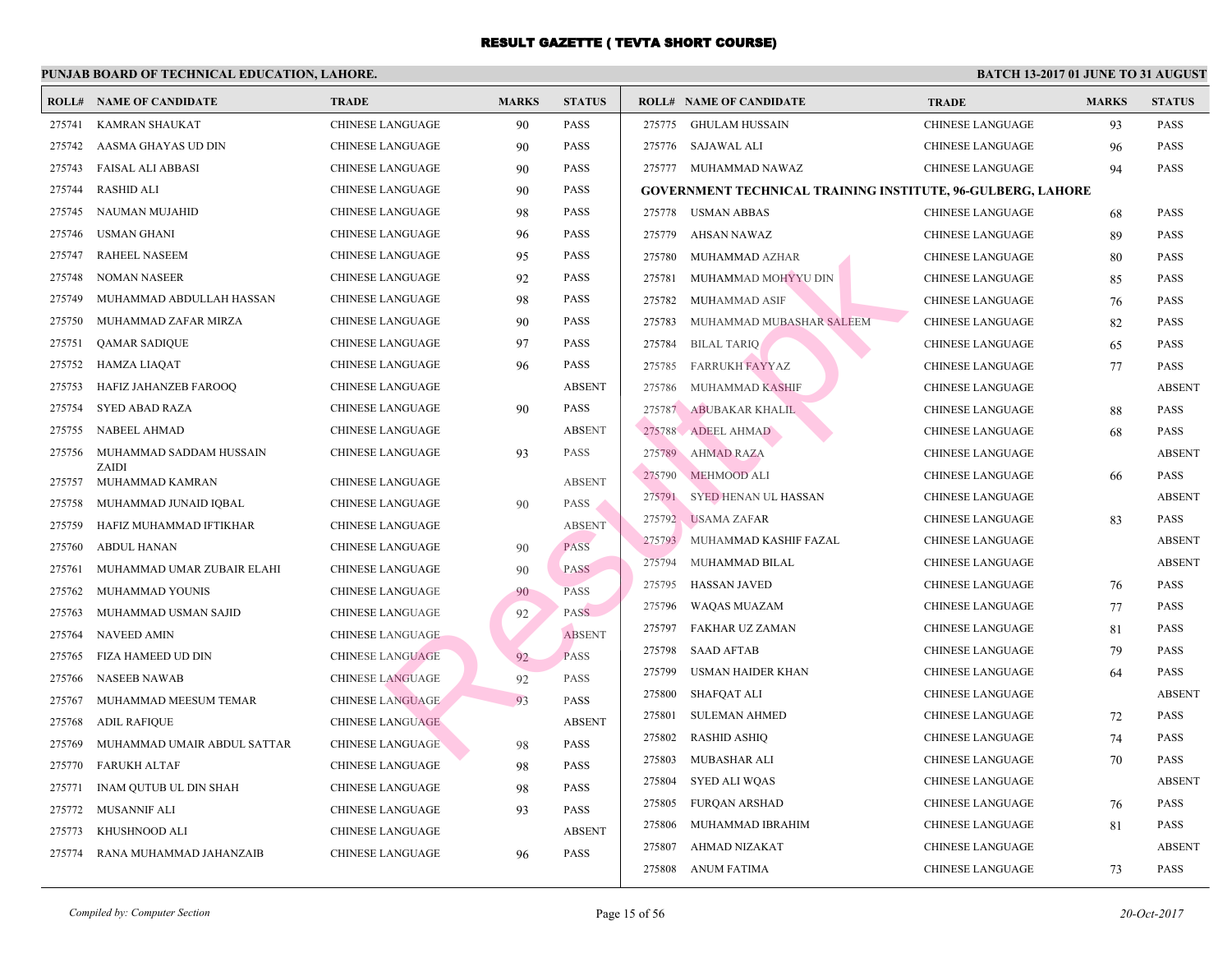# RESULT GAZETTE ( TEVTA SHORT COURSE)

## PUNJAB BOARD OF TECHNICAL EDUCATION, LAHORE.

**BATCH 13-2017 01 JUNE TO 31 AUGUST**

| ROLL# | NAME OF CANDIDATE | TRADE | MARKS | STATUS |
|---|---|---|---|---|
| 275741 | KAMRAN SHAUKAT | CHINESE LANGUAGE | 90 | PASS |
| 275742 | AASMA GHAYAS UD DIN | CHINESE LANGUAGE | 90 | PASS |
| 275743 | FAISAL ALI ABBASI | CHINESE LANGUAGE | 90 | PASS |
| 275744 | RASHID ALI | CHINESE LANGUAGE | 90 | PASS |
| 275745 | NAUMAN MUJAHID | CHINESE LANGUAGE | 98 | PASS |
| 275746 | USMAN GHANI | CHINESE LANGUAGE | 96 | PASS |
| 275747 | RAHEEL NASEEM | CHINESE LANGUAGE | 95 | PASS |
| 275748 | NOMAN NASEER | CHINESE LANGUAGE | 92 | PASS |
| 275749 | MUHAMMAD ABDULLAH HASSAN | CHINESE LANGUAGE | 98 | PASS |
| 275750 | MUHAMMAD ZAFAR MIRZA | CHINESE LANGUAGE | 90 | PASS |
| 275751 | QAMAR SADIQUE | CHINESE LANGUAGE | 97 | PASS |
| 275752 | HAMZA LIAQAT | CHINESE LANGUAGE | 96 | PASS |
| 275753 | HAFIZ JAHANZEB FAROOQ | CHINESE LANGUAGE | | ABSENT |
| 275754 | SYED ABAD RAZA | CHINESE LANGUAGE | 90 | PASS |
| 275755 | NABEEL AHMAD | CHINESE LANGUAGE | | ABSENT |
| 275756 | MUHAMMAD SADDAM HUSSAIN ZAIDI | CHINESE LANGUAGE | 93 | PASS |
| 275757 | MUHAMMAD KAMRAN | CHINESE LANGUAGE | | ABSENT |
| 275758 | MUHAMMAD JUNAID IQBAL | CHINESE LANGUAGE | 90 | PASS |
| 275759 | HAFIZ MUHAMMAD IFTIKHAR | CHINESE LANGUAGE | | ABSENT |
| 275760 | ABDUL HANAN | CHINESE LANGUAGE | 90 | PASS |
| 275761 | MUHAMMAD UMAR ZUBAIR ELAHI | CHINESE LANGUAGE | 90 | PASS |
| 275762 | MUHAMMAD YOUNIS | CHINESE LANGUAGE | 90 | PASS |
| 275763 | MUHAMMAD USMAN SAJID | CHINESE LANGUAGE | 92 | PASS |
| 275764 | NAVEED AMIN | CHINESE LANGUAGE | | ABSENT |
| 275765 | FIZA HAMEED UD DIN | CHINESE LANGUAGE | 92 | PASS |
| 275766 | NASEEB NAWAB | CHINESE LANGUAGE | 92 | PASS |
| 275767 | MUHAMMAD MEESUM TEMAR | CHINESE LANGUAGE | 93 | PASS |
| 275768 | ADIL RAFIQUE | CHINESE LANGUAGE | | ABSENT |
| 275769 | MUHAMMAD UMAIR ABDUL SATTAR | CHINESE LANGUAGE | 98 | PASS |
| 275770 | FARUKH ALTAF | CHINESE LANGUAGE | 98 | PASS |
| 275771 | INAM QUTUB UL DIN SHAH | CHINESE LANGUAGE | 98 | PASS |
| 275772 | MUSANNIF ALI | CHINESE LANGUAGE | 93 | PASS |
| 275773 | KHUSHNOOD ALI | CHINESE LANGUAGE | | ABSENT |
| 275774 | RANA MUHAMMAD JAHANZAIB | CHINESE LANGUAGE | 96 | PASS |
| 275775 | GHULAM HUSSAIN | CHINESE LANGUAGE | 93 | PASS |
| 275776 | SAJAWAL ALI | CHINESE LANGUAGE | 96 | PASS |
| 275777 | MUHAMMAD NAWAZ | CHINESE LANGUAGE | 94 | PASS |

**GOVERNMENT TECHNICAL TRAINING INSTITUTE, 96-GULBERG, LAHORE**

| ROLL# | NAME OF CANDIDATE | TRADE | MARKS | STATUS |
|---|---|---|---|---|
| 275778 | USMAN ABBAS | CHINESE LANGUAGE | 68 | PASS |
| 275779 | AHSAN NAWAZ | CHINESE LANGUAGE | 89 | PASS |
| 275780 | MUHAMMAD AZHAR | CHINESE LANGUAGE | 80 | PASS |
| 275781 | MUHAMMAD MOHYYU DIN | CHINESE LANGUAGE | 85 | PASS |
| 275782 | MUHAMMAD ASIF | CHINESE LANGUAGE | 76 | PASS |
| 275783 | MUHAMMAD MUBASHAR SALEEM | CHINESE LANGUAGE | 82 | PASS |
| 275784 | BILAL TARIQ | CHINESE LANGUAGE | 65 | PASS |
| 275785 | FARRUKH FAYYAZ | CHINESE LANGUAGE | 77 | PASS |
| 275786 | MUHAMMAD KASHIF | CHINESE LANGUAGE | | ABSENT |
| 275787 | ABUBAKAR KHALIL | CHINESE LANGUAGE | 88 | PASS |
| 275788 | ADEEL AHMAD | CHINESE LANGUAGE | 68 | PASS |
| 275789 | AHMAD RAZA | CHINESE LANGUAGE | | ABSENT |
| 275790 | MEHMOOD ALI | CHINESE LANGUAGE | 66 | PASS |
| 275791 | SYED HENAN UL HASSAN | CHINESE LANGUAGE | | ABSENT |
| 275792 | USAMA ZAFAR | CHINESE LANGUAGE | 83 | PASS |
| 275793 | MUHAMMAD KASHIF FAZAL | CHINESE LANGUAGE | | ABSENT |
| 275794 | MUHAMMAD BILAL | CHINESE LANGUAGE | | ABSENT |
| 275795 | HASSAN JAVED | CHINESE LANGUAGE | 76 | PASS |
| 275796 | WAQAS MUAZAM | CHINESE LANGUAGE | 77 | PASS |
| 275797 | FAKHAR UZ ZAMAN | CHINESE LANGUAGE | 81 | PASS |
| 275798 | SAAD AFTAB | CHINESE LANGUAGE | 79 | PASS |
| 275799 | USMAN HAIDER KHAN | CHINESE LANGUAGE | 64 | PASS |
| 275800 | SHAFQAT ALI | CHINESE LANGUAGE | | ABSENT |
| 275801 | SULEMAN AHMED | CHINESE LANGUAGE | 72 | PASS |
| 275802 | RASHID ASHIQ | CHINESE LANGUAGE | 74 | PASS |
| 275803 | MUBASHAR ALI | CHINESE LANGUAGE | 70 | PASS |
| 275804 | SYED ALI WQAS | CHINESE LANGUAGE | | ABSENT |
| 275805 | FURQAN ARSHAD | CHINESE LANGUAGE | 76 | PASS |
| 275806 | MUHAMMAD IBRAHIM | CHINESE LANGUAGE | 81 | PASS |
| 275807 | AHMAD NIZAKAT | CHINESE LANGUAGE | | ABSENT |
| 275808 | ANUM FATIMA | CHINESE LANGUAGE | 73 | PASS |

*Compiled by: Computer Section*

*20-Oct-2017*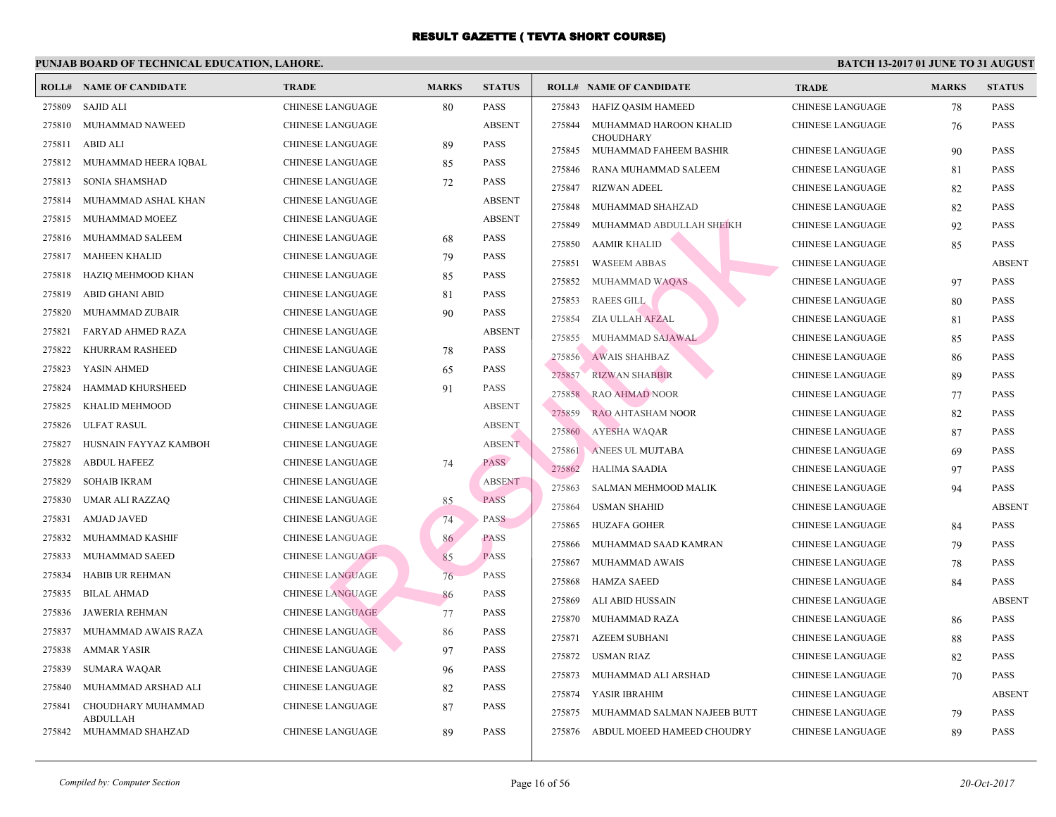# RESULT GAZETTE ( TEVTA SHORT COURSE)

## PUNJAB BOARD OF TECHNICAL EDUCATION, LAHORE.

**BATCH 13-2017 01 JUNE TO 31 AUGUST**

| ROLL# | NAME OF CANDIDATE | TRADE | MARKS | STATUS |
|---|---|---|---|---|
| 275809 | SAJID ALI | CHINESE LANGUAGE | 80 | PASS |
| 275810 | MUHAMMAD NAWEED | CHINESE LANGUAGE | | ABSENT |
| 275811 | ABID ALI | CHINESE LANGUAGE | 89 | PASS |
| 275812 | MUHAMMAD HEERA IQBAL | CHINESE LANGUAGE | 85 | PASS |
| 275813 | SONIA SHAMSHAD | CHINESE LANGUAGE | 72 | PASS |
| 275814 | MUHAMMAD ASHAL KHAN | CHINESE LANGUAGE | | ABSENT |
| 275815 | MUHAMMAD MOEEZ | CHINESE LANGUAGE | | ABSENT |
| 275816 | MUHAMMAD SALEEM | CHINESE LANGUAGE | 68 | PASS |
| 275817 | MAHEEN KHALID | CHINESE LANGUAGE | 79 | PASS |
| 275818 | HAZIQ MEHMOOD KHAN | CHINESE LANGUAGE | 85 | PASS |
| 275819 | ABID GHANI ABID | CHINESE LANGUAGE | 81 | PASS |
| 275820 | MUHAMMAD ZUBAIR | CHINESE LANGUAGE | 90 | PASS |
| 275821 | FARYAD AHMED RAZA | CHINESE LANGUAGE | | ABSENT |
| 275822 | KHURRAM RASHEED | CHINESE LANGUAGE | 78 | PASS |
| 275823 | YASIN AHMED | CHINESE LANGUAGE | 65 | PASS |
| 275824 | HAMMAD KHURSHEED | CHINESE LANGUAGE | 91 | PASS |
| 275825 | KHALID MEHMOOD | CHINESE LANGUAGE | | ABSENT |
| 275826 | ULFAT RASUL | CHINESE LANGUAGE | | ABSENT |
| 275827 | HUSNAIN FAYYAZ KAMBOH | CHINESE LANGUAGE | | ABSENT |
| 275828 | ABDUL HAFEEZ | CHINESE LANGUAGE | 74 | PASS |
| 275829 | SOHAIB IKRAM | CHINESE LANGUAGE | | ABSENT |
| 275830 | UMAR ALI RAZZAQ | CHINESE LANGUAGE | 85 | PASS |
| 275831 | AMJAD JAVED | CHINESE LANGUAGE | 74 | PASS |
| 275832 | MUHAMMAD KASHIF | CHINESE LANGUAGE | 86 | PASS |
| 275833 | MUHAMMAD SAEED | CHINESE LANGUAGE | 85 | PASS |
| 275834 | HABIB UR REHMAN | CHINESE LANGUAGE | 76 | PASS |
| 275835 | BILAL AHMAD | CHINESE LANGUAGE | 86 | PASS |
| 275836 | JAWERIA REHMAN | CHINESE LANGUAGE | 77 | PASS |
| 275837 | MUHAMMAD AWAIS RAZA | CHINESE LANGUAGE | 86 | PASS |
| 275838 | AMMAR YASIR | CHINESE LANGUAGE | 97 | PASS |
| 275839 | SUMARA WAQAR | CHINESE LANGUAGE | 96 | PASS |
| 275840 | MUHAMMAD ARSHAD ALI | CHINESE LANGUAGE | 82 | PASS |
| 275841 | CHOUDHARY MUHAMMAD ABDULLAH | CHINESE LANGUAGE | 87 | PASS |
| 275842 | MUHAMMAD SHAHZAD | CHINESE LANGUAGE | 89 | PASS |
| 275843 | HAFIZ QASIM HAMEED | CHINESE LANGUAGE | 78 | PASS |
| 275844 | MUHAMMAD HAROON KHALID CHOUDHARY | CHINESE LANGUAGE | 76 | PASS |
| 275845 | MUHAMMAD FAHEEM BASHIR | CHINESE LANGUAGE | 90 | PASS |
| 275846 | RANA MUHAMMAD SALEEM | CHINESE LANGUAGE | 81 | PASS |
| 275847 | RIZWAN ADEEL | CHINESE LANGUAGE | 82 | PASS |
| 275848 | MUHAMMAD SHAHZAD | CHINESE LANGUAGE | 82 | PASS |
| 275849 | MUHAMMAD ABDULLAH SHEIKH | CHINESE LANGUAGE | 92 | PASS |
| 275850 | AAMIR KHALID | CHINESE LANGUAGE | 85 | PASS |
| 275851 | WASEEM ABBAS | CHINESE LANGUAGE | | ABSENT |
| 275852 | MUHAMMAD WAQAS | CHINESE LANGUAGE | 97 | PASS |
| 275853 | RAEES GILL | CHINESE LANGUAGE | 80 | PASS |
| 275854 | ZIA ULLAH AFZAL | CHINESE LANGUAGE | 81 | PASS |
| 275855 | MUHAMMAD SAJAWAL | CHINESE LANGUAGE | 85 | PASS |
| 275856 | AWAIS SHAHBAZ | CHINESE LANGUAGE | 86 | PASS |
| 275857 | RIZWAN SHABBIR | CHINESE LANGUAGE | 89 | PASS |
| 275858 | RAO AHMAD NOOR | CHINESE LANGUAGE | 77 | PASS |
| 275859 | RAO AHTASHAM NOOR | CHINESE LANGUAGE | 82 | PASS |
| 275860 | AYESHA WAQAR | CHINESE LANGUAGE | 87 | PASS |
| 275861 | ANEES UL MUJTABA | CHINESE LANGUAGE | 69 | PASS |
| 275862 | HALIMA SAADIA | CHINESE LANGUAGE | 97 | PASS |
| 275863 | SALMAN MEHMOOD MALIK | CHINESE LANGUAGE | 94 | PASS |
| 275864 | USMAN SHAHID | CHINESE LANGUAGE | | ABSENT |
| 275865 | HUZAFA GOHER | CHINESE LANGUAGE | 84 | PASS |
| 275866 | MUHAMMAD SAAD KAMRAN | CHINESE LANGUAGE | 79 | PASS |
| 275867 | MUHAMMAD AWAIS | CHINESE LANGUAGE | 78 | PASS |
| 275868 | HAMZA SAEED | CHINESE LANGUAGE | 84 | PASS |
| 275869 | ALI ABID HUSSAIN | CHINESE LANGUAGE | | ABSENT |
| 275870 | MUHAMMAD RAZA | CHINESE LANGUAGE | 86 | PASS |
| 275871 | AZEEM SUBHANI | CHINESE LANGUAGE | 88 | PASS |
| 275872 | USMAN RIAZ | CHINESE LANGUAGE | 82 | PASS |
| 275873 | MUHAMMAD ALI ARSHAD | CHINESE LANGUAGE | 70 | PASS |
| 275874 | YASIR IBRAHIM | CHINESE LANGUAGE | | ABSENT |
| 275875 | MUHAMMAD SALMAN NAJEEB BUTT | CHINESE LANGUAGE | 79 | PASS |
| 275876 | ABDUL MOEED HAMEED CHOUDRY | CHINESE LANGUAGE | 89 | PASS |

*Compiled by: Computer Section*

*20-Oct-2017*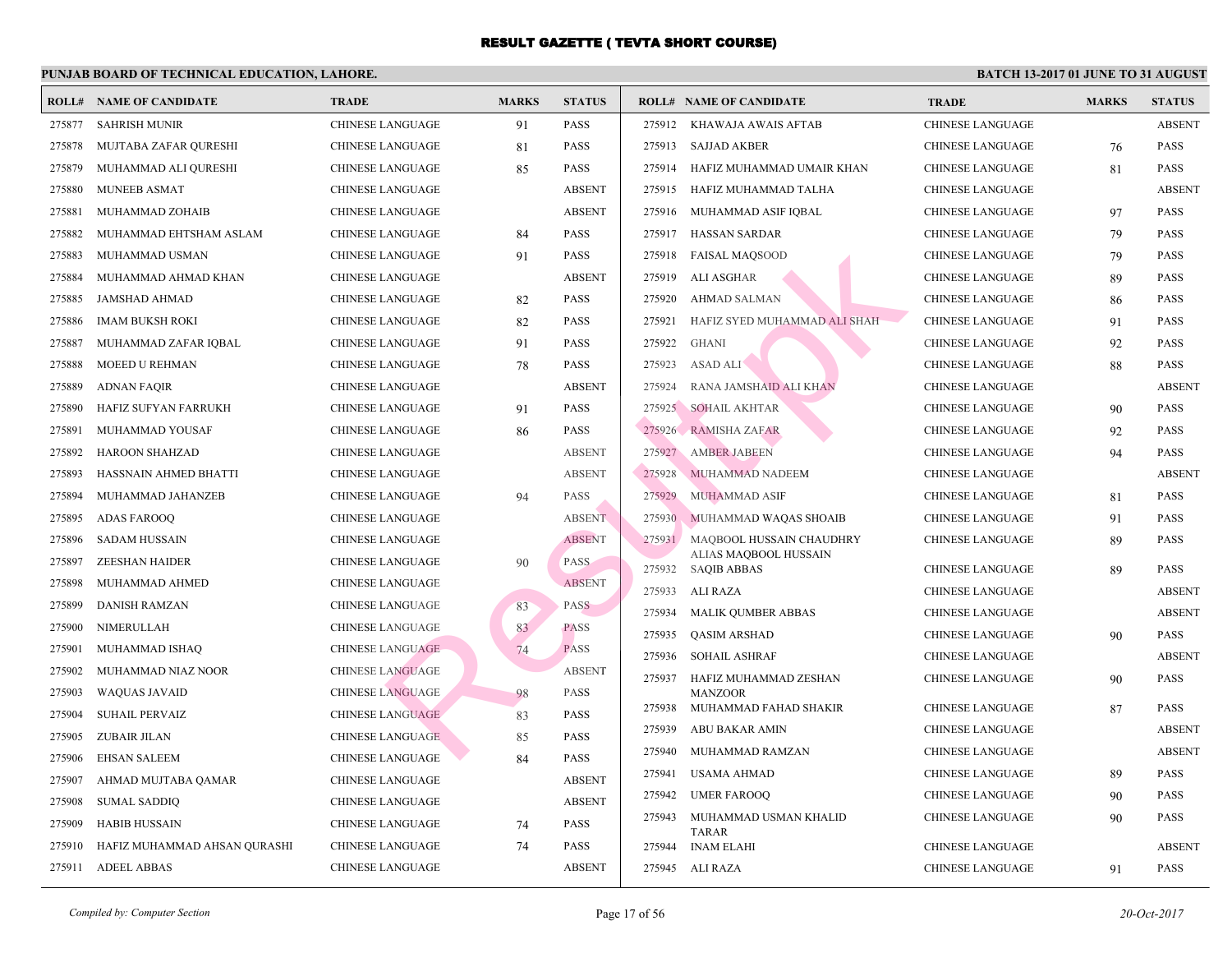# RESULT GAZETTE ( TEVTA SHORT COURSE)

## PUNJAB BOARD OF TECHNICAL EDUCATION, LAHORE.

**BATCH 13-2017 01 JUNE TO 31 AUGUST**

| ROLL# | NAME OF CANDIDATE | TRADE | MARKS | STATUS |
|---|---|---|---|---|
| 275877 | SAHRISH MUNIR | CHINESE LANGUAGE | 91 | PASS |
| 275878 | MUJTABA ZAFAR QURESHI | CHINESE LANGUAGE | 81 | PASS |
| 275879 | MUHAMMAD ALI QURESHI | CHINESE LANGUAGE | 85 | PASS |
| 275880 | MUNEEB ASMAT | CHINESE LANGUAGE | | ABSENT |
| 275881 | MUHAMMAD ZOHAIB | CHINESE LANGUAGE | | ABSENT |
| 275882 | MUHAMMAD EHTSHAM ASLAM | CHINESE LANGUAGE | 84 | PASS |
| 275883 | MUHAMMAD USMAN | CHINESE LANGUAGE | 91 | PASS |
| 275884 | MUHAMMAD AHMAD KHAN | CHINESE LANGUAGE | | ABSENT |
| 275885 | JAMSHAD AHMAD | CHINESE LANGUAGE | 82 | PASS |
| 275886 | IMAM BUKSH ROKI | CHINESE LANGUAGE | 82 | PASS |
| 275887 | MUHAMMAD ZAFAR IQBAL | CHINESE LANGUAGE | 91 | PASS |
| 275888 | MOEED U REHMAN | CHINESE LANGUAGE | 78 | PASS |
| 275889 | ADNAN FAQIR | CHINESE LANGUAGE | | ABSENT |
| 275890 | HAFIZ SUFYAN FARRUKH | CHINESE LANGUAGE | 91 | PASS |
| 275891 | MUHAMMAD YOUSAF | CHINESE LANGUAGE | 86 | PASS |
| 275892 | HAROON SHAHZAD | CHINESE LANGUAGE | | ABSENT |
| 275893 | HASSNAIN AHMED BHATTI | CHINESE LANGUAGE | | ABSENT |
| 275894 | MUHAMMAD JAHANZEB | CHINESE LANGUAGE | 94 | PASS |
| 275895 | ADAS FAROOQ | CHINESE LANGUAGE | | ABSENT |
| 275896 | SADAM HUSSAIN | CHINESE LANGUAGE | | ABSENT |
| 275897 | ZEESHAN HAIDER | CHINESE LANGUAGE | 90 | PASS |
| 275898 | MUHAMMAD AHMED | CHINESE LANGUAGE | | ABSENT |
| 275899 | DANISH RAMZAN | CHINESE LANGUAGE | 83 | PASS |
| 275900 | NIMERULLAH | CHINESE LANGUAGE | 83 | PASS |
| 275901 | MUHAMMAD ISHAQ | CHINESE LANGUAGE | 74 | PASS |
| 275902 | MUHAMMAD NIAZ NOOR | CHINESE LANGUAGE | | ABSENT |
| 275903 | WAQUAS JAVAID | CHINESE LANGUAGE | 98 | PASS |
| 275904 | SUHAIL PERVAIZ | CHINESE LANGUAGE | 83 | PASS |
| 275905 | ZUBAIR JILAN | CHINESE LANGUAGE | 85 | PASS |
| 275906 | EHSAN SALEEM | CHINESE LANGUAGE | 84 | PASS |
| 275907 | AHMAD MUJTABA QAMAR | CHINESE LANGUAGE | | ABSENT |
| 275908 | SUMAL SADDIQ | CHINESE LANGUAGE | | ABSENT |
| 275909 | HABIB HUSSAIN | CHINESE LANGUAGE | 74 | PASS |
| 275910 | HAFIZ MUHAMMAD AHSAN QURASHI | CHINESE LANGUAGE | 74 | PASS |
| 275911 | ADEEL ABBAS | CHINESE LANGUAGE | | ABSENT |
| 275912 | KHAWAJA AWAIS AFTAB | CHINESE LANGUAGE | | ABSENT |
| 275913 | SAJJAD AKBER | CHINESE LANGUAGE | 76 | PASS |
| 275914 | HAFIZ MUHAMMAD UMAIR KHAN | CHINESE LANGUAGE | 81 | PASS |
| 275915 | HAFIZ MUHAMMAD TALHA | CHINESE LANGUAGE | | ABSENT |
| 275916 | MUHAMMAD ASIF IQBAL | CHINESE LANGUAGE | 97 | PASS |
| 275917 | HASSAN SARDAR | CHINESE LANGUAGE | 79 | PASS |
| 275918 | FAISAL MAQSOOD | CHINESE LANGUAGE | 79 | PASS |
| 275919 | ALI ASGHAR | CHINESE LANGUAGE | 89 | PASS |
| 275920 | AHMAD SALMAN | CHINESE LANGUAGE | 86 | PASS |
| 275921 | HAFIZ SYED MUHAMMAD ALI SHAH | CHINESE LANGUAGE | 91 | PASS |
| 275922 | GHANI | CHINESE LANGUAGE | 92 | PASS |
| 275923 | ASAD ALI | CHINESE LANGUAGE | 88 | PASS |
| 275924 | RANA JAMSHAID ALI KHAN | CHINESE LANGUAGE | | ABSENT |
| 275925 | SOHAIL AKHTAR | CHINESE LANGUAGE | 90 | PASS |
| 275926 | RAMISHA ZAFAR | CHINESE LANGUAGE | 92 | PASS |
| 275927 | AMBER JABEEN | CHINESE LANGUAGE | 94 | PASS |
| 275928 | MUHAMMAD NADEEM | CHINESE LANGUAGE | | ABSENT |
| 275929 | MUHAMMAD ASIF | CHINESE LANGUAGE | 81 | PASS |
| 275930 | MUHAMMAD WAQAS SHOAIB | CHINESE LANGUAGE | 91 | PASS |
| 275931 | MAQBOOL HUSSAIN CHAUDHRY ALIAS MAQBOOL HUSSAIN | CHINESE LANGUAGE | 89 | PASS |
| 275932 | SAQIB ABBAS | CHINESE LANGUAGE | 89 | PASS |
| 275933 | ALI RAZA | CHINESE LANGUAGE | | ABSENT |
| 275934 | MALIK QUMBER ABBAS | CHINESE LANGUAGE | | ABSENT |
| 275935 | QASIM ARSHAD | CHINESE LANGUAGE | 90 | PASS |
| 275936 | SOHAIL ASHRAF | CHINESE LANGUAGE | | ABSENT |
| 275937 | HAFIZ MUHAMMAD ZESHAN MANZOOR | CHINESE LANGUAGE | 90 | PASS |
| 275938 | MUHAMMAD FAHAD SHAKIR | CHINESE LANGUAGE | 87 | PASS |
| 275939 | ABU BAKAR AMIN | CHINESE LANGUAGE | | ABSENT |
| 275940 | MUHAMMAD RAMZAN | CHINESE LANGUAGE | | ABSENT |
| 275941 | USAMA AHMAD | CHINESE LANGUAGE | 89 | PASS |
| 275942 | UMER FAROOQ | CHINESE LANGUAGE | 90 | PASS |
| 275943 | MUHAMMAD USMAN KHALID TARAR | CHINESE LANGUAGE | 90 | PASS |
| 275944 | INAM ELAHI | CHINESE LANGUAGE | | ABSENT |
| 275945 | ALI RAZA | CHINESE LANGUAGE | 91 | PASS |

*Compiled by: Computer Section*

*20-Oct-2017*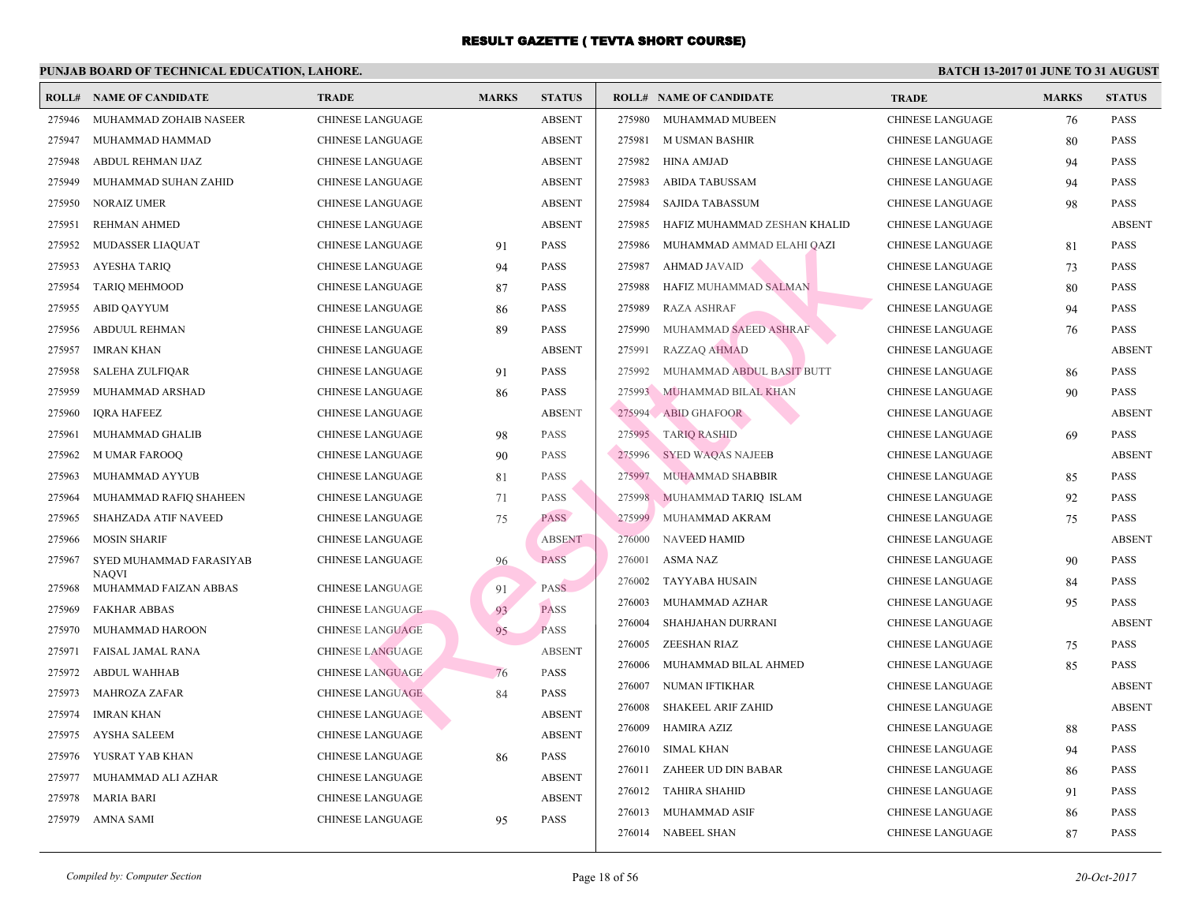# RESULT GAZETTE ( TEVTA SHORT COURSE)

## PUNJAB BOARD OF TECHNICAL EDUCATION, LAHORE.

**BATCH 13-2017 01 JUNE TO 31 AUGUST**

| ROLL# | NAME OF CANDIDATE | TRADE | MARKS | STATUS |
|---|---|---|---|---|
| 275946 | MUHAMMAD ZOHAIB NASEER | CHINESE LANGUAGE | | ABSENT |
| 275947 | MUHAMMAD HAMMAD | CHINESE LANGUAGE | | ABSENT |
| 275948 | ABDUL REHMAN IJAZ | CHINESE LANGUAGE | | ABSENT |
| 275949 | MUHAMMAD SUHAN ZAHID | CHINESE LANGUAGE | | ABSENT |
| 275950 | NORAIZ UMER | CHINESE LANGUAGE | | ABSENT |
| 275951 | REHMAN AHMED | CHINESE LANGUAGE | | ABSENT |
| 275952 | MUDASSER LIAQUAT | CHINESE LANGUAGE | 91 | PASS |
| 275953 | AYESHA TARIQ | CHINESE LANGUAGE | 94 | PASS |
| 275954 | TARIQ MEHMOOD | CHINESE LANGUAGE | 87 | PASS |
| 275955 | ABID QAYYUM | CHINESE LANGUAGE | 86 | PASS |
| 275956 | ABDUUL REHMAN | CHINESE LANGUAGE | 89 | PASS |
| 275957 | IMRAN KHAN | CHINESE LANGUAGE | | ABSENT |
| 275958 | SALEHA ZULFIQAR | CHINESE LANGUAGE | 91 | PASS |
| 275959 | MUHAMMAD ARSHAD | CHINESE LANGUAGE | 86 | PASS |
| 275960 | IQRA HAFEEZ | CHINESE LANGUAGE | | ABSENT |
| 275961 | MUHAMMAD GHALIB | CHINESE LANGUAGE | 98 | PASS |
| 275962 | M UMAR FAROOQ | CHINESE LANGUAGE | 90 | PASS |
| 275963 | MUHAMMAD AYYUB | CHINESE LANGUAGE | 81 | PASS |
| 275964 | MUHAMMAD RAFIQ SHAHEEN | CHINESE LANGUAGE | 71 | PASS |
| 275965 | SHAHZADA ATIF NAVEED | CHINESE LANGUAGE | 75 | PASS |
| 275966 | MOSIN SHARIF | CHINESE LANGUAGE | | ABSENT |
| 275967 | SYED MUHAMMAD FARASIYAB NAQVI | CHINESE LANGUAGE | 96 | PASS |
| 275968 | MUHAMMAD FAIZAN ABBAS | CHINESE LANGUAGE | 91 | PASS |
| 275969 | FAKHAR ABBAS | CHINESE LANGUAGE | 93 | PASS |
| 275970 | MUHAMMAD HAROON | CHINESE LANGUAGE | 95 | PASS |
| 275971 | FAISAL JAMAL RANA | CHINESE LANGUAGE | | ABSENT |
| 275972 | ABDUL WAHHAB | CHINESE LANGUAGE | 76 | PASS |
| 275973 | MAHROZA ZAFAR | CHINESE LANGUAGE | 84 | PASS |
| 275974 | IMRAN KHAN | CHINESE LANGUAGE | | ABSENT |
| 275975 | AYSHA SALEEM | CHINESE LANGUAGE | | ABSENT |
| 275976 | YUSRAT YAB KHAN | CHINESE LANGUAGE | 86 | PASS |
| 275977 | MUHAMMAD ALI AZHAR | CHINESE LANGUAGE | | ABSENT |
| 275978 | MARIA BARI | CHINESE LANGUAGE | | ABSENT |
| 275979 | AMNA SAMI | CHINESE LANGUAGE | 95 | PASS |
| 275980 | MUHAMMAD MUBEEN | CHINESE LANGUAGE | 76 | PASS |
| 275981 | M USMAN BASHIR | CHINESE LANGUAGE | 80 | PASS |
| 275982 | HINA AMJAD | CHINESE LANGUAGE | 94 | PASS |
| 275983 | ABIDA TABUSSAM | CHINESE LANGUAGE | 94 | PASS |
| 275984 | SAJIDA TABASSUM | CHINESE LANGUAGE | 98 | PASS |
| 275985 | HAFIZ MUHAMMAD ZESHAN KHALID | CHINESE LANGUAGE | | ABSENT |
| 275986 | MUHAMMAD AMMAD ELAHI QAZI | CHINESE LANGUAGE | 81 | PASS |
| 275987 | AHMAD JAVAID | CHINESE LANGUAGE | 73 | PASS |
| 275988 | HAFIZ MUHAMMAD SALMAN | CHINESE LANGUAGE | 80 | PASS |
| 275989 | RAZA ASHRAF | CHINESE LANGUAGE | 94 | PASS |
| 275990 | MUHAMMAD SAEED ASHRAF | CHINESE LANGUAGE | 76 | PASS |
| 275991 | RAZZAQ AHMAD | CHINESE LANGUAGE | | ABSENT |
| 275992 | MUHAMMAD ABDUL BASIT BUTT | CHINESE LANGUAGE | 86 | PASS |
| 275993 | MUHAMMAD BILAL KHAN | CHINESE LANGUAGE | 90 | PASS |
| 275994 | ABID GHAFOOR | CHINESE LANGUAGE | | ABSENT |
| 275995 | TARIQ RASHID | CHINESE LANGUAGE | 69 | PASS |
| 275996 | SYED WAQAS NAJEEB | CHINESE LANGUAGE | | ABSENT |
| 275997 | MUHAMMAD SHABBIR | CHINESE LANGUAGE | 85 | PASS |
| 275998 | MUHAMMAD TARIQ ISLAM | CHINESE LANGUAGE | 92 | PASS |
| 275999 | MUHAMMAD AKRAM | CHINESE LANGUAGE | 75 | PASS |
| 276000 | NAVEED HAMID | CHINESE LANGUAGE | | ABSENT |
| 276001 | ASMA NAZ | CHINESE LANGUAGE | 90 | PASS |
| 276002 | TAYYABA HUSAIN | CHINESE LANGUAGE | 84 | PASS |
| 276003 | MUHAMMAD AZHAR | CHINESE LANGUAGE | 95 | PASS |
| 276004 | SHAHJAHAN DURRANI | CHINESE LANGUAGE | | ABSENT |
| 276005 | ZEESHAN RIAZ | CHINESE LANGUAGE | 75 | PASS |
| 276006 | MUHAMMAD BILAL AHMED | CHINESE LANGUAGE | 85 | PASS |
| 276007 | NUMAN IFTIKHAR | CHINESE LANGUAGE | | ABSENT |
| 276008 | SHAKEEL ARIF ZAHID | CHINESE LANGUAGE | | ABSENT |
| 276009 | HAMIRA AZIZ | CHINESE LANGUAGE | 88 | PASS |
| 276010 | SIMAL KHAN | CHINESE LANGUAGE | 94 | PASS |
| 276011 | ZAHEER UD DIN BABAR | CHINESE LANGUAGE | 86 | PASS |
| 276012 | TAHIRA SHAHID | CHINESE LANGUAGE | 91 | PASS |
| 276013 | MUHAMMAD ASIF | CHINESE LANGUAGE | 86 | PASS |
| 276014 | NABEEL SHAN | CHINESE LANGUAGE | 87 | PASS |

*Compiled by: Computer Section*

*20-Oct-2017*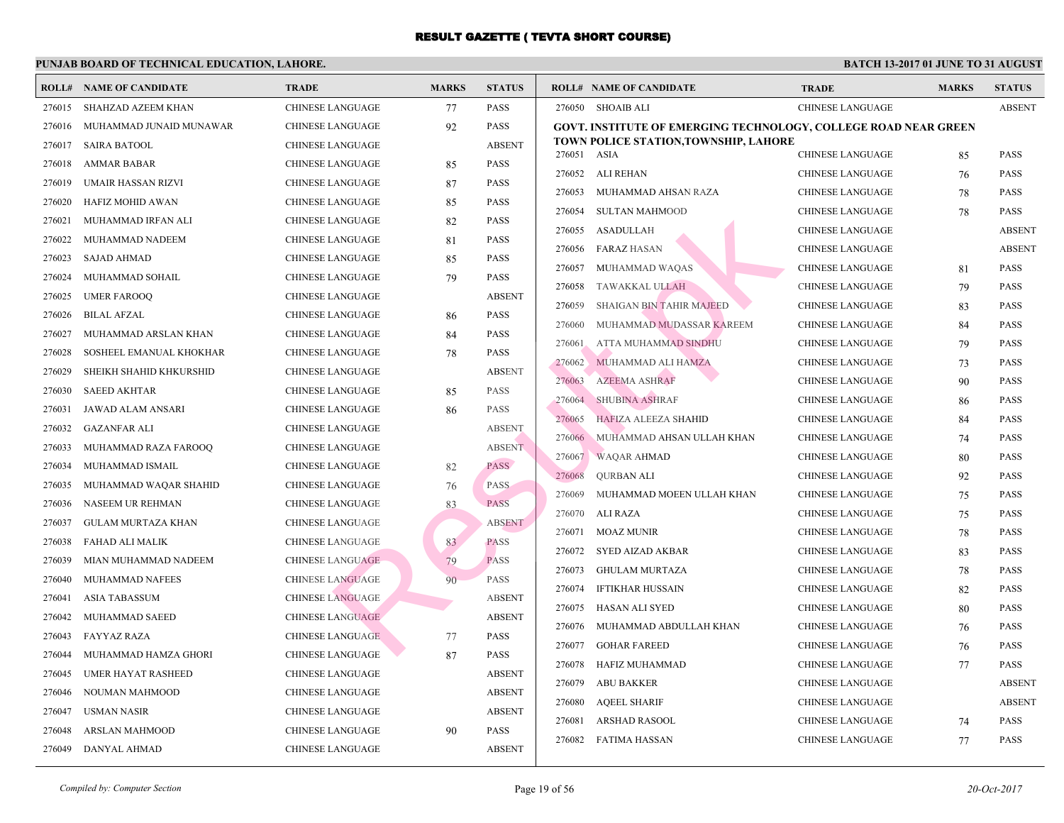# RESULT GAZETTE ( TEVTA SHORT COURSE)

**PUNJAB BOARD OF TECHNICAL EDUCATION, LAHORE.** — **BATCH 13-2017 01 JUNE TO 31 AUGUST**

| ROLL# | NAME OF CANDIDATE | TRADE | MARKS | STATUS |
|---|---|---|---|---|
| 276015 | SHAHZAD AZEEM KHAN | CHINESE LANGUAGE | 77 | PASS |
| 276016 | MUHAMMAD JUNAID MUNAWAR | CHINESE LANGUAGE | 92 | PASS |
| 276017 | SAIRA BATOOL | CHINESE LANGUAGE | | ABSENT |
| 276018 | AMMAR BABAR | CHINESE LANGUAGE | 85 | PASS |
| 276019 | UMAIR HASSAN RIZVI | CHINESE LANGUAGE | 87 | PASS |
| 276020 | HAFIZ MOHID AWAN | CHINESE LANGUAGE | 85 | PASS |
| 276021 | MUHAMMAD IRFAN ALI | CHINESE LANGUAGE | 82 | PASS |
| 276022 | MUHAMMAD NADEEM | CHINESE LANGUAGE | 81 | PASS |
| 276023 | SAJAD AHMAD | CHINESE LANGUAGE | 85 | PASS |
| 276024 | MUHAMMAD SOHAIL | CHINESE LANGUAGE | 79 | PASS |
| 276025 | UMER FAROOQ | CHINESE LANGUAGE | | ABSENT |
| 276026 | BILAL AFZAL | CHINESE LANGUAGE | 86 | PASS |
| 276027 | MUHAMMAD ARSLAN KHAN | CHINESE LANGUAGE | 84 | PASS |
| 276028 | SOSHEEL EMANUAL KHOKHAR | CHINESE LANGUAGE | 78 | PASS |
| 276029 | SHEIKH SHAHID KHKURSHID | CHINESE LANGUAGE | | ABSENT |
| 276030 | SAEED AKHTAR | CHINESE LANGUAGE | 85 | PASS |
| 276031 | JAWAD ALAM ANSARI | CHINESE LANGUAGE | 86 | PASS |
| 276032 | GAZANFAR ALI | CHINESE LANGUAGE | | ABSENT |
| 276033 | MUHAMMAD RAZA FAROOQ | CHINESE LANGUAGE | | ABSENT |
| 276034 | MUHAMMAD ISMAIL | CHINESE LANGUAGE | 82 | PASS |
| 276035 | MUHAMMAD WAQAR SHAHID | CHINESE LANGUAGE | 76 | PASS |
| 276036 | NASEEM UR REHMAN | CHINESE LANGUAGE | 83 | PASS |
| 276037 | GULAM MURTAZA KHAN | CHINESE LANGUAGE | | ABSENT |
| 276038 | FAHAD ALI MALIK | CHINESE LANGUAGE | 83 | PASS |
| 276039 | MIAN MUHAMMAD NADEEM | CHINESE LANGUAGE | 79 | PASS |
| 276040 | MUHAMMAD NAFEES | CHINESE LANGUAGE | 90 | PASS |
| 276041 | ASIA TABASSUM | CHINESE LANGUAGE | | ABSENT |
| 276042 | MUHAMMAD SAEED | CHINESE LANGUAGE | | ABSENT |
| 276043 | FAYYAZ RAZA | CHINESE LANGUAGE | 77 | PASS |
| 276044 | MUHAMMAD HAMZA GHORI | CHINESE LANGUAGE | 87 | PASS |
| 276045 | UMER HAYAT RASHEED | CHINESE LANGUAGE | | ABSENT |
| 276046 | NOUMAN MAHMOOD | CHINESE LANGUAGE | | ABSENT |
| 276047 | USMAN NASIR | CHINESE LANGUAGE | | ABSENT |
| 276048 | ARSLAN MAHMOOD | CHINESE LANGUAGE | 90 | PASS |
| 276049 | DANYAL AHMAD | CHINESE LANGUAGE | | ABSENT |
| 276050 | SHOAIB ALI | CHINESE LANGUAGE | | ABSENT |

**GOVT. INSTITUTE OF EMERGING TECHNOLOGY, COLLEGE ROAD NEAR GREEN TOWN POLICE STATION,TOWNSHIP, LAHORE**

| ROLL# | NAME OF CANDIDATE | TRADE | MARKS | STATUS |
|---|---|---|---|---|
| 276051 | ASIA | CHINESE LANGUAGE | 85 | PASS |
| 276052 | ALI REHAN | CHINESE LANGUAGE | 76 | PASS |
| 276053 | MUHAMMAD AHSAN RAZA | CHINESE LANGUAGE | 78 | PASS |
| 276054 | SULTAN MAHMOOD | CHINESE LANGUAGE | 78 | PASS |
| 276055 | ASADULLAH | CHINESE LANGUAGE | | ABSENT |
| 276056 | FARAZ HASAN | CHINESE LANGUAGE | | ABSENT |
| 276057 | MUHAMMAD WAQAS | CHINESE LANGUAGE | 81 | PASS |
| 276058 | TAWAKKAL ULLAH | CHINESE LANGUAGE | 79 | PASS |
| 276059 | SHAIGAN BIN TAHIR MAJEED | CHINESE LANGUAGE | 83 | PASS |
| 276060 | MUHAMMAD MUDASSAR KAREEM | CHINESE LANGUAGE | 84 | PASS |
| 276061 | ATTA MUHAMMAD SINDHU | CHINESE LANGUAGE | 79 | PASS |
| 276062 | MUHAMMAD ALI HAMZA | CHINESE LANGUAGE | 73 | PASS |
| 276063 | AZEEMA ASHRAF | CHINESE LANGUAGE | 90 | PASS |
| 276064 | SHUBINA ASHRAF | CHINESE LANGUAGE | 86 | PASS |
| 276065 | HAFIZA ALEEZA SHAHID | CHINESE LANGUAGE | 84 | PASS |
| 276066 | MUHAMMAD AHSAN ULLAH KHAN | CHINESE LANGUAGE | 74 | PASS |
| 276067 | WAQAR AHMAD | CHINESE LANGUAGE | 80 | PASS |
| 276068 | QURBAN ALI | CHINESE LANGUAGE | 92 | PASS |
| 276069 | MUHAMMAD MOEEN ULLAH KHAN | CHINESE LANGUAGE | 75 | PASS |
| 276070 | ALI RAZA | CHINESE LANGUAGE | 75 | PASS |
| 276071 | MOAZ MUNIR | CHINESE LANGUAGE | 78 | PASS |
| 276072 | SYED AIZAD AKBAR | CHINESE LANGUAGE | 83 | PASS |
| 276073 | GHULAM MURTAZA | CHINESE LANGUAGE | 78 | PASS |
| 276074 | IFTIKHAR HUSSAIN | CHINESE LANGUAGE | 82 | PASS |
| 276075 | HASAN ALI SYED | CHINESE LANGUAGE | 80 | PASS |
| 276076 | MUHAMMAD ABDULLAH KHAN | CHINESE LANGUAGE | 76 | PASS |
| 276077 | GOHAR FAREED | CHINESE LANGUAGE | 76 | PASS |
| 276078 | HAFIZ MUHAMMAD | CHINESE LANGUAGE | 77 | PASS |
| 276079 | ABU BAKKER | CHINESE LANGUAGE | | ABSENT |
| 276080 | AQEEL SHARIF | CHINESE LANGUAGE | | ABSENT |
| 276081 | ARSHAD RASOOL | CHINESE LANGUAGE | 74 | PASS |
| 276082 | FATIMA HASSAN | CHINESE LANGUAGE | 77 | PASS |

*Compiled by: Computer Section* — *20-Oct-2017*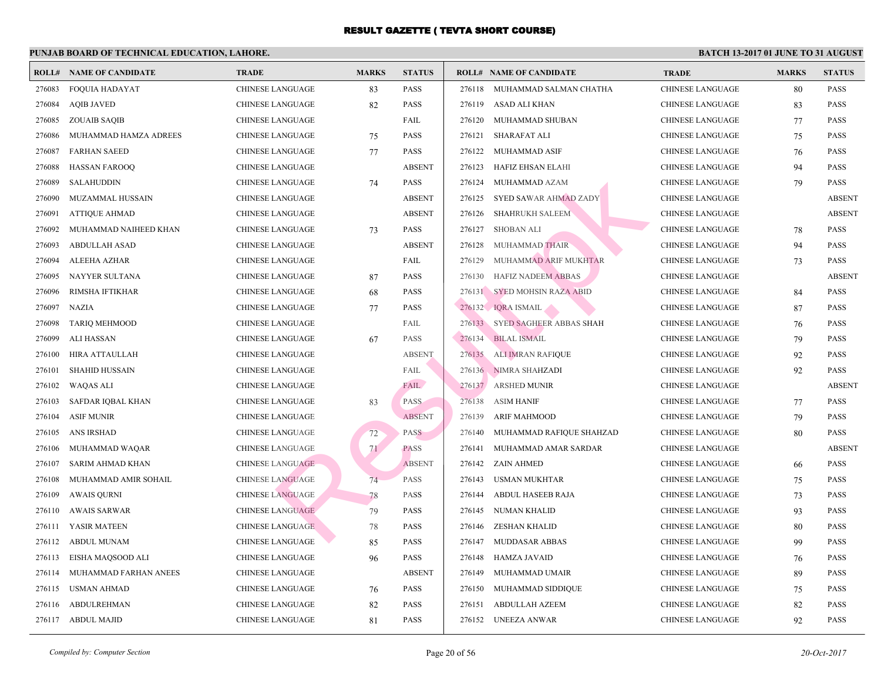# RESULT GAZETTE ( TEVTA SHORT COURSE)

**PUNJAB BOARD OF TECHNICAL EDUCATION, LAHORE.**

**BATCH 13-2017 01 JUNE TO 31 AUGUST**

| ROLL# | NAME OF CANDIDATE | TRADE | MARKS | STATUS |
|---|---|---|---|---|
| 276083 | FOQUIA HADAYAT | CHINESE LANGUAGE | 83 | PASS |
| 276084 | AQIB JAVED | CHINESE LANGUAGE | 82 | PASS |
| 276085 | ZOUAIB SAQIB | CHINESE LANGUAGE | | FAIL |
| 276086 | MUHAMMAD HAMZA ADREES | CHINESE LANGUAGE | 75 | PASS |
| 276087 | FARHAN SAEED | CHINESE LANGUAGE | 77 | PASS |
| 276088 | HASSAN FAROOQ | CHINESE LANGUAGE | | ABSENT |
| 276089 | SALAHUDDIN | CHINESE LANGUAGE | 74 | PASS |
| 276090 | MUZAMMAL HUSSAIN | CHINESE LANGUAGE | | ABSENT |
| 276091 | ATTIQUE AHMAD | CHINESE LANGUAGE | | ABSENT |
| 276092 | MUHAMMAD NAIHEED KHAN | CHINESE LANGUAGE | 73 | PASS |
| 276093 | ABDULLAH ASAD | CHINESE LANGUAGE | | ABSENT |
| 276094 | ALEEHA AZHAR | CHINESE LANGUAGE | | FAIL |
| 276095 | NAYYER SULTANA | CHINESE LANGUAGE | 87 | PASS |
| 276096 | RIMSHA IFTIKHAR | CHINESE LANGUAGE | 68 | PASS |
| 276097 | NAZIA | CHINESE LANGUAGE | 77 | PASS |
| 276098 | TARIQ MEHMOOD | CHINESE LANGUAGE | | FAIL |
| 276099 | ALI HASSAN | CHINESE LANGUAGE | 67 | PASS |
| 276100 | HIRA ATTAULLAH | CHINESE LANGUAGE | | ABSENT |
| 276101 | SHAHID HUSSAIN | CHINESE LANGUAGE | | FAIL |
| 276102 | WAQAS ALI | CHINESE LANGUAGE | | FAIL |
| 276103 | SAFDAR IQBAL KHAN | CHINESE LANGUAGE | 83 | PASS |
| 276104 | ASIF MUNIR | CHINESE LANGUAGE | | ABSENT |
| 276105 | ANS IRSHAD | CHINESE LANGUAGE | 72 | PASS |
| 276106 | MUHAMMAD WAQAR | CHINESE LANGUAGE | 71 | PASS |
| 276107 | SARIM AHMAD KHAN | CHINESE LANGUAGE | | ABSENT |
| 276108 | MUHAMMAD AMIR SOHAIL | CHINESE LANGUAGE | 74 | PASS |
| 276109 | AWAIS QURNI | CHINESE LANGUAGE | 78 | PASS |
| 276110 | AWAIS SARWAR | CHINESE LANGUAGE | 79 | PASS |
| 276111 | YASIR MATEEN | CHINESE LANGUAGE | 78 | PASS |
| 276112 | ABDUL MUNAM | CHINESE LANGUAGE | 85 | PASS |
| 276113 | EISHA MAQSOOD ALI | CHINESE LANGUAGE | 96 | PASS |
| 276114 | MUHAMMAD FARHAN ANEES | CHINESE LANGUAGE | | ABSENT |
| 276115 | USMAN AHMAD | CHINESE LANGUAGE | 76 | PASS |
| 276116 | ABDULREHMAN | CHINESE LANGUAGE | 82 | PASS |
| 276117 | ABDUL MAJID | CHINESE LANGUAGE | 81 | PASS |
| 276118 | MUHAMMAD SALMAN CHATHA | CHINESE LANGUAGE | 80 | PASS |
| 276119 | ASAD ALI KHAN | CHINESE LANGUAGE | 83 | PASS |
| 276120 | MUHAMMAD SHUBAN | CHINESE LANGUAGE | 77 | PASS |
| 276121 | SHARAFAT ALI | CHINESE LANGUAGE | 75 | PASS |
| 276122 | MUHAMMAD ASIF | CHINESE LANGUAGE | 76 | PASS |
| 276123 | HAFIZ EHSAN ELAHI | CHINESE LANGUAGE | 94 | PASS |
| 276124 | MUHAMMAD AZAM | CHINESE LANGUAGE | 79 | PASS |
| 276125 | SYED SAWAR AHMAD ZADY | CHINESE LANGUAGE | | ABSENT |
| 276126 | SHAHRUKH SALEEM | CHINESE LANGUAGE | | ABSENT |
| 276127 | SHOBAN ALI | CHINESE LANGUAGE | 78 | PASS |
| 276128 | MUHAMMAD THAIR | CHINESE LANGUAGE | 94 | PASS |
| 276129 | MUHAMMAD ARIF MUKHTAR | CHINESE LANGUAGE | 73 | PASS |
| 276130 | HAFIZ NADEEM ABBAS | CHINESE LANGUAGE | | ABSENT |
| 276131 | SYED MOHSIN RAZA ABID | CHINESE LANGUAGE | 84 | PASS |
| 276132 | IQRA ISMAIL | CHINESE LANGUAGE | 87 | PASS |
| 276133 | SYED SAGHEER ABBAS SHAH | CHINESE LANGUAGE | 76 | PASS |
| 276134 | BILAL ISMAIL | CHINESE LANGUAGE | 79 | PASS |
| 276135 | ALI IMRAN RAFIQUE | CHINESE LANGUAGE | 92 | PASS |
| 276136 | NIMRA SHAHZADI | CHINESE LANGUAGE | 92 | PASS |
| 276137 | ARSHED MUNIR | CHINESE LANGUAGE | | ABSENT |
| 276138 | ASIM HANIF | CHINESE LANGUAGE | 77 | PASS |
| 276139 | ARIF MAHMOOD | CHINESE LANGUAGE | 79 | PASS |
| 276140 | MUHAMMAD RAFIQUE SHAHZAD | CHINESE LANGUAGE | 80 | PASS |
| 276141 | MUHAMMAD AMAR SARDAR | CHINESE LANGUAGE | | ABSENT |
| 276142 | ZAIN AHMED | CHINESE LANGUAGE | 66 | PASS |
| 276143 | USMAN MUKHTAR | CHINESE LANGUAGE | 75 | PASS |
| 276144 | ABDUL HASEEB RAJA | CHINESE LANGUAGE | 73 | PASS |
| 276145 | NUMAN KHALID | CHINESE LANGUAGE | 93 | PASS |
| 276146 | ZESHAN KHALID | CHINESE LANGUAGE | 80 | PASS |
| 276147 | MUDDASAR ABBAS | CHINESE LANGUAGE | 99 | PASS |
| 276148 | HAMZA JAVAID | CHINESE LANGUAGE | 76 | PASS |
| 276149 | MUHAMMAD UMAIR | CHINESE LANGUAGE | 89 | PASS |
| 276150 | MUHAMMAD SIDDIQUE | CHINESE LANGUAGE | 75 | PASS |
| 276151 | ABDULLAH AZEEM | CHINESE LANGUAGE | 82 | PASS |
| 276152 | UNEEZA ANWAR | CHINESE LANGUAGE | 92 | PASS |

*Compiled by: Computer Section*

*20-Oct-2017*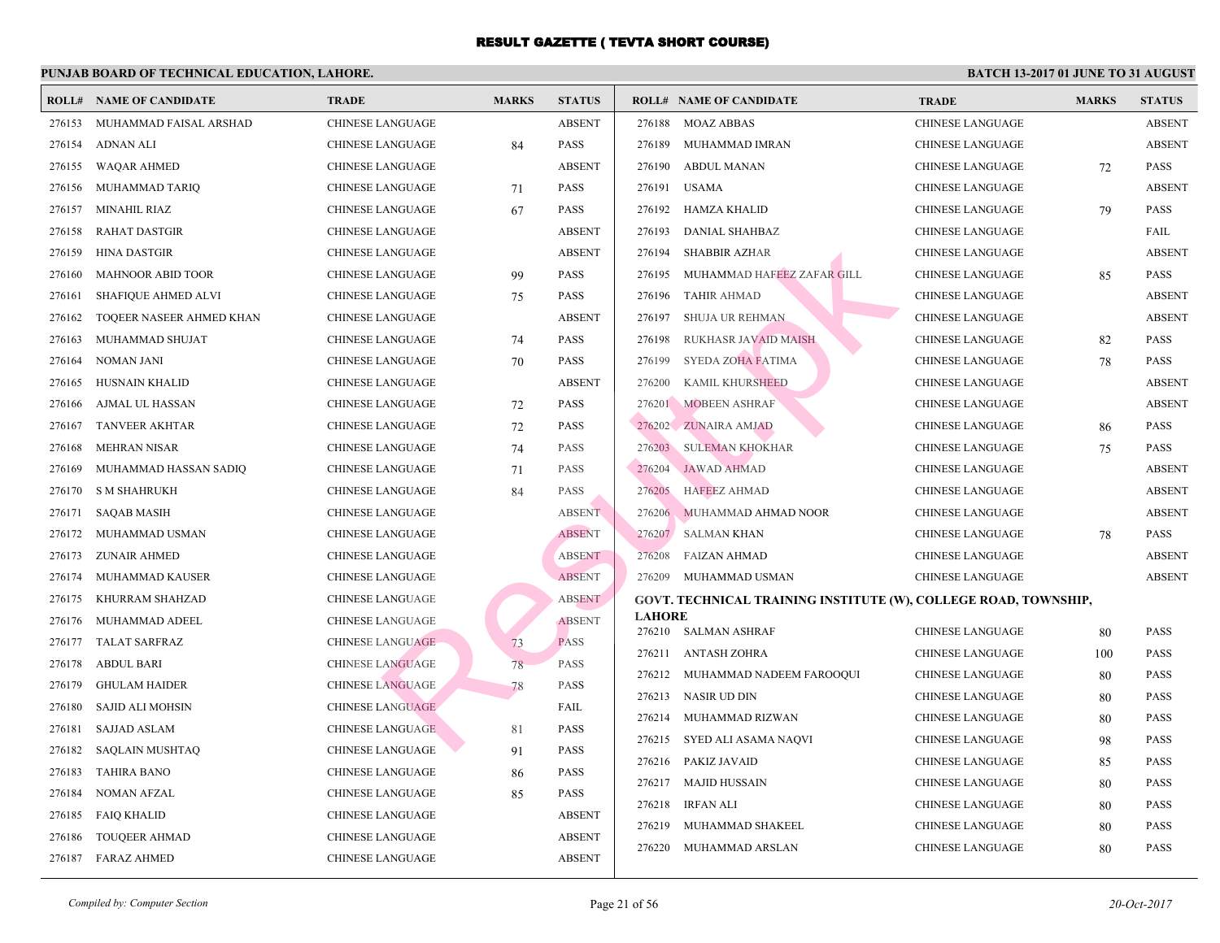# RESULT GAZETTE ( TEVTA SHORT COURSE)

**PUNJAB BOARD OF TECHNICAL EDUCATION, LAHORE.**

**BATCH 13-2017 01 JUNE TO 31 AUGUST**

| ROLL# | NAME OF CANDIDATE | TRADE | MARKS | STATUS |
|---|---|---|---|---|
| 276153 | MUHAMMAD FAISAL ARSHAD | CHINESE LANGUAGE | | ABSENT |
| 276154 | ADNAN ALI | CHINESE LANGUAGE | 84 | PASS |
| 276155 | WAQAR AHMED | CHINESE LANGUAGE | | ABSENT |
| 276156 | MUHAMMAD TARIQ | CHINESE LANGUAGE | 71 | PASS |
| 276157 | MINAHIL RIAZ | CHINESE LANGUAGE | 67 | PASS |
| 276158 | RAHAT DASTGIR | CHINESE LANGUAGE | | ABSENT |
| 276159 | HINA DASTGIR | CHINESE LANGUAGE | | ABSENT |
| 276160 | MAHNOOR ABID TOOR | CHINESE LANGUAGE | 99 | PASS |
| 276161 | SHAFIQUE AHMED ALVI | CHINESE LANGUAGE | 75 | PASS |
| 276162 | TOQEER NASEER AHMED KHAN | CHINESE LANGUAGE | | ABSENT |
| 276163 | MUHAMMAD SHUJAT | CHINESE LANGUAGE | 74 | PASS |
| 276164 | NOMAN JANI | CHINESE LANGUAGE | 70 | PASS |
| 276165 | HUSNAIN KHALID | CHINESE LANGUAGE | | ABSENT |
| 276166 | AJMAL UL HASSAN | CHINESE LANGUAGE | 72 | PASS |
| 276167 | TANVEER AKHTAR | CHINESE LANGUAGE | 72 | PASS |
| 276168 | MEHRAN NISAR | CHINESE LANGUAGE | 74 | PASS |
| 276169 | MUHAMMAD HASSAN SADIQ | CHINESE LANGUAGE | 71 | PASS |
| 276170 | S M SHAHRUKH | CHINESE LANGUAGE | 84 | PASS |
| 276171 | SAQAB MASIH | CHINESE LANGUAGE | | ABSENT |
| 276172 | MUHAMMAD USMAN | CHINESE LANGUAGE | | ABSENT |
| 276173 | ZUNAIR AHMED | CHINESE LANGUAGE | | ABSENT |
| 276174 | MUHAMMAD KAUSER | CHINESE LANGUAGE | | ABSENT |
| 276175 | KHURRAM SHAHZAD | CHINESE LANGUAGE | | ABSENT |
| 276176 | MUHAMMAD ADEEL | CHINESE LANGUAGE | | ABSENT |
| 276177 | TALAT SARFRAZ | CHINESE LANGUAGE | 73 | PASS |
| 276178 | ABDUL BARI | CHINESE LANGUAGE | 78 | PASS |
| 276179 | GHULAM HAIDER | CHINESE LANGUAGE | 78 | PASS |
| 276180 | SAJID ALI MOHSIN | CHINESE LANGUAGE | | FAIL |
| 276181 | SAJJAD ASLAM | CHINESE LANGUAGE | 81 | PASS |
| 276182 | SAQLAIN MUSHTAQ | CHINESE LANGUAGE | 91 | PASS |
| 276183 | TAHIRA BANO | CHINESE LANGUAGE | 86 | PASS |
| 276184 | NOMAN AFZAL | CHINESE LANGUAGE | 85 | PASS |
| 276185 | FAIQ KHALID | CHINESE LANGUAGE | | ABSENT |
| 276186 | TOUQEER AHMAD | CHINESE LANGUAGE | | ABSENT |
| 276187 | FARAZ AHMED | CHINESE LANGUAGE | | ABSENT |
| 276188 | MOAZ ABBAS | CHINESE LANGUAGE | | ABSENT |
| 276189 | MUHAMMAD IMRAN | CHINESE LANGUAGE | | ABSENT |
| 276190 | ABDUL MANAN | CHINESE LANGUAGE | 72 | PASS |
| 276191 | USAMA | CHINESE LANGUAGE | | ABSENT |
| 276192 | HAMZA KHALID | CHINESE LANGUAGE | 79 | PASS |
| 276193 | DANIAL SHAHBAZ | CHINESE LANGUAGE | | FAIL |
| 276194 | SHABBIR AZHAR | CHINESE LANGUAGE | | ABSENT |
| 276195 | MUHAMMAD HAFEEZ ZAFAR GILL | CHINESE LANGUAGE | 85 | PASS |
| 276196 | TAHIR AHMAD | CHINESE LANGUAGE | | ABSENT |
| 276197 | SHUJA UR REHMAN | CHINESE LANGUAGE | | ABSENT |
| 276198 | RUKHASR JAVAID MAISH | CHINESE LANGUAGE | 82 | PASS |
| 276199 | SYEDA ZOHA FATIMA | CHINESE LANGUAGE | 78 | PASS |
| 276200 | KAMIL KHURSHEED | CHINESE LANGUAGE | | ABSENT |
| 276201 | MOBEEN ASHRAF | CHINESE LANGUAGE | | ABSENT |
| 276202 | ZUNAIRA AMJAD | CHINESE LANGUAGE | 86 | PASS |
| 276203 | SULEMAN KHOKHAR | CHINESE LANGUAGE | 75 | PASS |
| 276204 | JAWAD AHMAD | CHINESE LANGUAGE | | ABSENT |
| 276205 | HAFEEZ AHMAD | CHINESE LANGUAGE | | ABSENT |
| 276206 | MUHAMMAD AHMAD NOOR | CHINESE LANGUAGE | | ABSENT |
| 276207 | SALMAN KHAN | CHINESE LANGUAGE | 78 | PASS |
| 276208 | FAIZAN AHMAD | CHINESE LANGUAGE | | ABSENT |
| 276209 | MUHAMMAD USMAN | CHINESE LANGUAGE | | ABSENT |

**GOVT. TECHNICAL TRAINING INSTITUTE (W), COLLEGE ROAD, TOWNSHIP, LAHORE**

| ROLL# | NAME OF CANDIDATE | TRADE | MARKS | STATUS |
|---|---|---|---|---|
| 276210 | SALMAN ASHRAF | CHINESE LANGUAGE | 80 | PASS |
| 276211 | ANTASH ZOHRA | CHINESE LANGUAGE | 100 | PASS |
| 276212 | MUHAMMAD NADEEM FAROOQUI | CHINESE LANGUAGE | 80 | PASS |
| 276213 | NASIR UD DIN | CHINESE LANGUAGE | 80 | PASS |
| 276214 | MUHAMMAD RIZWAN | CHINESE LANGUAGE | 80 | PASS |
| 276215 | SYED ALI ASAMA NAQVI | CHINESE LANGUAGE | 98 | PASS |
| 276216 | PAKIZ JAVAID | CHINESE LANGUAGE | 85 | PASS |
| 276217 | MAJID HUSSAIN | CHINESE LANGUAGE | 80 | PASS |
| 276218 | IRFAN ALI | CHINESE LANGUAGE | 80 | PASS |
| 276219 | MUHAMMAD SHAKEEL | CHINESE LANGUAGE | 80 | PASS |
| 276220 | MUHAMMAD ARSLAN | CHINESE LANGUAGE | 80 | PASS |

*Compiled by: Computer Section*

*20-Oct-2017*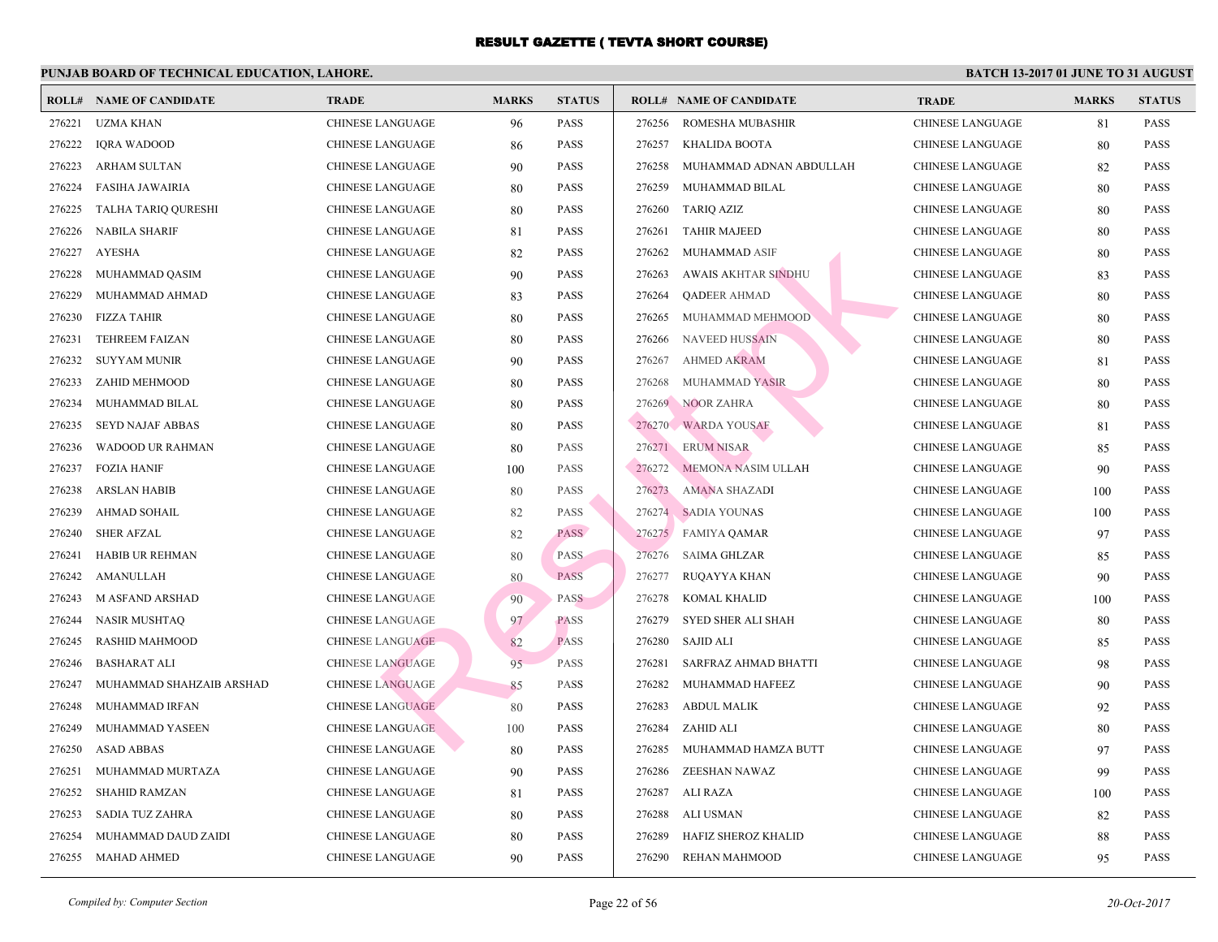# RESULT GAZETTE ( TEVTA SHORT COURSE)

## PUNJAB BOARD OF TECHNICAL EDUCATION, LAHORE.

**BATCH 13-2017 01 JUNE TO 31 AUGUST**

| ROLL# | NAME OF CANDIDATE | TRADE | MARKS | STATUS |
|---|---|---|---|---|
| 276221 | UZMA KHAN | CHINESE LANGUAGE | 96 | PASS |
| 276222 | IQRA WADOOD | CHINESE LANGUAGE | 86 | PASS |
| 276223 | ARHAM SULTAN | CHINESE LANGUAGE | 90 | PASS |
| 276224 | FASIHA JAWAIRIA | CHINESE LANGUAGE | 80 | PASS |
| 276225 | TALHA TARIQ QURESHI | CHINESE LANGUAGE | 80 | PASS |
| 276226 | NABILA SHARIF | CHINESE LANGUAGE | 81 | PASS |
| 276227 | AYESHA | CHINESE LANGUAGE | 82 | PASS |
| 276228 | MUHAMMAD QASIM | CHINESE LANGUAGE | 90 | PASS |
| 276229 | MUHAMMAD AHMAD | CHINESE LANGUAGE | 83 | PASS |
| 276230 | FIZZA TAHIR | CHINESE LANGUAGE | 80 | PASS |
| 276231 | TEHREEM FAIZAN | CHINESE LANGUAGE | 80 | PASS |
| 276232 | SUYYAM MUNIR | CHINESE LANGUAGE | 90 | PASS |
| 276233 | ZAHID MEHMOOD | CHINESE LANGUAGE | 80 | PASS |
| 276234 | MUHAMMAD BILAL | CHINESE LANGUAGE | 80 | PASS |
| 276235 | SEYD NAJAF ABBAS | CHINESE LANGUAGE | 80 | PASS |
| 276236 | WADOOD UR RAHMAN | CHINESE LANGUAGE | 80 | PASS |
| 276237 | FOZIA HANIF | CHINESE LANGUAGE | 100 | PASS |
| 276238 | ARSLAN HABIB | CHINESE LANGUAGE | 80 | PASS |
| 276239 | AHMAD SOHAIL | CHINESE LANGUAGE | 82 | PASS |
| 276240 | SHER AFZAL | CHINESE LANGUAGE | 82 | PASS |
| 276241 | HABIB UR REHMAN | CHINESE LANGUAGE | 80 | PASS |
| 276242 | AMANULLAH | CHINESE LANGUAGE | 80 | PASS |
| 276243 | M ASFAND ARSHAD | CHINESE LANGUAGE | 90 | PASS |
| 276244 | NASIR MUSHTAQ | CHINESE LANGUAGE | 97 | PASS |
| 276245 | RASHID MAHMOOD | CHINESE LANGUAGE | 82 | PASS |
| 276246 | BASHARAT ALI | CHINESE LANGUAGE | 95 | PASS |
| 276247 | MUHAMMAD SHAHZAIB ARSHAD | CHINESE LANGUAGE | 85 | PASS |
| 276248 | MUHAMMAD IRFAN | CHINESE LANGUAGE | 80 | PASS |
| 276249 | MUHAMMAD YASEEN | CHINESE LANGUAGE | 100 | PASS |
| 276250 | ASAD ABBAS | CHINESE LANGUAGE | 80 | PASS |
| 276251 | MUHAMMAD MURTAZA | CHINESE LANGUAGE | 90 | PASS |
| 276252 | SHAHID RAMZAN | CHINESE LANGUAGE | 81 | PASS |
| 276253 | SADIA TUZ ZAHRA | CHINESE LANGUAGE | 80 | PASS |
| 276254 | MUHAMMAD DAUD ZAIDI | CHINESE LANGUAGE | 80 | PASS |
| 276255 | MAHAD AHMED | CHINESE LANGUAGE | 90 | PASS |
| 276256 | ROMESHA MUBASHIR | CHINESE LANGUAGE | 81 | PASS |
| 276257 | KHALIDA BOOTA | CHINESE LANGUAGE | 80 | PASS |
| 276258 | MUHAMMAD ADNAN ABDULLAH | CHINESE LANGUAGE | 82 | PASS |
| 276259 | MUHAMMAD BILAL | CHINESE LANGUAGE | 80 | PASS |
| 276260 | TARIQ AZIZ | CHINESE LANGUAGE | 80 | PASS |
| 276261 | TAHIR MAJEED | CHINESE LANGUAGE | 80 | PASS |
| 276262 | MUHAMMAD ASIF | CHINESE LANGUAGE | 80 | PASS |
| 276263 | AWAIS AKHTAR SINDHU | CHINESE LANGUAGE | 83 | PASS |
| 276264 | QADEER AHMAD | CHINESE LANGUAGE | 80 | PASS |
| 276265 | MUHAMMAD MEHMOOD | CHINESE LANGUAGE | 80 | PASS |
| 276266 | NAVEED HUSSAIN | CHINESE LANGUAGE | 80 | PASS |
| 276267 | AHMED AKRAM | CHINESE LANGUAGE | 81 | PASS |
| 276268 | MUHAMMAD YASIR | CHINESE LANGUAGE | 80 | PASS |
| 276269 | NOOR ZAHRA | CHINESE LANGUAGE | 80 | PASS |
| 276270 | WARDA YOUSAF | CHINESE LANGUAGE | 81 | PASS |
| 276271 | ERUM NISAR | CHINESE LANGUAGE | 85 | PASS |
| 276272 | MEMONA NASIM ULLAH | CHINESE LANGUAGE | 90 | PASS |
| 276273 | AMANA SHAZADI | CHINESE LANGUAGE | 100 | PASS |
| 276274 | SADIA YOUNAS | CHINESE LANGUAGE | 100 | PASS |
| 276275 | FAMIYA QAMAR | CHINESE LANGUAGE | 97 | PASS |
| 276276 | SAIMA GHLZAR | CHINESE LANGUAGE | 85 | PASS |
| 276277 | RUQAYYA KHAN | CHINESE LANGUAGE | 90 | PASS |
| 276278 | KOMAL KHALID | CHINESE LANGUAGE | 100 | PASS |
| 276279 | SYED SHER ALI SHAH | CHINESE LANGUAGE | 80 | PASS |
| 276280 | SAJID ALI | CHINESE LANGUAGE | 85 | PASS |
| 276281 | SARFRAZ AHMAD BHATTI | CHINESE LANGUAGE | 98 | PASS |
| 276282 | MUHAMMAD HAFEEZ | CHINESE LANGUAGE | 90 | PASS |
| 276283 | ABDUL MALIK | CHINESE LANGUAGE | 92 | PASS |
| 276284 | ZAHID ALI | CHINESE LANGUAGE | 80 | PASS |
| 276285 | MUHAMMAD HAMZA BUTT | CHINESE LANGUAGE | 97 | PASS |
| 276286 | ZEESHAN NAWAZ | CHINESE LANGUAGE | 99 | PASS |
| 276287 | ALI RAZA | CHINESE LANGUAGE | 100 | PASS |
| 276288 | ALI USMAN | CHINESE LANGUAGE | 82 | PASS |
| 276289 | HAFIZ SHEROZ KHALID | CHINESE LANGUAGE | 88 | PASS |
| 276290 | REHAN MAHMOOD | CHINESE LANGUAGE | 95 | PASS |

*Compiled by: Computer Section*

*20-Oct-2017*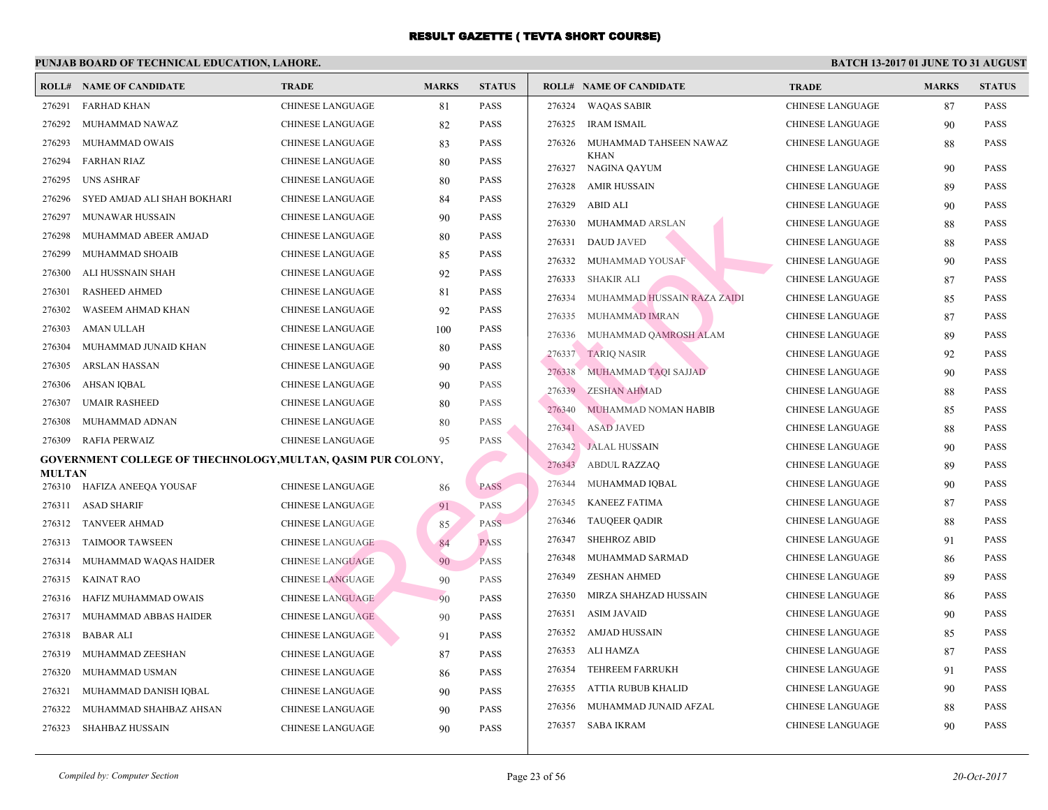# RESULT GAZETTE ( TEVTA SHORT COURSE)

**PUNJAB BOARD OF TECHNICAL EDUCATION, LAHORE.**

**BATCH 13-2017 01 JUNE TO 31 AUGUST**

| ROLL# | NAME OF CANDIDATE | TRADE | MARKS | STATUS |
|---|---|---|---|---|
| 276291 | FARHAD KHAN | CHINESE LANGUAGE | 81 | PASS |
| 276292 | MUHAMMAD NAWAZ | CHINESE LANGUAGE | 82 | PASS |
| 276293 | MUHAMMAD OWAIS | CHINESE LANGUAGE | 83 | PASS |
| 276294 | FARHAN RIAZ | CHINESE LANGUAGE | 80 | PASS |
| 276295 | UNS ASHRAF | CHINESE LANGUAGE | 80 | PASS |
| 276296 | SYED AMJAD ALI SHAH BOKHARI | CHINESE LANGUAGE | 84 | PASS |
| 276297 | MUNAWAR HUSSAIN | CHINESE LANGUAGE | 90 | PASS |
| 276298 | MUHAMMAD ABEER AMJAD | CHINESE LANGUAGE | 80 | PASS |
| 276299 | MUHAMMAD SHOAIB | CHINESE LANGUAGE | 85 | PASS |
| 276300 | ALI HUSSNAIN SHAH | CHINESE LANGUAGE | 92 | PASS |
| 276301 | RASHEED AHMED | CHINESE LANGUAGE | 81 | PASS |
| 276302 | WASEEM AHMAD KHAN | CHINESE LANGUAGE | 92 | PASS |
| 276303 | AMAN ULLAH | CHINESE LANGUAGE | 100 | PASS |
| 276304 | MUHAMMAD JUNAID KHAN | CHINESE LANGUAGE | 80 | PASS |
| 276305 | ARSLAN HASSAN | CHINESE LANGUAGE | 90 | PASS |
| 276306 | AHSAN IQBAL | CHINESE LANGUAGE | 90 | PASS |
| 276307 | UMAIR RASHEED | CHINESE LANGUAGE | 80 | PASS |
| 276308 | MUHAMMAD ADNAN | CHINESE LANGUAGE | 80 | PASS |
| 276309 | RAFIA PERWAIZ | CHINESE LANGUAGE | 95 | PASS |

**GOVERNMENT COLLEGE OF THECHNOLOGY,MULTAN, QASIM PUR COLONY, MULTAN**

| ROLL# | NAME OF CANDIDATE | TRADE | MARKS | STATUS |
|---|---|---|---|---|
| 276310 | HAFIZA ANEEQA YOUSAF | CHINESE LANGUAGE | 86 | PASS |
| 276311 | ASAD SHARIF | CHINESE LANGUAGE | 91 | PASS |
| 276312 | TANVEER AHMAD | CHINESE LANGUAGE | 85 | PASS |
| 276313 | TAIMOOR TAWSEEN | CHINESE LANGUAGE | 84 | PASS |
| 276314 | MUHAMMAD WAQAS HAIDER | CHINESE LANGUAGE | 90 | PASS |
| 276315 | KAINAT RAO | CHINESE LANGUAGE | 90 | PASS |
| 276316 | HAFIZ MUHAMMAD OWAIS | CHINESE LANGUAGE | 90 | PASS |
| 276317 | MUHAMMAD ABBAS HAIDER | CHINESE LANGUAGE | 90 | PASS |
| 276318 | BABAR ALI | CHINESE LANGUAGE | 91 | PASS |
| 276319 | MUHAMMAD ZEESHAN | CHINESE LANGUAGE | 87 | PASS |
| 276320 | MUHAMMAD USMAN | CHINESE LANGUAGE | 86 | PASS |
| 276321 | MUHAMMAD DANISH IQBAL | CHINESE LANGUAGE | 90 | PASS |
| 276322 | MUHAMMAD SHAHBAZ AHSAN | CHINESE LANGUAGE | 90 | PASS |
| 276323 | SHAHBAZ HUSSAIN | CHINESE LANGUAGE | 90 | PASS |
| 276324 | WAQAS SABIR | CHINESE LANGUAGE | 87 | PASS |
| 276325 | IRAM ISMAIL | CHINESE LANGUAGE | 90 | PASS |
| 276326 | MUHAMMAD TAHSEEN NAWAZ KHAN | CHINESE LANGUAGE | 88 | PASS |
| 276327 | NAGINA QAYUM | CHINESE LANGUAGE | 90 | PASS |
| 276328 | AMIR HUSSAIN | CHINESE LANGUAGE | 89 | PASS |
| 276329 | ABID ALI | CHINESE LANGUAGE | 90 | PASS |
| 276330 | MUHAMMAD ARSLAN | CHINESE LANGUAGE | 88 | PASS |
| 276331 | DAUD JAVED | CHINESE LANGUAGE | 88 | PASS |
| 276332 | MUHAMMAD YOUSAF | CHINESE LANGUAGE | 90 | PASS |
| 276333 | SHAKIR ALI | CHINESE LANGUAGE | 87 | PASS |
| 276334 | MUHAMMAD HUSSAIN RAZA ZAIDI | CHINESE LANGUAGE | 85 | PASS |
| 276335 | MUHAMMAD IMRAN | CHINESE LANGUAGE | 87 | PASS |
| 276336 | MUHAMMAD QAMROSH ALAM | CHINESE LANGUAGE | 89 | PASS |
| 276337 | TARIQ NASIR | CHINESE LANGUAGE | 92 | PASS |
| 276338 | MUHAMMAD TAQI SAJJAD | CHINESE LANGUAGE | 90 | PASS |
| 276339 | ZESHAN AHMAD | CHINESE LANGUAGE | 88 | PASS |
| 276340 | MUHAMMAD NOMAN HABIB | CHINESE LANGUAGE | 85 | PASS |
| 276341 | ASAD JAVED | CHINESE LANGUAGE | 88 | PASS |
| 276342 | JALAL HUSSAIN | CHINESE LANGUAGE | 90 | PASS |
| 276343 | ABDUL RAZZAQ | CHINESE LANGUAGE | 89 | PASS |
| 276344 | MUHAMMAD IQBAL | CHINESE LANGUAGE | 90 | PASS |
| 276345 | KANEEZ FATIMA | CHINESE LANGUAGE | 87 | PASS |
| 276346 | TAUQEER QADIR | CHINESE LANGUAGE | 88 | PASS |
| 276347 | SHEHROZ ABID | CHINESE LANGUAGE | 91 | PASS |
| 276348 | MUHAMMAD SARMAD | CHINESE LANGUAGE | 86 | PASS |
| 276349 | ZESHAN AHMED | CHINESE LANGUAGE | 89 | PASS |
| 276350 | MIRZA SHAHZAD HUSSAIN | CHINESE LANGUAGE | 86 | PASS |
| 276351 | ASIM JAVAID | CHINESE LANGUAGE | 90 | PASS |
| 276352 | AMJAD HUSSAIN | CHINESE LANGUAGE | 85 | PASS |
| 276353 | ALI HAMZA | CHINESE LANGUAGE | 87 | PASS |
| 276354 | TEHREEM FARRUKH | CHINESE LANGUAGE | 91 | PASS |
| 276355 | ATTIA RUBUB KHALID | CHINESE LANGUAGE | 90 | PASS |
| 276356 | MUHAMMAD JUNAID AFZAL | CHINESE LANGUAGE | 88 | PASS |
| 276357 | SABA IKRAM | CHINESE LANGUAGE | 90 | PASS |

*Compiled by: Computer Section*

*20-Oct-2017*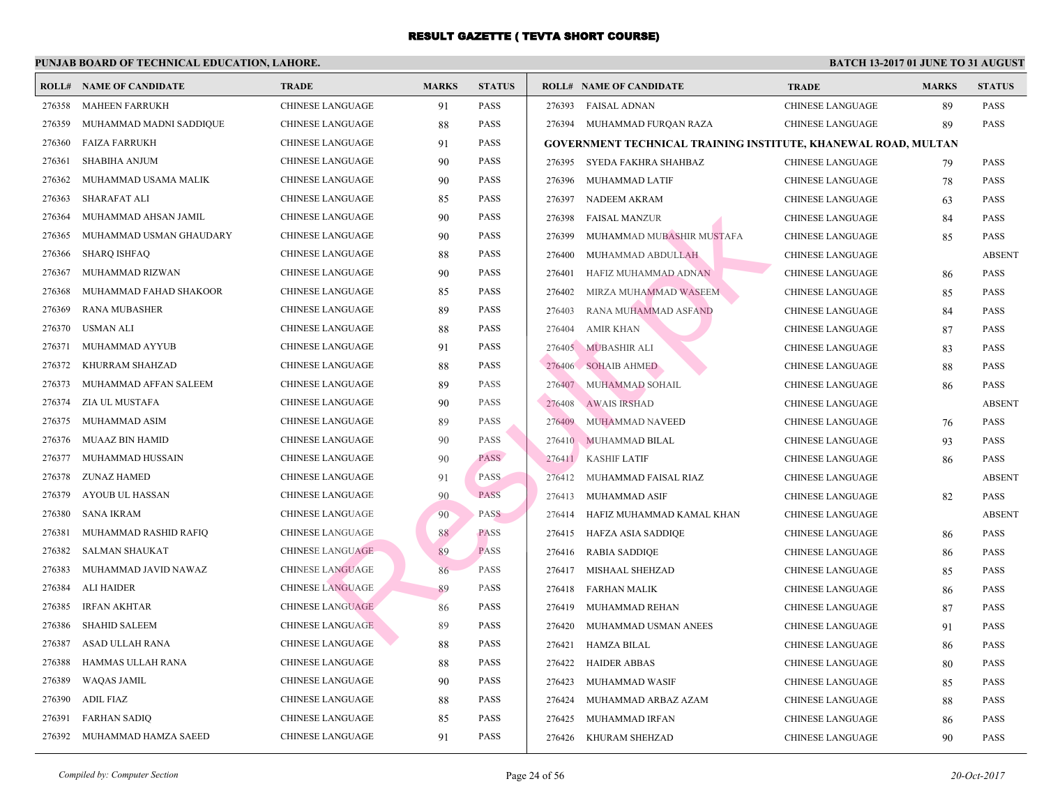# RESULT GAZETTE ( TEVTA SHORT COURSE)

**PUNJAB BOARD OF TECHNICAL EDUCATION, LAHORE.**

**BATCH 13-2017 01 JUNE TO 31 AUGUST**

| ROLL# | NAME OF CANDIDATE | TRADE | MARKS | STATUS |
|---|---|---|---|---|
| 276358 | MAHEEN FARRUKH | CHINESE LANGUAGE | 91 | PASS |
| 276359 | MUHAMMAD MADNI SADDIQUE | CHINESE LANGUAGE | 88 | PASS |
| 276360 | FAIZA FARRUKH | CHINESE LANGUAGE | 91 | PASS |
| 276361 | SHABIHA ANJUM | CHINESE LANGUAGE | 90 | PASS |
| 276362 | MUHAMMAD USAMA MALIK | CHINESE LANGUAGE | 90 | PASS |
| 276363 | SHARAFAT ALI | CHINESE LANGUAGE | 85 | PASS |
| 276364 | MUHAMMAD AHSAN JAMIL | CHINESE LANGUAGE | 90 | PASS |
| 276365 | MUHAMMAD USMAN GHAUDARY | CHINESE LANGUAGE | 90 | PASS |
| 276366 | SHARQ ISHFAQ | CHINESE LANGUAGE | 88 | PASS |
| 276367 | MUHAMMAD RIZWAN | CHINESE LANGUAGE | 90 | PASS |
| 276368 | MUHAMMAD FAHAD SHAKOOR | CHINESE LANGUAGE | 85 | PASS |
| 276369 | RANA MUBASHER | CHINESE LANGUAGE | 89 | PASS |
| 276370 | USMAN ALI | CHINESE LANGUAGE | 88 | PASS |
| 276371 | MUHAMMAD AYYUB | CHINESE LANGUAGE | 91 | PASS |
| 276372 | KHURRAM SHAHZAD | CHINESE LANGUAGE | 88 | PASS |
| 276373 | MUHAMMAD AFFAN SALEEM | CHINESE LANGUAGE | 89 | PASS |
| 276374 | ZIA UL MUSTAFA | CHINESE LANGUAGE | 90 | PASS |
| 276375 | MUHAMMAD ASIM | CHINESE LANGUAGE | 89 | PASS |
| 276376 | MUAAZ BIN HAMID | CHINESE LANGUAGE | 90 | PASS |
| 276377 | MUHAMMAD HUSSAIN | CHINESE LANGUAGE | 90 | PASS |
| 276378 | ZUNAZ HAMED | CHINESE LANGUAGE | 91 | PASS |
| 276379 | AYOUB UL HASSAN | CHINESE LANGUAGE | 90 | PASS |
| 276380 | SANA IKRAM | CHINESE LANGUAGE | 90 | PASS |
| 276381 | MUHAMMAD RASHID RAFIQ | CHINESE LANGUAGE | 88 | PASS |
| 276382 | SALMAN SHAUKAT | CHINESE LANGUAGE | 89 | PASS |
| 276383 | MUHAMMAD JAVID NAWAZ | CHINESE LANGUAGE | 86 | PASS |
| 276384 | ALI HAIDER | CHINESE LANGUAGE | 89 | PASS |
| 276385 | IRFAN AKHTAR | CHINESE LANGUAGE | 86 | PASS |
| 276386 | SHAHID SALEEM | CHINESE LANGUAGE | 89 | PASS |
| 276387 | ASAD ULLAH RANA | CHINESE LANGUAGE | 88 | PASS |
| 276388 | HAMMAS ULLAH RANA | CHINESE LANGUAGE | 88 | PASS |
| 276389 | WAQAS JAMIL | CHINESE LANGUAGE | 90 | PASS |
| 276390 | ADIL FIAZ | CHINESE LANGUAGE | 88 | PASS |
| 276391 | FARHAN SADIQ | CHINESE LANGUAGE | 85 | PASS |
| 276392 | MUHAMMAD HAMZA SAEED | CHINESE LANGUAGE | 91 | PASS |
| 276393 | FAISAL ADNAN | CHINESE LANGUAGE | 89 | PASS |
| 276394 | MUHAMMAD FURQAN RAZA | CHINESE LANGUAGE | 89 | PASS |

**GOVERNMENT TECHNICAL TRAINING INSTITUTE, KHANEWAL ROAD, MULTAN**

| ROLL# | NAME OF CANDIDATE | TRADE | MARKS | STATUS |
|---|---|---|---|---|
| 276395 | SYEDA FAKHRA SHAHBAZ | CHINESE LANGUAGE | 79 | PASS |
| 276396 | MUHAMMAD LATIF | CHINESE LANGUAGE | 78 | PASS |
| 276397 | NADEEM AKRAM | CHINESE LANGUAGE | 63 | PASS |
| 276398 | FAISAL MANZUR | CHINESE LANGUAGE | 84 | PASS |
| 276399 | MUHAMMAD MUBASHIR MUSTAFA | CHINESE LANGUAGE | 85 | PASS |
| 276400 | MUHAMMAD ABDULLAH | CHINESE LANGUAGE | | ABSENT |
| 276401 | HAFIZ MUHAMMAD ADNAN | CHINESE LANGUAGE | 86 | PASS |
| 276402 | MIRZA MUHAMMAD WASEEM | CHINESE LANGUAGE | 85 | PASS |
| 276403 | RANA MUHAMMAD ASFAND | CHINESE LANGUAGE | 84 | PASS |
| 276404 | AMIR KHAN | CHINESE LANGUAGE | 87 | PASS |
| 276405 | MUBASHIR ALI | CHINESE LANGUAGE | 83 | PASS |
| 276406 | SOHAIB AHMED | CHINESE LANGUAGE | 88 | PASS |
| 276407 | MUHAMMAD SOHAIL | CHINESE LANGUAGE | 86 | PASS |
| 276408 | AWAIS IRSHAD | CHINESE LANGUAGE | | ABSENT |
| 276409 | MUHAMMAD NAVEED | CHINESE LANGUAGE | 76 | PASS |
| 276410 | MUHAMMAD BILAL | CHINESE LANGUAGE | 93 | PASS |
| 276411 | KASHIF LATIF | CHINESE LANGUAGE | 86 | PASS |
| 276412 | MUHAMMAD FAISAL RIAZ | CHINESE LANGUAGE | | ABSENT |
| 276413 | MUHAMMAD ASIF | CHINESE LANGUAGE | 82 | PASS |
| 276414 | HAFIZ MUHAMMAD KAMAL KHAN | CHINESE LANGUAGE | | ABSENT |
| 276415 | HAFZA ASIA SADDIQE | CHINESE LANGUAGE | 86 | PASS |
| 276416 | RABIA SADDIQE | CHINESE LANGUAGE | 86 | PASS |
| 276417 | MISHAAL SHEHZAD | CHINESE LANGUAGE | 85 | PASS |
| 276418 | FARHAN MALIK | CHINESE LANGUAGE | 86 | PASS |
| 276419 | MUHAMMAD REHAN | CHINESE LANGUAGE | 87 | PASS |
| 276420 | MUHAMMAD USMAN ANEES | CHINESE LANGUAGE | 91 | PASS |
| 276421 | HAMZA BILAL | CHINESE LANGUAGE | 86 | PASS |
| 276422 | HAIDER ABBAS | CHINESE LANGUAGE | 80 | PASS |
| 276423 | MUHAMMAD WASIF | CHINESE LANGUAGE | 85 | PASS |
| 276424 | MUHAMMAD ARBAZ AZAM | CHINESE LANGUAGE | 88 | PASS |
| 276425 | MUHAMMAD IRFAN | CHINESE LANGUAGE | 86 | PASS |
| 276426 | KHURAM SHEHZAD | CHINESE LANGUAGE | 90 | PASS |

*Compiled by: Computer Section*

*20-Oct-2017*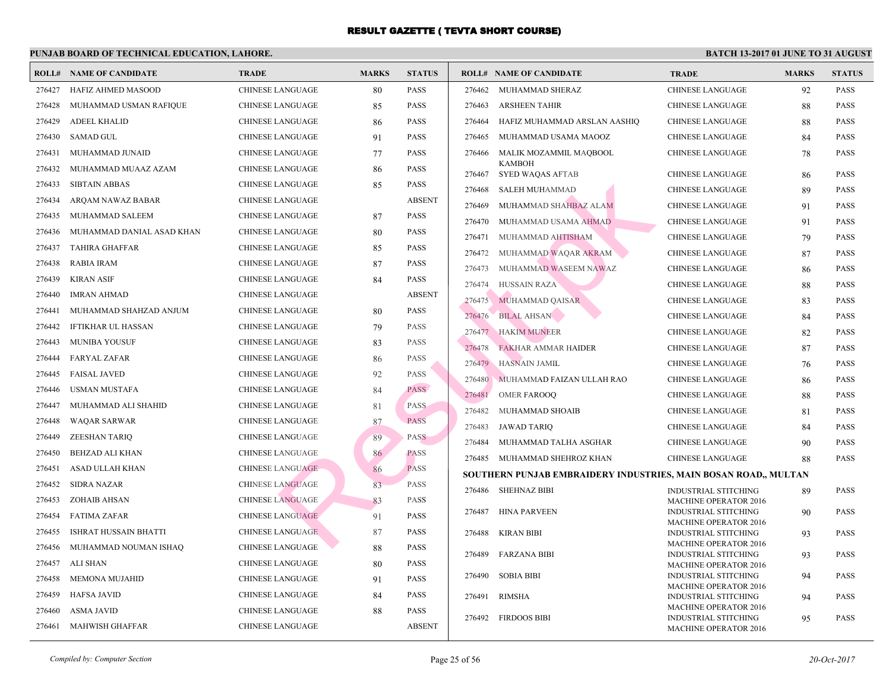# RESULT GAZETTE ( TEVTA SHORT COURSE)

**PUNJAB BOARD OF TECHNICAL EDUCATION, LAHORE.** | **BATCH 13-2017 01 JUNE TO 31 AUGUST**

| ROLL# | NAME OF CANDIDATE | TRADE | MARKS | STATUS |
|---|---|---|---|---|
| 276427 | HAFIZ AHMED MASOOD | CHINESE LANGUAGE | 80 | PASS |
| 276428 | MUHAMMAD USMAN RAFIQUE | CHINESE LANGUAGE | 85 | PASS |
| 276429 | ADEEL KHALID | CHINESE LANGUAGE | 86 | PASS |
| 276430 | SAMAD GUL | CHINESE LANGUAGE | 91 | PASS |
| 276431 | MUHAMMAD JUNAID | CHINESE LANGUAGE | 77 | PASS |
| 276432 | MUHAMMAD MUAAZ AZAM | CHINESE LANGUAGE | 86 | PASS |
| 276433 | SIBTAIN ABBAS | CHINESE LANGUAGE | 85 | PASS |
| 276434 | ARQAM NAWAZ BABAR | CHINESE LANGUAGE | | ABSENT |
| 276435 | MUHAMMAD SALEEM | CHINESE LANGUAGE | 87 | PASS |
| 276436 | MUHAMMAD DANIAL ASAD KHAN | CHINESE LANGUAGE | 80 | PASS |
| 276437 | TAHIRA GHAFFAR | CHINESE LANGUAGE | 85 | PASS |
| 276438 | RABIA IRAM | CHINESE LANGUAGE | 87 | PASS |
| 276439 | KIRAN ASIF | CHINESE LANGUAGE | 84 | PASS |
| 276440 | IMRAN AHMAD | CHINESE LANGUAGE | | ABSENT |
| 276441 | MUHAMMAD SHAHZAD ANJUM | CHINESE LANGUAGE | 80 | PASS |
| 276442 | IFTIKHAR UL HASSAN | CHINESE LANGUAGE | 79 | PASS |
| 276443 | MUNIBA YOUSUF | CHINESE LANGUAGE | 83 | PASS |
| 276444 | FARYAL ZAFAR | CHINESE LANGUAGE | 86 | PASS |
| 276445 | FAISAL JAVED | CHINESE LANGUAGE | 92 | PASS |
| 276446 | USMAN MUSTAFA | CHINESE LANGUAGE | 84 | PASS |
| 276447 | MUHAMMAD ALI SHAHID | CHINESE LANGUAGE | 81 | PASS |
| 276448 | WAQAR SARWAR | CHINESE LANGUAGE | 87 | PASS |
| 276449 | ZEESHAN TARIQ | CHINESE LANGUAGE | 89 | PASS |
| 276450 | BEHZAD ALI KHAN | CHINESE LANGUAGE | 86 | PASS |
| 276451 | ASAD ULLAH KHAN | CHINESE LANGUAGE | 86 | PASS |
| 276452 | SIDRA NAZAR | CHINESE LANGUAGE | 83 | PASS |
| 276453 | ZOHAIB AHSAN | CHINESE LANGUAGE | 83 | PASS |
| 276454 | FATIMA ZAFAR | CHINESE LANGUAGE | 91 | PASS |
| 276455 | ISHRAT HUSSAIN BHATTI | CHINESE LANGUAGE | 87 | PASS |
| 276456 | MUHAMMAD NOUMAN ISHAQ | CHINESE LANGUAGE | 88 | PASS |
| 276457 | ALI SHAN | CHINESE LANGUAGE | 80 | PASS |
| 276458 | MEMONA MUJAHID | CHINESE LANGUAGE | 91 | PASS |
| 276459 | HAFSA JAVID | CHINESE LANGUAGE | 84 | PASS |
| 276460 | ASMA JAVID | CHINESE LANGUAGE | 88 | PASS |
| 276461 | MAHWISH GHAFFAR | CHINESE LANGUAGE | | ABSENT |
| 276462 | MUHAMMAD SHERAZ | CHINESE LANGUAGE | 92 | PASS |
| 276463 | ARSHEEN TAHIR | CHINESE LANGUAGE | 88 | PASS |
| 276464 | HAFIZ MUHAMMAD ARSLAN AASHIQ | CHINESE LANGUAGE | 88 | PASS |
| 276465 | MUHAMMAD USAMA MAOOZ | CHINESE LANGUAGE | 84 | PASS |
| 276466 | MALIK MOZAMMIL MAQBOOL KAMBOH | CHINESE LANGUAGE | 78 | PASS |
| 276467 | SYED WAQAS AFTAB | CHINESE LANGUAGE | 86 | PASS |
| 276468 | SALEH MUHAMMAD | CHINESE LANGUAGE | 89 | PASS |
| 276469 | MUHAMMAD SHAHBAZ ALAM | CHINESE LANGUAGE | 91 | PASS |
| 276470 | MUHAMMAD USAMA AHMAD | CHINESE LANGUAGE | 91 | PASS |
| 276471 | MUHAMMAD AHTISHAM | CHINESE LANGUAGE | 79 | PASS |
| 276472 | MUHAMMAD WAQAR AKRAM | CHINESE LANGUAGE | 87 | PASS |
| 276473 | MUHAMMAD WASEEM NAWAZ | CHINESE LANGUAGE | 86 | PASS |
| 276474 | HUSSAIN RAZA | CHINESE LANGUAGE | 88 | PASS |
| 276475 | MUHAMMAD QAISAR | CHINESE LANGUAGE | 83 | PASS |
| 276476 | BILAL AHSAN | CHINESE LANGUAGE | 84 | PASS |
| 276477 | HAKIM MUNEER | CHINESE LANGUAGE | 82 | PASS |
| 276478 | FAKHAR AMMAR HAIDER | CHINESE LANGUAGE | 87 | PASS |
| 276479 | HASNAIN JAMIL | CHINESE LANGUAGE | 76 | PASS |
| 276480 | MUHAMMAD FAIZAN ULLAH RAO | CHINESE LANGUAGE | 86 | PASS |
| 276481 | OMER FAROOQ | CHINESE LANGUAGE | 88 | PASS |
| 276482 | MUHAMMAD SHOAIB | CHINESE LANGUAGE | 81 | PASS |
| 276483 | JAWAD TARIQ | CHINESE LANGUAGE | 84 | PASS |
| 276484 | MUHAMMAD TALHA ASGHAR | CHINESE LANGUAGE | 90 | PASS |
| 276485 | MUHAMMAD SHEHROZ KHAN | CHINESE LANGUAGE | 88 | PASS |

**SOUTHERN PUNJAB EMBRAIDERY INDUSTRIES, MAIN BOSAN ROAD,, MULTAN**

| ROLL# | NAME OF CANDIDATE | TRADE | MARKS | STATUS |
|---|---|---|---|---|
| 276486 | SHEHNAZ BIBI | INDUSTRIAL STITCHING MACHINE OPERATOR 2016 | 89 | PASS |
| 276487 | HINA PARVEEN | INDUSTRIAL STITCHING MACHINE OPERATOR 2016 | 90 | PASS |
| 276488 | KIRAN BIBI | INDUSTRIAL STITCHING MACHINE OPERATOR 2016 | 93 | PASS |
| 276489 | FARZANA BIBI | INDUSTRIAL STITCHING MACHINE OPERATOR 2016 | 93 | PASS |
| 276490 | SOBIA BIBI | INDUSTRIAL STITCHING MACHINE OPERATOR 2016 | 94 | PASS |
| 276491 | RIMSHA | INDUSTRIAL STITCHING MACHINE OPERATOR 2016 | 94 | PASS |
| 276492 | FIRDOOS BIBI | INDUSTRIAL STITCHING MACHINE OPERATOR 2016 | 95 | PASS |

*Compiled by: Computer Section* | *20-Oct-2017*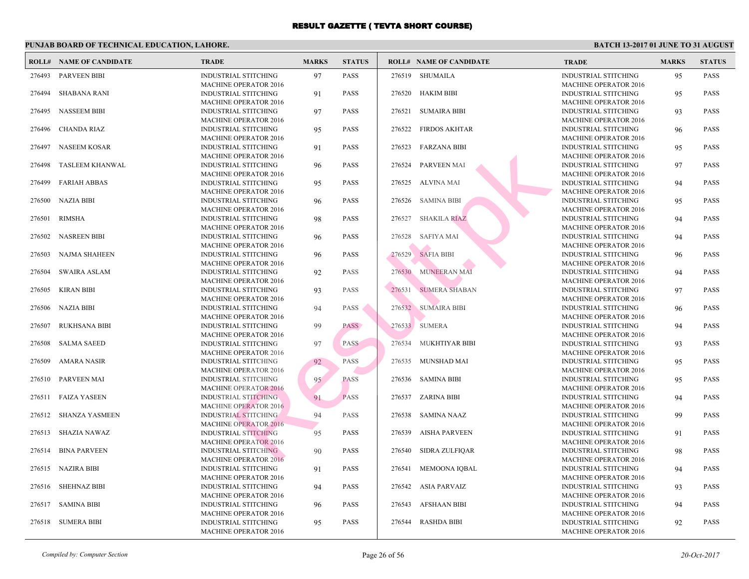# RESULT GAZETTE ( TEVTA SHORT COURSE)

## PUNJAB BOARD OF TECHNICAL EDUCATION, LAHORE.

**BATCH 13-2017 01 JUNE TO 31 AUGUST**

| ROLL# | NAME OF CANDIDATE | TRADE | MARKS | STATUS |
|---|---|---|---|---|
| 276493 | PARVEEN BIBI | INDUSTRIAL STITCHING MACHINE OPERATOR 2016 | 97 | PASS |
| 276494 | SHABANA RANI | INDUSTRIAL STITCHING MACHINE OPERATOR 2016 | 91 | PASS |
| 276495 | NASSEEM BIBI | INDUSTRIAL STITCHING MACHINE OPERATOR 2016 | 97 | PASS |
| 276496 | CHANDA RIAZ | INDUSTRIAL STITCHING MACHINE OPERATOR 2016 | 95 | PASS |
| 276497 | NASEEM KOSAR | INDUSTRIAL STITCHING MACHINE OPERATOR 2016 | 91 | PASS |
| 276498 | TASLEEM KHANWAL | INDUSTRIAL STITCHING MACHINE OPERATOR 2016 | 96 | PASS |
| 276499 | FARIAH ABBAS | INDUSTRIAL STITCHING MACHINE OPERATOR 2016 | 95 | PASS |
| 276500 | NAZIA BIBI | INDUSTRIAL STITCHING MACHINE OPERATOR 2016 | 96 | PASS |
| 276501 | RIMSHA | INDUSTRIAL STITCHING MACHINE OPERATOR 2016 | 98 | PASS |
| 276502 | NASREEN BIBI | INDUSTRIAL STITCHING MACHINE OPERATOR 2016 | 96 | PASS |
| 276503 | NAJMA SHAHEEN | INDUSTRIAL STITCHING MACHINE OPERATOR 2016 | 96 | PASS |
| 276504 | SWAIRA ASLAM | INDUSTRIAL STITCHING MACHINE OPERATOR 2016 | 92 | PASS |
| 276505 | KIRAN BIBI | INDUSTRIAL STITCHING MACHINE OPERATOR 2016 | 93 | PASS |
| 276506 | NAZIA BIBI | INDUSTRIAL STITCHING MACHINE OPERATOR 2016 | 94 | PASS |
| 276507 | RUKHSANA BIBI | INDUSTRIAL STITCHING MACHINE OPERATOR 2016 | 99 | PASS |
| 276508 | SALMA SAEED | INDUSTRIAL STITCHING MACHINE OPERATOR 2016 | 97 | PASS |
| 276509 | AMARA NASIR | INDUSTRIAL STITCHING MACHINE OPERATOR 2016 | 92 | PASS |
| 276510 | PARVEEN MAI | INDUSTRIAL STITCHING MACHINE OPERATOR 2016 | 95 | PASS |
| 276511 | FAIZA YASEEN | INDUSTRIAL STITCHING MACHINE OPERATOR 2016 | 91 | PASS |
| 276512 | SHANZA YASMEEN | INDUSTRIAL STITCHING MACHINE OPERATOR 2016 | 94 | PASS |
| 276513 | SHAZIA NAWAZ | INDUSTRIAL STITCHING MACHINE OPERATOR 2016 | 95 | PASS |
| 276514 | BINA PARVEEN | INDUSTRIAL STITCHING MACHINE OPERATOR 2016 | 90 | PASS |
| 276515 | NAZIRA BIBI | INDUSTRIAL STITCHING MACHINE OPERATOR 2016 | 91 | PASS |
| 276516 | SHEHNAZ BIBI | INDUSTRIAL STITCHING MACHINE OPERATOR 2016 | 94 | PASS |
| 276517 | SAMINA BIBI | INDUSTRIAL STITCHING MACHINE OPERATOR 2016 | 96 | PASS |
| 276518 | SUMERA BIBI | INDUSTRIAL STITCHING MACHINE OPERATOR 2016 | 95 | PASS |
| 276519 | SHUMAILA | INDUSTRIAL STITCHING MACHINE OPERATOR 2016 | 95 | PASS |
| 276520 | HAKIM BIBI | INDUSTRIAL STITCHING MACHINE OPERATOR 2016 | 95 | PASS |
| 276521 | SUMAIRA BIBI | INDUSTRIAL STITCHING MACHINE OPERATOR 2016 | 93 | PASS |
| 276522 | FIRDOS AKHTAR | INDUSTRIAL STITCHING MACHINE OPERATOR 2016 | 96 | PASS |
| 276523 | FARZANA BIBI | INDUSTRIAL STITCHING MACHINE OPERATOR 2016 | 95 | PASS |
| 276524 | PARVEEN MAI | INDUSTRIAL STITCHING MACHINE OPERATOR 2016 | 97 | PASS |
| 276525 | ALVINA MAI | INDUSTRIAL STITCHING MACHINE OPERATOR 2016 | 94 | PASS |
| 276526 | SAMINA BIBI | INDUSTRIAL STITCHING MACHINE OPERATOR 2016 | 95 | PASS |
| 276527 | SHAKILA RIAZ | INDUSTRIAL STITCHING MACHINE OPERATOR 2016 | 94 | PASS |
| 276528 | SAFIYA MAI | INDUSTRIAL STITCHING MACHINE OPERATOR 2016 | 94 | PASS |
| 276529 | SAFIA BIBI | INDUSTRIAL STITCHING MACHINE OPERATOR 2016 | 96 | PASS |
| 276530 | MUNEERAN MAI | INDUSTRIAL STITCHING MACHINE OPERATOR 2016 | 94 | PASS |
| 276531 | SUMERA SHABAN | INDUSTRIAL STITCHING MACHINE OPERATOR 2016 | 97 | PASS |
| 276532 | SUMAIRA BIBI | INDUSTRIAL STITCHING MACHINE OPERATOR 2016 | 96 | PASS |
| 276533 | SUMERA | INDUSTRIAL STITCHING MACHINE OPERATOR 2016 | 94 | PASS |
| 276534 | MUKHTIYAR BIBI | INDUSTRIAL STITCHING MACHINE OPERATOR 2016 | 93 | PASS |
| 276535 | MUNSHAD MAI | INDUSTRIAL STITCHING MACHINE OPERATOR 2016 | 95 | PASS |
| 276536 | SAMINA BIBI | INDUSTRIAL STITCHING MACHINE OPERATOR 2016 | 95 | PASS |
| 276537 | ZARINA BIBI | INDUSTRIAL STITCHING MACHINE OPERATOR 2016 | 94 | PASS |
| 276538 | SAMINA NAAZ | INDUSTRIAL STITCHING MACHINE OPERATOR 2016 | 99 | PASS |
| 276539 | AISHA PARVEEN | INDUSTRIAL STITCHING MACHINE OPERATOR 2016 | 91 | PASS |
| 276540 | SIDRA ZULFIQAR | INDUSTRIAL STITCHING MACHINE OPERATOR 2016 | 98 | PASS |
| 276541 | MEMOONA IQBAL | INDUSTRIAL STITCHING MACHINE OPERATOR 2016 | 94 | PASS |
| 276542 | ASIA PARVAIZ | INDUSTRIAL STITCHING MACHINE OPERATOR 2016 | 93 | PASS |
| 276543 | AFSHAAN BIBI | INDUSTRIAL STITCHING MACHINE OPERATOR 2016 | 94 | PASS |
| 276544 | RASHDA BIBI | INDUSTRIAL STITCHING MACHINE OPERATOR 2016 | 92 | PASS |

*Compiled by: Computer Section*

*20-Oct-2017*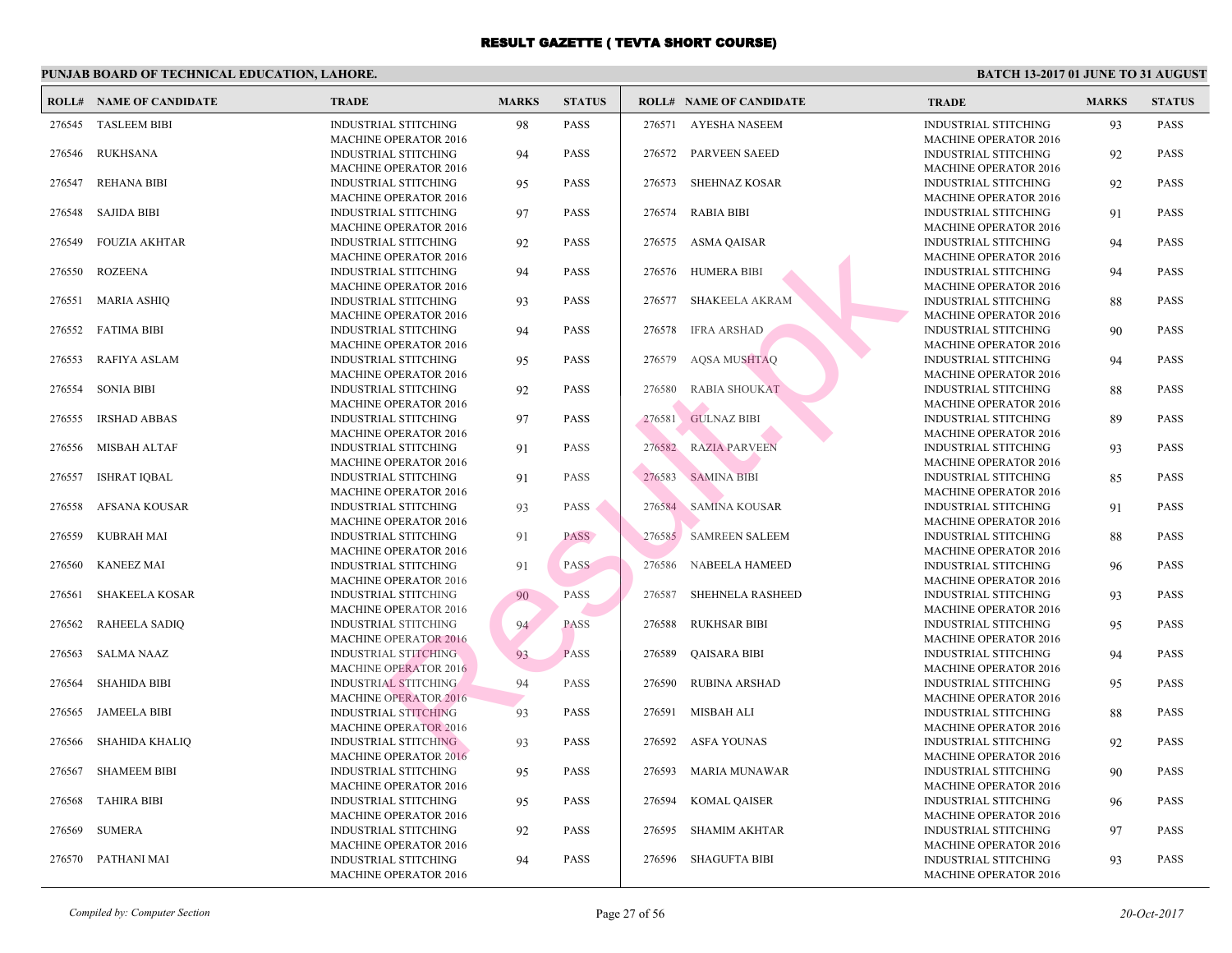# RESULT GAZETTE ( TEVTA SHORT COURSE)

**PUNJAB BOARD OF TECHNICAL EDUCATION, LAHORE.**

**BATCH 13-2017 01 JUNE TO 31 AUGUST**

| ROLL# | NAME OF CANDIDATE | TRADE | MARKS | STATUS |
|---|---|---|---|---|
| 276545 | TASLEEM BIBI | INDUSTRIAL STITCHING MACHINE OPERATOR 2016 | 98 | PASS |
| 276546 | RUKHSANA | INDUSTRIAL STITCHING MACHINE OPERATOR 2016 | 94 | PASS |
| 276547 | REHANA BIBI | INDUSTRIAL STITCHING MACHINE OPERATOR 2016 | 95 | PASS |
| 276548 | SAJIDA BIBI | INDUSTRIAL STITCHING MACHINE OPERATOR 2016 | 97 | PASS |
| 276549 | FOUZIA AKHTAR | INDUSTRIAL STITCHING MACHINE OPERATOR 2016 | 92 | PASS |
| 276550 | ROZEENA | INDUSTRIAL STITCHING MACHINE OPERATOR 2016 | 94 | PASS |
| 276551 | MARIA ASHIQ | INDUSTRIAL STITCHING MACHINE OPERATOR 2016 | 93 | PASS |
| 276552 | FATIMA BIBI | INDUSTRIAL STITCHING MACHINE OPERATOR 2016 | 94 | PASS |
| 276553 | RAFIYA ASLAM | INDUSTRIAL STITCHING MACHINE OPERATOR 2016 | 95 | PASS |
| 276554 | SONIA BIBI | INDUSTRIAL STITCHING MACHINE OPERATOR 2016 | 92 | PASS |
| 276555 | IRSHAD ABBAS | INDUSTRIAL STITCHING MACHINE OPERATOR 2016 | 97 | PASS |
| 276556 | MISBAH ALTAF | INDUSTRIAL STITCHING MACHINE OPERATOR 2016 | 91 | PASS |
| 276557 | ISHRAT IQBAL | INDUSTRIAL STITCHING MACHINE OPERATOR 2016 | 91 | PASS |
| 276558 | AFSANA KOUSAR | INDUSTRIAL STITCHING MACHINE OPERATOR 2016 | 93 | PASS |
| 276559 | KUBRAH MAI | INDUSTRIAL STITCHING MACHINE OPERATOR 2016 | 91 | PASS |
| 276560 | KANEEZ MAI | INDUSTRIAL STITCHING MACHINE OPERATOR 2016 | 91 | PASS |
| 276561 | SHAKEELA KOSAR | INDUSTRIAL STITCHING MACHINE OPERATOR 2016 | 90 | PASS |
| 276562 | RAHEELA SADIQ | INDUSTRIAL STITCHING MACHINE OPERATOR 2016 | 94 | PASS |
| 276563 | SALMA NAAZ | INDUSTRIAL STITCHING MACHINE OPERATOR 2016 | 93 | PASS |
| 276564 | SHAHIDA BIBI | INDUSTRIAL STITCHING MACHINE OPERATOR 2016 | 94 | PASS |
| 276565 | JAMEELA BIBI | INDUSTRIAL STITCHING MACHINE OPERATOR 2016 | 93 | PASS |
| 276566 | SHAHIDA KHALIQ | INDUSTRIAL STITCHING MACHINE OPERATOR 2016 | 93 | PASS |
| 276567 | SHAMEEM BIBI | INDUSTRIAL STITCHING MACHINE OPERATOR 2016 | 95 | PASS |
| 276568 | TAHIRA BIBI | INDUSTRIAL STITCHING MACHINE OPERATOR 2016 | 95 | PASS |
| 276569 | SUMERA | INDUSTRIAL STITCHING MACHINE OPERATOR 2016 | 92 | PASS |
| 276570 | PATHANI MAI | INDUSTRIAL STITCHING MACHINE OPERATOR 2016 | 94 | PASS |
| 276571 | AYESHA NASEEM | INDUSTRIAL STITCHING MACHINE OPERATOR 2016 | 93 | PASS |
| 276572 | PARVEEN SAEED | INDUSTRIAL STITCHING MACHINE OPERATOR 2016 | 92 | PASS |
| 276573 | SHEHNAZ KOSAR | INDUSTRIAL STITCHING MACHINE OPERATOR 2016 | 92 | PASS |
| 276574 | RABIA BIBI | INDUSTRIAL STITCHING MACHINE OPERATOR 2016 | 91 | PASS |
| 276575 | ASMA QAISAR | INDUSTRIAL STITCHING MACHINE OPERATOR 2016 | 94 | PASS |
| 276576 | HUMERA BIBI | INDUSTRIAL STITCHING MACHINE OPERATOR 2016 | 94 | PASS |
| 276577 | SHAKEELA AKRAM | INDUSTRIAL STITCHING MACHINE OPERATOR 2016 | 88 | PASS |
| 276578 | IFRA ARSHAD | INDUSTRIAL STITCHING MACHINE OPERATOR 2016 | 90 | PASS |
| 276579 | AQSA MUSHTAQ | INDUSTRIAL STITCHING MACHINE OPERATOR 2016 | 94 | PASS |
| 276580 | RABIA SHOUKAT | INDUSTRIAL STITCHING MACHINE OPERATOR 2016 | 88 | PASS |
| 276581 | GULNAZ BIBI | INDUSTRIAL STITCHING MACHINE OPERATOR 2016 | 89 | PASS |
| 276582 | RAZIA PARVEEN | INDUSTRIAL STITCHING MACHINE OPERATOR 2016 | 93 | PASS |
| 276583 | SAMINA BIBI | INDUSTRIAL STITCHING MACHINE OPERATOR 2016 | 85 | PASS |
| 276584 | SAMINA KOUSAR | INDUSTRIAL STITCHING MACHINE OPERATOR 2016 | 91 | PASS |
| 276585 | SAMREEN SALEEM | INDUSTRIAL STITCHING MACHINE OPERATOR 2016 | 88 | PASS |
| 276586 | NABEELA HAMEED | INDUSTRIAL STITCHING MACHINE OPERATOR 2016 | 96 | PASS |
| 276587 | SHEHNELA RASHEED | INDUSTRIAL STITCHING MACHINE OPERATOR 2016 | 93 | PASS |
| 276588 | RUKHSAR BIBI | INDUSTRIAL STITCHING MACHINE OPERATOR 2016 | 95 | PASS |
| 276589 | QAISARA BIBI | INDUSTRIAL STITCHING MACHINE OPERATOR 2016 | 94 | PASS |
| 276590 | RUBINA ARSHAD | INDUSTRIAL STITCHING MACHINE OPERATOR 2016 | 95 | PASS |
| 276591 | MISBAH ALI | INDUSTRIAL STITCHING MACHINE OPERATOR 2016 | 88 | PASS |
| 276592 | ASFA YOUNAS | INDUSTRIAL STITCHING MACHINE OPERATOR 2016 | 92 | PASS |
| 276593 | MARIA MUNAWAR | INDUSTRIAL STITCHING MACHINE OPERATOR 2016 | 90 | PASS |
| 276594 | KOMAL QAISER | INDUSTRIAL STITCHING MACHINE OPERATOR 2016 | 96 | PASS |
| 276595 | SHAMIM AKHTAR | INDUSTRIAL STITCHING MACHINE OPERATOR 2016 | 97 | PASS |
| 276596 | SHAGUFTA BIBI | INDUSTRIAL STITCHING MACHINE OPERATOR 2016 | 93 | PASS |

*Compiled by: Computer Section*

*20-Oct-2017*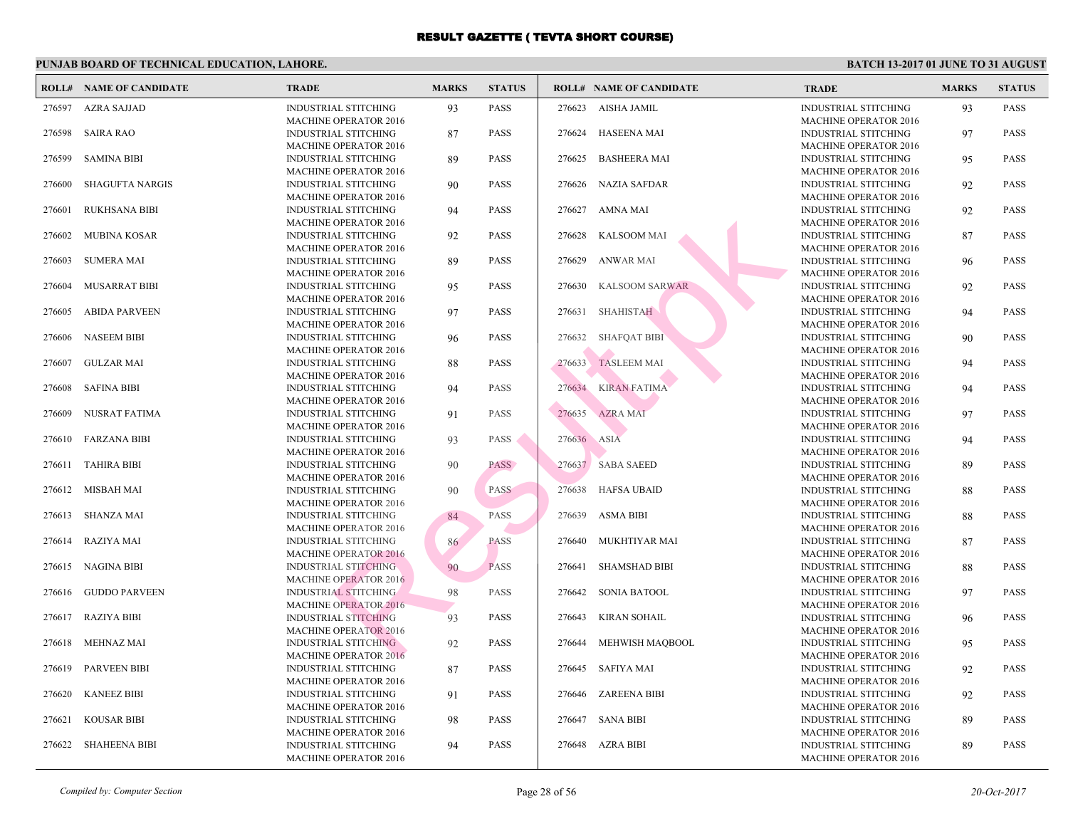# RESULT GAZETTE ( TEVTA SHORT COURSE)

## PUNJAB BOARD OF TECHNICAL EDUCATION, LAHORE.

**BATCH 13-2017 01 JUNE TO 31 AUGUST**

| ROLL# | NAME OF CANDIDATE | TRADE | MARKS | STATUS |
|---|---|---|---|---|
| 276597 | AZRA SAJJAD | INDUSTRIAL STITCHING MACHINE OPERATOR 2016 | 93 | PASS |
| 276598 | SAIRA RAO | INDUSTRIAL STITCHING MACHINE OPERATOR 2016 | 87 | PASS |
| 276599 | SAMINA BIBI | INDUSTRIAL STITCHING MACHINE OPERATOR 2016 | 89 | PASS |
| 276600 | SHAGUFTA NARGIS | INDUSTRIAL STITCHING MACHINE OPERATOR 2016 | 90 | PASS |
| 276601 | RUKHSANA BIBI | INDUSTRIAL STITCHING MACHINE OPERATOR 2016 | 94 | PASS |
| 276602 | MUBINA KOSAR | INDUSTRIAL STITCHING MACHINE OPERATOR 2016 | 92 | PASS |
| 276603 | SUMERA MAI | INDUSTRIAL STITCHING MACHINE OPERATOR 2016 | 89 | PASS |
| 276604 | MUSARRAT BIBI | INDUSTRIAL STITCHING MACHINE OPERATOR 2016 | 95 | PASS |
| 276605 | ABIDA PARVEEN | INDUSTRIAL STITCHING MACHINE OPERATOR 2016 | 97 | PASS |
| 276606 | NASEEM BIBI | INDUSTRIAL STITCHING MACHINE OPERATOR 2016 | 96 | PASS |
| 276607 | GULZAR MAI | INDUSTRIAL STITCHING MACHINE OPERATOR 2016 | 88 | PASS |
| 276608 | SAFINA BIBI | INDUSTRIAL STITCHING MACHINE OPERATOR 2016 | 94 | PASS |
| 276609 | NUSRAT FATIMA | INDUSTRIAL STITCHING MACHINE OPERATOR 2016 | 91 | PASS |
| 276610 | FARZANA BIBI | INDUSTRIAL STITCHING MACHINE OPERATOR 2016 | 93 | PASS |
| 276611 | TAHIRA BIBI | INDUSTRIAL STITCHING MACHINE OPERATOR 2016 | 90 | PASS |
| 276612 | MISBAH MAI | INDUSTRIAL STITCHING MACHINE OPERATOR 2016 | 90 | PASS |
| 276613 | SHANZA MAI | INDUSTRIAL STITCHING MACHINE OPERATOR 2016 | 84 | PASS |
| 276614 | RAZIYA MAI | INDUSTRIAL STITCHING MACHINE OPERATOR 2016 | 86 | PASS |
| 276615 | NAGINA BIBI | INDUSTRIAL STITCHING MACHINE OPERATOR 2016 | 90 | PASS |
| 276616 | GUDDO PARVEEN | INDUSTRIAL STITCHING MACHINE OPERATOR 2016 | 98 | PASS |
| 276617 | RAZIYA BIBI | INDUSTRIAL STITCHING MACHINE OPERATOR 2016 | 93 | PASS |
| 276618 | MEHNAZ MAI | INDUSTRIAL STITCHING MACHINE OPERATOR 2016 | 92 | PASS |
| 276619 | PARVEEN BIBI | INDUSTRIAL STITCHING MACHINE OPERATOR 2016 | 87 | PASS |
| 276620 | KANEEZ BIBI | INDUSTRIAL STITCHING MACHINE OPERATOR 2016 | 91 | PASS |
| 276621 | KOUSAR BIBI | INDUSTRIAL STITCHING MACHINE OPERATOR 2016 | 98 | PASS |
| 276622 | SHAHEENA BIBI | INDUSTRIAL STITCHING MACHINE OPERATOR 2016 | 94 | PASS |
| 276623 | AISHA JAMIL | INDUSTRIAL STITCHING MACHINE OPERATOR 2016 | 93 | PASS |
| 276624 | HASEENA MAI | INDUSTRIAL STITCHING MACHINE OPERATOR 2016 | 97 | PASS |
| 276625 | BASHEERA MAI | INDUSTRIAL STITCHING MACHINE OPERATOR 2016 | 95 | PASS |
| 276626 | NAZIA SAFDAR | INDUSTRIAL STITCHING MACHINE OPERATOR 2016 | 92 | PASS |
| 276627 | AMNA MAI | INDUSTRIAL STITCHING MACHINE OPERATOR 2016 | 92 | PASS |
| 276628 | KALSOOM MAI | INDUSTRIAL STITCHING MACHINE OPERATOR 2016 | 87 | PASS |
| 276629 | ANWAR MAI | INDUSTRIAL STITCHING MACHINE OPERATOR 2016 | 96 | PASS |
| 276630 | KALSOOM SARWAR | INDUSTRIAL STITCHING MACHINE OPERATOR 2016 | 92 | PASS |
| 276631 | SHAHISTAH | INDUSTRIAL STITCHING MACHINE OPERATOR 2016 | 94 | PASS |
| 276632 | SHAFQAT BIBI | INDUSTRIAL STITCHING MACHINE OPERATOR 2016 | 90 | PASS |
| 276633 | TASLEEM MAI | INDUSTRIAL STITCHING MACHINE OPERATOR 2016 | 94 | PASS |
| 276634 | KIRAN FATIMA | INDUSTRIAL STITCHING MACHINE OPERATOR 2016 | 94 | PASS |
| 276635 | AZRA MAI | INDUSTRIAL STITCHING MACHINE OPERATOR 2016 | 97 | PASS |
| 276636 | ASIA | INDUSTRIAL STITCHING MACHINE OPERATOR 2016 | 94 | PASS |
| 276637 | SABA SAEED | INDUSTRIAL STITCHING MACHINE OPERATOR 2016 | 89 | PASS |
| 276638 | HAFSA UBAID | INDUSTRIAL STITCHING MACHINE OPERATOR 2016 | 88 | PASS |
| 276639 | ASMA BIBI | INDUSTRIAL STITCHING MACHINE OPERATOR 2016 | 88 | PASS |
| 276640 | MUKHTIYAR MAI | INDUSTRIAL STITCHING MACHINE OPERATOR 2016 | 87 | PASS |
| 276641 | SHAMSHAD BIBI | INDUSTRIAL STITCHING MACHINE OPERATOR 2016 | 88 | PASS |
| 276642 | SONIA BATOOL | INDUSTRIAL STITCHING MACHINE OPERATOR 2016 | 97 | PASS |
| 276643 | KIRAN SOHAIL | INDUSTRIAL STITCHING MACHINE OPERATOR 2016 | 96 | PASS |
| 276644 | MEHWISH MAQBOOL | INDUSTRIAL STITCHING MACHINE OPERATOR 2016 | 95 | PASS |
| 276645 | SAFIYA MAI | INDUSTRIAL STITCHING MACHINE OPERATOR 2016 | 92 | PASS |
| 276646 | ZAREENA BIBI | INDUSTRIAL STITCHING MACHINE OPERATOR 2016 | 92 | PASS |
| 276647 | SANA BIBI | INDUSTRIAL STITCHING MACHINE OPERATOR 2016 | 89 | PASS |
| 276648 | AZRA BIBI | INDUSTRIAL STITCHING MACHINE OPERATOR 2016 | 89 | PASS |

*Compiled by: Computer Section*

*20-Oct-2017*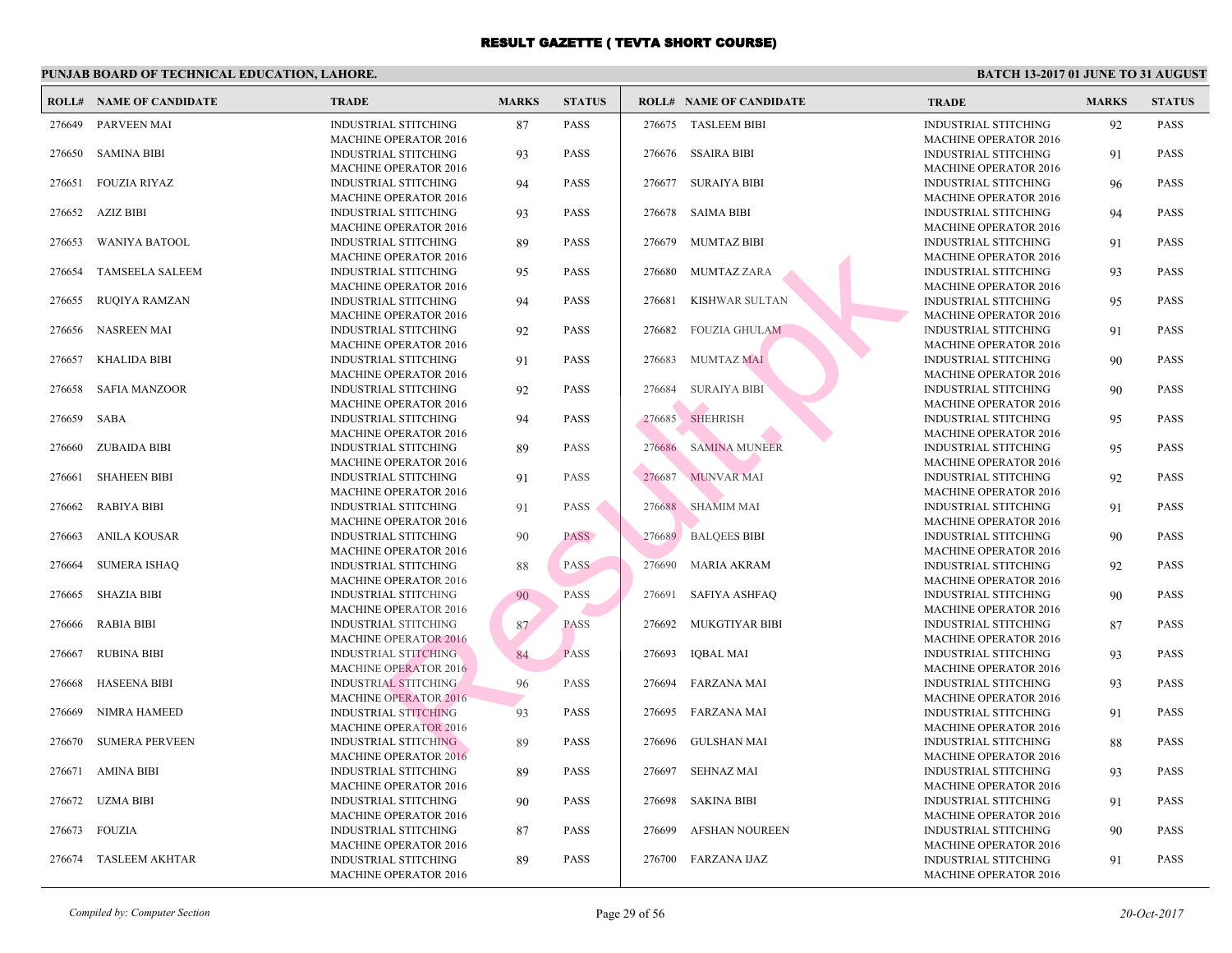# RESULT GAZETTE ( TEVTA SHORT COURSE)

**PUNJAB BOARD OF TECHNICAL EDUCATION, LAHORE.**

**BATCH 13-2017 01 JUNE TO 31 AUGUST**

| ROLL# | NAME OF CANDIDATE | TRADE | MARKS | STATUS |
|---|---|---|---|---|
| 276649 | PARVEEN MAI | INDUSTRIAL STITCHING MACHINE OPERATOR 2016 | 87 | PASS |
| 276650 | SAMINA BIBI | INDUSTRIAL STITCHING MACHINE OPERATOR 2016 | 93 | PASS |
| 276651 | FOUZIA RIYAZ | INDUSTRIAL STITCHING MACHINE OPERATOR 2016 | 94 | PASS |
| 276652 | AZIZ BIBI | INDUSTRIAL STITCHING MACHINE OPERATOR 2016 | 93 | PASS |
| 276653 | WANIYA BATOOL | INDUSTRIAL STITCHING MACHINE OPERATOR 2016 | 89 | PASS |
| 276654 | TAMSEELA SALEEM | INDUSTRIAL STITCHING MACHINE OPERATOR 2016 | 95 | PASS |
| 276655 | RUQIYA RAMZAN | INDUSTRIAL STITCHING MACHINE OPERATOR 2016 | 94 | PASS |
| 276656 | NASREEN MAI | INDUSTRIAL STITCHING MACHINE OPERATOR 2016 | 92 | PASS |
| 276657 | KHALIDA BIBI | INDUSTRIAL STITCHING MACHINE OPERATOR 2016 | 91 | PASS |
| 276658 | SAFIA MANZOOR | INDUSTRIAL STITCHING MACHINE OPERATOR 2016 | 92 | PASS |
| 276659 | SABA | INDUSTRIAL STITCHING MACHINE OPERATOR 2016 | 94 | PASS |
| 276660 | ZUBAIDA BIBI | INDUSTRIAL STITCHING MACHINE OPERATOR 2016 | 89 | PASS |
| 276661 | SHAHEEN BIBI | INDUSTRIAL STITCHING MACHINE OPERATOR 2016 | 91 | PASS |
| 276662 | RABIYA BIBI | INDUSTRIAL STITCHING MACHINE OPERATOR 2016 | 91 | PASS |
| 276663 | ANILA KOUSAR | INDUSTRIAL STITCHING MACHINE OPERATOR 2016 | 90 | PASS |
| 276664 | SUMERA ISHAQ | INDUSTRIAL STITCHING MACHINE OPERATOR 2016 | 88 | PASS |
| 276665 | SHAZIA BIBI | INDUSTRIAL STITCHING MACHINE OPERATOR 2016 | 90 | PASS |
| 276666 | RABIA BIBI | INDUSTRIAL STITCHING MACHINE OPERATOR 2016 | 87 | PASS |
| 276667 | RUBINA BIBI | INDUSTRIAL STITCHING MACHINE OPERATOR 2016 | 84 | PASS |
| 276668 | HASEENA BIBI | INDUSTRIAL STITCHING MACHINE OPERATOR 2016 | 96 | PASS |
| 276669 | NIMRA HAMEED | INDUSTRIAL STITCHING MACHINE OPERATOR 2016 | 93 | PASS |
| 276670 | SUMERA PERVEEN | INDUSTRIAL STITCHING MACHINE OPERATOR 2016 | 89 | PASS |
| 276671 | AMINA BIBI | INDUSTRIAL STITCHING MACHINE OPERATOR 2016 | 89 | PASS |
| 276672 | UZMA BIBI | INDUSTRIAL STITCHING MACHINE OPERATOR 2016 | 90 | PASS |
| 276673 | FOUZIA | INDUSTRIAL STITCHING MACHINE OPERATOR 2016 | 87 | PASS |
| 276674 | TASLEEM AKHTAR | INDUSTRIAL STITCHING MACHINE OPERATOR 2016 | 89 | PASS |
| 276675 | TASLEEM BIBI | INDUSTRIAL STITCHING MACHINE OPERATOR 2016 | 92 | PASS |
| 276676 | SSAIRA BIBI | INDUSTRIAL STITCHING MACHINE OPERATOR 2016 | 91 | PASS |
| 276677 | SURAIYA BIBI | INDUSTRIAL STITCHING MACHINE OPERATOR 2016 | 96 | PASS |
| 276678 | SAIMA BIBI | INDUSTRIAL STITCHING MACHINE OPERATOR 2016 | 94 | PASS |
| 276679 | MUMTAZ BIBI | INDUSTRIAL STITCHING MACHINE OPERATOR 2016 | 91 | PASS |
| 276680 | MUMTAZ ZARA | INDUSTRIAL STITCHING MACHINE OPERATOR 2016 | 93 | PASS |
| 276681 | KISHWAR SULTAN | INDUSTRIAL STITCHING MACHINE OPERATOR 2016 | 95 | PASS |
| 276682 | FOUZIA GHULAM | INDUSTRIAL STITCHING MACHINE OPERATOR 2016 | 91 | PASS |
| 276683 | MUMTAZ MAI | INDUSTRIAL STITCHING MACHINE OPERATOR 2016 | 90 | PASS |
| 276684 | SURAIYA BIBI | INDUSTRIAL STITCHING MACHINE OPERATOR 2016 | 90 | PASS |
| 276685 | SHEHRISH | INDUSTRIAL STITCHING MACHINE OPERATOR 2016 | 95 | PASS |
| 276686 | SAMINA MUNEER | INDUSTRIAL STITCHING MACHINE OPERATOR 2016 | 95 | PASS |
| 276687 | MUNVAR MAI | INDUSTRIAL STITCHING MACHINE OPERATOR 2016 | 92 | PASS |
| 276688 | SHAMIM MAI | INDUSTRIAL STITCHING MACHINE OPERATOR 2016 | 91 | PASS |
| 276689 | BALQEES BIBI | INDUSTRIAL STITCHING MACHINE OPERATOR 2016 | 90 | PASS |
| 276690 | MARIA AKRAM | INDUSTRIAL STITCHING MACHINE OPERATOR 2016 | 92 | PASS |
| 276691 | SAFIYA ASHFAQ | INDUSTRIAL STITCHING MACHINE OPERATOR 2016 | 90 | PASS |
| 276692 | MUKGTIYAR BIBI | INDUSTRIAL STITCHING MACHINE OPERATOR 2016 | 87 | PASS |
| 276693 | IQBAL MAI | INDUSTRIAL STITCHING MACHINE OPERATOR 2016 | 93 | PASS |
| 276694 | FARZANA MAI | INDUSTRIAL STITCHING MACHINE OPERATOR 2016 | 93 | PASS |
| 276695 | FARZANA MAI | INDUSTRIAL STITCHING MACHINE OPERATOR 2016 | 91 | PASS |
| 276696 | GULSHAN MAI | INDUSTRIAL STITCHING MACHINE OPERATOR 2016 | 88 | PASS |
| 276697 | SEHNAZ MAI | INDUSTRIAL STITCHING MACHINE OPERATOR 2016 | 93 | PASS |
| 276698 | SAKINA BIBI | INDUSTRIAL STITCHING MACHINE OPERATOR 2016 | 91 | PASS |
| 276699 | AFSHAN NOUREEN | INDUSTRIAL STITCHING MACHINE OPERATOR 2016 | 90 | PASS |
| 276700 | FARZANA IJAZ | INDUSTRIAL STITCHING MACHINE OPERATOR 2016 | 91 | PASS |

*Compiled by: Computer Section*

*20-Oct-2017*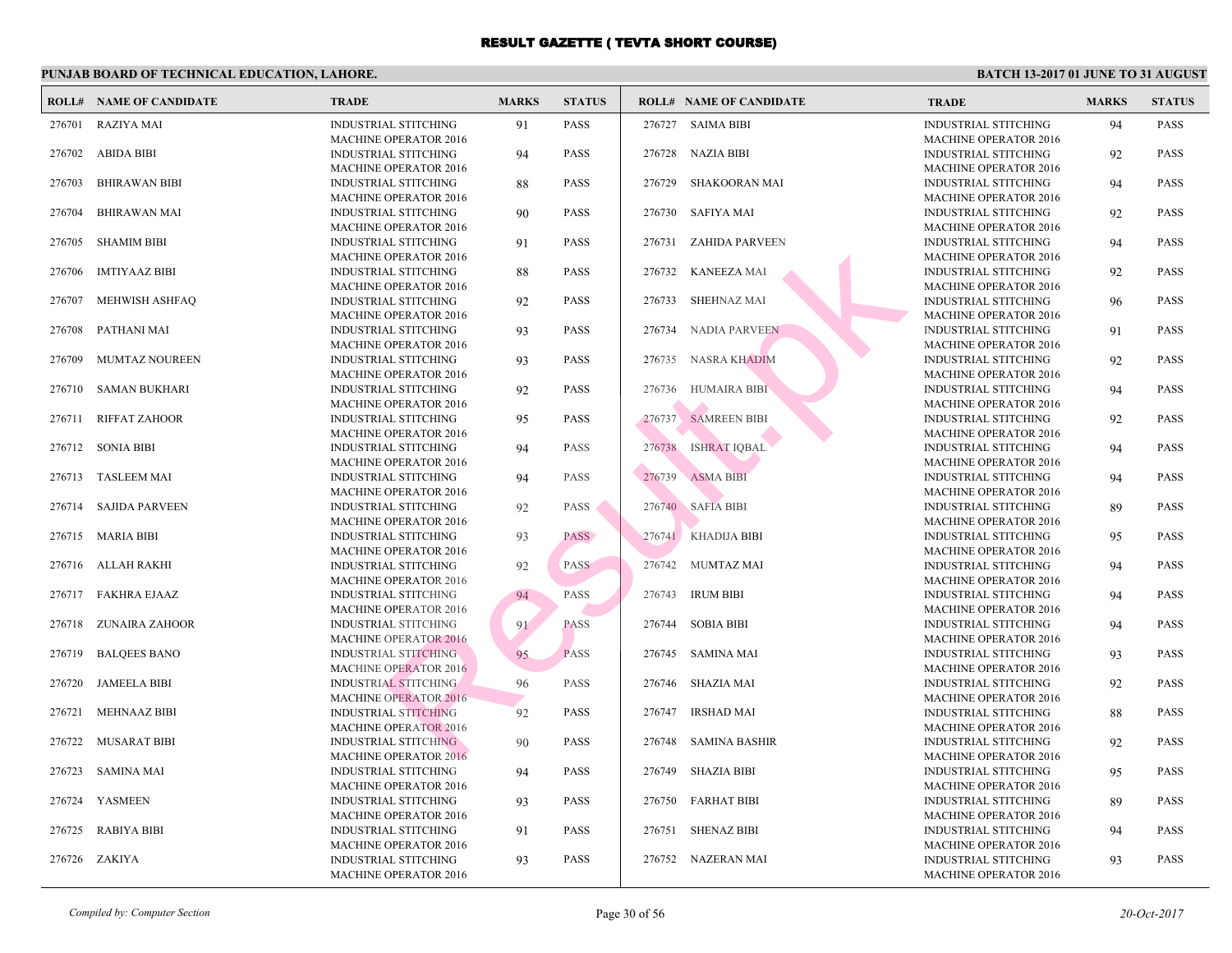# RESULT GAZETTE ( TEVTA SHORT COURSE)

**PUNJAB BOARD OF TECHNICAL EDUCATION, LAHORE.** **BATCH 13-2017 01 JUNE TO 31 AUGUST**

| ROLL# | NAME OF CANDIDATE | TRADE | MARKS | STATUS |
|---|---|---|---|---|
| 276701 | RAZIYA MAI | INDUSTRIAL STITCHING MACHINE OPERATOR 2016 | 91 | PASS |
| 276702 | ABIDA BIBI | INDUSTRIAL STITCHING MACHINE OPERATOR 2016 | 94 | PASS |
| 276703 | BHIRAWAN BIBI | INDUSTRIAL STITCHING MACHINE OPERATOR 2016 | 88 | PASS |
| 276704 | BHIRAWAN MAI | INDUSTRIAL STITCHING MACHINE OPERATOR 2016 | 90 | PASS |
| 276705 | SHAMIM BIBI | INDUSTRIAL STITCHING MACHINE OPERATOR 2016 | 91 | PASS |
| 276706 | IMTIYAAZ BIBI | INDUSTRIAL STITCHING MACHINE OPERATOR 2016 | 88 | PASS |
| 276707 | MEHWISH ASHFAQ | INDUSTRIAL STITCHING MACHINE OPERATOR 2016 | 92 | PASS |
| 276708 | PATHANI MAI | INDUSTRIAL STITCHING MACHINE OPERATOR 2016 | 93 | PASS |
| 276709 | MUMTAZ NOUREEN | INDUSTRIAL STITCHING MACHINE OPERATOR 2016 | 93 | PASS |
| 276710 | SAMAN BUKHARI | INDUSTRIAL STITCHING MACHINE OPERATOR 2016 | 92 | PASS |
| 276711 | RIFFAT ZAHOOR | INDUSTRIAL STITCHING MACHINE OPERATOR 2016 | 95 | PASS |
| 276712 | SONIA BIBI | INDUSTRIAL STITCHING MACHINE OPERATOR 2016 | 94 | PASS |
| 276713 | TASLEEM MAI | INDUSTRIAL STITCHING MACHINE OPERATOR 2016 | 94 | PASS |
| 276714 | SAJIDA PARVEEN | INDUSTRIAL STITCHING MACHINE OPERATOR 2016 | 92 | PASS |
| 276715 | MARIA BIBI | INDUSTRIAL STITCHING MACHINE OPERATOR 2016 | 93 | PASS |
| 276716 | ALLAH RAKHI | INDUSTRIAL STITCHING MACHINE OPERATOR 2016 | 92 | PASS |
| 276717 | FAKHRA EJAAZ | INDUSTRIAL STITCHING MACHINE OPERATOR 2016 | 94 | PASS |
| 276718 | ZUNAIRA ZAHOOR | INDUSTRIAL STITCHING MACHINE OPERATOR 2016 | 91 | PASS |
| 276719 | BALQEES BANO | INDUSTRIAL STITCHING MACHINE OPERATOR 2016 | 95 | PASS |
| 276720 | JAMEELA BIBI | INDUSTRIAL STITCHING MACHINE OPERATOR 2016 | 96 | PASS |
| 276721 | MEHNAAZ BIBI | INDUSTRIAL STITCHING MACHINE OPERATOR 2016 | 92 | PASS |
| 276722 | MUSARAT BIBI | INDUSTRIAL STITCHING MACHINE OPERATOR 2016 | 90 | PASS |
| 276723 | SAMINA MAI | INDUSTRIAL STITCHING MACHINE OPERATOR 2016 | 94 | PASS |
| 276724 | YASMEEN | INDUSTRIAL STITCHING MACHINE OPERATOR 2016 | 93 | PASS |
| 276725 | RABIYA BIBI | INDUSTRIAL STITCHING MACHINE OPERATOR 2016 | 91 | PASS |
| 276726 | ZAKIYA | INDUSTRIAL STITCHING MACHINE OPERATOR 2016 | 93 | PASS |
| 276727 | SAIMA BIBI | INDUSTRIAL STITCHING MACHINE OPERATOR 2016 | 94 | PASS |
| 276728 | NAZIA BIBI | INDUSTRIAL STITCHING MACHINE OPERATOR 2016 | 92 | PASS |
| 276729 | SHAKOORAN MAI | INDUSTRIAL STITCHING MACHINE OPERATOR 2016 | 94 | PASS |
| 276730 | SAFIYA MAI | INDUSTRIAL STITCHING MACHINE OPERATOR 2016 | 92 | PASS |
| 276731 | ZAHIDA PARVEEN | INDUSTRIAL STITCHING MACHINE OPERATOR 2016 | 94 | PASS |
| 276732 | KANEEZA MAI | INDUSTRIAL STITCHING MACHINE OPERATOR 2016 | 92 | PASS |
| 276733 | SHEHNAZ MAI | INDUSTRIAL STITCHING MACHINE OPERATOR 2016 | 96 | PASS |
| 276734 | NADIA PARVEEN | INDUSTRIAL STITCHING MACHINE OPERATOR 2016 | 91 | PASS |
| 276735 | NASRA KHADIM | INDUSTRIAL STITCHING MACHINE OPERATOR 2016 | 92 | PASS |
| 276736 | HUMAIRA BIBI | INDUSTRIAL STITCHING MACHINE OPERATOR 2016 | 94 | PASS |
| 276737 | SAMREEN BIBI | INDUSTRIAL STITCHING MACHINE OPERATOR 2016 | 92 | PASS |
| 276738 | ISHRAT IQBAL | INDUSTRIAL STITCHING MACHINE OPERATOR 2016 | 94 | PASS |
| 276739 | ASMA BIBI | INDUSTRIAL STITCHING MACHINE OPERATOR 2016 | 94 | PASS |
| 276740 | SAFIA BIBI | INDUSTRIAL STITCHING MACHINE OPERATOR 2016 | 89 | PASS |
| 276741 | KHADIJA BIBI | INDUSTRIAL STITCHING MACHINE OPERATOR 2016 | 95 | PASS |
| 276742 | MUMTAZ MAI | INDUSTRIAL STITCHING MACHINE OPERATOR 2016 | 94 | PASS |
| 276743 | IRUM BIBI | INDUSTRIAL STITCHING MACHINE OPERATOR 2016 | 94 | PASS |
| 276744 | SOBIA BIBI | INDUSTRIAL STITCHING MACHINE OPERATOR 2016 | 94 | PASS |
| 276745 | SAMINA MAI | INDUSTRIAL STITCHING MACHINE OPERATOR 2016 | 93 | PASS |
| 276746 | SHAZIA MAI | INDUSTRIAL STITCHING MACHINE OPERATOR 2016 | 92 | PASS |
| 276747 | IRSHAD MAI | INDUSTRIAL STITCHING MACHINE OPERATOR 2016 | 88 | PASS |
| 276748 | SAMINA BASHIR | INDUSTRIAL STITCHING MACHINE OPERATOR 2016 | 92 | PASS |
| 276749 | SHAZIA BIBI | INDUSTRIAL STITCHING MACHINE OPERATOR 2016 | 95 | PASS |
| 276750 | FARHAT BIBI | INDUSTRIAL STITCHING MACHINE OPERATOR 2016 | 89 | PASS |
| 276751 | SHENAZ BIBI | INDUSTRIAL STITCHING MACHINE OPERATOR 2016 | 94 | PASS |
| 276752 | NAZERAN MAI | INDUSTRIAL STITCHING MACHINE OPERATOR 2016 | 93 | PASS |

*Compiled by: Computer Section* *20-Oct-2017*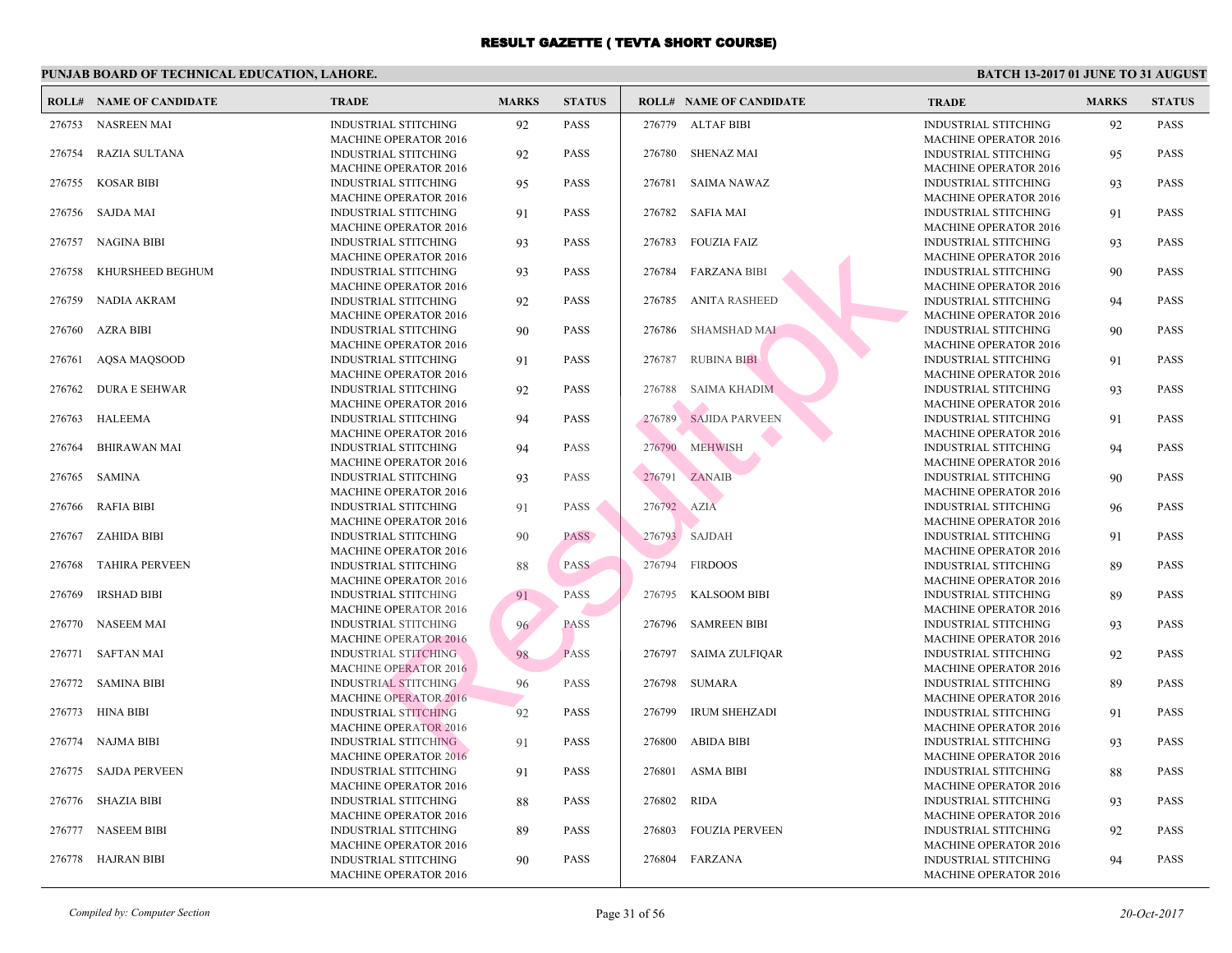# RESULT GAZETTE ( TEVTA SHORT COURSE)

## PUNJAB BOARD OF TECHNICAL EDUCATION, LAHORE.

**BATCH 13-2017 01 JUNE TO 31 AUGUST**

| ROLL# | NAME OF CANDIDATE | TRADE | MARKS | STATUS |
|---|---|---|---|---|
| 276753 | NASREEN MAI | INDUSTRIAL STITCHING MACHINE OPERATOR 2016 | 92 | PASS |
| 276754 | RAZIA SULTANA | INDUSTRIAL STITCHING MACHINE OPERATOR 2016 | 92 | PASS |
| 276755 | KOSAR BIBI | INDUSTRIAL STITCHING MACHINE OPERATOR 2016 | 95 | PASS |
| 276756 | SAJDA MAI | INDUSTRIAL STITCHING MACHINE OPERATOR 2016 | 91 | PASS |
| 276757 | NAGINA BIBI | INDUSTRIAL STITCHING MACHINE OPERATOR 2016 | 93 | PASS |
| 276758 | KHURSHEED BEGHUM | INDUSTRIAL STITCHING MACHINE OPERATOR 2016 | 93 | PASS |
| 276759 | NADIA AKRAM | INDUSTRIAL STITCHING MACHINE OPERATOR 2016 | 92 | PASS |
| 276760 | AZRA BIBI | INDUSTRIAL STITCHING MACHINE OPERATOR 2016 | 90 | PASS |
| 276761 | AQSA MAQSOOD | INDUSTRIAL STITCHING MACHINE OPERATOR 2016 | 91 | PASS |
| 276762 | DURA E SEHWAR | INDUSTRIAL STITCHING MACHINE OPERATOR 2016 | 92 | PASS |
| 276763 | HALEEMA | INDUSTRIAL STITCHING MACHINE OPERATOR 2016 | 94 | PASS |
| 276764 | BHIRAWAN MAI | INDUSTRIAL STITCHING MACHINE OPERATOR 2016 | 94 | PASS |
| 276765 | SAMINA | INDUSTRIAL STITCHING MACHINE OPERATOR 2016 | 93 | PASS |
| 276766 | RAFIA BIBI | INDUSTRIAL STITCHING MACHINE OPERATOR 2016 | 91 | PASS |
| 276767 | ZAHIDA BIBI | INDUSTRIAL STITCHING MACHINE OPERATOR 2016 | 90 | PASS |
| 276768 | TAHIRA PERVEEN | INDUSTRIAL STITCHING MACHINE OPERATOR 2016 | 88 | PASS |
| 276769 | IRSHAD BIBI | INDUSTRIAL STITCHING MACHINE OPERATOR 2016 | 91 | PASS |
| 276770 | NASEEM MAI | INDUSTRIAL STITCHING MACHINE OPERATOR 2016 | 96 | PASS |
| 276771 | SAFTAN MAI | INDUSTRIAL STITCHING MACHINE OPERATOR 2016 | 98 | PASS |
| 276772 | SAMINA BIBI | INDUSTRIAL STITCHING MACHINE OPERATOR 2016 | 96 | PASS |
| 276773 | HINA BIBI | INDUSTRIAL STITCHING MACHINE OPERATOR 2016 | 92 | PASS |
| 276774 | NAJMA BIBI | INDUSTRIAL STITCHING MACHINE OPERATOR 2016 | 91 | PASS |
| 276775 | SAJDA PERVEEN | INDUSTRIAL STITCHING MACHINE OPERATOR 2016 | 91 | PASS |
| 276776 | SHAZIA BIBI | INDUSTRIAL STITCHING MACHINE OPERATOR 2016 | 88 | PASS |
| 276777 | NASEEM BIBI | INDUSTRIAL STITCHING MACHINE OPERATOR 2016 | 89 | PASS |
| 276778 | HAJRAN BIBI | INDUSTRIAL STITCHING MACHINE OPERATOR 2016 | 90 | PASS |
| 276779 | ALTAF BIBI | INDUSTRIAL STITCHING MACHINE OPERATOR 2016 | 92 | PASS |
| 276780 | SHENAZ MAI | INDUSTRIAL STITCHING MACHINE OPERATOR 2016 | 95 | PASS |
| 276781 | SAIMA NAWAZ | INDUSTRIAL STITCHING MACHINE OPERATOR 2016 | 93 | PASS |
| 276782 | SAFIA MAI | INDUSTRIAL STITCHING MACHINE OPERATOR 2016 | 91 | PASS |
| 276783 | FOUZIA FAIZ | INDUSTRIAL STITCHING MACHINE OPERATOR 2016 | 93 | PASS |
| 276784 | FARZANA BIBI | INDUSTRIAL STITCHING MACHINE OPERATOR 2016 | 90 | PASS |
| 276785 | ANITA RASHEED | INDUSTRIAL STITCHING MACHINE OPERATOR 2016 | 94 | PASS |
| 276786 | SHAMSHAD MAI | INDUSTRIAL STITCHING MACHINE OPERATOR 2016 | 90 | PASS |
| 276787 | RUBINA BIBI | INDUSTRIAL STITCHING MACHINE OPERATOR 2016 | 91 | PASS |
| 276788 | SAIMA KHADIM | INDUSTRIAL STITCHING MACHINE OPERATOR 2016 | 93 | PASS |
| 276789 | SAJIDA PARVEEN | INDUSTRIAL STITCHING MACHINE OPERATOR 2016 | 91 | PASS |
| 276790 | MEHWISH | INDUSTRIAL STITCHING MACHINE OPERATOR 2016 | 94 | PASS |
| 276791 | ZANAIB | INDUSTRIAL STITCHING MACHINE OPERATOR 2016 | 90 | PASS |
| 276792 | AZIA | INDUSTRIAL STITCHING MACHINE OPERATOR 2016 | 96 | PASS |
| 276793 | SAJDAH | INDUSTRIAL STITCHING MACHINE OPERATOR 2016 | 91 | PASS |
| 276794 | FIRDOOS | INDUSTRIAL STITCHING MACHINE OPERATOR 2016 | 89 | PASS |
| 276795 | KALSOOM BIBI | INDUSTRIAL STITCHING MACHINE OPERATOR 2016 | 89 | PASS |
| 276796 | SAMREEN BIBI | INDUSTRIAL STITCHING MACHINE OPERATOR 2016 | 93 | PASS |
| 276797 | SAIMA ZULFIQAR | INDUSTRIAL STITCHING MACHINE OPERATOR 2016 | 92 | PASS |
| 276798 | SUMARA | INDUSTRIAL STITCHING MACHINE OPERATOR 2016 | 89 | PASS |
| 276799 | IRUM SHEHZADI | INDUSTRIAL STITCHING MACHINE OPERATOR 2016 | 91 | PASS |
| 276800 | ABIDA BIBI | INDUSTRIAL STITCHING MACHINE OPERATOR 2016 | 93 | PASS |
| 276801 | ASMA BIBI | INDUSTRIAL STITCHING MACHINE OPERATOR 2016 | 88 | PASS |
| 276802 | RIDA | INDUSTRIAL STITCHING MACHINE OPERATOR 2016 | 93 | PASS |
| 276803 | FOUZIA PERVEEN | INDUSTRIAL STITCHING MACHINE OPERATOR 2016 | 92 | PASS |
| 276804 | FARZANA | INDUSTRIAL STITCHING MACHINE OPERATOR 2016 | 94 | PASS |

*Compiled by: Computer Section*

*20-Oct-2017*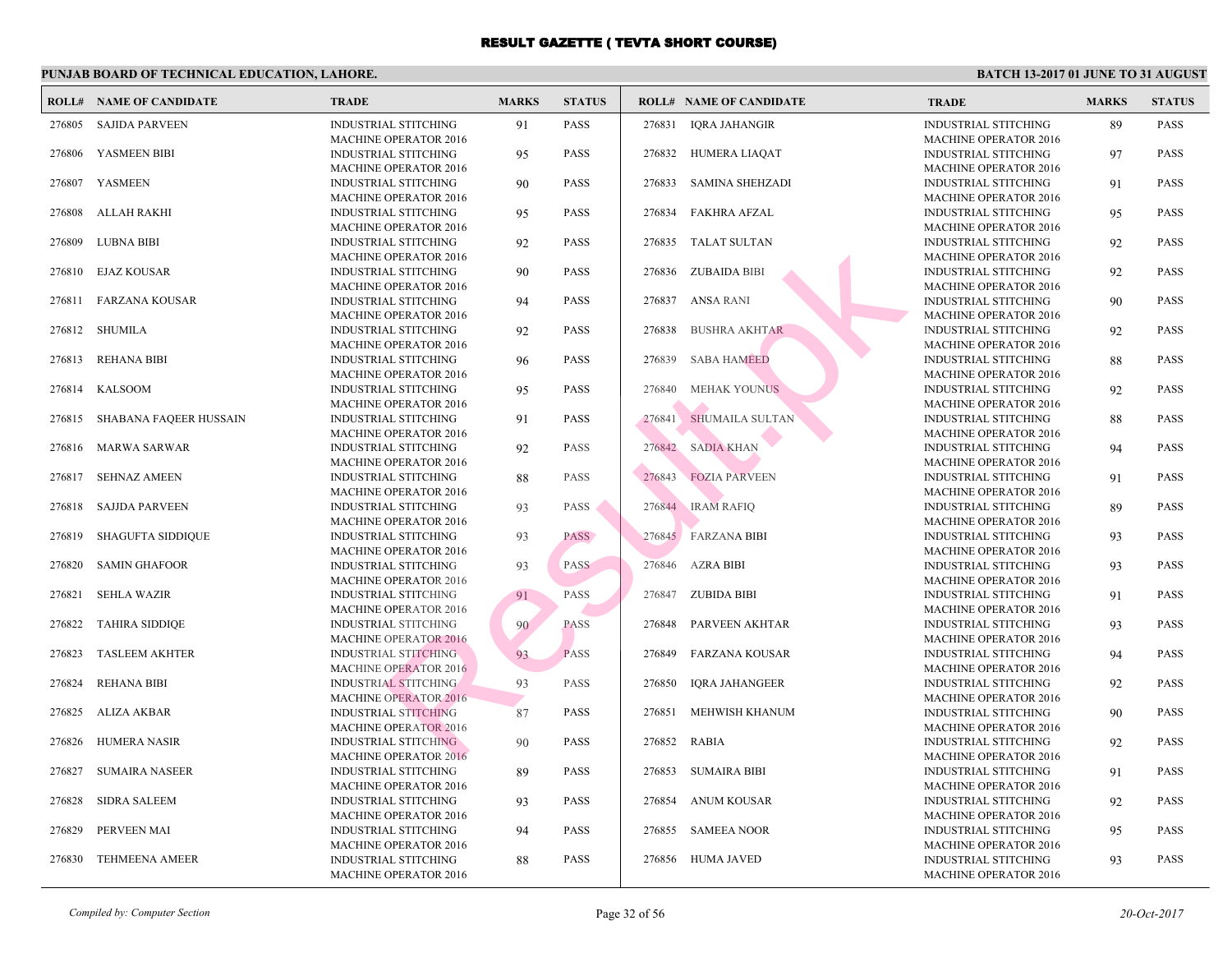# RESULT GAZETTE ( TEVTA SHORT COURSE)

## PUNJAB BOARD OF TECHNICAL EDUCATION, LAHORE.

**BATCH 13-2017 01 JUNE TO 31 AUGUST**

| ROLL# | NAME OF CANDIDATE | TRADE | MARKS | STATUS |
|---|---|---|---|---|
| 276805 | SAJIDA PARVEEN | INDUSTRIAL STITCHING MACHINE OPERATOR 2016 | 91 | PASS |
| 276806 | YASMEEN BIBI | INDUSTRIAL STITCHING MACHINE OPERATOR 2016 | 95 | PASS |
| 276807 | YASMEEN | INDUSTRIAL STITCHING MACHINE OPERATOR 2016 | 90 | PASS |
| 276808 | ALLAH RAKHI | INDUSTRIAL STITCHING MACHINE OPERATOR 2016 | 95 | PASS |
| 276809 | LUBNA BIBI | INDUSTRIAL STITCHING MACHINE OPERATOR 2016 | 92 | PASS |
| 276810 | EJAZ KOUSAR | INDUSTRIAL STITCHING MACHINE OPERATOR 2016 | 90 | PASS |
| 276811 | FARZANA KOUSAR | INDUSTRIAL STITCHING MACHINE OPERATOR 2016 | 94 | PASS |
| 276812 | SHUMILA | INDUSTRIAL STITCHING MACHINE OPERATOR 2016 | 92 | PASS |
| 276813 | REHANA BIBI | INDUSTRIAL STITCHING MACHINE OPERATOR 2016 | 96 | PASS |
| 276814 | KALSOOM | INDUSTRIAL STITCHING MACHINE OPERATOR 2016 | 95 | PASS |
| 276815 | SHABANA FAQEER HUSSAIN | INDUSTRIAL STITCHING MACHINE OPERATOR 2016 | 91 | PASS |
| 276816 | MARWA SARWAR | INDUSTRIAL STITCHING MACHINE OPERATOR 2016 | 92 | PASS |
| 276817 | SEHNAZ AMEEN | INDUSTRIAL STITCHING MACHINE OPERATOR 2016 | 88 | PASS |
| 276818 | SAJJDA PARVEEN | INDUSTRIAL STITCHING MACHINE OPERATOR 2016 | 93 | PASS |
| 276819 | SHAGUFTA SIDDIQUE | INDUSTRIAL STITCHING MACHINE OPERATOR 2016 | 93 | PASS |
| 276820 | SAMIN GHAFOOR | INDUSTRIAL STITCHING MACHINE OPERATOR 2016 | 93 | PASS |
| 276821 | SEHLA WAZIR | INDUSTRIAL STITCHING MACHINE OPERATOR 2016 | 91 | PASS |
| 276822 | TAHIRA SIDDIQE | INDUSTRIAL STITCHING MACHINE OPERATOR 2016 | 90 | PASS |
| 276823 | TASLEEM AKHTER | INDUSTRIAL STITCHING MACHINE OPERATOR 2016 | 93 | PASS |
| 276824 | REHANA BIBI | INDUSTRIAL STITCHING MACHINE OPERATOR 2016 | 93 | PASS |
| 276825 | ALIZA AKBAR | INDUSTRIAL STITCHING MACHINE OPERATOR 2016 | 87 | PASS |
| 276826 | HUMERA NASIR | INDUSTRIAL STITCHING MACHINE OPERATOR 2016 | 90 | PASS |
| 276827 | SUMAIRA NASEER | INDUSTRIAL STITCHING MACHINE OPERATOR 2016 | 89 | PASS |
| 276828 | SIDRA SALEEM | INDUSTRIAL STITCHING MACHINE OPERATOR 2016 | 93 | PASS |
| 276829 | PERVEEN MAI | INDUSTRIAL STITCHING MACHINE OPERATOR 2016 | 94 | PASS |
| 276830 | TEHMEENA AMEER | INDUSTRIAL STITCHING MACHINE OPERATOR 2016 | 88 | PASS |
| 276831 | IQRA JAHANGIR | INDUSTRIAL STITCHING MACHINE OPERATOR 2016 | 89 | PASS |
| 276832 | HUMERA LIAQAT | INDUSTRIAL STITCHING MACHINE OPERATOR 2016 | 97 | PASS |
| 276833 | SAMINA SHEHZADI | INDUSTRIAL STITCHING MACHINE OPERATOR 2016 | 91 | PASS |
| 276834 | FAKHRA AFZAL | INDUSTRIAL STITCHING MACHINE OPERATOR 2016 | 95 | PASS |
| 276835 | TALAT SULTAN | INDUSTRIAL STITCHING MACHINE OPERATOR 2016 | 92 | PASS |
| 276836 | ZUBAIDA BIBI | INDUSTRIAL STITCHING MACHINE OPERATOR 2016 | 92 | PASS |
| 276837 | ANSA RANI | INDUSTRIAL STITCHING MACHINE OPERATOR 2016 | 90 | PASS |
| 276838 | BUSHRA AKHTAR | INDUSTRIAL STITCHING MACHINE OPERATOR 2016 | 92 | PASS |
| 276839 | SABA HAMEED | INDUSTRIAL STITCHING MACHINE OPERATOR 2016 | 88 | PASS |
| 276840 | MEHAK YOUNUS | INDUSTRIAL STITCHING MACHINE OPERATOR 2016 | 92 | PASS |
| 276841 | SHUMAILA SULTAN | INDUSTRIAL STITCHING MACHINE OPERATOR 2016 | 88 | PASS |
| 276842 | SADIA KHAN | INDUSTRIAL STITCHING MACHINE OPERATOR 2016 | 94 | PASS |
| 276843 | FOZIA PARVEEN | INDUSTRIAL STITCHING MACHINE OPERATOR 2016 | 91 | PASS |
| 276844 | IRAM RAFIQ | INDUSTRIAL STITCHING MACHINE OPERATOR 2016 | 89 | PASS |
| 276845 | FARZANA BIBI | INDUSTRIAL STITCHING MACHINE OPERATOR 2016 | 93 | PASS |
| 276846 | AZRA BIBI | INDUSTRIAL STITCHING MACHINE OPERATOR 2016 | 93 | PASS |
| 276847 | ZUBIDA BIBI | INDUSTRIAL STITCHING MACHINE OPERATOR 2016 | 91 | PASS |
| 276848 | PARVEEN AKHTAR | INDUSTRIAL STITCHING MACHINE OPERATOR 2016 | 93 | PASS |
| 276849 | FARZANA KOUSAR | INDUSTRIAL STITCHING MACHINE OPERATOR 2016 | 94 | PASS |
| 276850 | IQRA JAHANGEER | INDUSTRIAL STITCHING MACHINE OPERATOR 2016 | 92 | PASS |
| 276851 | MEHWISH KHANUM | INDUSTRIAL STITCHING MACHINE OPERATOR 2016 | 90 | PASS |
| 276852 | RABIA | INDUSTRIAL STITCHING MACHINE OPERATOR 2016 | 92 | PASS |
| 276853 | SUMAIRA BIBI | INDUSTRIAL STITCHING MACHINE OPERATOR 2016 | 91 | PASS |
| 276854 | ANUM KOUSAR | INDUSTRIAL STITCHING MACHINE OPERATOR 2016 | 92 | PASS |
| 276855 | SAMEEA NOOR | INDUSTRIAL STITCHING MACHINE OPERATOR 2016 | 95 | PASS |
| 276856 | HUMA JAVED | INDUSTRIAL STITCHING MACHINE OPERATOR 2016 | 93 | PASS |

*Compiled by: Computer Section*

*20-Oct-2017*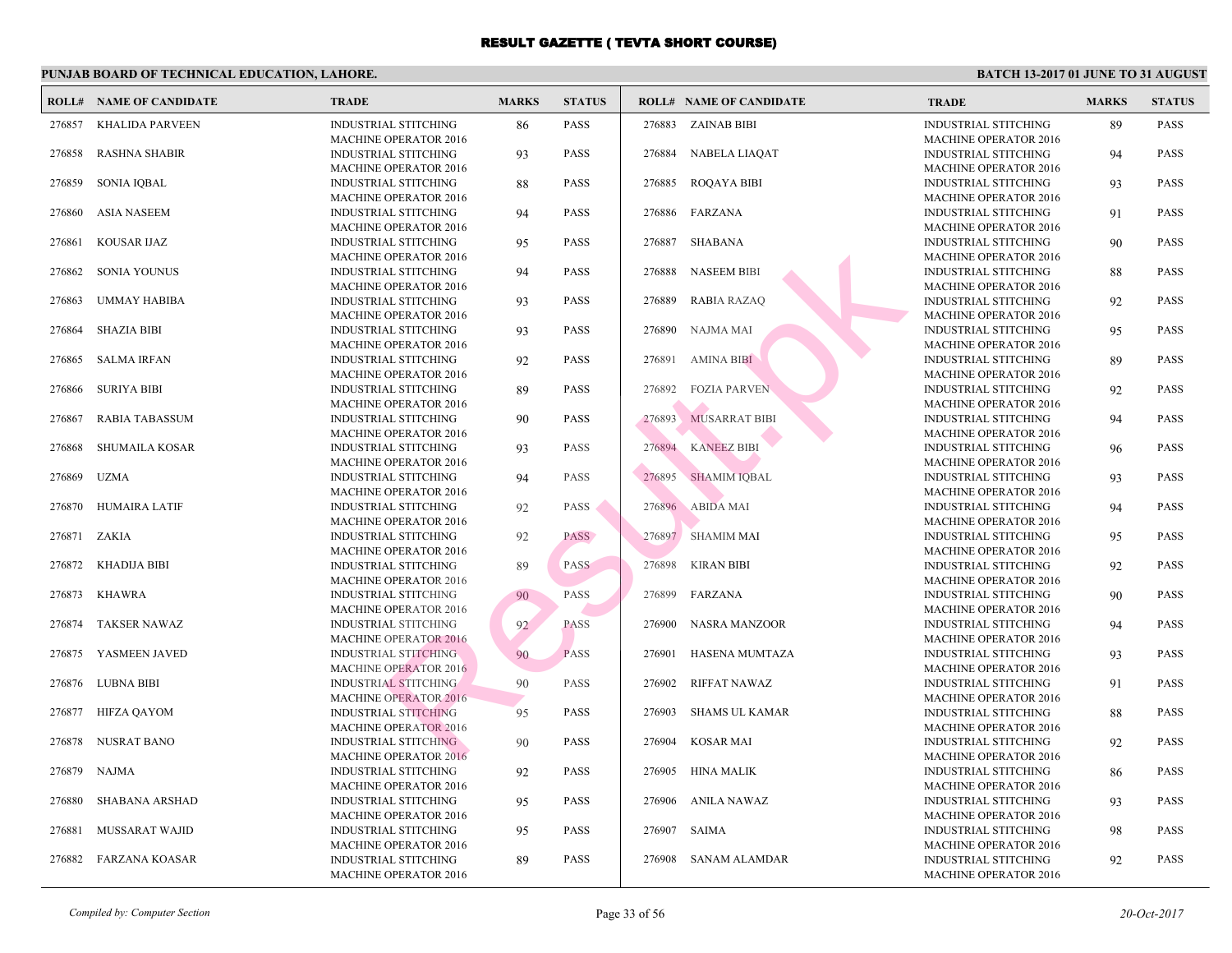# RESULT GAZETTE ( TEVTA SHORT COURSE)

**PUNJAB BOARD OF TECHNICAL EDUCATION, LAHORE.**

**BATCH 13-2017 01 JUNE TO 31 AUGUST**

| ROLL# | NAME OF CANDIDATE | TRADE | MARKS | STATUS |
|---|---|---|---|---|
| 276857 | KHALIDA PARVEEN | INDUSTRIAL STITCHING MACHINE OPERATOR 2016 | 86 | PASS |
| 276858 | RASHNA SHABIR | INDUSTRIAL STITCHING MACHINE OPERATOR 2016 | 93 | PASS |
| 276859 | SONIA IQBAL | INDUSTRIAL STITCHING MACHINE OPERATOR 2016 | 88 | PASS |
| 276860 | ASIA NASEEM | INDUSTRIAL STITCHING MACHINE OPERATOR 2016 | 94 | PASS |
| 276861 | KOUSAR IJAZ | INDUSTRIAL STITCHING MACHINE OPERATOR 2016 | 95 | PASS |
| 276862 | SONIA YOUNUS | INDUSTRIAL STITCHING MACHINE OPERATOR 2016 | 94 | PASS |
| 276863 | UMMAY HABIBA | INDUSTRIAL STITCHING MACHINE OPERATOR 2016 | 93 | PASS |
| 276864 | SHAZIA BIBI | INDUSTRIAL STITCHING MACHINE OPERATOR 2016 | 93 | PASS |
| 276865 | SALMA IRFAN | INDUSTRIAL STITCHING MACHINE OPERATOR 2016 | 92 | PASS |
| 276866 | SURIYA BIBI | INDUSTRIAL STITCHING MACHINE OPERATOR 2016 | 89 | PASS |
| 276867 | RABIA TABASSUM | INDUSTRIAL STITCHING MACHINE OPERATOR 2016 | 90 | PASS |
| 276868 | SHUMAILA KOSAR | INDUSTRIAL STITCHING MACHINE OPERATOR 2016 | 93 | PASS |
| 276869 | UZMA | INDUSTRIAL STITCHING MACHINE OPERATOR 2016 | 94 | PASS |
| 276870 | HUMAIRA LATIF | INDUSTRIAL STITCHING MACHINE OPERATOR 2016 | 92 | PASS |
| 276871 | ZAKIA | INDUSTRIAL STITCHING MACHINE OPERATOR 2016 | 92 | PASS |
| 276872 | KHADIJA BIBI | INDUSTRIAL STITCHING MACHINE OPERATOR 2016 | 89 | PASS |
| 276873 | KHAWRA | INDUSTRIAL STITCHING MACHINE OPERATOR 2016 | 90 | PASS |
| 276874 | TAKSER NAWAZ | INDUSTRIAL STITCHING MACHINE OPERATOR 2016 | 92 | PASS |
| 276875 | YASMEEN JAVED | INDUSTRIAL STITCHING MACHINE OPERATOR 2016 | 90 | PASS |
| 276876 | LUBNA BIBI | INDUSTRIAL STITCHING MACHINE OPERATOR 2016 | 90 | PASS |
| 276877 | HIFZA QAYOM | INDUSTRIAL STITCHING MACHINE OPERATOR 2016 | 95 | PASS |
| 276878 | NUSRAT BANO | INDUSTRIAL STITCHING MACHINE OPERATOR 2016 | 90 | PASS |
| 276879 | NAJMA | INDUSTRIAL STITCHING MACHINE OPERATOR 2016 | 92 | PASS |
| 276880 | SHABANA ARSHAD | INDUSTRIAL STITCHING MACHINE OPERATOR 2016 | 95 | PASS |
| 276881 | MUSSARAT WAJID | INDUSTRIAL STITCHING MACHINE OPERATOR 2016 | 95 | PASS |
| 276882 | FARZANA KOASAR | INDUSTRIAL STITCHING MACHINE OPERATOR 2016 | 89 | PASS |
| 276883 | ZAINAB BIBI | INDUSTRIAL STITCHING MACHINE OPERATOR 2016 | 89 | PASS |
| 276884 | NABELA LIAQAT | INDUSTRIAL STITCHING MACHINE OPERATOR 2016 | 94 | PASS |
| 276885 | ROQAYA BIBI | INDUSTRIAL STITCHING MACHINE OPERATOR 2016 | 93 | PASS |
| 276886 | FARZANA | INDUSTRIAL STITCHING MACHINE OPERATOR 2016 | 91 | PASS |
| 276887 | SHABANA | INDUSTRIAL STITCHING MACHINE OPERATOR 2016 | 90 | PASS |
| 276888 | NASEEM BIBI | INDUSTRIAL STITCHING MACHINE OPERATOR 2016 | 88 | PASS |
| 276889 | RABIA RAZAQ | INDUSTRIAL STITCHING MACHINE OPERATOR 2016 | 92 | PASS |
| 276890 | NAJMA MAI | INDUSTRIAL STITCHING MACHINE OPERATOR 2016 | 95 | PASS |
| 276891 | AMINA BIBI | INDUSTRIAL STITCHING MACHINE OPERATOR 2016 | 89 | PASS |
| 276892 | FOZIA PARVEN | INDUSTRIAL STITCHING MACHINE OPERATOR 2016 | 92 | PASS |
| 276893 | MUSARRAT BIBI | INDUSTRIAL STITCHING MACHINE OPERATOR 2016 | 94 | PASS |
| 276894 | KANEEZ BIBI | INDUSTRIAL STITCHING MACHINE OPERATOR 2016 | 96 | PASS |
| 276895 | SHAMIM IQBAL | INDUSTRIAL STITCHING MACHINE OPERATOR 2016 | 93 | PASS |
| 276896 | ABIDA MAI | INDUSTRIAL STITCHING MACHINE OPERATOR 2016 | 94 | PASS |
| 276897 | SHAMIM MAI | INDUSTRIAL STITCHING MACHINE OPERATOR 2016 | 95 | PASS |
| 276898 | KIRAN BIBI | INDUSTRIAL STITCHING MACHINE OPERATOR 2016 | 92 | PASS |
| 276899 | FARZANA | INDUSTRIAL STITCHING MACHINE OPERATOR 2016 | 90 | PASS |
| 276900 | NASRA MANZOOR | INDUSTRIAL STITCHING MACHINE OPERATOR 2016 | 94 | PASS |
| 276901 | HASENA MUMTAZA | INDUSTRIAL STITCHING MACHINE OPERATOR 2016 | 93 | PASS |
| 276902 | RIFFAT NAWAZ | INDUSTRIAL STITCHING MACHINE OPERATOR 2016 | 91 | PASS |
| 276903 | SHAMS UL KAMAR | INDUSTRIAL STITCHING MACHINE OPERATOR 2016 | 88 | PASS |
| 276904 | KOSAR MAI | INDUSTRIAL STITCHING MACHINE OPERATOR 2016 | 92 | PASS |
| 276905 | HINA MALIK | INDUSTRIAL STITCHING MACHINE OPERATOR 2016 | 86 | PASS |
| 276906 | ANILA NAWAZ | INDUSTRIAL STITCHING MACHINE OPERATOR 2016 | 93 | PASS |
| 276907 | SAIMA | INDUSTRIAL STITCHING MACHINE OPERATOR 2016 | 98 | PASS |
| 276908 | SANAM ALAMDAR | INDUSTRIAL STITCHING MACHINE OPERATOR 2016 | 92 | PASS |

*Compiled by: Computer Section*

*20-Oct-2017*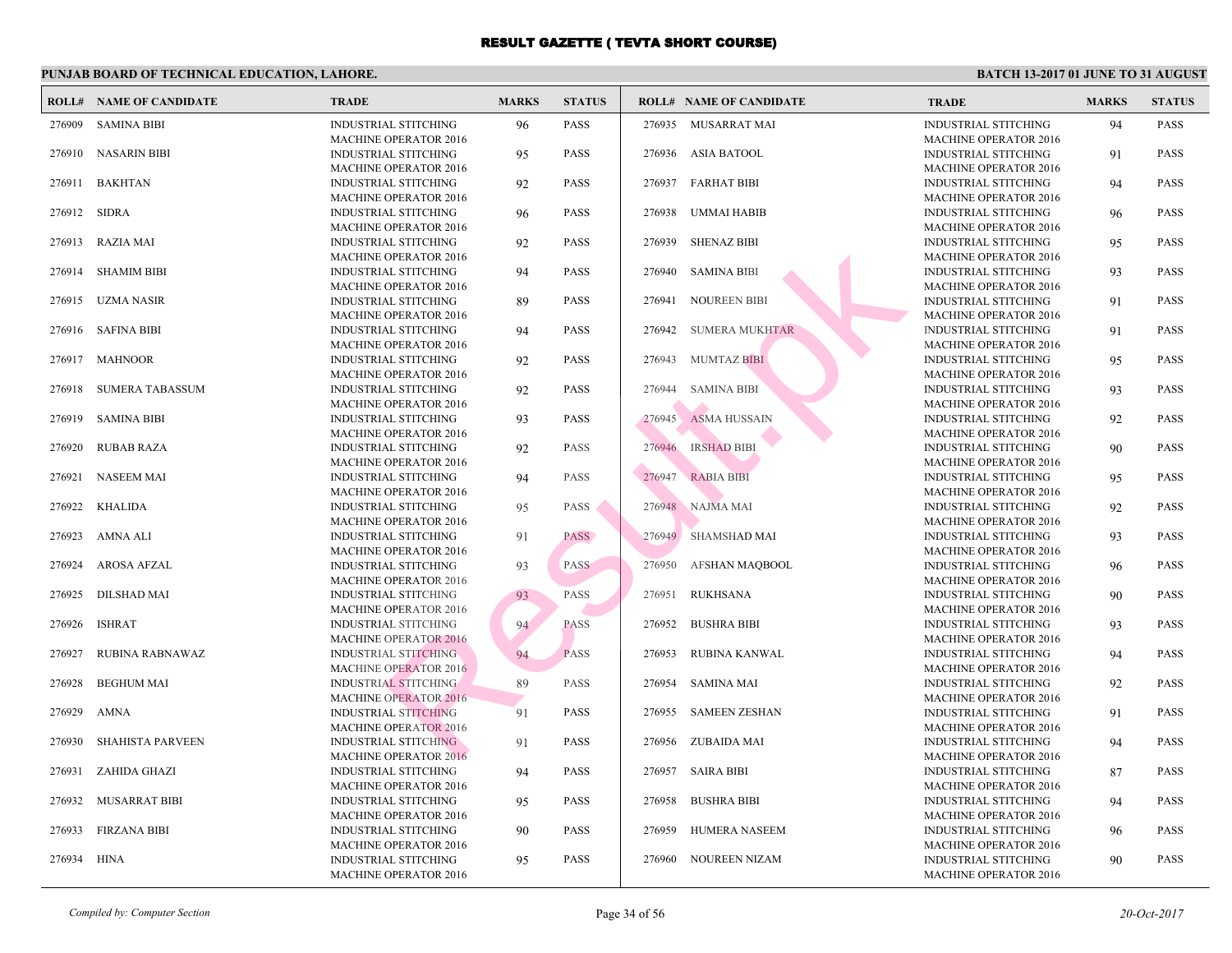# RESULT GAZETTE ( TEVTA SHORT COURSE)

## PUNJAB BOARD OF TECHNICAL EDUCATION, LAHORE.

**BATCH 13-2017 01 JUNE TO 31 AUGUST**

| ROLL# | NAME OF CANDIDATE | TRADE | MARKS | STATUS |
|---|---|---|---|---|
| 276909 | SAMINA BIBI | INDUSTRIAL STITCHING MACHINE OPERATOR 2016 | 96 | PASS |
| 276910 | NASARIN BIBI | INDUSTRIAL STITCHING MACHINE OPERATOR 2016 | 95 | PASS |
| 276911 | BAKHTAN | INDUSTRIAL STITCHING MACHINE OPERATOR 2016 | 92 | PASS |
| 276912 | SIDRA | INDUSTRIAL STITCHING MACHINE OPERATOR 2016 | 96 | PASS |
| 276913 | RAZIA MAI | INDUSTRIAL STITCHING MACHINE OPERATOR 2016 | 92 | PASS |
| 276914 | SHAMIM BIBI | INDUSTRIAL STITCHING MACHINE OPERATOR 2016 | 94 | PASS |
| 276915 | UZMA NASIR | INDUSTRIAL STITCHING MACHINE OPERATOR 2016 | 89 | PASS |
| 276916 | SAFINA BIBI | INDUSTRIAL STITCHING MACHINE OPERATOR 2016 | 94 | PASS |
| 276917 | MAHNOOR | INDUSTRIAL STITCHING MACHINE OPERATOR 2016 | 92 | PASS |
| 276918 | SUMERA TABASSUM | INDUSTRIAL STITCHING MACHINE OPERATOR 2016 | 92 | PASS |
| 276919 | SAMINA BIBI | INDUSTRIAL STITCHING MACHINE OPERATOR 2016 | 93 | PASS |
| 276920 | RUBAB RAZA | INDUSTRIAL STITCHING MACHINE OPERATOR 2016 | 92 | PASS |
| 276921 | NASEEM MAI | INDUSTRIAL STITCHING MACHINE OPERATOR 2016 | 94 | PASS |
| 276922 | KHALIDA | INDUSTRIAL STITCHING MACHINE OPERATOR 2016 | 95 | PASS |
| 276923 | AMNA ALI | INDUSTRIAL STITCHING MACHINE OPERATOR 2016 | 91 | PASS |
| 276924 | AROSA AFZAL | INDUSTRIAL STITCHING MACHINE OPERATOR 2016 | 93 | PASS |
| 276925 | DILSHAD MAI | INDUSTRIAL STITCHING MACHINE OPERATOR 2016 | 93 | PASS |
| 276926 | ISHRAT | INDUSTRIAL STITCHING MACHINE OPERATOR 2016 | 94 | PASS |
| 276927 | RUBINA RABNAWAZ | INDUSTRIAL STITCHING MACHINE OPERATOR 2016 | 94 | PASS |
| 276928 | BEGHUM MAI | INDUSTRIAL STITCHING MACHINE OPERATOR 2016 | 89 | PASS |
| 276929 | AMNA | INDUSTRIAL STITCHING MACHINE OPERATOR 2016 | 91 | PASS |
| 276930 | SHAHISTA PARVEEN | INDUSTRIAL STITCHING MACHINE OPERATOR 2016 | 91 | PASS |
| 276931 | ZAHIDA GHAZI | INDUSTRIAL STITCHING MACHINE OPERATOR 2016 | 94 | PASS |
| 276932 | MUSARRAT BIBI | INDUSTRIAL STITCHING MACHINE OPERATOR 2016 | 95 | PASS |
| 276933 | FIRZANA BIBI | INDUSTRIAL STITCHING MACHINE OPERATOR 2016 | 90 | PASS |
| 276934 | HINA | INDUSTRIAL STITCHING MACHINE OPERATOR 2016 | 95 | PASS |
| 276935 | MUSARRAT MAI | INDUSTRIAL STITCHING MACHINE OPERATOR 2016 | 94 | PASS |
| 276936 | ASIA BATOOL | INDUSTRIAL STITCHING MACHINE OPERATOR 2016 | 91 | PASS |
| 276937 | FARHAT BIBI | INDUSTRIAL STITCHING MACHINE OPERATOR 2016 | 94 | PASS |
| 276938 | UMMAI HABIB | INDUSTRIAL STITCHING MACHINE OPERATOR 2016 | 96 | PASS |
| 276939 | SHENAZ BIBI | INDUSTRIAL STITCHING MACHINE OPERATOR 2016 | 95 | PASS |
| 276940 | SAMINA BIBI | INDUSTRIAL STITCHING MACHINE OPERATOR 2016 | 93 | PASS |
| 276941 | NOUREEN BIBI | INDUSTRIAL STITCHING MACHINE OPERATOR 2016 | 91 | PASS |
| 276942 | SUMERA MUKHTAR | INDUSTRIAL STITCHING MACHINE OPERATOR 2016 | 91 | PASS |
| 276943 | MUMTAZ BIBI | INDUSTRIAL STITCHING MACHINE OPERATOR 2016 | 95 | PASS |
| 276944 | SAMINA BIBI | INDUSTRIAL STITCHING MACHINE OPERATOR 2016 | 93 | PASS |
| 276945 | ASMA HUSSAIN | INDUSTRIAL STITCHING MACHINE OPERATOR 2016 | 92 | PASS |
| 276946 | IRSHAD BIBI | INDUSTRIAL STITCHING MACHINE OPERATOR 2016 | 90 | PASS |
| 276947 | RABIA BIBI | INDUSTRIAL STITCHING MACHINE OPERATOR 2016 | 95 | PASS |
| 276948 | NAJMA MAI | INDUSTRIAL STITCHING MACHINE OPERATOR 2016 | 92 | PASS |
| 276949 | SHAMSHAD MAI | INDUSTRIAL STITCHING MACHINE OPERATOR 2016 | 93 | PASS |
| 276950 | AFSHAN MAQBOOL | INDUSTRIAL STITCHING MACHINE OPERATOR 2016 | 96 | PASS |
| 276951 | RUKHSANA | INDUSTRIAL STITCHING MACHINE OPERATOR 2016 | 90 | PASS |
| 276952 | BUSHRA BIBI | INDUSTRIAL STITCHING MACHINE OPERATOR 2016 | 93 | PASS |
| 276953 | RUBINA KANWAL | INDUSTRIAL STITCHING MACHINE OPERATOR 2016 | 94 | PASS |
| 276954 | SAMINA MAI | INDUSTRIAL STITCHING MACHINE OPERATOR 2016 | 92 | PASS |
| 276955 | SAMEEN ZESHAN | INDUSTRIAL STITCHING MACHINE OPERATOR 2016 | 91 | PASS |
| 276956 | ZUBAIDA MAI | INDUSTRIAL STITCHING MACHINE OPERATOR 2016 | 94 | PASS |
| 276957 | SAIRA BIBI | INDUSTRIAL STITCHING MACHINE OPERATOR 2016 | 87 | PASS |
| 276958 | BUSHRA BIBI | INDUSTRIAL STITCHING MACHINE OPERATOR 2016 | 94 | PASS |
| 276959 | HUMERA NASEEM | INDUSTRIAL STITCHING MACHINE OPERATOR 2016 | 96 | PASS |
| 276960 | NOUREEN NIZAM | INDUSTRIAL STITCHING MACHINE OPERATOR 2016 | 90 | PASS |

*Compiled by: Computer Section* | *20-Oct-2017*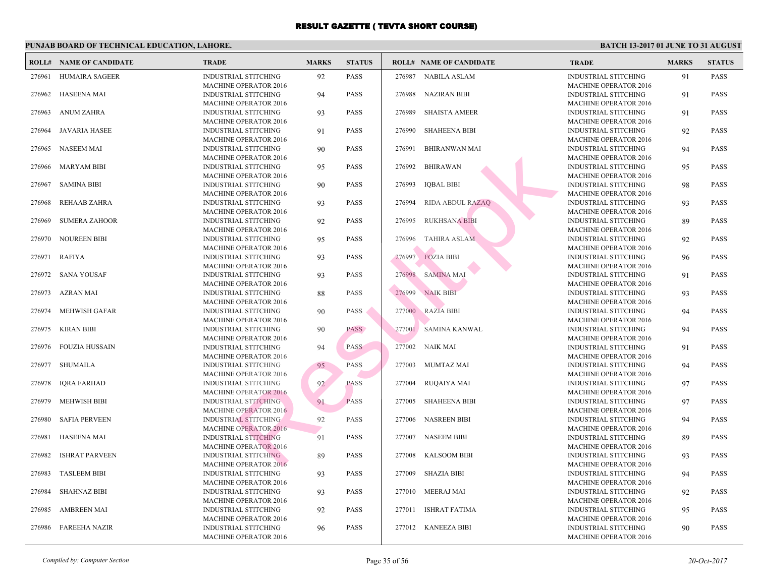# RESULT GAZETTE ( TEVTA SHORT COURSE)

**PUNJAB BOARD OF TECHNICAL EDUCATION, LAHORE.**

**BATCH 13-2017 01 JUNE TO 31 AUGUST**

| ROLL# | NAME OF CANDIDATE | TRADE | MARKS | STATUS |
|---|---|---|---|---|
| 276961 | HUMAIRA SAGEER | INDUSTRIAL STITCHING MACHINE OPERATOR 2016 | 92 | PASS |
| 276962 | HASEENA MAI | INDUSTRIAL STITCHING MACHINE OPERATOR 2016 | 94 | PASS |
| 276963 | ANUM ZAHRA | INDUSTRIAL STITCHING MACHINE OPERATOR 2016 | 93 | PASS |
| 276964 | JAVARIA HASEE | INDUSTRIAL STITCHING MACHINE OPERATOR 2016 | 91 | PASS |
| 276965 | NASEEM MAI | INDUSTRIAL STITCHING MACHINE OPERATOR 2016 | 90 | PASS |
| 276966 | MARYAM BIBI | INDUSTRIAL STITCHING MACHINE OPERATOR 2016 | 95 | PASS |
| 276967 | SAMINA BIBI | INDUSTRIAL STITCHING MACHINE OPERATOR 2016 | 90 | PASS |
| 276968 | REHAAB ZAHRA | INDUSTRIAL STITCHING MACHINE OPERATOR 2016 | 93 | PASS |
| 276969 | SUMERA ZAHOOR | INDUSTRIAL STITCHING MACHINE OPERATOR 2016 | 92 | PASS |
| 276970 | NOUREEN BIBI | INDUSTRIAL STITCHING MACHINE OPERATOR 2016 | 95 | PASS |
| 276971 | RAFIYA | INDUSTRIAL STITCHING MACHINE OPERATOR 2016 | 93 | PASS |
| 276972 | SANA YOUSAF | INDUSTRIAL STITCHING MACHINE OPERATOR 2016 | 93 | PASS |
| 276973 | AZRAN MAI | INDUSTRIAL STITCHING MACHINE OPERATOR 2016 | 88 | PASS |
| 276974 | MEHWISH GAFAR | INDUSTRIAL STITCHING MACHINE OPERATOR 2016 | 90 | PASS |
| 276975 | KIRAN BIBI | INDUSTRIAL STITCHING MACHINE OPERATOR 2016 | 90 | PASS |
| 276976 | FOUZIA HUSSAIN | INDUSTRIAL STITCHING MACHINE OPERATOR 2016 | 94 | PASS |
| 276977 | SHUMAILA | INDUSTRIAL STITCHING MACHINE OPERATOR 2016 | 95 | PASS |
| 276978 | IQRA FARHAD | INDUSTRIAL STITCHING MACHINE OPERATOR 2016 | 92 | PASS |
| 276979 | MEHWISH BIBI | INDUSTRIAL STITCHING MACHINE OPERATOR 2016 | 91 | PASS |
| 276980 | SAFIA PERVEEN | INDUSTRIAL STITCHING MACHINE OPERATOR 2016 | 92 | PASS |
| 276981 | HASEENA MAI | INDUSTRIAL STITCHING MACHINE OPERATOR 2016 | 91 | PASS |
| 276982 | ISHRAT PARVEEN | INDUSTRIAL STITCHING MACHINE OPERATOR 2016 | 89 | PASS |
| 276983 | TASLEEM BIBI | INDUSTRIAL STITCHING MACHINE OPERATOR 2016 | 93 | PASS |
| 276984 | SHAHNAZ BIBI | INDUSTRIAL STITCHING MACHINE OPERATOR 2016 | 93 | PASS |
| 276985 | AMBREEN MAI | INDUSTRIAL STITCHING MACHINE OPERATOR 2016 | 92 | PASS |
| 276986 | FAREEHA NAZIR | INDUSTRIAL STITCHING MACHINE OPERATOR 2016 | 96 | PASS |
| 276987 | NABILA ASLAM | INDUSTRIAL STITCHING MACHINE OPERATOR 2016 | 91 | PASS |
| 276988 | NAZIRAN BIBI | INDUSTRIAL STITCHING MACHINE OPERATOR 2016 | 91 | PASS |
| 276989 | SHAISTA AMEER | INDUSTRIAL STITCHING MACHINE OPERATOR 2016 | 91 | PASS |
| 276990 | SHAHEENA BIBI | INDUSTRIAL STITCHING MACHINE OPERATOR 2016 | 92 | PASS |
| 276991 | BHIRANWAN MAI | INDUSTRIAL STITCHING MACHINE OPERATOR 2016 | 94 | PASS |
| 276992 | BHIRAWAN | INDUSTRIAL STITCHING MACHINE OPERATOR 2016 | 95 | PASS |
| 276993 | IQBAL BIBI | INDUSTRIAL STITCHING MACHINE OPERATOR 2016 | 98 | PASS |
| 276994 | RIDA ABDUL RAZAQ | INDUSTRIAL STITCHING MACHINE OPERATOR 2016 | 93 | PASS |
| 276995 | RUKHSANA BIBI | INDUSTRIAL STITCHING MACHINE OPERATOR 2016 | 89 | PASS |
| 276996 | TAHIRA ASLAM | INDUSTRIAL STITCHING MACHINE OPERATOR 2016 | 92 | PASS |
| 276997 | FOZIA BIBI | INDUSTRIAL STITCHING MACHINE OPERATOR 2016 | 96 | PASS |
| 276998 | SAMINA MAI | INDUSTRIAL STITCHING MACHINE OPERATOR 2016 | 91 | PASS |
| 276999 | NAIK BIBI | INDUSTRIAL STITCHING MACHINE OPERATOR 2016 | 93 | PASS |
| 277000 | RAZIA BIBI | INDUSTRIAL STITCHING MACHINE OPERATOR 2016 | 94 | PASS |
| 277001 | SAMINA KANWAL | INDUSTRIAL STITCHING MACHINE OPERATOR 2016 | 94 | PASS |
| 277002 | NAIK MAI | INDUSTRIAL STITCHING MACHINE OPERATOR 2016 | 91 | PASS |
| 277003 | MUMTAZ MAI | INDUSTRIAL STITCHING MACHINE OPERATOR 2016 | 94 | PASS |
| 277004 | RUQAIYA MAI | INDUSTRIAL STITCHING MACHINE OPERATOR 2016 | 97 | PASS |
| 277005 | SHAHEENA BIBI | INDUSTRIAL STITCHING MACHINE OPERATOR 2016 | 97 | PASS |
| 277006 | NASREEN BIBI | INDUSTRIAL STITCHING MACHINE OPERATOR 2016 | 94 | PASS |
| 277007 | NASEEM BIBI | INDUSTRIAL STITCHING MACHINE OPERATOR 2016 | 89 | PASS |
| 277008 | KALSOOM BIBI | INDUSTRIAL STITCHING MACHINE OPERATOR 2016 | 93 | PASS |
| 277009 | SHAZIA BIBI | INDUSTRIAL STITCHING MACHINE OPERATOR 2016 | 94 | PASS |
| 277010 | MEERAJ MAI | INDUSTRIAL STITCHING MACHINE OPERATOR 2016 | 92 | PASS |
| 277011 | ISHRAT FATIMA | INDUSTRIAL STITCHING MACHINE OPERATOR 2016 | 95 | PASS |
| 277012 | KANEEZA BIBI | INDUSTRIAL STITCHING MACHINE OPERATOR 2016 | 90 | PASS |

*Compiled by: Computer Section*

*20-Oct-2017*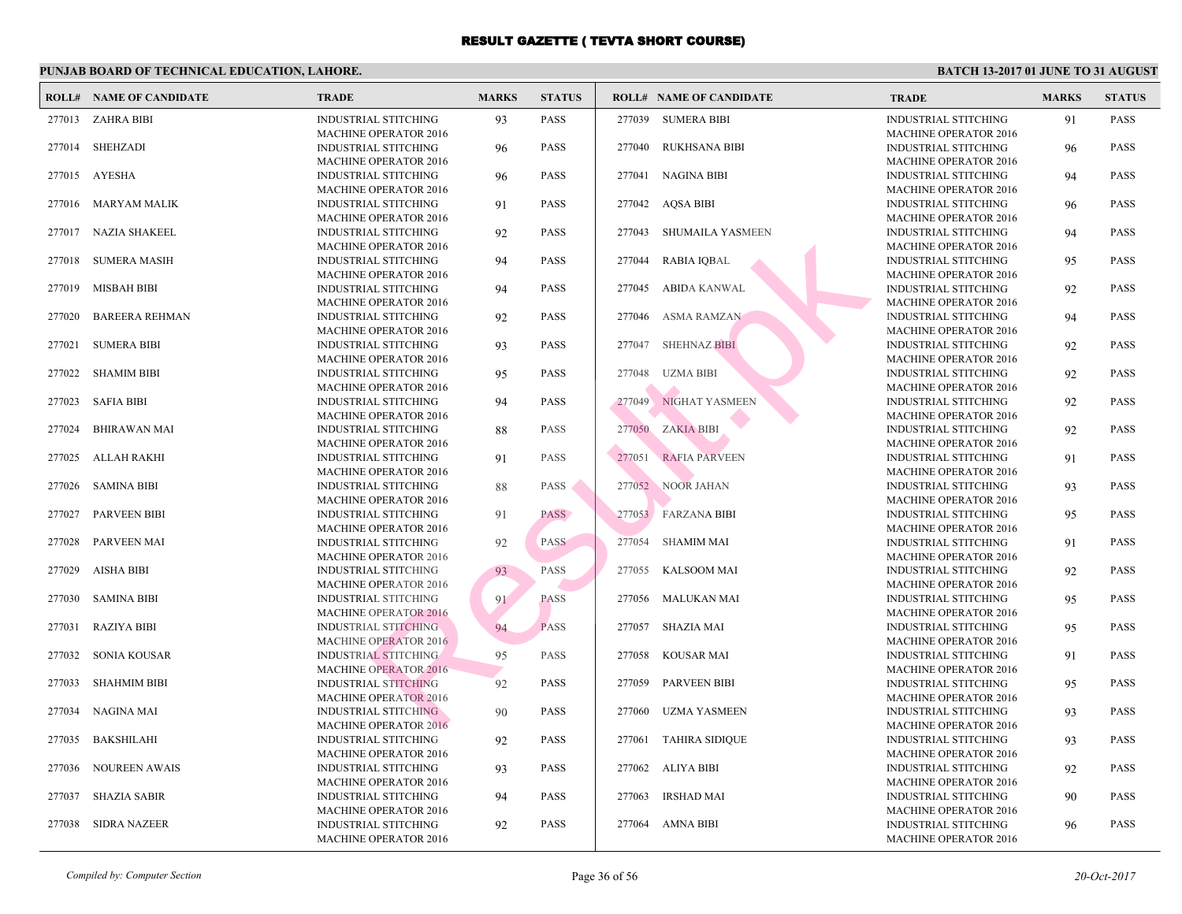# RESULT GAZETTE ( TEVTA SHORT COURSE)

**PUNJAB BOARD OF TECHNICAL EDUCATION, LAHORE.**

**BATCH 13-2017 01 JUNE TO 31 AUGUST**

| ROLL# | NAME OF CANDIDATE | TRADE | MARKS | STATUS |
|---|---|---|---|---|
| 277013 | ZAHRA BIBI | INDUSTRIAL STITCHING MACHINE OPERATOR 2016 | 93 | PASS |
| 277014 | SHEHZADI | INDUSTRIAL STITCHING MACHINE OPERATOR 2016 | 96 | PASS |
| 277015 | AYESHA | INDUSTRIAL STITCHING MACHINE OPERATOR 2016 | 96 | PASS |
| 277016 | MARYAM MALIK | INDUSTRIAL STITCHING MACHINE OPERATOR 2016 | 91 | PASS |
| 277017 | NAZIA SHAKEEL | INDUSTRIAL STITCHING MACHINE OPERATOR 2016 | 92 | PASS |
| 277018 | SUMERA MASIH | INDUSTRIAL STITCHING MACHINE OPERATOR 2016 | 94 | PASS |
| 277019 | MISBAH BIBI | INDUSTRIAL STITCHING MACHINE OPERATOR 2016 | 94 | PASS |
| 277020 | BAREERA REHMAN | INDUSTRIAL STITCHING MACHINE OPERATOR 2016 | 92 | PASS |
| 277021 | SUMERA BIBI | INDUSTRIAL STITCHING MACHINE OPERATOR 2016 | 93 | PASS |
| 277022 | SHAMIM BIBI | INDUSTRIAL STITCHING MACHINE OPERATOR 2016 | 95 | PASS |
| 277023 | SAFIA BIBI | INDUSTRIAL STITCHING MACHINE OPERATOR 2016 | 94 | PASS |
| 277024 | BHIRAWAN MAI | INDUSTRIAL STITCHING MACHINE OPERATOR 2016 | 88 | PASS |
| 277025 | ALLAH RAKHI | INDUSTRIAL STITCHING MACHINE OPERATOR 2016 | 91 | PASS |
| 277026 | SAMINA BIBI | INDUSTRIAL STITCHING MACHINE OPERATOR 2016 | 88 | PASS |
| 277027 | PARVEEN BIBI | INDUSTRIAL STITCHING MACHINE OPERATOR 2016 | 91 | PASS |
| 277028 | PARVEEN MAI | INDUSTRIAL STITCHING MACHINE OPERATOR 2016 | 92 | PASS |
| 277029 | AISHA BIBI | INDUSTRIAL STITCHING MACHINE OPERATOR 2016 | 93 | PASS |
| 277030 | SAMINA BIBI | INDUSTRIAL STITCHING MACHINE OPERATOR 2016 | 91 | PASS |
| 277031 | RAZIYA BIBI | INDUSTRIAL STITCHING MACHINE OPERATOR 2016 | 94 | PASS |
| 277032 | SONIA KOUSAR | INDUSTRIAL STITCHING MACHINE OPERATOR 2016 | 95 | PASS |
| 277033 | SHAHMIM BIBI | INDUSTRIAL STITCHING MACHINE OPERATOR 2016 | 92 | PASS |
| 277034 | NAGINA MAI | INDUSTRIAL STITCHING MACHINE OPERATOR 2016 | 90 | PASS |
| 277035 | BAKSHILAHI | INDUSTRIAL STITCHING MACHINE OPERATOR 2016 | 92 | PASS |
| 277036 | NOUREEN AWAIS | INDUSTRIAL STITCHING MACHINE OPERATOR 2016 | 93 | PASS |
| 277037 | SHAZIA SABIR | INDUSTRIAL STITCHING MACHINE OPERATOR 2016 | 94 | PASS |
| 277038 | SIDRA NAZEER | INDUSTRIAL STITCHING MACHINE OPERATOR 2016 | 92 | PASS |
| 277039 | SUMERA BIBI | INDUSTRIAL STITCHING MACHINE OPERATOR 2016 | 91 | PASS |
| 277040 | RUKHSANA BIBI | INDUSTRIAL STITCHING MACHINE OPERATOR 2016 | 96 | PASS |
| 277041 | NAGINA BIBI | INDUSTRIAL STITCHING MACHINE OPERATOR 2016 | 94 | PASS |
| 277042 | AQSA BIBI | INDUSTRIAL STITCHING MACHINE OPERATOR 2016 | 96 | PASS |
| 277043 | SHUMAILA YASMEEN | INDUSTRIAL STITCHING MACHINE OPERATOR 2016 | 94 | PASS |
| 277044 | RABIA IQBAL | INDUSTRIAL STITCHING MACHINE OPERATOR 2016 | 95 | PASS |
| 277045 | ABIDA KANWAL | INDUSTRIAL STITCHING MACHINE OPERATOR 2016 | 92 | PASS |
| 277046 | ASMA RAMZAN | INDUSTRIAL STITCHING MACHINE OPERATOR 2016 | 94 | PASS |
| 277047 | SHEHNAZ BIBI | INDUSTRIAL STITCHING MACHINE OPERATOR 2016 | 92 | PASS |
| 277048 | UZMA BIBI | INDUSTRIAL STITCHING MACHINE OPERATOR 2016 | 92 | PASS |
| 277049 | NIGHAT YASMEEN | INDUSTRIAL STITCHING MACHINE OPERATOR 2016 | 92 | PASS |
| 277050 | ZAKIA BIBI | INDUSTRIAL STITCHING MACHINE OPERATOR 2016 | 92 | PASS |
| 277051 | RAFIA PARVEEN | INDUSTRIAL STITCHING MACHINE OPERATOR 2016 | 91 | PASS |
| 277052 | NOOR JAHAN | INDUSTRIAL STITCHING MACHINE OPERATOR 2016 | 93 | PASS |
| 277053 | FARZANA BIBI | INDUSTRIAL STITCHING MACHINE OPERATOR 2016 | 95 | PASS |
| 277054 | SHAMIM MAI | INDUSTRIAL STITCHING MACHINE OPERATOR 2016 | 91 | PASS |
| 277055 | KALSOOM MAI | INDUSTRIAL STITCHING MACHINE OPERATOR 2016 | 92 | PASS |
| 277056 | MALUKAN MAI | INDUSTRIAL STITCHING MACHINE OPERATOR 2016 | 95 | PASS |
| 277057 | SHAZIA MAI | INDUSTRIAL STITCHING MACHINE OPERATOR 2016 | 95 | PASS |
| 277058 | KOUSAR MAI | INDUSTRIAL STITCHING MACHINE OPERATOR 2016 | 91 | PASS |
| 277059 | PARVEEN BIBI | INDUSTRIAL STITCHING MACHINE OPERATOR 2016 | 95 | PASS |
| 277060 | UZMA YASMEEN | INDUSTRIAL STITCHING MACHINE OPERATOR 2016 | 93 | PASS |
| 277061 | TAHIRA SIDIQUE | INDUSTRIAL STITCHING MACHINE OPERATOR 2016 | 93 | PASS |
| 277062 | ALIYA BIBI | INDUSTRIAL STITCHING MACHINE OPERATOR 2016 | 92 | PASS |
| 277063 | IRSHAD MAI | INDUSTRIAL STITCHING MACHINE OPERATOR 2016 | 90 | PASS |
| 277064 | AMNA BIBI | INDUSTRIAL STITCHING MACHINE OPERATOR 2016 | 96 | PASS |

*Compiled by: Computer Section*

*20-Oct-2017*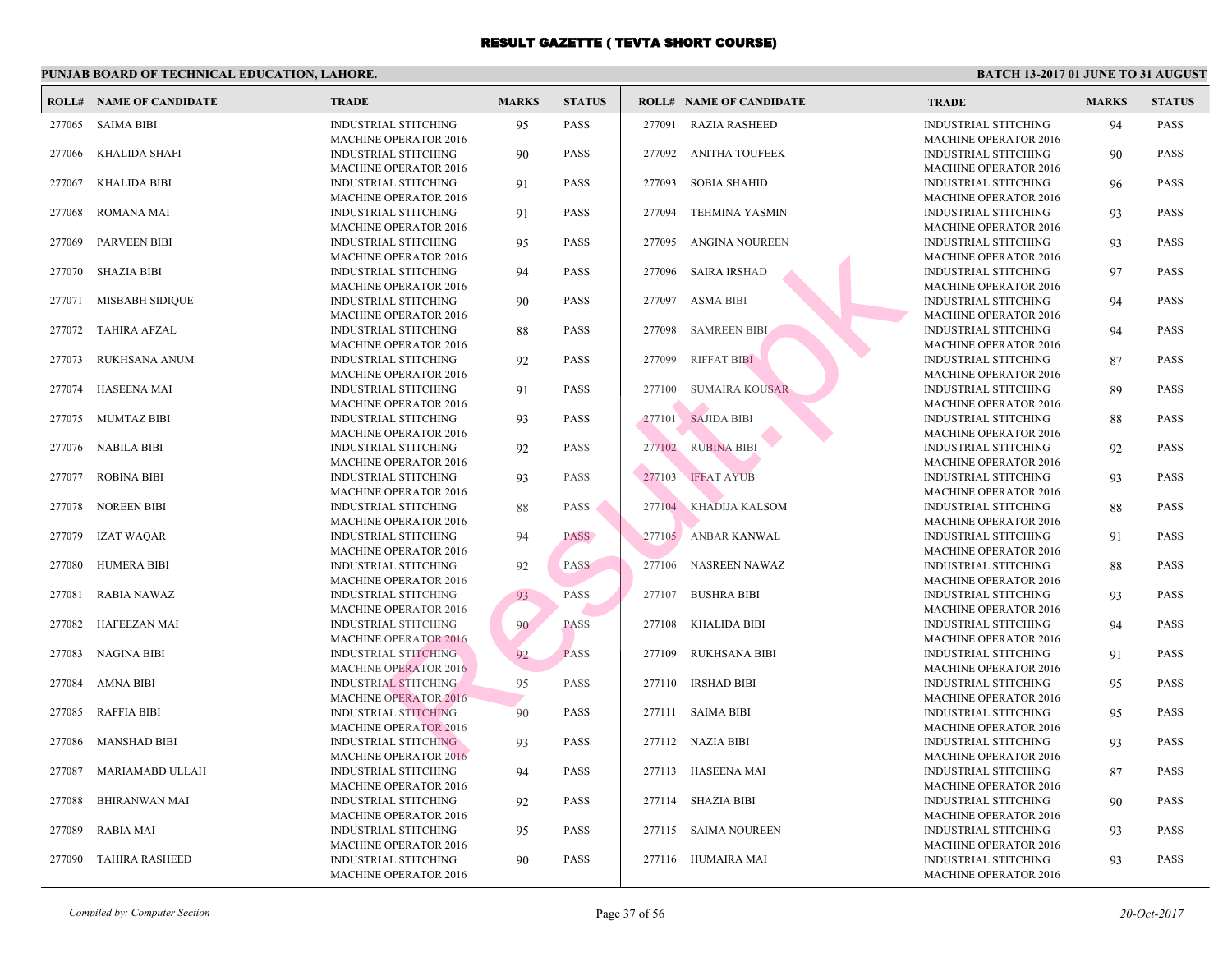# RESULT GAZETTE ( TEVTA SHORT COURSE)

**PUNJAB BOARD OF TECHNICAL EDUCATION, LAHORE.**

**BATCH 13-2017 01 JUNE TO 31 AUGUST**

| ROLL# | NAME OF CANDIDATE | TRADE | MARKS | STATUS |
|---|---|---|---|---|
| 277065 | SAIMA BIBI | INDUSTRIAL STITCHING MACHINE OPERATOR 2016 | 95 | PASS |
| 277066 | KHALIDA SHAFI | INDUSTRIAL STITCHING MACHINE OPERATOR 2016 | 90 | PASS |
| 277067 | KHALIDA BIBI | INDUSTRIAL STITCHING MACHINE OPERATOR 2016 | 91 | PASS |
| 277068 | ROMANA MAI | INDUSTRIAL STITCHING MACHINE OPERATOR 2016 | 91 | PASS |
| 277069 | PARVEEN BIBI | INDUSTRIAL STITCHING MACHINE OPERATOR 2016 | 95 | PASS |
| 277070 | SHAZIA BIBI | INDUSTRIAL STITCHING MACHINE OPERATOR 2016 | 94 | PASS |
| 277071 | MISBABH SIDIQUE | INDUSTRIAL STITCHING MACHINE OPERATOR 2016 | 90 | PASS |
| 277072 | TAHIRA AFZAL | INDUSTRIAL STITCHING MACHINE OPERATOR 2016 | 88 | PASS |
| 277073 | RUKHSANA ANUM | INDUSTRIAL STITCHING MACHINE OPERATOR 2016 | 92 | PASS |
| 277074 | HASEENA MAI | INDUSTRIAL STITCHING MACHINE OPERATOR 2016 | 91 | PASS |
| 277075 | MUMTAZ BIBI | INDUSTRIAL STITCHING MACHINE OPERATOR 2016 | 93 | PASS |
| 277076 | NABILA BIBI | INDUSTRIAL STITCHING MACHINE OPERATOR 2016 | 92 | PASS |
| 277077 | ROBINA BIBI | INDUSTRIAL STITCHING MACHINE OPERATOR 2016 | 93 | PASS |
| 277078 | NOREEN BIBI | INDUSTRIAL STITCHING MACHINE OPERATOR 2016 | 88 | PASS |
| 277079 | IZAT WAQAR | INDUSTRIAL STITCHING MACHINE OPERATOR 2016 | 94 | PASS |
| 277080 | HUMERA BIBI | INDUSTRIAL STITCHING MACHINE OPERATOR 2016 | 92 | PASS |
| 277081 | RABIA NAWAZ | INDUSTRIAL STITCHING MACHINE OPERATOR 2016 | 93 | PASS |
| 277082 | HAFEEZAN MAI | INDUSTRIAL STITCHING MACHINE OPERATOR 2016 | 90 | PASS |
| 277083 | NAGINA BIBI | INDUSTRIAL STITCHING MACHINE OPERATOR 2016 | 92 | PASS |
| 277084 | AMNA BIBI | INDUSTRIAL STITCHING MACHINE OPERATOR 2016 | 95 | PASS |
| 277085 | RAFFIA BIBI | INDUSTRIAL STITCHING MACHINE OPERATOR 2016 | 90 | PASS |
| 277086 | MANSHAD BIBI | INDUSTRIAL STITCHING MACHINE OPERATOR 2016 | 93 | PASS |
| 277087 | MARIAMABD ULLAH | INDUSTRIAL STITCHING MACHINE OPERATOR 2016 | 94 | PASS |
| 277088 | BHIRANWAN MAI | INDUSTRIAL STITCHING MACHINE OPERATOR 2016 | 92 | PASS |
| 277089 | RABIA MAI | INDUSTRIAL STITCHING MACHINE OPERATOR 2016 | 95 | PASS |
| 277090 | TAHIRA RASHEED | INDUSTRIAL STITCHING MACHINE OPERATOR 2016 | 90 | PASS |
| 277091 | RAZIA RASHEED | INDUSTRIAL STITCHING MACHINE OPERATOR 2016 | 94 | PASS |
| 277092 | ANITHA TOUFEEK | INDUSTRIAL STITCHING MACHINE OPERATOR 2016 | 90 | PASS |
| 277093 | SOBIA SHAHID | INDUSTRIAL STITCHING MACHINE OPERATOR 2016 | 96 | PASS |
| 277094 | TEHMINA YASMIN | INDUSTRIAL STITCHING MACHINE OPERATOR 2016 | 93 | PASS |
| 277095 | ANGINA NOUREEN | INDUSTRIAL STITCHING MACHINE OPERATOR 2016 | 93 | PASS |
| 277096 | SAIRA IRSHAD | INDUSTRIAL STITCHING MACHINE OPERATOR 2016 | 97 | PASS |
| 277097 | ASMA BIBI | INDUSTRIAL STITCHING MACHINE OPERATOR 2016 | 94 | PASS |
| 277098 | SAMREEN BIBI | INDUSTRIAL STITCHING MACHINE OPERATOR 2016 | 94 | PASS |
| 277099 | RIFFAT BIBI | INDUSTRIAL STITCHING MACHINE OPERATOR 2016 | 87 | PASS |
| 277100 | SUMAIRA KOUSAR | INDUSTRIAL STITCHING MACHINE OPERATOR 2016 | 89 | PASS |
| 277101 | SAJIDA BIBI | INDUSTRIAL STITCHING MACHINE OPERATOR 2016 | 88 | PASS |
| 277102 | RUBINA BIBI | INDUSTRIAL STITCHING MACHINE OPERATOR 2016 | 92 | PASS |
| 277103 | IFFAT AYUB | INDUSTRIAL STITCHING MACHINE OPERATOR 2016 | 93 | PASS |
| 277104 | KHADIJA KALSOM | INDUSTRIAL STITCHING MACHINE OPERATOR 2016 | 88 | PASS |
| 277105 | ANBAR KANWAL | INDUSTRIAL STITCHING MACHINE OPERATOR 2016 | 91 | PASS |
| 277106 | NASREEN NAWAZ | INDUSTRIAL STITCHING MACHINE OPERATOR 2016 | 88 | PASS |
| 277107 | BUSHRA BIBI | INDUSTRIAL STITCHING MACHINE OPERATOR 2016 | 93 | PASS |
| 277108 | KHALIDA BIBI | INDUSTRIAL STITCHING MACHINE OPERATOR 2016 | 94 | PASS |
| 277109 | RUKHSANA BIBI | INDUSTRIAL STITCHING MACHINE OPERATOR 2016 | 91 | PASS |
| 277110 | IRSHAD BIBI | INDUSTRIAL STITCHING MACHINE OPERATOR 2016 | 95 | PASS |
| 277111 | SAIMA BIBI | INDUSTRIAL STITCHING MACHINE OPERATOR 2016 | 95 | PASS |
| 277112 | NAZIA BIBI | INDUSTRIAL STITCHING MACHINE OPERATOR 2016 | 93 | PASS |
| 277113 | HASEENA MAI | INDUSTRIAL STITCHING MACHINE OPERATOR 2016 | 87 | PASS |
| 277114 | SHAZIA BIBI | INDUSTRIAL STITCHING MACHINE OPERATOR 2016 | 90 | PASS |
| 277115 | SAIMA NOUREEN | INDUSTRIAL STITCHING MACHINE OPERATOR 2016 | 93 | PASS |
| 277116 | HUMAIRA MAI | INDUSTRIAL STITCHING MACHINE OPERATOR 2016 | 93 | PASS |

*Compiled by: Computer Section*

*20-Oct-2017*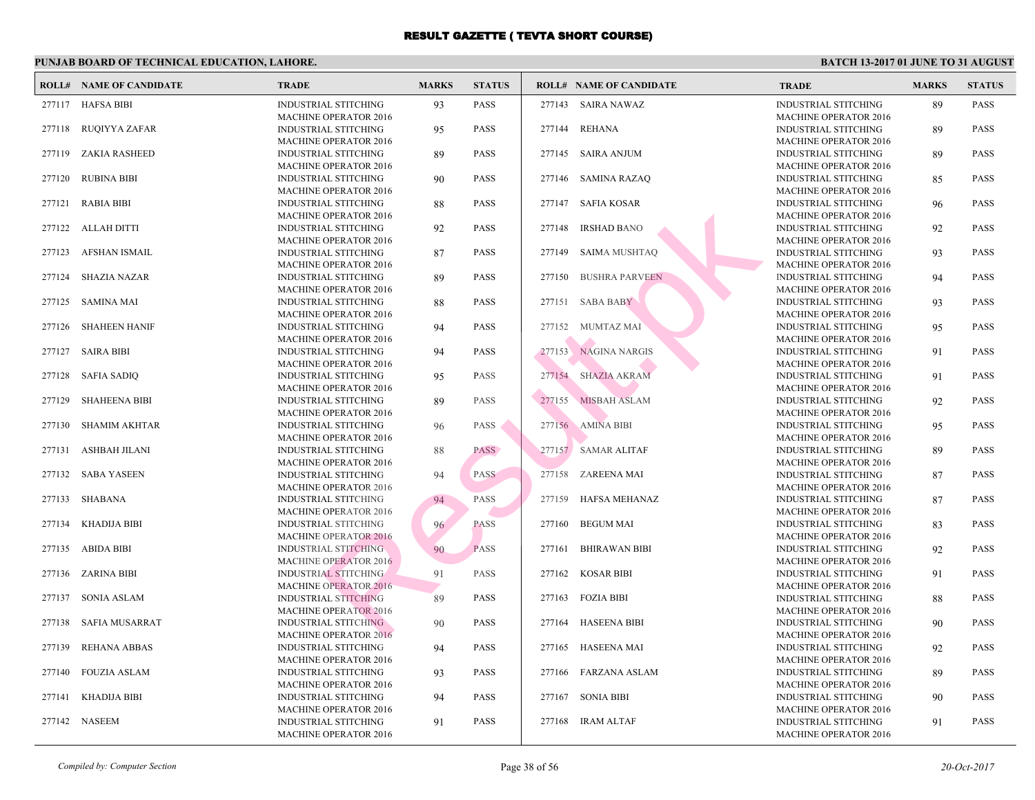# RESULT GAZETTE ( TEVTA SHORT COURSE)

**PUNJAB BOARD OF TECHNICAL EDUCATION, LAHORE.**

**BATCH 13-2017 01 JUNE TO 31 AUGUST**

| ROLL# | NAME OF CANDIDATE | TRADE | MARKS | STATUS |
|---|---|---|---|---|
| 277117 | HAFSA BIBI | INDUSTRIAL STITCHING MACHINE OPERATOR 2016 | 93 | PASS |
| 277118 | RUQIYYA ZAFAR | INDUSTRIAL STITCHING MACHINE OPERATOR 2016 | 95 | PASS |
| 277119 | ZAKIA RASHEED | INDUSTRIAL STITCHING MACHINE OPERATOR 2016 | 89 | PASS |
| 277120 | RUBINA BIBI | INDUSTRIAL STITCHING MACHINE OPERATOR 2016 | 90 | PASS |
| 277121 | RABIA BIBI | INDUSTRIAL STITCHING MACHINE OPERATOR 2016 | 88 | PASS |
| 277122 | ALLAH DITTI | INDUSTRIAL STITCHING MACHINE OPERATOR 2016 | 92 | PASS |
| 277123 | AFSHAN ISMAIL | INDUSTRIAL STITCHING MACHINE OPERATOR 2016 | 87 | PASS |
| 277124 | SHAZIA NAZAR | INDUSTRIAL STITCHING MACHINE OPERATOR 2016 | 89 | PASS |
| 277125 | SAMINA MAI | INDUSTRIAL STITCHING MACHINE OPERATOR 2016 | 88 | PASS |
| 277126 | SHAHEEN HANIF | INDUSTRIAL STITCHING MACHINE OPERATOR 2016 | 94 | PASS |
| 277127 | SAIRA BIBI | INDUSTRIAL STITCHING MACHINE OPERATOR 2016 | 94 | PASS |
| 277128 | SAFIA SADIQ | INDUSTRIAL STITCHING MACHINE OPERATOR 2016 | 95 | PASS |
| 277129 | SHAHEENA BIBI | INDUSTRIAL STITCHING MACHINE OPERATOR 2016 | 89 | PASS |
| 277130 | SHAMIM AKHTAR | INDUSTRIAL STITCHING MACHINE OPERATOR 2016 | 96 | PASS |
| 277131 | ASHBAH JILANI | INDUSTRIAL STITCHING MACHINE OPERATOR 2016 | 88 | PASS |
| 277132 | SABA YASEEN | INDUSTRIAL STITCHING MACHINE OPERATOR 2016 | 94 | PASS |
| 277133 | SHABANA | INDUSTRIAL STITCHING MACHINE OPERATOR 2016 | 94 | PASS |
| 277134 | KHADIJA BIBI | INDUSTRIAL STITCHING MACHINE OPERATOR 2016 | 96 | PASS |
| 277135 | ABIDA BIBI | INDUSTRIAL STITCHING MACHINE OPERATOR 2016 | 90 | PASS |
| 277136 | ZARINA BIBI | INDUSTRIAL STITCHING MACHINE OPERATOR 2016 | 91 | PASS |
| 277137 | SONIA ASLAM | INDUSTRIAL STITCHING MACHINE OPERATOR 2016 | 89 | PASS |
| 277138 | SAFIA MUSARRAT | INDUSTRIAL STITCHING MACHINE OPERATOR 2016 | 90 | PASS |
| 277139 | REHANA ABBAS | INDUSTRIAL STITCHING MACHINE OPERATOR 2016 | 94 | PASS |
| 277140 | FOUZIA ASLAM | INDUSTRIAL STITCHING MACHINE OPERATOR 2016 | 93 | PASS |
| 277141 | KHADIJA BIBI | INDUSTRIAL STITCHING MACHINE OPERATOR 2016 | 94 | PASS |
| 277142 | NASEEM | INDUSTRIAL STITCHING MACHINE OPERATOR 2016 | 91 | PASS |
| 277143 | SAIRA NAWAZ | INDUSTRIAL STITCHING MACHINE OPERATOR 2016 | 89 | PASS |
| 277144 | REHANA | INDUSTRIAL STITCHING MACHINE OPERATOR 2016 | 89 | PASS |
| 277145 | SAIRA ANJUM | INDUSTRIAL STITCHING MACHINE OPERATOR 2016 | 89 | PASS |
| 277146 | SAMINA RAZAQ | INDUSTRIAL STITCHING MACHINE OPERATOR 2016 | 85 | PASS |
| 277147 | SAFIA KOSAR | INDUSTRIAL STITCHING MACHINE OPERATOR 2016 | 96 | PASS |
| 277148 | IRSHAD BANO | INDUSTRIAL STITCHING MACHINE OPERATOR 2016 | 92 | PASS |
| 277149 | SAIMA MUSHTAQ | INDUSTRIAL STITCHING MACHINE OPERATOR 2016 | 93 | PASS |
| 277150 | BUSHRA PARVEEN | INDUSTRIAL STITCHING MACHINE OPERATOR 2016 | 94 | PASS |
| 277151 | SABA BABY | INDUSTRIAL STITCHING MACHINE OPERATOR 2016 | 93 | PASS |
| 277152 | MUMTAZ MAI | INDUSTRIAL STITCHING MACHINE OPERATOR 2016 | 95 | PASS |
| 277153 | NAGINA NARGIS | INDUSTRIAL STITCHING MACHINE OPERATOR 2016 | 91 | PASS |
| 277154 | SHAZIA AKRAM | INDUSTRIAL STITCHING MACHINE OPERATOR 2016 | 91 | PASS |
| 277155 | MISBAH ASLAM | INDUSTRIAL STITCHING MACHINE OPERATOR 2016 | 92 | PASS |
| 277156 | AMINA BIBI | INDUSTRIAL STITCHING MACHINE OPERATOR 2016 | 95 | PASS |
| 277157 | SAMAR ALITAF | INDUSTRIAL STITCHING MACHINE OPERATOR 2016 | 89 | PASS |
| 277158 | ZAREENA MAI | INDUSTRIAL STITCHING MACHINE OPERATOR 2016 | 87 | PASS |
| 277159 | HAFSA MEHANAZ | INDUSTRIAL STITCHING MACHINE OPERATOR 2016 | 87 | PASS |
| 277160 | BEGUM MAI | INDUSTRIAL STITCHING MACHINE OPERATOR 2016 | 83 | PASS |
| 277161 | BHIRAWAN BIBI | INDUSTRIAL STITCHING MACHINE OPERATOR 2016 | 92 | PASS |
| 277162 | KOSAR BIBI | INDUSTRIAL STITCHING MACHINE OPERATOR 2016 | 91 | PASS |
| 277163 | FOZIA BIBI | INDUSTRIAL STITCHING MACHINE OPERATOR 2016 | 88 | PASS |
| 277164 | HASEENA BIBI | INDUSTRIAL STITCHING MACHINE OPERATOR 2016 | 90 | PASS |
| 277165 | HASEENA MAI | INDUSTRIAL STITCHING MACHINE OPERATOR 2016 | 92 | PASS |
| 277166 | FARZANA ASLAM | INDUSTRIAL STITCHING MACHINE OPERATOR 2016 | 89 | PASS |
| 277167 | SONIA BIBI | INDUSTRIAL STITCHING MACHINE OPERATOR 2016 | 90 | PASS |
| 277168 | IRAM ALTAF | INDUSTRIAL STITCHING MACHINE OPERATOR 2016 | 91 | PASS |

*Compiled by: Computer Section*

*20-Oct-2017*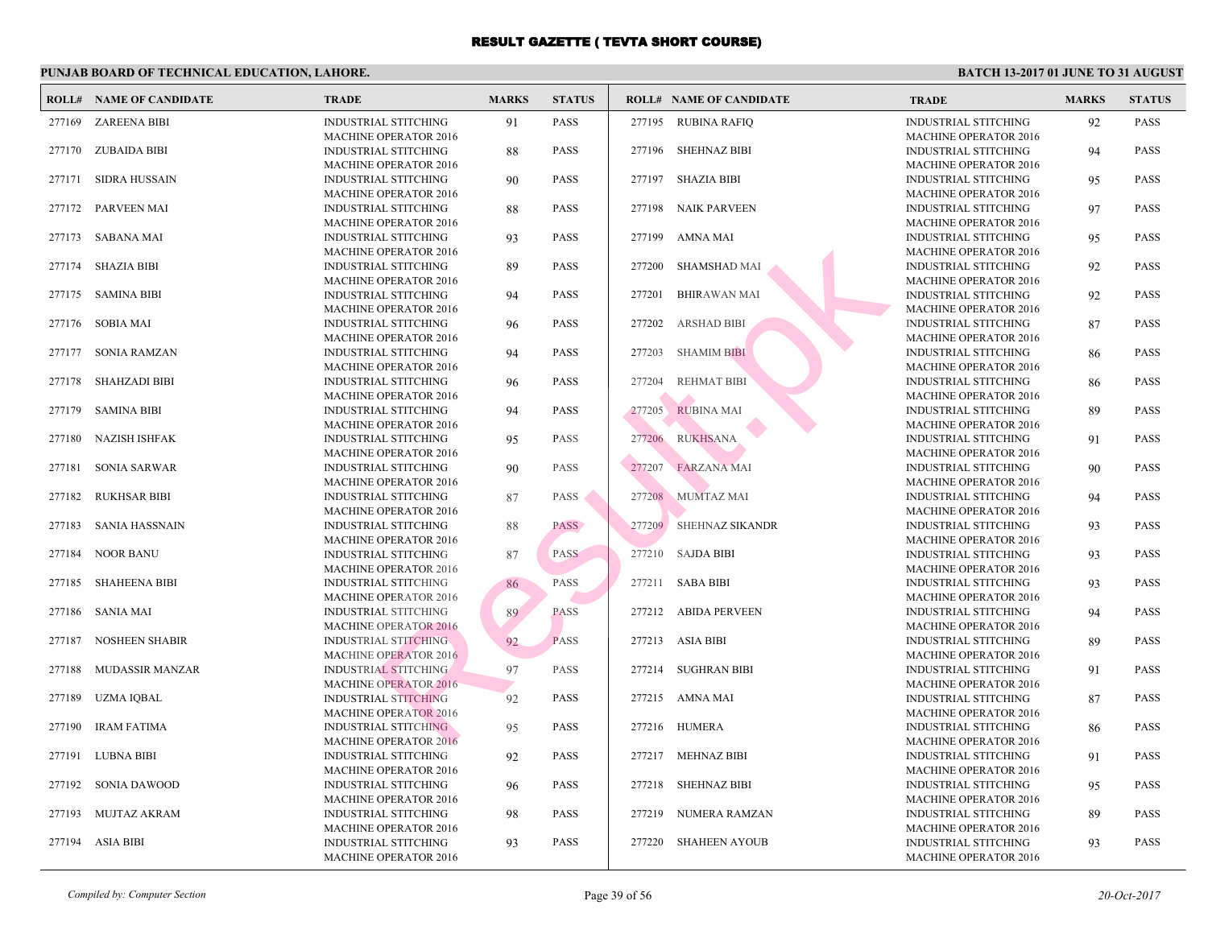# RESULT GAZETTE ( TEVTA SHORT COURSE)

## PUNJAB BOARD OF TECHNICAL EDUCATION, LAHORE.

**BATCH 13-2017 01 JUNE TO 31 AUGUST**

| ROLL# | NAME OF CANDIDATE | TRADE | MARKS | STATUS |
|---|---|---|---|---|
| 277169 | ZAREENA BIBI | INDUSTRIAL STITCHING MACHINE OPERATOR 2016 | 91 | PASS |
| 277170 | ZUBAIDA BIBI | INDUSTRIAL STITCHING MACHINE OPERATOR 2016 | 88 | PASS |
| 277171 | SIDRA HUSSAIN | INDUSTRIAL STITCHING MACHINE OPERATOR 2016 | 90 | PASS |
| 277172 | PARVEEN MAI | INDUSTRIAL STITCHING MACHINE OPERATOR 2016 | 88 | PASS |
| 277173 | SABANA MAI | INDUSTRIAL STITCHING MACHINE OPERATOR 2016 | 93 | PASS |
| 277174 | SHAZIA BIBI | INDUSTRIAL STITCHING MACHINE OPERATOR 2016 | 89 | PASS |
| 277175 | SAMINA BIBI | INDUSTRIAL STITCHING MACHINE OPERATOR 2016 | 94 | PASS |
| 277176 | SOBIA MAI | INDUSTRIAL STITCHING MACHINE OPERATOR 2016 | 96 | PASS |
| 277177 | SONIA RAMZAN | INDUSTRIAL STITCHING MACHINE OPERATOR 2016 | 94 | PASS |
| 277178 | SHAHZADI BIBI | INDUSTRIAL STITCHING MACHINE OPERATOR 2016 | 96 | PASS |
| 277179 | SAMINA BIBI | INDUSTRIAL STITCHING MACHINE OPERATOR 2016 | 94 | PASS |
| 277180 | NAZISH ISHFAK | INDUSTRIAL STITCHING MACHINE OPERATOR 2016 | 95 | PASS |
| 277181 | SONIA SARWAR | INDUSTRIAL STITCHING MACHINE OPERATOR 2016 | 90 | PASS |
| 277182 | RUKHSAR BIBI | INDUSTRIAL STITCHING MACHINE OPERATOR 2016 | 87 | PASS |
| 277183 | SANIA HASSNAIN | INDUSTRIAL STITCHING MACHINE OPERATOR 2016 | 88 | PASS |
| 277184 | NOOR BANU | INDUSTRIAL STITCHING MACHINE OPERATOR 2016 | 87 | PASS |
| 277185 | SHAHEENA BIBI | INDUSTRIAL STITCHING MACHINE OPERATOR 2016 | 86 | PASS |
| 277186 | SANIA MAI | INDUSTRIAL STITCHING MACHINE OPERATOR 2016 | 89 | PASS |
| 277187 | NOSHEEN SHABIR | INDUSTRIAL STITCHING MACHINE OPERATOR 2016 | 92 | PASS |
| 277188 | MUDASSIR MANZAR | INDUSTRIAL STITCHING MACHINE OPERATOR 2016 | 97 | PASS |
| 277189 | UZMA IQBAL | INDUSTRIAL STITCHING MACHINE OPERATOR 2016 | 92 | PASS |
| 277190 | IRAM FATIMA | INDUSTRIAL STITCHING MACHINE OPERATOR 2016 | 95 | PASS |
| 277191 | LUBNA BIBI | INDUSTRIAL STITCHING MACHINE OPERATOR 2016 | 92 | PASS |
| 277192 | SONIA DAWOOD | INDUSTRIAL STITCHING MACHINE OPERATOR 2016 | 96 | PASS |
| 277193 | MUJTAZ AKRAM | INDUSTRIAL STITCHING MACHINE OPERATOR 2016 | 98 | PASS |
| 277194 | ASIA BIBI | INDUSTRIAL STITCHING MACHINE OPERATOR 2016 | 93 | PASS |
| 277195 | RUBINA RAFIQ | INDUSTRIAL STITCHING MACHINE OPERATOR 2016 | 92 | PASS |
| 277196 | SHEHNAZ BIBI | INDUSTRIAL STITCHING MACHINE OPERATOR 2016 | 94 | PASS |
| 277197 | SHAZIA BIBI | INDUSTRIAL STITCHING MACHINE OPERATOR 2016 | 95 | PASS |
| 277198 | NAIK PARVEEN | INDUSTRIAL STITCHING MACHINE OPERATOR 2016 | 97 | PASS |
| 277199 | AMNA MAI | INDUSTRIAL STITCHING MACHINE OPERATOR 2016 | 95 | PASS |
| 277200 | SHAMSHAD MAI | INDUSTRIAL STITCHING MACHINE OPERATOR 2016 | 92 | PASS |
| 277201 | BHIRAWAN MAI | INDUSTRIAL STITCHING MACHINE OPERATOR 2016 | 92 | PASS |
| 277202 | ARSHAD BIBI | INDUSTRIAL STITCHING MACHINE OPERATOR 2016 | 87 | PASS |
| 277203 | SHAMIM BIBI | INDUSTRIAL STITCHING MACHINE OPERATOR 2016 | 86 | PASS |
| 277204 | REHMAT BIBI | INDUSTRIAL STITCHING MACHINE OPERATOR 2016 | 86 | PASS |
| 277205 | RUBINA MAI | INDUSTRIAL STITCHING MACHINE OPERATOR 2016 | 89 | PASS |
| 277206 | RUKHSANA | INDUSTRIAL STITCHING MACHINE OPERATOR 2016 | 91 | PASS |
| 277207 | FARZANA MAI | INDUSTRIAL STITCHING MACHINE OPERATOR 2016 | 90 | PASS |
| 277208 | MUMTAZ MAI | INDUSTRIAL STITCHING MACHINE OPERATOR 2016 | 94 | PASS |
| 277209 | SHEHNAZ SIKANDR | INDUSTRIAL STITCHING MACHINE OPERATOR 2016 | 93 | PASS |
| 277210 | SAJDA BIBI | INDUSTRIAL STITCHING MACHINE OPERATOR 2016 | 93 | PASS |
| 277211 | SABA BIBI | INDUSTRIAL STITCHING MACHINE OPERATOR 2016 | 93 | PASS |
| 277212 | ABIDA PERVEEN | INDUSTRIAL STITCHING MACHINE OPERATOR 2016 | 94 | PASS |
| 277213 | ASIA BIBI | INDUSTRIAL STITCHING MACHINE OPERATOR 2016 | 89 | PASS |
| 277214 | SUGHRAN BIBI | INDUSTRIAL STITCHING MACHINE OPERATOR 2016 | 91 | PASS |
| 277215 | AMNA MAI | INDUSTRIAL STITCHING MACHINE OPERATOR 2016 | 87 | PASS |
| 277216 | HUMERA | INDUSTRIAL STITCHING MACHINE OPERATOR 2016 | 86 | PASS |
| 277217 | MEHNAZ BIBI | INDUSTRIAL STITCHING MACHINE OPERATOR 2016 | 91 | PASS |
| 277218 | SHEHNAZ BIBI | INDUSTRIAL STITCHING MACHINE OPERATOR 2016 | 95 | PASS |
| 277219 | NUMERA RAMZAN | INDUSTRIAL STITCHING MACHINE OPERATOR 2016 | 89 | PASS |
| 277220 | SHAHEEN AYOUB | INDUSTRIAL STITCHING MACHINE OPERATOR 2016 | 93 | PASS |

*Compiled by: Computer Section*

*20-Oct-2017*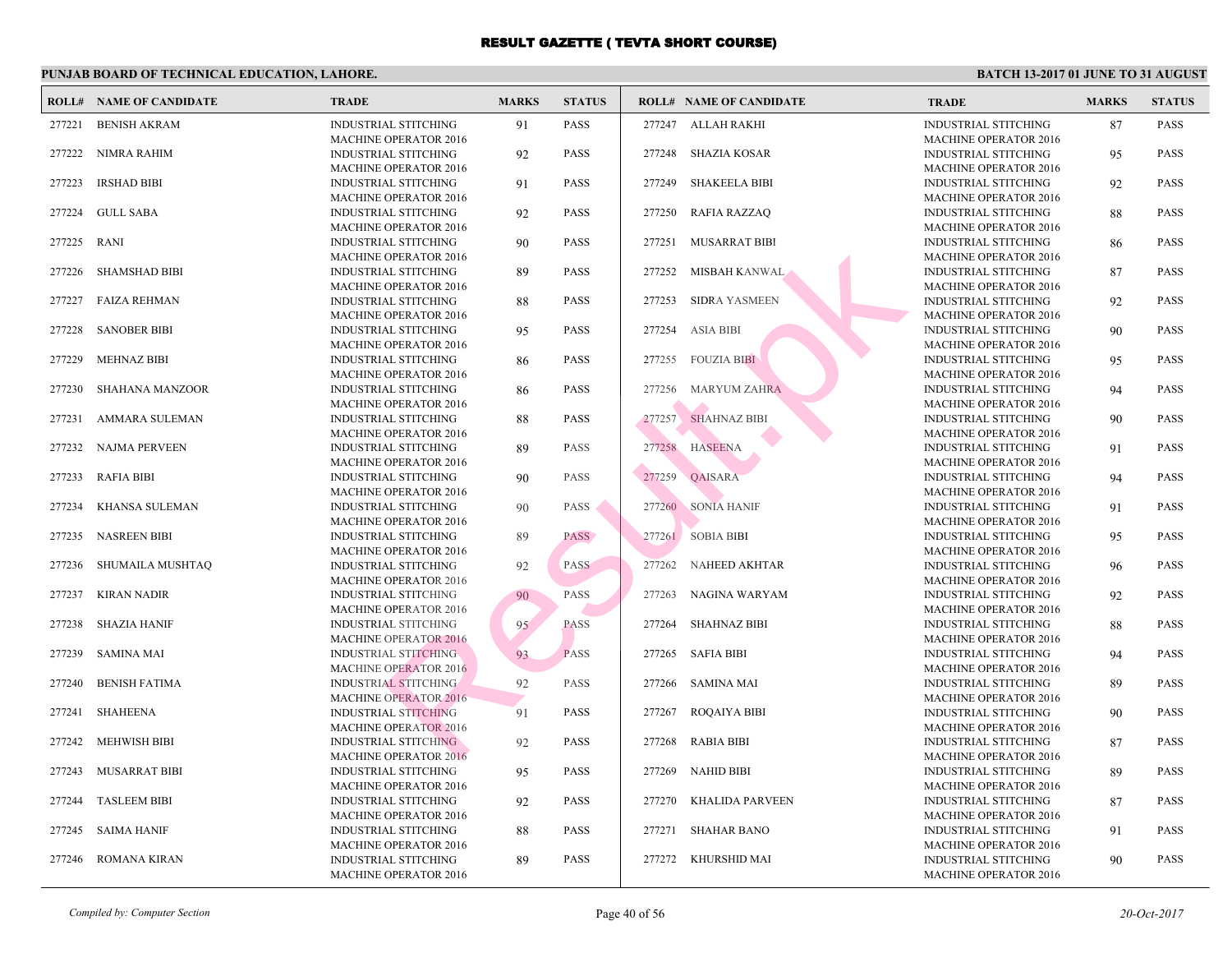# RESULT GAZETTE ( TEVTA SHORT COURSE)

## PUNJAB BOARD OF TECHNICAL EDUCATION, LAHORE.

**BATCH 13-2017 01 JUNE TO 31 AUGUST**

| ROLL# | NAME OF CANDIDATE | TRADE | MARKS | STATUS |
|---|---|---|---|---|
| 277221 | BENISH AKRAM | INDUSTRIAL STITCHING MACHINE OPERATOR 2016 | 91 | PASS |
| 277222 | NIMRA RAHIM | INDUSTRIAL STITCHING MACHINE OPERATOR 2016 | 92 | PASS |
| 277223 | IRSHAD BIBI | INDUSTRIAL STITCHING MACHINE OPERATOR 2016 | 91 | PASS |
| 277224 | GULL SABA | INDUSTRIAL STITCHING MACHINE OPERATOR 2016 | 92 | PASS |
| 277225 | RANI | INDUSTRIAL STITCHING MACHINE OPERATOR 2016 | 90 | PASS |
| 277226 | SHAMSHAD BIBI | INDUSTRIAL STITCHING MACHINE OPERATOR 2016 | 89 | PASS |
| 277227 | FAIZA REHMAN | INDUSTRIAL STITCHING MACHINE OPERATOR 2016 | 88 | PASS |
| 277228 | SANOBER BIBI | INDUSTRIAL STITCHING MACHINE OPERATOR 2016 | 95 | PASS |
| 277229 | MEHNAZ BIBI | INDUSTRIAL STITCHING MACHINE OPERATOR 2016 | 86 | PASS |
| 277230 | SHAHANA MANZOOR | INDUSTRIAL STITCHING MACHINE OPERATOR 2016 | 86 | PASS |
| 277231 | AMMARA SULEMAN | INDUSTRIAL STITCHING MACHINE OPERATOR 2016 | 88 | PASS |
| 277232 | NAJMA PERVEEN | INDUSTRIAL STITCHING MACHINE OPERATOR 2016 | 89 | PASS |
| 277233 | RAFIA BIBI | INDUSTRIAL STITCHING MACHINE OPERATOR 2016 | 90 | PASS |
| 277234 | KHANSA SULEMAN | INDUSTRIAL STITCHING MACHINE OPERATOR 2016 | 90 | PASS |
| 277235 | NASREEN BIBI | INDUSTRIAL STITCHING MACHINE OPERATOR 2016 | 89 | PASS |
| 277236 | SHUMAILA MUSHTAQ | INDUSTRIAL STITCHING MACHINE OPERATOR 2016 | 92 | PASS |
| 277237 | KIRAN NADIR | INDUSTRIAL STITCHING MACHINE OPERATOR 2016 | 90 | PASS |
| 277238 | SHAZIA HANIF | INDUSTRIAL STITCHING MACHINE OPERATOR 2016 | 95 | PASS |
| 277239 | SAMINA MAI | INDUSTRIAL STITCHING MACHINE OPERATOR 2016 | 93 | PASS |
| 277240 | BENISH FATIMA | INDUSTRIAL STITCHING MACHINE OPERATOR 2016 | 92 | PASS |
| 277241 | SHAHEENA | INDUSTRIAL STITCHING MACHINE OPERATOR 2016 | 91 | PASS |
| 277242 | MEHWISH BIBI | INDUSTRIAL STITCHING MACHINE OPERATOR 2016 | 92 | PASS |
| 277243 | MUSARRAT BIBI | INDUSTRIAL STITCHING MACHINE OPERATOR 2016 | 95 | PASS |
| 277244 | TASLEEM BIBI | INDUSTRIAL STITCHING MACHINE OPERATOR 2016 | 92 | PASS |
| 277245 | SAIMA HANIF | INDUSTRIAL STITCHING MACHINE OPERATOR 2016 | 88 | PASS |
| 277246 | ROMANA KIRAN | INDUSTRIAL STITCHING MACHINE OPERATOR 2016 | 89 | PASS |
| 277247 | ALLAH RAKHI | INDUSTRIAL STITCHING MACHINE OPERATOR 2016 | 87 | PASS |
| 277248 | SHAZIA KOSAR | INDUSTRIAL STITCHING MACHINE OPERATOR 2016 | 95 | PASS |
| 277249 | SHAKEELA BIBI | INDUSTRIAL STITCHING MACHINE OPERATOR 2016 | 92 | PASS |
| 277250 | RAFIA RAZZAQ | INDUSTRIAL STITCHING MACHINE OPERATOR 2016 | 88 | PASS |
| 277251 | MUSARRAT BIBI | INDUSTRIAL STITCHING MACHINE OPERATOR 2016 | 86 | PASS |
| 277252 | MISBAH KANWAL | INDUSTRIAL STITCHING MACHINE OPERATOR 2016 | 87 | PASS |
| 277253 | SIDRA YASMEEN | INDUSTRIAL STITCHING MACHINE OPERATOR 2016 | 92 | PASS |
| 277254 | ASIA BIBI | INDUSTRIAL STITCHING MACHINE OPERATOR 2016 | 90 | PASS |
| 277255 | FOUZIA BIBI | INDUSTRIAL STITCHING MACHINE OPERATOR 2016 | 95 | PASS |
| 277256 | MARYUM ZAHRA | INDUSTRIAL STITCHING MACHINE OPERATOR 2016 | 94 | PASS |
| 277257 | SHAHNAZ BIBI | INDUSTRIAL STITCHING MACHINE OPERATOR 2016 | 90 | PASS |
| 277258 | HASEENA | INDUSTRIAL STITCHING MACHINE OPERATOR 2016 | 91 | PASS |
| 277259 | QAISARA | INDUSTRIAL STITCHING MACHINE OPERATOR 2016 | 94 | PASS |
| 277260 | SONIA HANIF | INDUSTRIAL STITCHING MACHINE OPERATOR 2016 | 91 | PASS |
| 277261 | SOBIA BIBI | INDUSTRIAL STITCHING MACHINE OPERATOR 2016 | 95 | PASS |
| 277262 | NAHEED AKHTAR | INDUSTRIAL STITCHING MACHINE OPERATOR 2016 | 96 | PASS |
| 277263 | NAGINA WARYAM | INDUSTRIAL STITCHING MACHINE OPERATOR 2016 | 92 | PASS |
| 277264 | SHAHNAZ BIBI | INDUSTRIAL STITCHING MACHINE OPERATOR 2016 | 88 | PASS |
| 277265 | SAFIA BIBI | INDUSTRIAL STITCHING MACHINE OPERATOR 2016 | 94 | PASS |
| 277266 | SAMINA MAI | INDUSTRIAL STITCHING MACHINE OPERATOR 2016 | 89 | PASS |
| 277267 | ROQAIYA BIBI | INDUSTRIAL STITCHING MACHINE OPERATOR 2016 | 90 | PASS |
| 277268 | RABIA BIBI | INDUSTRIAL STITCHING MACHINE OPERATOR 2016 | 87 | PASS |
| 277269 | NAHID BIBI | INDUSTRIAL STITCHING MACHINE OPERATOR 2016 | 89 | PASS |
| 277270 | KHALIDA PARVEEN | INDUSTRIAL STITCHING MACHINE OPERATOR 2016 | 87 | PASS |
| 277271 | SHAHAR BANO | INDUSTRIAL STITCHING MACHINE OPERATOR 2016 | 91 | PASS |
| 277272 | KHURSHID MAI | INDUSTRIAL STITCHING MACHINE OPERATOR 2016 | 90 | PASS |

*Compiled by: Computer Section* — *20-Oct-2017*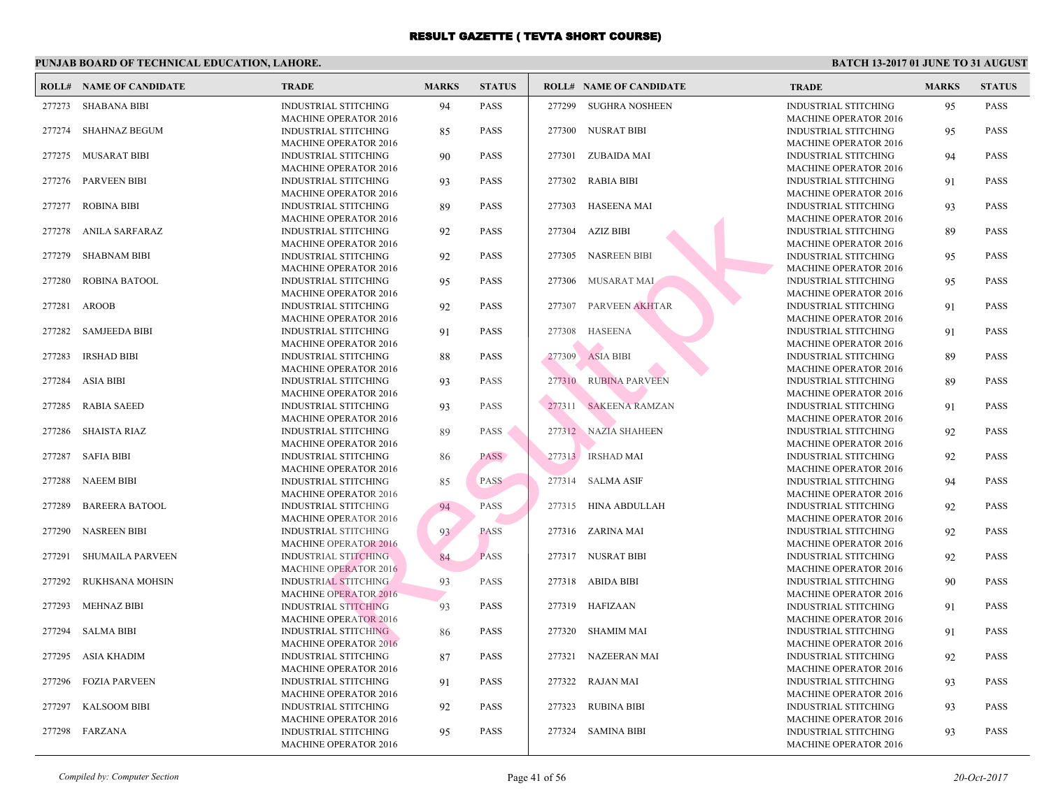# RESULT GAZETTE ( TEVTA SHORT COURSE)

## PUNJAB BOARD OF TECHNICAL EDUCATION, LAHORE.

**BATCH 13-2017 01 JUNE TO 31 AUGUST**

| ROLL# | NAME OF CANDIDATE | TRADE | MARKS | STATUS |
|---|---|---|---|---|
| 277273 | SHABANA BIBI | INDUSTRIAL STITCHING MACHINE OPERATOR 2016 | 94 | PASS |
| 277274 | SHAHNAZ BEGUM | INDUSTRIAL STITCHING MACHINE OPERATOR 2016 | 85 | PASS |
| 277275 | MUSARAT BIBI | INDUSTRIAL STITCHING MACHINE OPERATOR 2016 | 90 | PASS |
| 277276 | PARVEEN BIBI | INDUSTRIAL STITCHING MACHINE OPERATOR 2016 | 93 | PASS |
| 277277 | ROBINA BIBI | INDUSTRIAL STITCHING MACHINE OPERATOR 2016 | 89 | PASS |
| 277278 | ANILA SARFARAZ | INDUSTRIAL STITCHING MACHINE OPERATOR 2016 | 92 | PASS |
| 277279 | SHABNAM BIBI | INDUSTRIAL STITCHING MACHINE OPERATOR 2016 | 92 | PASS |
| 277280 | ROBINA BATOOL | INDUSTRIAL STITCHING MACHINE OPERATOR 2016 | 95 | PASS |
| 277281 | AROOB | INDUSTRIAL STITCHING MACHINE OPERATOR 2016 | 92 | PASS |
| 277282 | SAMJEEDA BIBI | INDUSTRIAL STITCHING MACHINE OPERATOR 2016 | 91 | PASS |
| 277283 | IRSHAD BIBI | INDUSTRIAL STITCHING MACHINE OPERATOR 2016 | 88 | PASS |
| 277284 | ASIA BIBI | INDUSTRIAL STITCHING MACHINE OPERATOR 2016 | 93 | PASS |
| 277285 | RABIA SAEED | INDUSTRIAL STITCHING MACHINE OPERATOR 2016 | 93 | PASS |
| 277286 | SHAISTA RIAZ | INDUSTRIAL STITCHING MACHINE OPERATOR 2016 | 89 | PASS |
| 277287 | SAFIA BIBI | INDUSTRIAL STITCHING MACHINE OPERATOR 2016 | 86 | PASS |
| 277288 | NAEEM BIBI | INDUSTRIAL STITCHING MACHINE OPERATOR 2016 | 85 | PASS |
| 277289 | BAREERA BATOOL | INDUSTRIAL STITCHING MACHINE OPERATOR 2016 | 94 | PASS |
| 277290 | NASREEN BIBI | INDUSTRIAL STITCHING MACHINE OPERATOR 2016 | 93 | PASS |
| 277291 | SHUMAILA PARVEEN | INDUSTRIAL STITCHING MACHINE OPERATOR 2016 | 84 | PASS |
| 277292 | RUKHSANA MOHSIN | INDUSTRIAL STITCHING MACHINE OPERATOR 2016 | 93 | PASS |
| 277293 | MEHNAZ BIBI | INDUSTRIAL STITCHING MACHINE OPERATOR 2016 | 93 | PASS |
| 277294 | SALMA BIBI | INDUSTRIAL STITCHING MACHINE OPERATOR 2016 | 86 | PASS |
| 277295 | ASIA KHADIM | INDUSTRIAL STITCHING MACHINE OPERATOR 2016 | 87 | PASS |
| 277296 | FOZIA PARVEEN | INDUSTRIAL STITCHING MACHINE OPERATOR 2016 | 91 | PASS |
| 277297 | KALSOOM BIBI | INDUSTRIAL STITCHING MACHINE OPERATOR 2016 | 92 | PASS |
| 277298 | FARZANA | INDUSTRIAL STITCHING MACHINE OPERATOR 2016 | 95 | PASS |
| 277299 | SUGHRA NOSHEEN | INDUSTRIAL STITCHING MACHINE OPERATOR 2016 | 95 | PASS |
| 277300 | NUSRAT BIBI | INDUSTRIAL STITCHING MACHINE OPERATOR 2016 | 95 | PASS |
| 277301 | ZUBAIDA MAI | INDUSTRIAL STITCHING MACHINE OPERATOR 2016 | 94 | PASS |
| 277302 | RABIA BIBI | INDUSTRIAL STITCHING MACHINE OPERATOR 2016 | 91 | PASS |
| 277303 | HASEENA MAI | INDUSTRIAL STITCHING MACHINE OPERATOR 2016 | 93 | PASS |
| 277304 | AZIZ BIBI | INDUSTRIAL STITCHING MACHINE OPERATOR 2016 | 89 | PASS |
| 277305 | NASREEN BIBI | INDUSTRIAL STITCHING MACHINE OPERATOR 2016 | 95 | PASS |
| 277306 | MUSARAT MAI | INDUSTRIAL STITCHING MACHINE OPERATOR 2016 | 95 | PASS |
| 277307 | PARVEEN AKHTAR | INDUSTRIAL STITCHING MACHINE OPERATOR 2016 | 91 | PASS |
| 277308 | HASEENA | INDUSTRIAL STITCHING MACHINE OPERATOR 2016 | 91 | PASS |
| 277309 | ASIA BIBI | INDUSTRIAL STITCHING MACHINE OPERATOR 2016 | 89 | PASS |
| 277310 | RUBINA PARVEEN | INDUSTRIAL STITCHING MACHINE OPERATOR 2016 | 89 | PASS |
| 277311 | SAKEENA RAMZAN | INDUSTRIAL STITCHING MACHINE OPERATOR 2016 | 91 | PASS |
| 277312 | NAZIA SHAHEEN | INDUSTRIAL STITCHING MACHINE OPERATOR 2016 | 92 | PASS |
| 277313 | IRSHAD MAI | INDUSTRIAL STITCHING MACHINE OPERATOR 2016 | 92 | PASS |
| 277314 | SALMA ASIF | INDUSTRIAL STITCHING MACHINE OPERATOR 2016 | 94 | PASS |
| 277315 | HINA ABDULLAH | INDUSTRIAL STITCHING MACHINE OPERATOR 2016 | 92 | PASS |
| 277316 | ZARINA MAI | INDUSTRIAL STITCHING MACHINE OPERATOR 2016 | 92 | PASS |
| 277317 | NUSRAT BIBI | INDUSTRIAL STITCHING MACHINE OPERATOR 2016 | 92 | PASS |
| 277318 | ABIDA BIBI | INDUSTRIAL STITCHING MACHINE OPERATOR 2016 | 90 | PASS |
| 277319 | HAFIZAAN | INDUSTRIAL STITCHING MACHINE OPERATOR 2016 | 91 | PASS |
| 277320 | SHAMIM MAI | INDUSTRIAL STITCHING MACHINE OPERATOR 2016 | 91 | PASS |
| 277321 | NAZEERAN MAI | INDUSTRIAL STITCHING MACHINE OPERATOR 2016 | 92 | PASS |
| 277322 | RAJAN MAI | INDUSTRIAL STITCHING MACHINE OPERATOR 2016 | 93 | PASS |
| 277323 | RUBINA BIBI | INDUSTRIAL STITCHING MACHINE OPERATOR 2016 | 93 | PASS |
| 277324 | SAMINA BIBI | INDUSTRIAL STITCHING MACHINE OPERATOR 2016 | 93 | PASS |

*Compiled by: Computer Section*

*20-Oct-2017*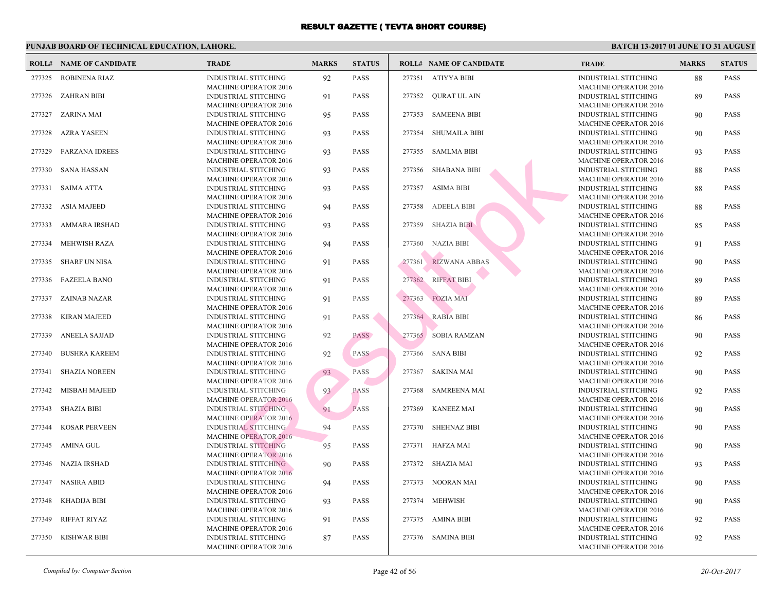# RESULT GAZETTE ( TEVTA SHORT COURSE)

**PUNJAB BOARD OF TECHNICAL EDUCATION, LAHORE.** — **BATCH 13-2017 01 JUNE TO 31 AUGUST**

| ROLL# | NAME OF CANDIDATE | TRADE | MARKS | STATUS |
|---|---|---|---|---|
| 277325 | ROBINENA RIAZ | INDUSTRIAL STITCHING MACHINE OPERATOR 2016 | 92 | PASS |
| 277326 | ZAHRAN BIBI | INDUSTRIAL STITCHING MACHINE OPERATOR 2016 | 91 | PASS |
| 277327 | ZARINA MAI | INDUSTRIAL STITCHING MACHINE OPERATOR 2016 | 95 | PASS |
| 277328 | AZRA YASEEN | INDUSTRIAL STITCHING MACHINE OPERATOR 2016 | 93 | PASS |
| 277329 | FARZANA IDREES | INDUSTRIAL STITCHING MACHINE OPERATOR 2016 | 93 | PASS |
| 277330 | SANA HASSAN | INDUSTRIAL STITCHING MACHINE OPERATOR 2016 | 93 | PASS |
| 277331 | SAIMA ATTA | INDUSTRIAL STITCHING MACHINE OPERATOR 2016 | 93 | PASS |
| 277332 | ASIA MAJEED | INDUSTRIAL STITCHING MACHINE OPERATOR 2016 | 94 | PASS |
| 277333 | AMMARA IRSHAD | INDUSTRIAL STITCHING MACHINE OPERATOR 2016 | 93 | PASS |
| 277334 | MEHWISH RAZA | INDUSTRIAL STITCHING MACHINE OPERATOR 2016 | 94 | PASS |
| 277335 | SHARF UN NISA | INDUSTRIAL STITCHING MACHINE OPERATOR 2016 | 91 | PASS |
| 277336 | FAZEELA BANO | INDUSTRIAL STITCHING MACHINE OPERATOR 2016 | 91 | PASS |
| 277337 | ZAINAB NAZAR | INDUSTRIAL STITCHING MACHINE OPERATOR 2016 | 91 | PASS |
| 277338 | KIRAN MAJEED | INDUSTRIAL STITCHING MACHINE OPERATOR 2016 | 91 | PASS |
| 277339 | ANEELA SAJJAD | INDUSTRIAL STITCHING MACHINE OPERATOR 2016 | 92 | PASS |
| 277340 | BUSHRA KAREEM | INDUSTRIAL STITCHING MACHINE OPERATOR 2016 | 92 | PASS |
| 277341 | SHAZIA NOREEN | INDUSTRIAL STITCHING MACHINE OPERATOR 2016 | 93 | PASS |
| 277342 | MISBAH MAJEED | INDUSTRIAL STITCHING MACHINE OPERATOR 2016 | 93 | PASS |
| 277343 | SHAZIA BIBI | INDUSTRIAL STITCHING MACHINE OPERATOR 2016 | 91 | PASS |
| 277344 | KOSAR PERVEEN | INDUSTRIAL STITCHING MACHINE OPERATOR 2016 | 94 | PASS |
| 277345 | AMINA GUL | INDUSTRIAL STITCHING MACHINE OPERATOR 2016 | 95 | PASS |
| 277346 | NAZIA IRSHAD | INDUSTRIAL STITCHING MACHINE OPERATOR 2016 | 90 | PASS |
| 277347 | NASIRA ABID | INDUSTRIAL STITCHING MACHINE OPERATOR 2016 | 94 | PASS |
| 277348 | KHADIJA BIBI | INDUSTRIAL STITCHING MACHINE OPERATOR 2016 | 93 | PASS |
| 277349 | RIFFAT RIYAZ | INDUSTRIAL STITCHING MACHINE OPERATOR 2016 | 91 | PASS |
| 277350 | KISHWAR BIBI | INDUSTRIAL STITCHING MACHINE OPERATOR 2016 | 87 | PASS |
| 277351 | ATIYYA BIBI | INDUSTRIAL STITCHING MACHINE OPERATOR 2016 | 88 | PASS |
| 277352 | QURAT UL AIN | INDUSTRIAL STITCHING MACHINE OPERATOR 2016 | 89 | PASS |
| 277353 | SAMEENA BIBI | INDUSTRIAL STITCHING MACHINE OPERATOR 2016 | 90 | PASS |
| 277354 | SHUMAILA BIBI | INDUSTRIAL STITCHING MACHINE OPERATOR 2016 | 90 | PASS |
| 277355 | SAMLMA BIBI | INDUSTRIAL STITCHING MACHINE OPERATOR 2016 | 93 | PASS |
| 277356 | SHABANA BIBI | INDUSTRIAL STITCHING MACHINE OPERATOR 2016 | 88 | PASS |
| 277357 | ASIMA BIBI | INDUSTRIAL STITCHING MACHINE OPERATOR 2016 | 88 | PASS |
| 277358 | ADEELA BIBI | INDUSTRIAL STITCHING MACHINE OPERATOR 2016 | 88 | PASS |
| 277359 | SHAZIA BIBI | INDUSTRIAL STITCHING MACHINE OPERATOR 2016 | 85 | PASS |
| 277360 | NAZIA BIBI | INDUSTRIAL STITCHING MACHINE OPERATOR 2016 | 91 | PASS |
| 277361 | RIZWANA ABBAS | INDUSTRIAL STITCHING MACHINE OPERATOR 2016 | 90 | PASS |
| 277362 | RIFFAT BIBI | INDUSTRIAL STITCHING MACHINE OPERATOR 2016 | 89 | PASS |
| 277363 | FOZIA MAI | INDUSTRIAL STITCHING MACHINE OPERATOR 2016 | 89 | PASS |
| 277364 | RABIA BIBI | INDUSTRIAL STITCHING MACHINE OPERATOR 2016 | 86 | PASS |
| 277365 | SOBIA RAMZAN | INDUSTRIAL STITCHING MACHINE OPERATOR 2016 | 90 | PASS |
| 277366 | SANA BIBI | INDUSTRIAL STITCHING MACHINE OPERATOR 2016 | 92 | PASS |
| 277367 | SAKINA MAI | INDUSTRIAL STITCHING MACHINE OPERATOR 2016 | 90 | PASS |
| 277368 | SAMREENA MAI | INDUSTRIAL STITCHING MACHINE OPERATOR 2016 | 92 | PASS |
| 277369 | KANEEZ MAI | INDUSTRIAL STITCHING MACHINE OPERATOR 2016 | 90 | PASS |
| 277370 | SHEHNAZ BIBI | INDUSTRIAL STITCHING MACHINE OPERATOR 2016 | 90 | PASS |
| 277371 | HAFZA MAI | INDUSTRIAL STITCHING MACHINE OPERATOR 2016 | 90 | PASS |
| 277372 | SHAZIA MAI | INDUSTRIAL STITCHING MACHINE OPERATOR 2016 | 93 | PASS |
| 277373 | NOORAN MAI | INDUSTRIAL STITCHING MACHINE OPERATOR 2016 | 90 | PASS |
| 277374 | MEHWISH | INDUSTRIAL STITCHING MACHINE OPERATOR 2016 | 90 | PASS |
| 277375 | AMINA BIBI | INDUSTRIAL STITCHING MACHINE OPERATOR 2016 | 92 | PASS |
| 277376 | SAMINA BIBI | INDUSTRIAL STITCHING MACHINE OPERATOR 2016 | 92 | PASS |

*Compiled by: Computer Section* — *20-Oct-2017*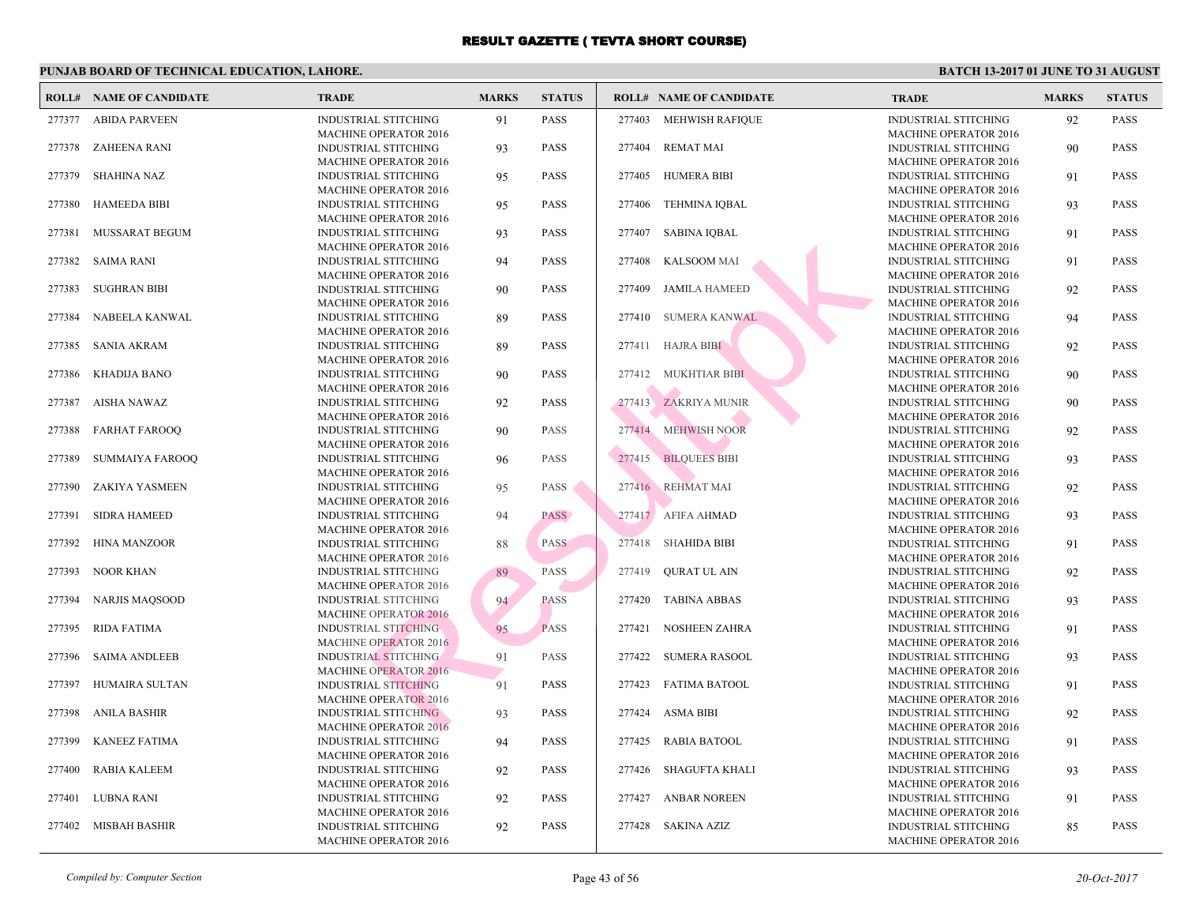# RESULT GAZETTE ( TEVTA SHORT COURSE)

## PUNJAB BOARD OF TECHNICAL EDUCATION, LAHORE.

**BATCH 13-2017 01 JUNE TO 31 AUGUST**

| ROLL# | NAME OF CANDIDATE | TRADE | MARKS | STATUS |
|---|---|---|---|---|
| 277377 | ABIDA PARVEEN | INDUSTRIAL STITCHING MACHINE OPERATOR 2016 | 91 | PASS |
| 277378 | ZAHEENA RANI | INDUSTRIAL STITCHING MACHINE OPERATOR 2016 | 93 | PASS |
| 277379 | SHAHINA NAZ | INDUSTRIAL STITCHING MACHINE OPERATOR 2016 | 95 | PASS |
| 277380 | HAMEEDA BIBI | INDUSTRIAL STITCHING MACHINE OPERATOR 2016 | 95 | PASS |
| 277381 | MUSSARAT BEGUM | INDUSTRIAL STITCHING MACHINE OPERATOR 2016 | 93 | PASS |
| 277382 | SAIMA RANI | INDUSTRIAL STITCHING MACHINE OPERATOR 2016 | 94 | PASS |
| 277383 | SUGHRAN BIBI | INDUSTRIAL STITCHING MACHINE OPERATOR 2016 | 90 | PASS |
| 277384 | NABEELA KANWAL | INDUSTRIAL STITCHING MACHINE OPERATOR 2016 | 89 | PASS |
| 277385 | SANIA AKRAM | INDUSTRIAL STITCHING MACHINE OPERATOR 2016 | 89 | PASS |
| 277386 | KHADIJA BANO | INDUSTRIAL STITCHING MACHINE OPERATOR 2016 | 90 | PASS |
| 277387 | AISHA NAWAZ | INDUSTRIAL STITCHING MACHINE OPERATOR 2016 | 92 | PASS |
| 277388 | FARHAT FAROOQ | INDUSTRIAL STITCHING MACHINE OPERATOR 2016 | 90 | PASS |
| 277389 | SUMMAIYA FAROOQ | INDUSTRIAL STITCHING MACHINE OPERATOR 2016 | 96 | PASS |
| 277390 | ZAKIYA YASMEEN | INDUSTRIAL STITCHING MACHINE OPERATOR 2016 | 95 | PASS |
| 277391 | SIDRA HAMEED | INDUSTRIAL STITCHING MACHINE OPERATOR 2016 | 94 | PASS |
| 277392 | HINA MANZOOR | INDUSTRIAL STITCHING MACHINE OPERATOR 2016 | 88 | PASS |
| 277393 | NOOR KHAN | INDUSTRIAL STITCHING MACHINE OPERATOR 2016 | 89 | PASS |
| 277394 | NARJIS MAQSOOD | INDUSTRIAL STITCHING MACHINE OPERATOR 2016 | 94 | PASS |
| 277395 | RIDA FATIMA | INDUSTRIAL STITCHING MACHINE OPERATOR 2016 | 95 | PASS |
| 277396 | SAIMA ANDLEEB | INDUSTRIAL STITCHING MACHINE OPERATOR 2016 | 91 | PASS |
| 277397 | HUMAIRA SULTAN | INDUSTRIAL STITCHING MACHINE OPERATOR 2016 | 91 | PASS |
| 277398 | ANILA BASHIR | INDUSTRIAL STITCHING MACHINE OPERATOR 2016 | 93 | PASS |
| 277399 | KANEEZ FATIMA | INDUSTRIAL STITCHING MACHINE OPERATOR 2016 | 94 | PASS |
| 277400 | RABIA KALEEM | INDUSTRIAL STITCHING MACHINE OPERATOR 2016 | 92 | PASS |
| 277401 | LUBNA RANI | INDUSTRIAL STITCHING MACHINE OPERATOR 2016 | 92 | PASS |
| 277402 | MISBAH BASHIR | INDUSTRIAL STITCHING MACHINE OPERATOR 2016 | 92 | PASS |
| 277403 | MEHWISH RAFIQUE | INDUSTRIAL STITCHING MACHINE OPERATOR 2016 | 92 | PASS |
| 277404 | REMAT MAI | INDUSTRIAL STITCHING MACHINE OPERATOR 2016 | 90 | PASS |
| 277405 | HUMERA BIBI | INDUSTRIAL STITCHING MACHINE OPERATOR 2016 | 91 | PASS |
| 277406 | TEHMINA IQBAL | INDUSTRIAL STITCHING MACHINE OPERATOR 2016 | 93 | PASS |
| 277407 | SABINA IQBAL | INDUSTRIAL STITCHING MACHINE OPERATOR 2016 | 91 | PASS |
| 277408 | KALSOOM MAI | INDUSTRIAL STITCHING MACHINE OPERATOR 2016 | 91 | PASS |
| 277409 | JAMILA HAMEED | INDUSTRIAL STITCHING MACHINE OPERATOR 2016 | 92 | PASS |
| 277410 | SUMERA KANWAL | INDUSTRIAL STITCHING MACHINE OPERATOR 2016 | 94 | PASS |
| 277411 | HAJRA BIBI | INDUSTRIAL STITCHING MACHINE OPERATOR 2016 | 92 | PASS |
| 277412 | MUKHTIAR BIBI | INDUSTRIAL STITCHING MACHINE OPERATOR 2016 | 90 | PASS |
| 277413 | ZAKRIYA MUNIR | INDUSTRIAL STITCHING MACHINE OPERATOR 2016 | 90 | PASS |
| 277414 | MEHWISH NOOR | INDUSTRIAL STITCHING MACHINE OPERATOR 2016 | 92 | PASS |
| 277415 | BILQUEES BIBI | INDUSTRIAL STITCHING MACHINE OPERATOR 2016 | 93 | PASS |
| 277416 | REHMAT MAI | INDUSTRIAL STITCHING MACHINE OPERATOR 2016 | 92 | PASS |
| 277417 | AFIFA AHMAD | INDUSTRIAL STITCHING MACHINE OPERATOR 2016 | 93 | PASS |
| 277418 | SHAHIDA BIBI | INDUSTRIAL STITCHING MACHINE OPERATOR 2016 | 91 | PASS |
| 277419 | QURAT UL AIN | INDUSTRIAL STITCHING MACHINE OPERATOR 2016 | 92 | PASS |
| 277420 | TABINA ABBAS | INDUSTRIAL STITCHING MACHINE OPERATOR 2016 | 93 | PASS |
| 277421 | NOSHEEN ZAHRA | INDUSTRIAL STITCHING MACHINE OPERATOR 2016 | 91 | PASS |
| 277422 | SUMERA RASOOL | INDUSTRIAL STITCHING MACHINE OPERATOR 2016 | 93 | PASS |
| 277423 | FATIMA BATOOL | INDUSTRIAL STITCHING MACHINE OPERATOR 2016 | 91 | PASS |
| 277424 | ASMA BIBI | INDUSTRIAL STITCHING MACHINE OPERATOR 2016 | 92 | PASS |
| 277425 | RABIA BATOOL | INDUSTRIAL STITCHING MACHINE OPERATOR 2016 | 91 | PASS |
| 277426 | SHAGUFTA KHALI | INDUSTRIAL STITCHING MACHINE OPERATOR 2016 | 93 | PASS |
| 277427 | ANBAR NOREEN | INDUSTRIAL STITCHING MACHINE OPERATOR 2016 | 91 | PASS |
| 277428 | SAKINA AZIZ | INDUSTRIAL STITCHING MACHINE OPERATOR 2016 | 85 | PASS |

*Compiled by: Computer Section*

*20-Oct-2017*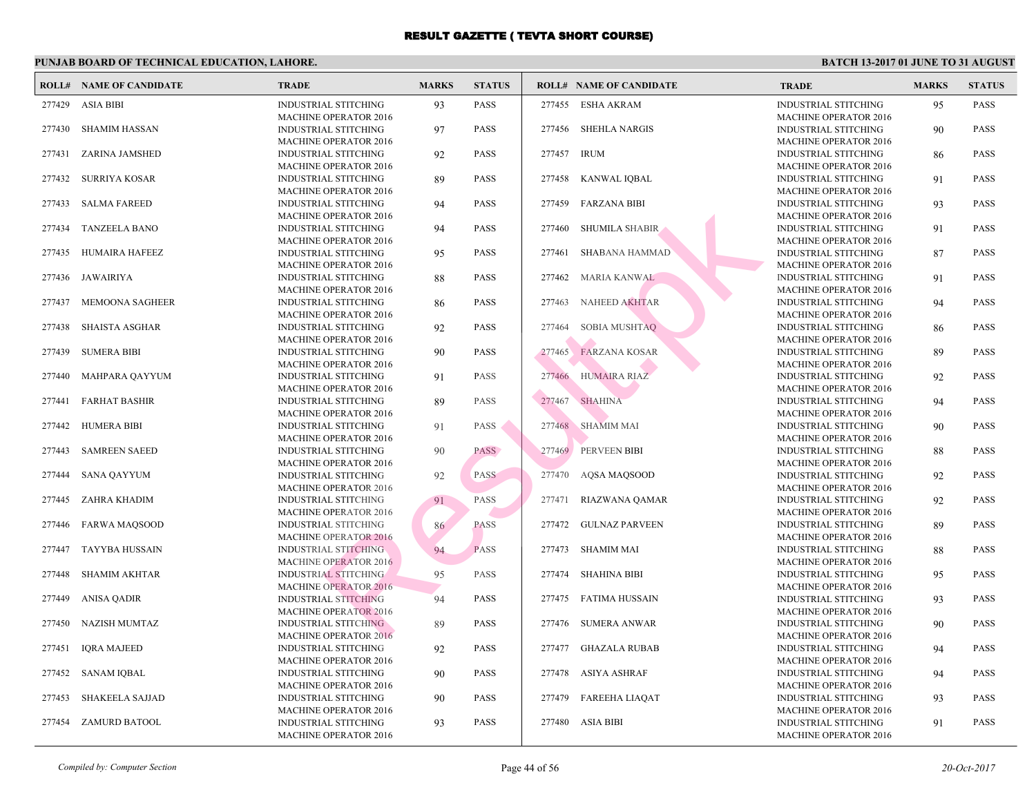# RESULT GAZETTE ( TEVTA SHORT COURSE)

**PUNJAB BOARD OF TECHNICAL EDUCATION, LAHORE.**

**BATCH 13-2017 01 JUNE TO 31 AUGUST**

| ROLL# | NAME OF CANDIDATE | TRADE | MARKS | STATUS |
|---|---|---|---|---|
| 277429 | ASIA BIBI | INDUSTRIAL STITCHING MACHINE OPERATOR 2016 | 93 | PASS |
| 277430 | SHAMIM HASSAN | INDUSTRIAL STITCHING MACHINE OPERATOR 2016 | 97 | PASS |
| 277431 | ZARINA JAMSHED | INDUSTRIAL STITCHING MACHINE OPERATOR 2016 | 92 | PASS |
| 277432 | SURRIYA KOSAR | INDUSTRIAL STITCHING MACHINE OPERATOR 2016 | 89 | PASS |
| 277433 | SALMA FAREED | INDUSTRIAL STITCHING MACHINE OPERATOR 2016 | 94 | PASS |
| 277434 | TANZEELA BANO | INDUSTRIAL STITCHING MACHINE OPERATOR 2016 | 94 | PASS |
| 277435 | HUMAIRA HAFEEZ | INDUSTRIAL STITCHING MACHINE OPERATOR 2016 | 95 | PASS |
| 277436 | JAWAIRIYA | INDUSTRIAL STITCHING MACHINE OPERATOR 2016 | 88 | PASS |
| 277437 | MEMOONA SAGHEER | INDUSTRIAL STITCHING MACHINE OPERATOR 2016 | 86 | PASS |
| 277438 | SHAISTA ASGHAR | INDUSTRIAL STITCHING MACHINE OPERATOR 2016 | 92 | PASS |
| 277439 | SUMERA BIBI | INDUSTRIAL STITCHING MACHINE OPERATOR 2016 | 90 | PASS |
| 277440 | MAHPARA QAYYUM | INDUSTRIAL STITCHING MACHINE OPERATOR 2016 | 91 | PASS |
| 277441 | FARHAT BASHIR | INDUSTRIAL STITCHING MACHINE OPERATOR 2016 | 89 | PASS |
| 277442 | HUMERA BIBI | INDUSTRIAL STITCHING MACHINE OPERATOR 2016 | 91 | PASS |
| 277443 | SAMREEN SAEED | INDUSTRIAL STITCHING MACHINE OPERATOR 2016 | 90 | PASS |
| 277444 | SANA QAYYUM | INDUSTRIAL STITCHING MACHINE OPERATOR 2016 | 92 | PASS |
| 277445 | ZAHRA KHADIM | INDUSTRIAL STITCHING MACHINE OPERATOR 2016 | 91 | PASS |
| 277446 | FARWA MAQSOOD | INDUSTRIAL STITCHING MACHINE OPERATOR 2016 | 86 | PASS |
| 277447 | TAYYBA HUSSAIN | INDUSTRIAL STITCHING MACHINE OPERATOR 2016 | 94 | PASS |
| 277448 | SHAMIM AKHTAR | INDUSTRIAL STITCHING MACHINE OPERATOR 2016 | 95 | PASS |
| 277449 | ANISA QADIR | INDUSTRIAL STITCHING MACHINE OPERATOR 2016 | 94 | PASS |
| 277450 | NAZISH MUMTAZ | INDUSTRIAL STITCHING MACHINE OPERATOR 2016 | 89 | PASS |
| 277451 | IQRA MAJEED | INDUSTRIAL STITCHING MACHINE OPERATOR 2016 | 92 | PASS |
| 277452 | SANAM IQBAL | INDUSTRIAL STITCHING MACHINE OPERATOR 2016 | 90 | PASS |
| 277453 | SHAKEELA SAJJAD | INDUSTRIAL STITCHING MACHINE OPERATOR 2016 | 90 | PASS |
| 277454 | ZAMURD BATOOL | INDUSTRIAL STITCHING MACHINE OPERATOR 2016 | 93 | PASS |
| 277455 | ESHA AKRAM | INDUSTRIAL STITCHING MACHINE OPERATOR 2016 | 95 | PASS |
| 277456 | SHEHLA NARGIS | INDUSTRIAL STITCHING MACHINE OPERATOR 2016 | 90 | PASS |
| 277457 | IRUM | INDUSTRIAL STITCHING MACHINE OPERATOR 2016 | 86 | PASS |
| 277458 | KANWAL IQBAL | INDUSTRIAL STITCHING MACHINE OPERATOR 2016 | 91 | PASS |
| 277459 | FARZANA BIBI | INDUSTRIAL STITCHING MACHINE OPERATOR 2016 | 93 | PASS |
| 277460 | SHUMILA SHABIR | INDUSTRIAL STITCHING MACHINE OPERATOR 2016 | 91 | PASS |
| 277461 | SHABANA HAMMAD | INDUSTRIAL STITCHING MACHINE OPERATOR 2016 | 87 | PASS |
| 277462 | MARIA KANWAL | INDUSTRIAL STITCHING MACHINE OPERATOR 2016 | 91 | PASS |
| 277463 | NAHEED AKHTAR | INDUSTRIAL STITCHING MACHINE OPERATOR 2016 | 94 | PASS |
| 277464 | SOBIA MUSHTAQ | INDUSTRIAL STITCHING MACHINE OPERATOR 2016 | 86 | PASS |
| 277465 | FARZANA KOSAR | INDUSTRIAL STITCHING MACHINE OPERATOR 2016 | 89 | PASS |
| 277466 | HUMAIRA RIAZ | INDUSTRIAL STITCHING MACHINE OPERATOR 2016 | 92 | PASS |
| 277467 | SHAHINA | INDUSTRIAL STITCHING MACHINE OPERATOR 2016 | 94 | PASS |
| 277468 | SHAMIM MAI | INDUSTRIAL STITCHING MACHINE OPERATOR 2016 | 90 | PASS |
| 277469 | PERVEEN BIBI | INDUSTRIAL STITCHING MACHINE OPERATOR 2016 | 88 | PASS |
| 277470 | AQSA MAQSOOD | INDUSTRIAL STITCHING MACHINE OPERATOR 2016 | 92 | PASS |
| 277471 | RIAZWANA QAMAR | INDUSTRIAL STITCHING MACHINE OPERATOR 2016 | 92 | PASS |
| 277472 | GULNAZ PARVEEN | INDUSTRIAL STITCHING MACHINE OPERATOR 2016 | 89 | PASS |
| 277473 | SHAMIM MAI | INDUSTRIAL STITCHING MACHINE OPERATOR 2016 | 88 | PASS |
| 277474 | SHAHINA BIBI | INDUSTRIAL STITCHING MACHINE OPERATOR 2016 | 95 | PASS |
| 277475 | FATIMA HUSSAIN | INDUSTRIAL STITCHING MACHINE OPERATOR 2016 | 93 | PASS |
| 277476 | SUMERA ANWAR | INDUSTRIAL STITCHING MACHINE OPERATOR 2016 | 90 | PASS |
| 277477 | GHAZALA RUBAB | INDUSTRIAL STITCHING MACHINE OPERATOR 2016 | 94 | PASS |
| 277478 | ASIYA ASHRAF | INDUSTRIAL STITCHING MACHINE OPERATOR 2016 | 94 | PASS |
| 277479 | FAREEHA LIAQAT | INDUSTRIAL STITCHING MACHINE OPERATOR 2016 | 93 | PASS |
| 277480 | ASIA BIBI | INDUSTRIAL STITCHING MACHINE OPERATOR 2016 | 91 | PASS |

*Compiled by: Computer Section* *20-Oct-2017*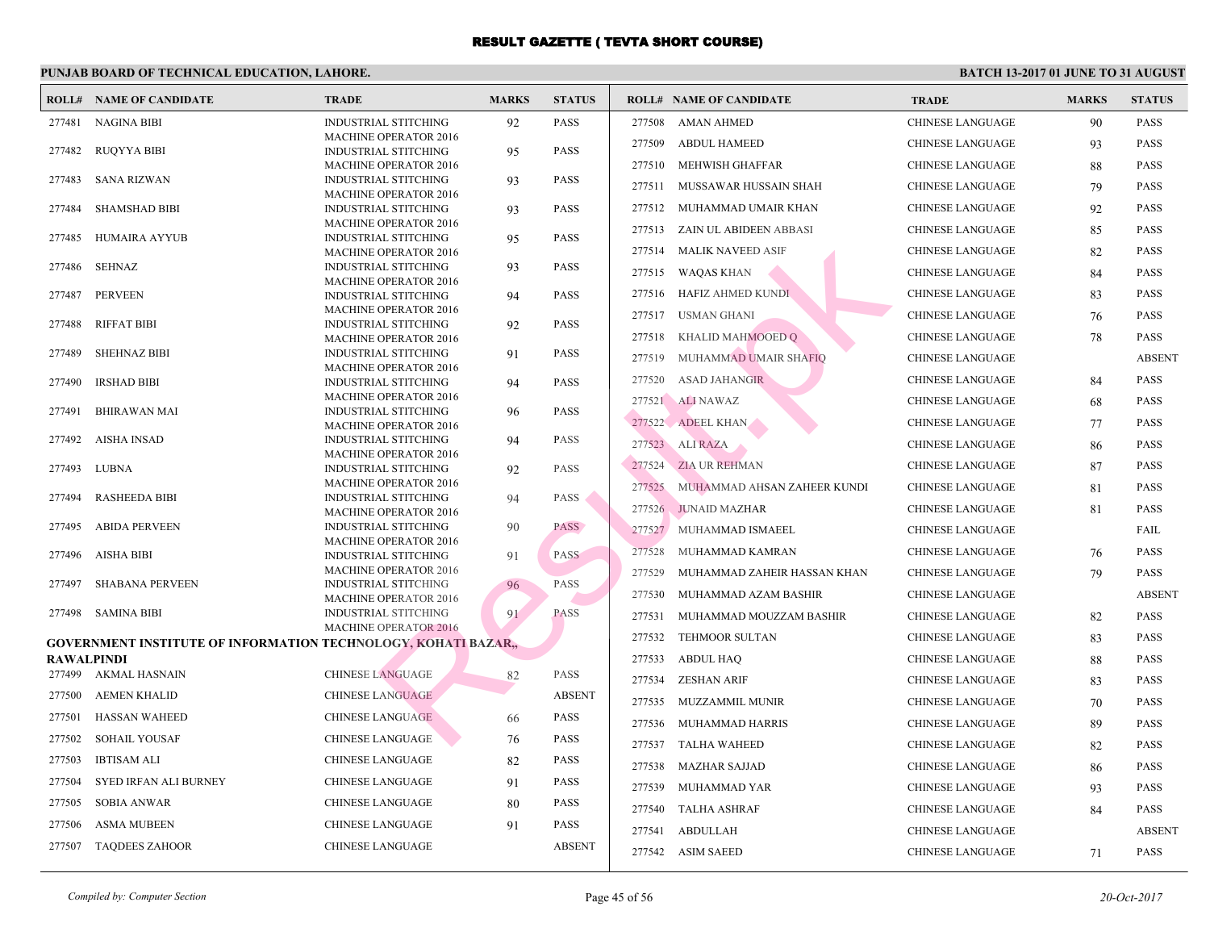# RESULT GAZETTE ( TEVTA SHORT COURSE)

**PUNJAB BOARD OF TECHNICAL EDUCATION, LAHORE.**

**BATCH 13-2017 01 JUNE TO 31 AUGUST**

| ROLL# | NAME OF CANDIDATE | TRADE | MARKS | STATUS |
|---|---|---|---|---|
| 277481 | NAGINA BIBI | INDUSTRIAL STITCHING MACHINE OPERATOR 2016 | 92 | PASS |
| 277482 | RUQYYA BIBI | INDUSTRIAL STITCHING MACHINE OPERATOR 2016 | 95 | PASS |
| 277483 | SANA RIZWAN | INDUSTRIAL STITCHING MACHINE OPERATOR 2016 | 93 | PASS |
| 277484 | SHAMSHAD BIBI | INDUSTRIAL STITCHING MACHINE OPERATOR 2016 | 93 | PASS |
| 277485 | HUMAIRA AYYUB | INDUSTRIAL STITCHING MACHINE OPERATOR 2016 | 95 | PASS |
| 277486 | SEHNAZ | INDUSTRIAL STITCHING MACHINE OPERATOR 2016 | 93 | PASS |
| 277487 | PERVEEN | INDUSTRIAL STITCHING MACHINE OPERATOR 2016 | 94 | PASS |
| 277488 | RIFFAT BIBI | INDUSTRIAL STITCHING MACHINE OPERATOR 2016 | 92 | PASS |
| 277489 | SHEHNAZ BIBI | INDUSTRIAL STITCHING MACHINE OPERATOR 2016 | 91 | PASS |
| 277490 | IRSHAD BIBI | INDUSTRIAL STITCHING MACHINE OPERATOR 2016 | 94 | PASS |
| 277491 | BHIRAWAN MAI | INDUSTRIAL STITCHING MACHINE OPERATOR 2016 | 96 | PASS |
| 277492 | AISHA INSAD | INDUSTRIAL STITCHING MACHINE OPERATOR 2016 | 94 | PASS |
| 277493 | LUBNA | INDUSTRIAL STITCHING MACHINE OPERATOR 2016 | 92 | PASS |
| 277494 | RASHEEDA BIBI | INDUSTRIAL STITCHING MACHINE OPERATOR 2016 | 94 | PASS |
| 277495 | ABIDA PERVEEN | INDUSTRIAL STITCHING MACHINE OPERATOR 2016 | 90 | PASS |
| 277496 | AISHA BIBI | INDUSTRIAL STITCHING MACHINE OPERATOR 2016 | 91 | PASS |
| 277497 | SHABANA PERVEEN | INDUSTRIAL STITCHING MACHINE OPERATOR 2016 | 96 | PASS |
| 277498 | SAMINA BIBI | INDUSTRIAL STITCHING MACHINE OPERATOR 2016 | 91 | PASS |

**GOVERNMENT INSTITUTE OF INFORMATION TECHNOLOGY, KOHATI BAZAR,, RAWALPINDI**

| ROLL# | NAME OF CANDIDATE | TRADE | MARKS | STATUS |
|---|---|---|---|---|
| 277499 | AKMAL HASNAIN | CHINESE LANGUAGE | 82 | PASS |
| 277500 | AEMEN KHALID | CHINESE LANGUAGE | | ABSENT |
| 277501 | HASSAN WAHEED | CHINESE LANGUAGE | 66 | PASS |
| 277502 | SOHAIL YOUSAF | CHINESE LANGUAGE | 76 | PASS |
| 277503 | IBTISAM ALI | CHINESE LANGUAGE | 82 | PASS |
| 277504 | SYED IRFAN ALI BURNEY | CHINESE LANGUAGE | 91 | PASS |
| 277505 | SOBIA ANWAR | CHINESE LANGUAGE | 80 | PASS |
| 277506 | ASMA MUBEEN | CHINESE LANGUAGE | 91 | PASS |
| 277507 | TAQDEES ZAHOOR | CHINESE LANGUAGE | | ABSENT |
| 277508 | AMAN AHMED | CHINESE LANGUAGE | 90 | PASS |
| 277509 | ABDUL HAMEED | CHINESE LANGUAGE | 93 | PASS |
| 277510 | MEHWISH GHAFFAR | CHINESE LANGUAGE | 88 | PASS |
| 277511 | MUSSAWAR HUSSAIN SHAH | CHINESE LANGUAGE | 79 | PASS |
| 277512 | MUHAMMAD UMAIR KHAN | CHINESE LANGUAGE | 92 | PASS |
| 277513 | ZAIN UL ABIDEEN ABBASI | CHINESE LANGUAGE | 85 | PASS |
| 277514 | MALIK NAVEED ASIF | CHINESE LANGUAGE | 82 | PASS |
| 277515 | WAQAS KHAN | CHINESE LANGUAGE | 84 | PASS |
| 277516 | HAFIZ AHMED KUNDI | CHINESE LANGUAGE | 83 | PASS |
| 277517 | USMAN GHANI | CHINESE LANGUAGE | 76 | PASS |
| 277518 | KHALID MAHMOOED Q | CHINESE LANGUAGE | 78 | PASS |
| 277519 | MUHAMMAD UMAIR SHAFIQ | CHINESE LANGUAGE | | ABSENT |
| 277520 | ASAD JAHANGIR | CHINESE LANGUAGE | 84 | PASS |
| 277521 | ALI NAWAZ | CHINESE LANGUAGE | 68 | PASS |
| 277522 | ADEEL KHAN | CHINESE LANGUAGE | 77 | PASS |
| 277523 | ALI RAZA | CHINESE LANGUAGE | 86 | PASS |
| 277524 | ZIA UR REHMAN | CHINESE LANGUAGE | 87 | PASS |
| 277525 | MUHAMMAD AHSAN ZAHEER KUNDI | CHINESE LANGUAGE | 81 | PASS |
| 277526 | JUNAID MAZHAR | CHINESE LANGUAGE | 81 | PASS |
| 277527 | MUHAMMAD ISMAEEL | CHINESE LANGUAGE | | FAIL |
| 277528 | MUHAMMAD KAMRAN | CHINESE LANGUAGE | 76 | PASS |
| 277529 | MUHAMMAD ZAHEIR HASSAN KHAN | CHINESE LANGUAGE | 79 | PASS |
| 277530 | MUHAMMAD AZAM BASHIR | CHINESE LANGUAGE | | ABSENT |
| 277531 | MUHAMMAD MOUZZAM BASHIR | CHINESE LANGUAGE | 82 | PASS |
| 277532 | TEHMOOR SULTAN | CHINESE LANGUAGE | 83 | PASS |
| 277533 | ABDUL HAQ | CHINESE LANGUAGE | 88 | PASS |
| 277534 | ZESHAN ARIF | CHINESE LANGUAGE | 83 | PASS |
| 277535 | MUZZAMMIL MUNIR | CHINESE LANGUAGE | 70 | PASS |
| 277536 | MUHAMMAD HARRIS | CHINESE LANGUAGE | 89 | PASS |
| 277537 | TALHA WAHEED | CHINESE LANGUAGE | 82 | PASS |
| 277538 | MAZHAR SAJJAD | CHINESE LANGUAGE | 86 | PASS |
| 277539 | MUHAMMAD YAR | CHINESE LANGUAGE | 93 | PASS |
| 277540 | TALHA ASHRAF | CHINESE LANGUAGE | 84 | PASS |
| 277541 | ABDULLAH | CHINESE LANGUAGE | | ABSENT |
| 277542 | ASIM SAEED | CHINESE LANGUAGE | 71 | PASS |

*Compiled by: Computer Section*

*20-Oct-2017*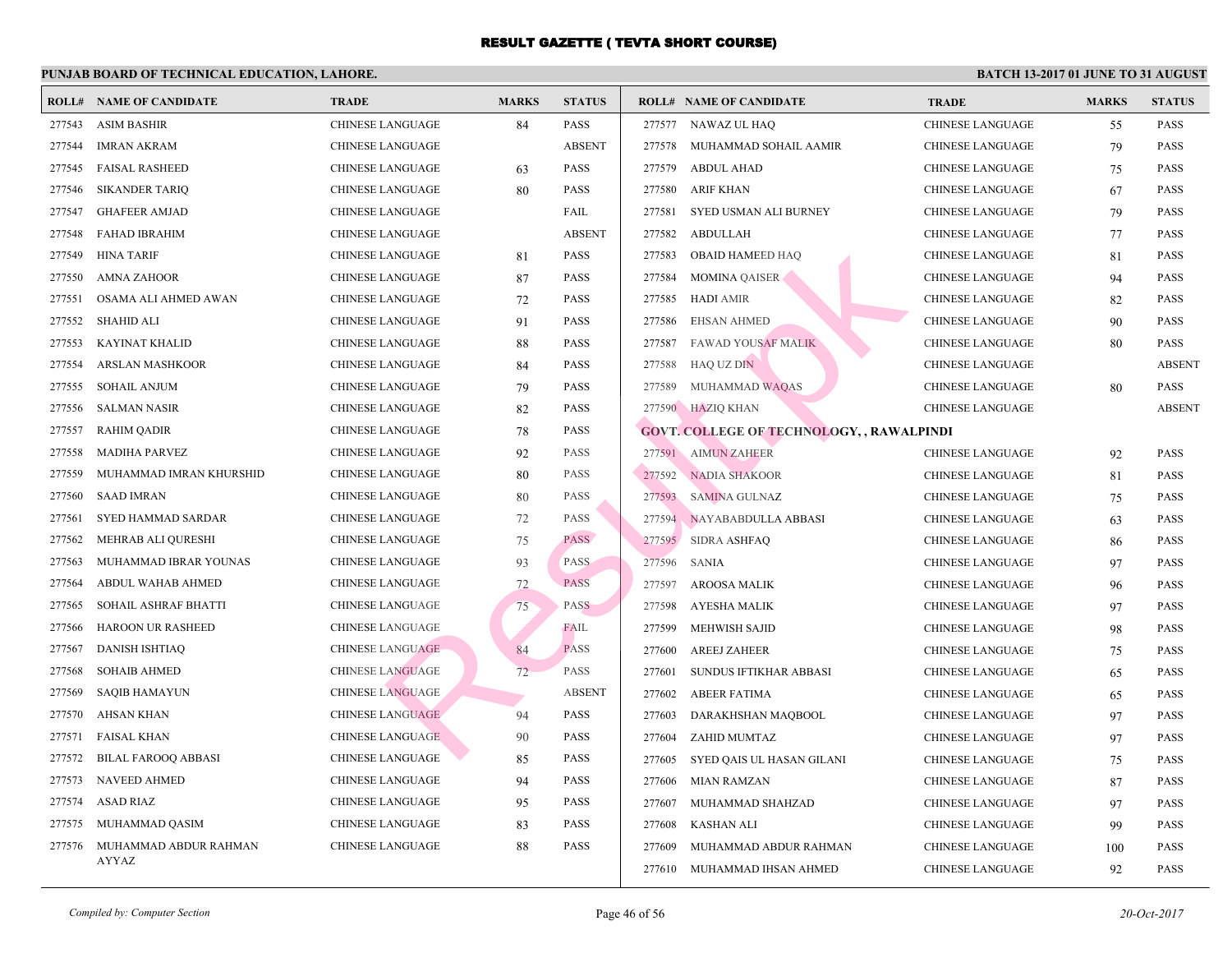# RESULT GAZETTE ( TEVTA SHORT COURSE)

**PUNJAB BOARD OF TECHNICAL EDUCATION, LAHORE.**

**BATCH 13-2017 01 JUNE TO 31 AUGUST**

| ROLL# | NAME OF CANDIDATE | TRADE | MARKS | STATUS |
|---|---|---|---|---|
| 277543 | ASIM BASHIR | CHINESE LANGUAGE | 84 | PASS |
| 277544 | IMRAN AKRAM | CHINESE LANGUAGE | | ABSENT |
| 277545 | FAISAL RASHEED | CHINESE LANGUAGE | 63 | PASS |
| 277546 | SIKANDER TARIQ | CHINESE LANGUAGE | 80 | PASS |
| 277547 | GHAFEER AMJAD | CHINESE LANGUAGE | | FAIL |
| 277548 | FAHAD IBRAHIM | CHINESE LANGUAGE | | ABSENT |
| 277549 | HINA TARIF | CHINESE LANGUAGE | 81 | PASS |
| 277550 | AMNA ZAHOOR | CHINESE LANGUAGE | 87 | PASS |
| 277551 | OSAMA ALI AHMED AWAN | CHINESE LANGUAGE | 72 | PASS |
| 277552 | SHAHID ALI | CHINESE LANGUAGE | 91 | PASS |
| 277553 | KAYINAT KHALID | CHINESE LANGUAGE | 88 | PASS |
| 277554 | ARSLAN MASHKOOR | CHINESE LANGUAGE | 84 | PASS |
| 277555 | SOHAIL ANJUM | CHINESE LANGUAGE | 79 | PASS |
| 277556 | SALMAN NASIR | CHINESE LANGUAGE | 82 | PASS |
| 277557 | RAHIM QADIR | CHINESE LANGUAGE | 78 | PASS |
| 277558 | MADIHA PARVEZ | CHINESE LANGUAGE | 92 | PASS |
| 277559 | MUHAMMAD IMRAN KHURSHID | CHINESE LANGUAGE | 80 | PASS |
| 277560 | SAAD IMRAN | CHINESE LANGUAGE | 80 | PASS |
| 277561 | SYED HAMMAD SARDAR | CHINESE LANGUAGE | 72 | PASS |
| 277562 | MEHRAB ALI QURESHI | CHINESE LANGUAGE | 75 | PASS |
| 277563 | MUHAMMAD IBRAR YOUNAS | CHINESE LANGUAGE | 93 | PASS |
| 277564 | ABDUL WAHAB AHMED | CHINESE LANGUAGE | 72 | PASS |
| 277565 | SOHAIL ASHRAF BHATTI | CHINESE LANGUAGE | 75 | PASS |
| 277566 | HAROON UR RASHEED | CHINESE LANGUAGE | | FAIL |
| 277567 | DANISH ISHTIAQ | CHINESE LANGUAGE | 84 | PASS |
| 277568 | SOHAIB AHMED | CHINESE LANGUAGE | 72 | PASS |
| 277569 | SAQIB HAMAYUN | CHINESE LANGUAGE | | ABSENT |
| 277570 | AHSAN KHAN | CHINESE LANGUAGE | 94 | PASS |
| 277571 | FAISAL KHAN | CHINESE LANGUAGE | 90 | PASS |
| 277572 | BILAL FAROOQ ABBASI | CHINESE LANGUAGE | 85 | PASS |
| 277573 | NAVEED AHMED | CHINESE LANGUAGE | 94 | PASS |
| 277574 | ASAD RIAZ | CHINESE LANGUAGE | 95 | PASS |
| 277575 | MUHAMMAD QASIM | CHINESE LANGUAGE | 83 | PASS |
| 277576 | MUHAMMAD ABDUR RAHMAN AYYAZ | CHINESE LANGUAGE | 88 | PASS |
| 277577 | NAWAZ UL HAQ | CHINESE LANGUAGE | 55 | PASS |
| 277578 | MUHAMMAD SOHAIL AAMIR | CHINESE LANGUAGE | 79 | PASS |
| 277579 | ABDUL AHAD | CHINESE LANGUAGE | 75 | PASS |
| 277580 | ARIF KHAN | CHINESE LANGUAGE | 67 | PASS |
| 277581 | SYED USMAN ALI BURNEY | CHINESE LANGUAGE | 79 | PASS |
| 277582 | ABDULLAH | CHINESE LANGUAGE | 77 | PASS |
| 277583 | OBAID HAMEED HAQ | CHINESE LANGUAGE | 81 | PASS |
| 277584 | MOMINA QAISER | CHINESE LANGUAGE | 94 | PASS |
| 277585 | HADI AMIR | CHINESE LANGUAGE | 82 | PASS |
| 277586 | EHSAN AHMED | CHINESE LANGUAGE | 90 | PASS |
| 277587 | FAWAD YOUSAF MALIK | CHINESE LANGUAGE | 80 | PASS |
| 277588 | HAQ UZ DIN | CHINESE LANGUAGE | | ABSENT |
| 277589 | MUHAMMAD WAQAS | CHINESE LANGUAGE | 80 | PASS |
| 277590 | HAZIQ KHAN | CHINESE LANGUAGE | | ABSENT |

**GOVT. COLLEGE OF TECHNOLOGY, , RAWALPINDI**

| ROLL# | NAME OF CANDIDATE | TRADE | MARKS | STATUS |
|---|---|---|---|---|
| 277591 | AIMUN ZAHEER | CHINESE LANGUAGE | 92 | PASS |
| 277592 | NADIA SHAKOOR | CHINESE LANGUAGE | 81 | PASS |
| 277593 | SAMINA GULNAZ | CHINESE LANGUAGE | 75 | PASS |
| 277594 | NAYABABDULLA ABBASI | CHINESE LANGUAGE | 63 | PASS |
| 277595 | SIDRA ASHFAQ | CHINESE LANGUAGE | 86 | PASS |
| 277596 | SANIA | CHINESE LANGUAGE | 97 | PASS |
| 277597 | AROOSA MALIK | CHINESE LANGUAGE | 96 | PASS |
| 277598 | AYESHA MALIK | CHINESE LANGUAGE | 97 | PASS |
| 277599 | MEHWISH SAJID | CHINESE LANGUAGE | 98 | PASS |
| 277600 | AREEJ ZAHEER | CHINESE LANGUAGE | 75 | PASS |
| 277601 | SUNDUS IFTIKHAR ABBASI | CHINESE LANGUAGE | 65 | PASS |
| 277602 | ABEER FATIMA | CHINESE LANGUAGE | 65 | PASS |
| 277603 | DARAKHSHAN MAQBOOL | CHINESE LANGUAGE | 97 | PASS |
| 277604 | ZAHID MUMTAZ | CHINESE LANGUAGE | 97 | PASS |
| 277605 | SYED QAIS UL HASAN GILANI | CHINESE LANGUAGE | 75 | PASS |
| 277606 | MIAN RAMZAN | CHINESE LANGUAGE | 87 | PASS |
| 277607 | MUHAMMAD SHAHZAD | CHINESE LANGUAGE | 97 | PASS |
| 277608 | KASHAN ALI | CHINESE LANGUAGE | 99 | PASS |
| 277609 | MUHAMMAD ABDUR RAHMAN | CHINESE LANGUAGE | 100 | PASS |
| 277610 | MUHAMMAD IHSAN AHMED | CHINESE LANGUAGE | 92 | PASS |

*Compiled by: Computer Section*

*20-Oct-2017*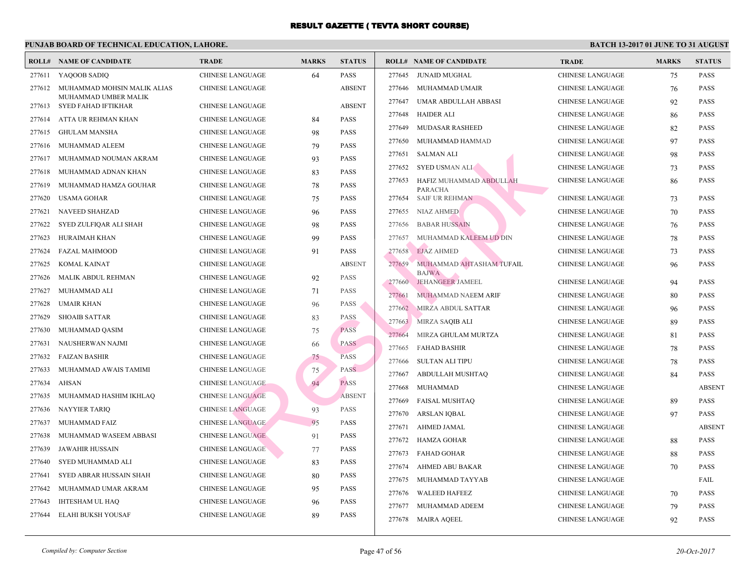# RESULT GAZETTE ( TEVTA SHORT COURSE)

**PUNJAB BOARD OF TECHNICAL EDUCATION, LAHORE.**

**BATCH 13-2017 01 JUNE TO 31 AUGUST**

| ROLL# | NAME OF CANDIDATE | TRADE | MARKS | STATUS |
|---|---|---|---|---|
| 277611 | YAQOOB SADIQ | CHINESE LANGUAGE | 64 | PASS |
| 277612 | MUHAMMAD MOHSIN MALIK ALIAS MUHAMMAD UMBER MALIK | CHINESE LANGUAGE | | ABSENT |
| 277613 | SYED FAHAD IFTIKHAR | CHINESE LANGUAGE | | ABSENT |
| 277614 | ATTA UR REHMAN KHAN | CHINESE LANGUAGE | 84 | PASS |
| 277615 | GHULAM MANSHA | CHINESE LANGUAGE | 98 | PASS |
| 277616 | MUHAMMAD ALEEM | CHINESE LANGUAGE | 79 | PASS |
| 277617 | MUHAMMAD NOUMAN AKRAM | CHINESE LANGUAGE | 93 | PASS |
| 277618 | MUHAMMAD ADNAN KHAN | CHINESE LANGUAGE | 83 | PASS |
| 277619 | MUHAMMAD HAMZA GOUHAR | CHINESE LANGUAGE | 78 | PASS |
| 277620 | USAMA GOHAR | CHINESE LANGUAGE | 75 | PASS |
| 277621 | NAVEED SHAHZAD | CHINESE LANGUAGE | 96 | PASS |
| 277622 | SYED ZULFIQAR ALI SHAH | CHINESE LANGUAGE | 98 | PASS |
| 277623 | HURAIMAH KHAN | CHINESE LANGUAGE | 99 | PASS |
| 277624 | FAZAL MAHMOOD | CHINESE LANGUAGE | 91 | PASS |
| 277625 | KOMAL KAINAT | CHINESE LANGUAGE | | ABSENT |
| 277626 | MALIK ABDUL REHMAN | CHINESE LANGUAGE | 92 | PASS |
| 277627 | MUHAMMAD ALI | CHINESE LANGUAGE | 71 | PASS |
| 277628 | UMAIR KHAN | CHINESE LANGUAGE | 96 | PASS |
| 277629 | SHOAIB SATTAR | CHINESE LANGUAGE | 83 | PASS |
| 277630 | MUHAMMAD QASIM | CHINESE LANGUAGE | 75 | PASS |
| 277631 | NAUSHERWAN NAJMI | CHINESE LANGUAGE | 66 | PASS |
| 277632 | FAIZAN BASHIR | CHINESE LANGUAGE | 75 | PASS |
| 277633 | MUHAMMAD AWAIS TAMIMI | CHINESE LANGUAGE | 75 | PASS |
| 277634 | AHSAN | CHINESE LANGUAGE | 94 | PASS |
| 277635 | MUHAMMAD HASHIM IKHLAQ | CHINESE LANGUAGE | | ABSENT |
| 277636 | NAYYIER TARIQ | CHINESE LANGUAGE | 93 | PASS |
| 277637 | MUHAMMAD FAIZ | CHINESE LANGUAGE | 95 | PASS |
| 277638 | MUHAMMAD WASEEM ABBASI | CHINESE LANGUAGE | 91 | PASS |
| 277639 | JAWAHIR HUSSAIN | CHINESE LANGUAGE | 77 | PASS |
| 277640 | SYED MUHAMMAD ALI | CHINESE LANGUAGE | 83 | PASS |
| 277641 | SYED ABRAR HUSSAIN SHAH | CHINESE LANGUAGE | 80 | PASS |
| 277642 | MUHAMMAD UMAR AKRAM | CHINESE LANGUAGE | 95 | PASS |
| 277643 | IHTESHAM UL HAQ | CHINESE LANGUAGE | 96 | PASS |
| 277644 | ELAHI BUKSH YOUSAF | CHINESE LANGUAGE | 89 | PASS |
| 277645 | JUNAID MUGHAL | CHINESE LANGUAGE | 75 | PASS |
| 277646 | MUHAMMAD UMAIR | CHINESE LANGUAGE | 76 | PASS |
| 277647 | UMAR ABDULLAH ABBASI | CHINESE LANGUAGE | 92 | PASS |
| 277648 | HAIDER ALI | CHINESE LANGUAGE | 86 | PASS |
| 277649 | MUDASAR RASHEED | CHINESE LANGUAGE | 82 | PASS |
| 277650 | MUHAMMAD HAMMAD | CHINESE LANGUAGE | 97 | PASS |
| 277651 | SALMAN ALI | CHINESE LANGUAGE | 98 | PASS |
| 277652 | SYED USMAN ALI | CHINESE LANGUAGE | 73 | PASS |
| 277653 | HAFIZ MUHAMMAD ABDULLAH PARACHA | CHINESE LANGUAGE | 86 | PASS |
| 277654 | SAIF UR REHMAN | CHINESE LANGUAGE | 73 | PASS |
| 277655 | NIAZ AHMED | CHINESE LANGUAGE | 70 | PASS |
| 277656 | BABAR HUSSAIN | CHINESE LANGUAGE | 76 | PASS |
| 277657 | MUHAMMAD KALEEM UD DIN | CHINESE LANGUAGE | 78 | PASS |
| 277658 | EJAZ AHMED | CHINESE LANGUAGE | 73 | PASS |
| 277659 | MUHAMMAD AHTASHAM TUFAIL BAJWA | CHINESE LANGUAGE | 96 | PASS |
| 277660 | JEHANGEER JAMEEL | CHINESE LANGUAGE | 94 | PASS |
| 277661 | MUHAMMAD NAEEM ARIF | CHINESE LANGUAGE | 80 | PASS |
| 277662 | MIRZA ABDUL SATTAR | CHINESE LANGUAGE | 96 | PASS |
| 277663 | MIRZA SAQIB ALI | CHINESE LANGUAGE | 89 | PASS |
| 277664 | MIRZA GHULAM MURTZA | CHINESE LANGUAGE | 81 | PASS |
| 277665 | FAHAD BASHIR | CHINESE LANGUAGE | 78 | PASS |
| 277666 | SULTAN ALI TIPU | CHINESE LANGUAGE | 78 | PASS |
| 277667 | ABDULLAH MUSHTAQ | CHINESE LANGUAGE | 84 | PASS |
| 277668 | MUHAMMAD | CHINESE LANGUAGE | | ABSENT |
| 277669 | FAISAL MUSHTAQ | CHINESE LANGUAGE | 89 | PASS |
| 277670 | ARSLAN IQBAL | CHINESE LANGUAGE | 97 | PASS |
| 277671 | AHMED JAMAL | CHINESE LANGUAGE | | ABSENT |
| 277672 | HAMZA GOHAR | CHINESE LANGUAGE | 88 | PASS |
| 277673 | FAHAD GOHAR | CHINESE LANGUAGE | 88 | PASS |
| 277674 | AHMED ABU BAKAR | CHINESE LANGUAGE | 70 | PASS |
| 277675 | MUHAMMAD TAYYAB | CHINESE LANGUAGE | | FAIL |
| 277676 | WALEED HAFEEZ | CHINESE LANGUAGE | 70 | PASS |
| 277677 | MUHAMMAD ADEEM | CHINESE LANGUAGE | 79 | PASS |
| 277678 | MAIRA AQEEL | CHINESE LANGUAGE | 92 | PASS |

*Compiled by: Computer Section*

*20-Oct-2017*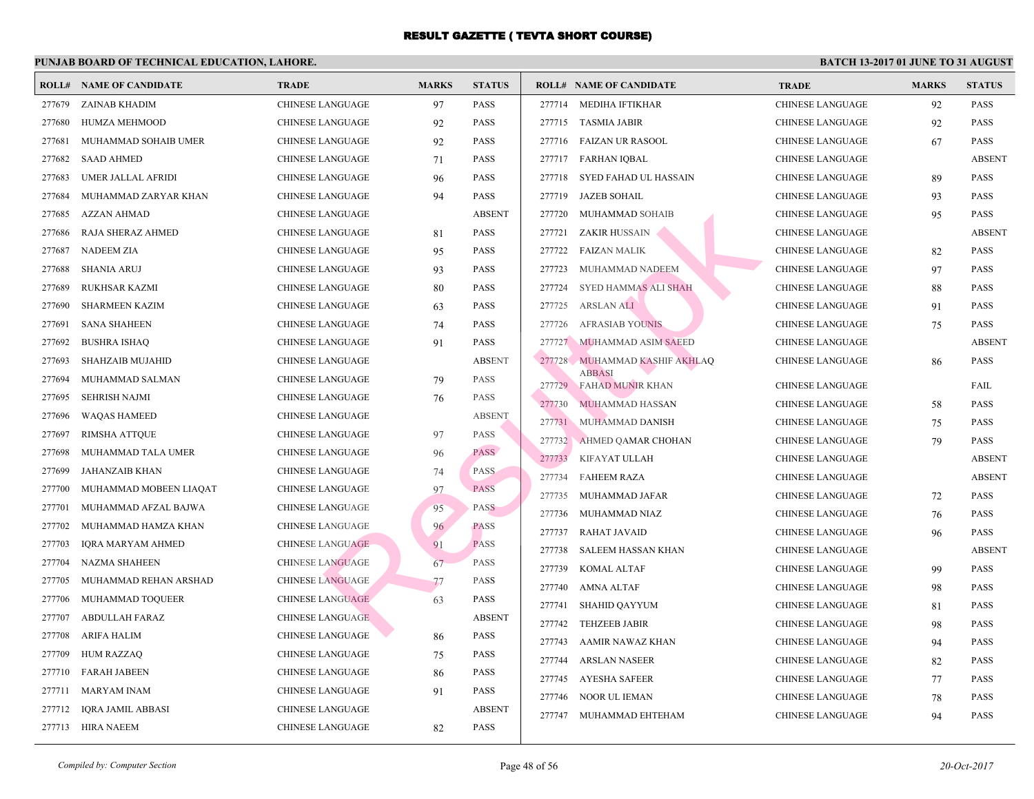# RESULT GAZETTE ( TEVTA SHORT COURSE)

## PUNJAB BOARD OF TECHNICAL EDUCATION, LAHORE.

**BATCH 13-2017 01 JUNE TO 31 AUGUST**

| ROLL# | NAME OF CANDIDATE | TRADE | MARKS | STATUS |
|---|---|---|---|---|
| 277679 | ZAINAB KHADIM | CHINESE LANGUAGE | 97 | PASS |
| 277680 | HUMZA MEHMOOD | CHINESE LANGUAGE | 92 | PASS |
| 277681 | MUHAMMAD SOHAIB UMER | CHINESE LANGUAGE | 92 | PASS |
| 277682 | SAAD AHMED | CHINESE LANGUAGE | 71 | PASS |
| 277683 | UMER JALLAL AFRIDI | CHINESE LANGUAGE | 96 | PASS |
| 277684 | MUHAMMAD ZARYAR KHAN | CHINESE LANGUAGE | 94 | PASS |
| 277685 | AZZAN AHMAD | CHINESE LANGUAGE | | ABSENT |
| 277686 | RAJA SHERAZ AHMED | CHINESE LANGUAGE | 81 | PASS |
| 277687 | NADEEM ZIA | CHINESE LANGUAGE | 95 | PASS |
| 277688 | SHANIA ARUJ | CHINESE LANGUAGE | 93 | PASS |
| 277689 | RUKHSAR KAZMI | CHINESE LANGUAGE | 80 | PASS |
| 277690 | SHARMEEN KAZIM | CHINESE LANGUAGE | 63 | PASS |
| 277691 | SANA SHAHEEN | CHINESE LANGUAGE | 74 | PASS |
| 277692 | BUSHRA ISHAQ | CHINESE LANGUAGE | 91 | PASS |
| 277693 | SHAHZAIB MUJAHID | CHINESE LANGUAGE | | ABSENT |
| 277694 | MUHAMMAD SALMAN | CHINESE LANGUAGE | 79 | PASS |
| 277695 | SEHRISH NAJMI | CHINESE LANGUAGE | 76 | PASS |
| 277696 | WAQAS HAMEED | CHINESE LANGUAGE | | ABSENT |
| 277697 | RIMSHA ATTQUE | CHINESE LANGUAGE | 97 | PASS |
| 277698 | MUHAMMAD TALA UMER | CHINESE LANGUAGE | 96 | PASS |
| 277699 | JAHANZAIB KHAN | CHINESE LANGUAGE | 74 | PASS |
| 277700 | MUHAMMAD MOBEEN LIAQAT | CHINESE LANGUAGE | 97 | PASS |
| 277701 | MUHAMMAD AFZAL BAJWA | CHINESE LANGUAGE | 95 | PASS |
| 277702 | MUHAMMAD HAMZA KHAN | CHINESE LANGUAGE | 96 | PASS |
| 277703 | IQRA MARYAM AHMED | CHINESE LANGUAGE | 91 | PASS |
| 277704 | NAZMA SHAHEEN | CHINESE LANGUAGE | 67 | PASS |
| 277705 | MUHAMMAD REHAN ARSHAD | CHINESE LANGUAGE | 77 | PASS |
| 277706 | MUHAMMAD TOQUEER | CHINESE LANGUAGE | 63 | PASS |
| 277707 | ABDULLAH FARAZ | CHINESE LANGUAGE | | ABSENT |
| 277708 | ARIFA HALIM | CHINESE LANGUAGE | 86 | PASS |
| 277709 | HUM RAZZAQ | CHINESE LANGUAGE | 75 | PASS |
| 277710 | FARAH JABEEN | CHINESE LANGUAGE | 86 | PASS |
| 277711 | MARYAM INAM | CHINESE LANGUAGE | 91 | PASS |
| 277712 | IQRA JAMIL ABBASI | CHINESE LANGUAGE | | ABSENT |
| 277713 | HIRA NAEEM | CHINESE LANGUAGE | 82 | PASS |
| 277714 | MEDIHA IFTIKHAR | CHINESE LANGUAGE | 92 | PASS |
| 277715 | TASMIA JABIR | CHINESE LANGUAGE | 92 | PASS |
| 277716 | FAIZAN UR RASOOL | CHINESE LANGUAGE | 67 | PASS |
| 277717 | FARHAN IQBAL | CHINESE LANGUAGE | | ABSENT |
| 277718 | SYED FAHAD UL HASSAIN | CHINESE LANGUAGE | 89 | PASS |
| 277719 | JAZEB SOHAIL | CHINESE LANGUAGE | 93 | PASS |
| 277720 | MUHAMMAD SOHAIB | CHINESE LANGUAGE | 95 | PASS |
| 277721 | ZAKIR HUSSAIN | CHINESE LANGUAGE | | ABSENT |
| 277722 | FAIZAN MALIK | CHINESE LANGUAGE | 82 | PASS |
| 277723 | MUHAMMAD NADEEM | CHINESE LANGUAGE | 97 | PASS |
| 277724 | SYED HAMMAS ALI SHAH | CHINESE LANGUAGE | 88 | PASS |
| 277725 | ARSLAN ALI | CHINESE LANGUAGE | 91 | PASS |
| 277726 | AFRASIAB YOUNIS | CHINESE LANGUAGE | 75 | PASS |
| 277727 | MUHAMMAD ASIM SAEED | CHINESE LANGUAGE | | ABSENT |
| 277728 | MUHAMMAD KASHIF AKHLAQ ABBASI | CHINESE LANGUAGE | 86 | PASS |
| 277729 | FAHAD MUNIR KHAN | CHINESE LANGUAGE | | FAIL |
| 277730 | MUHAMMAD HASSAN | CHINESE LANGUAGE | 58 | PASS |
| 277731 | MUHAMMAD DANISH | CHINESE LANGUAGE | 75 | PASS |
| 277732 | AHMED QAMAR CHOHAN | CHINESE LANGUAGE | 79 | PASS |
| 277733 | KIFAYAT ULLAH | CHINESE LANGUAGE | | ABSENT |
| 277734 | FAHEEM RAZA | CHINESE LANGUAGE | | ABSENT |
| 277735 | MUHAMMAD JAFAR | CHINESE LANGUAGE | 72 | PASS |
| 277736 | MUHAMMAD NIAZ | CHINESE LANGUAGE | 76 | PASS |
| 277737 | RAHAT JAVAID | CHINESE LANGUAGE | 96 | PASS |
| 277738 | SALEEM HASSAN KHAN | CHINESE LANGUAGE | | ABSENT |
| 277739 | KOMAL ALTAF | CHINESE LANGUAGE | 99 | PASS |
| 277740 | AMNA ALTAF | CHINESE LANGUAGE | 98 | PASS |
| 277741 | SHAHID QAYYUM | CHINESE LANGUAGE | 81 | PASS |
| 277742 | TEHZEEB JABIR | CHINESE LANGUAGE | 98 | PASS |
| 277743 | AAMIR NAWAZ KHAN | CHINESE LANGUAGE | 94 | PASS |
| 277744 | ARSLAN NASEER | CHINESE LANGUAGE | 82 | PASS |
| 277745 | AYESHA SAFEER | CHINESE LANGUAGE | 77 | PASS |
| 277746 | NOOR UL IEMAN | CHINESE LANGUAGE | 78 | PASS |
| 277747 | MUHAMMAD EHTEHAM | CHINESE LANGUAGE | 94 | PASS |

*Compiled by: Computer Section*

*20-Oct-2017*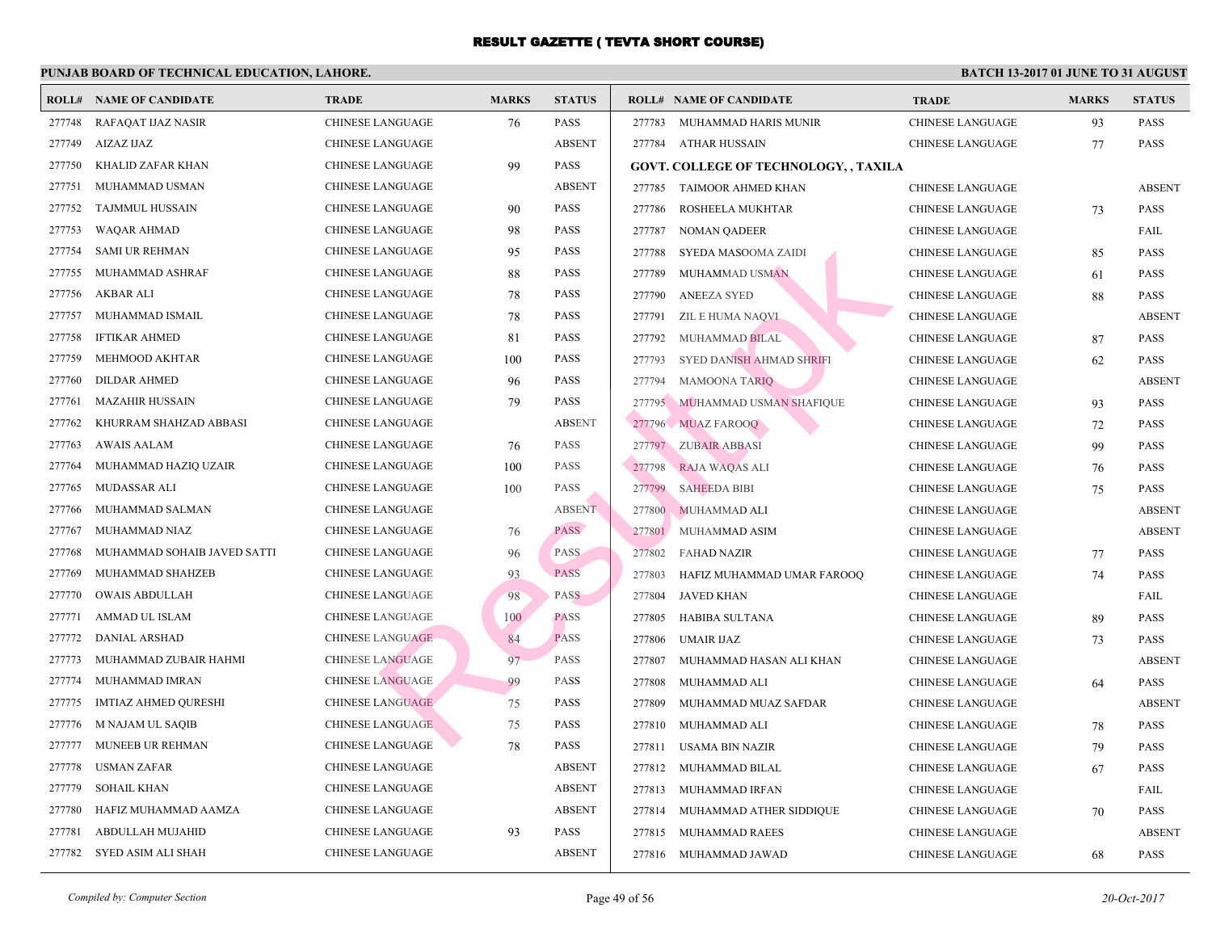# RESULT GAZETTE ( TEVTA SHORT COURSE)

**PUNJAB BOARD OF TECHNICAL EDUCATION, LAHORE.**

**BATCH 13-2017 01 JUNE TO 31 AUGUST**

| ROLL# | NAME OF CANDIDATE | TRADE | MARKS | STATUS |
|---|---|---|---|---|
| 277748 | RAFAQAT IJAZ NASIR | CHINESE LANGUAGE | 76 | PASS |
| 277749 | AIZAZ IJAZ | CHINESE LANGUAGE | | ABSENT |
| 277750 | KHALID ZAFAR KHAN | CHINESE LANGUAGE | 99 | PASS |
| 277751 | MUHAMMAD USMAN | CHINESE LANGUAGE | | ABSENT |
| 277752 | TAJMMUL HUSSAIN | CHINESE LANGUAGE | 90 | PASS |
| 277753 | WAQAR AHMAD | CHINESE LANGUAGE | 98 | PASS |
| 277754 | SAMI UR REHMAN | CHINESE LANGUAGE | 95 | PASS |
| 277755 | MUHAMMAD ASHRAF | CHINESE LANGUAGE | 88 | PASS |
| 277756 | AKBAR ALI | CHINESE LANGUAGE | 78 | PASS |
| 277757 | MUHAMMAD ISMAIL | CHINESE LANGUAGE | 78 | PASS |
| 277758 | IFTIKAR AHMED | CHINESE LANGUAGE | 81 | PASS |
| 277759 | MEHMOOD AKHTAR | CHINESE LANGUAGE | 100 | PASS |
| 277760 | DILDAR AHMED | CHINESE LANGUAGE | 96 | PASS |
| 277761 | MAZAHIR HUSSAIN | CHINESE LANGUAGE | 79 | PASS |
| 277762 | KHURRAM SHAHZAD ABBASI | CHINESE LANGUAGE | | ABSENT |
| 277763 | AWAIS AALAM | CHINESE LANGUAGE | 76 | PASS |
| 277764 | MUHAMMAD HAZIQ UZAIR | CHINESE LANGUAGE | 100 | PASS |
| 277765 | MUDASSAR ALI | CHINESE LANGUAGE | 100 | PASS |
| 277766 | MUHAMMAD SALMAN | CHINESE LANGUAGE | | ABSENT |
| 277767 | MUHAMMAD NIAZ | CHINESE LANGUAGE | 76 | PASS |
| 277768 | MUHAMMAD SOHAIB JAVED SATTI | CHINESE LANGUAGE | 96 | PASS |
| 277769 | MUHAMMAD SHAHZEB | CHINESE LANGUAGE | 93 | PASS |
| 277770 | OWAIS ABDULLAH | CHINESE LANGUAGE | 98 | PASS |
| 277771 | AMMAD UL ISLAM | CHINESE LANGUAGE | 100 | PASS |
| 277772 | DANIAL ARSHAD | CHINESE LANGUAGE | 84 | PASS |
| 277773 | MUHAMMAD ZUBAIR HAHMI | CHINESE LANGUAGE | 97 | PASS |
| 277774 | MUHAMMAD IMRAN | CHINESE LANGUAGE | 99 | PASS |
| 277775 | IMTIAZ AHMED QURESHI | CHINESE LANGUAGE | 75 | PASS |
| 277776 | M NAJAM UL SAQIB | CHINESE LANGUAGE | 75 | PASS |
| 277777 | MUNEEB UR REHMAN | CHINESE LANGUAGE | 78 | PASS |
| 277778 | USMAN ZAFAR | CHINESE LANGUAGE | | ABSENT |
| 277779 | SOHAIL KHAN | CHINESE LANGUAGE | | ABSENT |
| 277780 | HAFIZ MUHAMMAD AAMZA | CHINESE LANGUAGE | | ABSENT |
| 277781 | ABDULLAH MUJAHID | CHINESE LANGUAGE | 93 | PASS |
| 277782 | SYED ASIM ALI SHAH | CHINESE LANGUAGE | | ABSENT |
| 277783 | MUHAMMAD HARIS MUNIR | CHINESE LANGUAGE | 93 | PASS |
| 277784 | ATHAR HUSSAIN | CHINESE LANGUAGE | 77 | PASS |

**GOVT. COLLEGE OF TECHNOLOGY, , TAXILA**

| ROLL# | NAME OF CANDIDATE | TRADE | MARKS | STATUS |
|---|---|---|---|---|
| 277785 | TAIMOOR AHMED KHAN | CHINESE LANGUAGE | | ABSENT |
| 277786 | ROSHEELA MUKHTAR | CHINESE LANGUAGE | 73 | PASS |
| 277787 | NOMAN QADEER | CHINESE LANGUAGE | | FAIL |
| 277788 | SYEDA MASOOMA ZAIDI | CHINESE LANGUAGE | 85 | PASS |
| 277789 | MUHAMMAD USMAN | CHINESE LANGUAGE | 61 | PASS |
| 277790 | ANEEZA SYED | CHINESE LANGUAGE | 88 | PASS |
| 277791 | ZIL E HUMA NAQVI | CHINESE LANGUAGE | | ABSENT |
| 277792 | MUHAMMAD BILAL | CHINESE LANGUAGE | 87 | PASS |
| 277793 | SYED DANISH AHMAD SHRIFI | CHINESE LANGUAGE | 62 | PASS |
| 277794 | MAMOONA TARIQ | CHINESE LANGUAGE | | ABSENT |
| 277795 | MUHAMMAD USMAN SHAFIQUE | CHINESE LANGUAGE | 93 | PASS |
| 277796 | MUAZ FAROOQ | CHINESE LANGUAGE | 72 | PASS |
| 277797 | ZUBAIR ABBASI | CHINESE LANGUAGE | 99 | PASS |
| 277798 | RAJA WAQAS ALI | CHINESE LANGUAGE | 76 | PASS |
| 277799 | SAHEEDA BIBI | CHINESE LANGUAGE | 75 | PASS |
| 277800 | MUHAMMAD ALI | CHINESE LANGUAGE | | ABSENT |
| 277801 | MUHAMMAD ASIM | CHINESE LANGUAGE | | ABSENT |
| 277802 | FAHAD NAZIR | CHINESE LANGUAGE | 77 | PASS |
| 277803 | HAFIZ MUHAMMAD UMAR FAROOQ | CHINESE LANGUAGE | 74 | PASS |
| 277804 | JAVED KHAN | CHINESE LANGUAGE | | FAIL |
| 277805 | HABIBA SULTANA | CHINESE LANGUAGE | 89 | PASS |
| 277806 | UMAIR IJAZ | CHINESE LANGUAGE | 73 | PASS |
| 277807 | MUHAMMAD HASAN ALI KHAN | CHINESE LANGUAGE | | ABSENT |
| 277808 | MUHAMMAD ALI | CHINESE LANGUAGE | 64 | PASS |
| 277809 | MUHAMMAD MUAZ SAFDAR | CHINESE LANGUAGE | | ABSENT |
| 277810 | MUHAMMAD ALI | CHINESE LANGUAGE | 78 | PASS |
| 277811 | USAMA BIN NAZIR | CHINESE LANGUAGE | 79 | PASS |
| 277812 | MUHAMMAD BILAL | CHINESE LANGUAGE | 67 | PASS |
| 277813 | MUHAMMAD IRFAN | CHINESE LANGUAGE | | FAIL |
| 277814 | MUHAMMAD ATHER SIDDIQUE | CHINESE LANGUAGE | 70 | PASS |
| 277815 | MUHAMMAD RAEES | CHINESE LANGUAGE | | ABSENT |
| 277816 | MUHAMMAD JAWAD | CHINESE LANGUAGE | 68 | PASS |

*Compiled by: Computer Section*

*20-Oct-2017*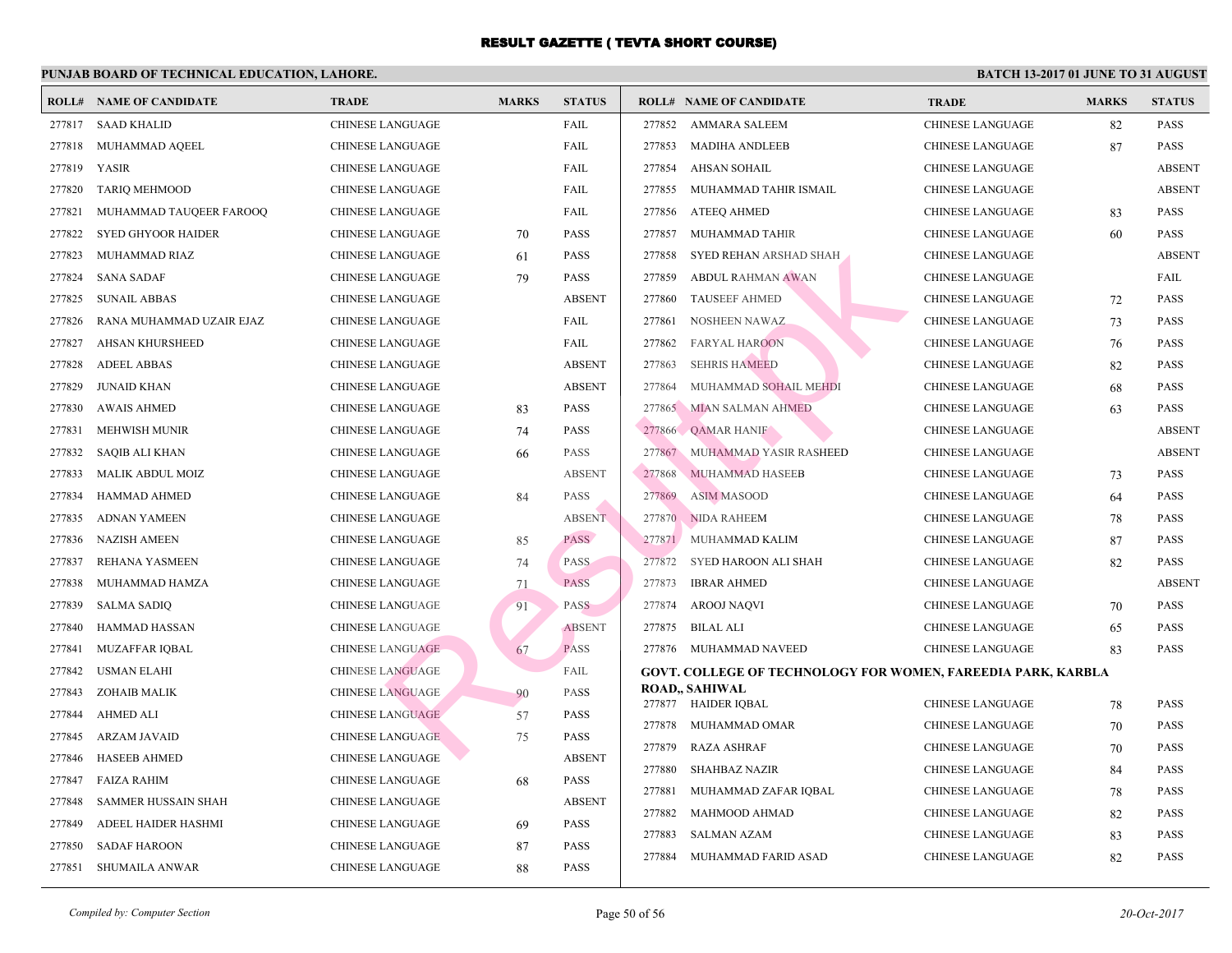# RESULT GAZETTE ( TEVTA SHORT COURSE)

**PUNJAB BOARD OF TECHNICAL EDUCATION, LAHORE.**

**BATCH 13-2017 01 JUNE TO 31 AUGUST**

| ROLL# | NAME OF CANDIDATE | TRADE | MARKS | STATUS |
|---|---|---|---|---|
| 277817 | SAAD KHALID | CHINESE LANGUAGE | | FAIL |
| 277818 | MUHAMMAD AQEEL | CHINESE LANGUAGE | | FAIL |
| 277819 | YASIR | CHINESE LANGUAGE | | FAIL |
| 277820 | TARIQ MEHMOOD | CHINESE LANGUAGE | | FAIL |
| 277821 | MUHAMMAD TAUQEER FAROOQ | CHINESE LANGUAGE | | FAIL |
| 277822 | SYED GHYOOR HAIDER | CHINESE LANGUAGE | 70 | PASS |
| 277823 | MUHAMMAD RIAZ | CHINESE LANGUAGE | 61 | PASS |
| 277824 | SANA SADAF | CHINESE LANGUAGE | 79 | PASS |
| 277825 | SUNAIL ABBAS | CHINESE LANGUAGE | | ABSENT |
| 277826 | RANA MUHAMMAD UZAIR EJAZ | CHINESE LANGUAGE | | FAIL |
| 277827 | AHSAN KHURSHEED | CHINESE LANGUAGE | | FAIL |
| 277828 | ADEEL ABBAS | CHINESE LANGUAGE | | ABSENT |
| 277829 | JUNAID KHAN | CHINESE LANGUAGE | | ABSENT |
| 277830 | AWAIS AHMED | CHINESE LANGUAGE | 83 | PASS |
| 277831 | MEHWISH MUNIR | CHINESE LANGUAGE | 74 | PASS |
| 277832 | SAQIB ALI KHAN | CHINESE LANGUAGE | 66 | PASS |
| 277833 | MALIK ABDUL MOIZ | CHINESE LANGUAGE | | ABSENT |
| 277834 | HAMMAD AHMED | CHINESE LANGUAGE | 84 | PASS |
| 277835 | ADNAN YAMEEN | CHINESE LANGUAGE | | ABSENT |
| 277836 | NAZISH AMEEN | CHINESE LANGUAGE | 85 | PASS |
| 277837 | REHANA YASMEEN | CHINESE LANGUAGE | 74 | PASS |
| 277838 | MUHAMMAD HAMZA | CHINESE LANGUAGE | 71 | PASS |
| 277839 | SALMA SADIQ | CHINESE LANGUAGE | 91 | PASS |
| 277840 | HAMMAD HASSAN | CHINESE LANGUAGE | | ABSENT |
| 277841 | MUZAFFAR IQBAL | CHINESE LANGUAGE | 67 | PASS |
| 277842 | USMAN ELAHI | CHINESE LANGUAGE | | FAIL |
| 277843 | ZOHAIB MALIK | CHINESE LANGUAGE | 90 | PASS |
| 277844 | AHMED ALI | CHINESE LANGUAGE | 57 | PASS |
| 277845 | ARZAM JAVAID | CHINESE LANGUAGE | 75 | PASS |
| 277846 | HASEEB AHMED | CHINESE LANGUAGE | | ABSENT |
| 277847 | FAIZA RAHIM | CHINESE LANGUAGE | 68 | PASS |
| 277848 | SAMMER HUSSAIN SHAH | CHINESE LANGUAGE | | ABSENT |
| 277849 | ADEEL HAIDER HASHMI | CHINESE LANGUAGE | 69 | PASS |
| 277850 | SADAF HAROON | CHINESE LANGUAGE | 87 | PASS |
| 277851 | SHUMAILA ANWAR | CHINESE LANGUAGE | 88 | PASS |
| 277852 | AMMARA SALEEM | CHINESE LANGUAGE | 82 | PASS |
| 277853 | MADIHA ANDLEEB | CHINESE LANGUAGE | 87 | PASS |
| 277854 | AHSAN SOHAIL | CHINESE LANGUAGE | | ABSENT |
| 277855 | MUHAMMAD TAHIR ISMAIL | CHINESE LANGUAGE | | ABSENT |
| 277856 | ATEEQ AHMED | CHINESE LANGUAGE | 83 | PASS |
| 277857 | MUHAMMAD TAHIR | CHINESE LANGUAGE | 60 | PASS |
| 277858 | SYED REHAN ARSHAD SHAH | CHINESE LANGUAGE | | ABSENT |
| 277859 | ABDUL RAHMAN AWAN | CHINESE LANGUAGE | | FAIL |
| 277860 | TAUSEEF AHMED | CHINESE LANGUAGE | 72 | PASS |
| 277861 | NOSHEEN NAWAZ | CHINESE LANGUAGE | 73 | PASS |
| 277862 | FARYAL HAROON | CHINESE LANGUAGE | 76 | PASS |
| 277863 | SEHRIS HAMEED | CHINESE LANGUAGE | 82 | PASS |
| 277864 | MUHAMMAD SOHAIL MEHDI | CHINESE LANGUAGE | 68 | PASS |
| 277865 | MIAN SALMAN AHMED | CHINESE LANGUAGE | 63 | PASS |
| 277866 | QAMAR HANIF | CHINESE LANGUAGE | | ABSENT |
| 277867 | MUHAMMAD YASIR RASHEED | CHINESE LANGUAGE | | ABSENT |
| 277868 | MUHAMMAD HASEEB | CHINESE LANGUAGE | 73 | PASS |
| 277869 | ASIM MASOOD | CHINESE LANGUAGE | 64 | PASS |
| 277870 | NIDA RAHEEM | CHINESE LANGUAGE | 78 | PASS |
| 277871 | MUHAMMAD KALIM | CHINESE LANGUAGE | 87 | PASS |
| 277872 | SYED HAROON ALI SHAH | CHINESE LANGUAGE | 82 | PASS |
| 277873 | IBRAR AHMED | CHINESE LANGUAGE | | ABSENT |
| 277874 | AROOJ NAQVI | CHINESE LANGUAGE | 70 | PASS |
| 277875 | BILAL ALI | CHINESE LANGUAGE | 65 | PASS |
| 277876 | MUHAMMAD NAVEED | CHINESE LANGUAGE | 83 | PASS |

**GOVT. COLLEGE OF TECHNOLOGY FOR WOMEN, FAREEDIA PARK, KARBLA ROAD,, SAHIWAL**

| ROLL# | NAME OF CANDIDATE | TRADE | MARKS | STATUS |
|---|---|---|---|---|
| 277877 | HAIDER IQBAL | CHINESE LANGUAGE | 78 | PASS |
| 277878 | MUHAMMAD OMAR | CHINESE LANGUAGE | 70 | PASS |
| 277879 | RAZA ASHRAF | CHINESE LANGUAGE | 70 | PASS |
| 277880 | SHAHBAZ NAZIR | CHINESE LANGUAGE | 84 | PASS |
| 277881 | MUHAMMAD ZAFAR IQBAL | CHINESE LANGUAGE | 78 | PASS |
| 277882 | MAHMOOD AHMAD | CHINESE LANGUAGE | 82 | PASS |
| 277883 | SALMAN AZAM | CHINESE LANGUAGE | 83 | PASS |
| 277884 | MUHAMMAD FARID ASAD | CHINESE LANGUAGE | 82 | PASS |

*Compiled by: Computer Section* *20-Oct-2017*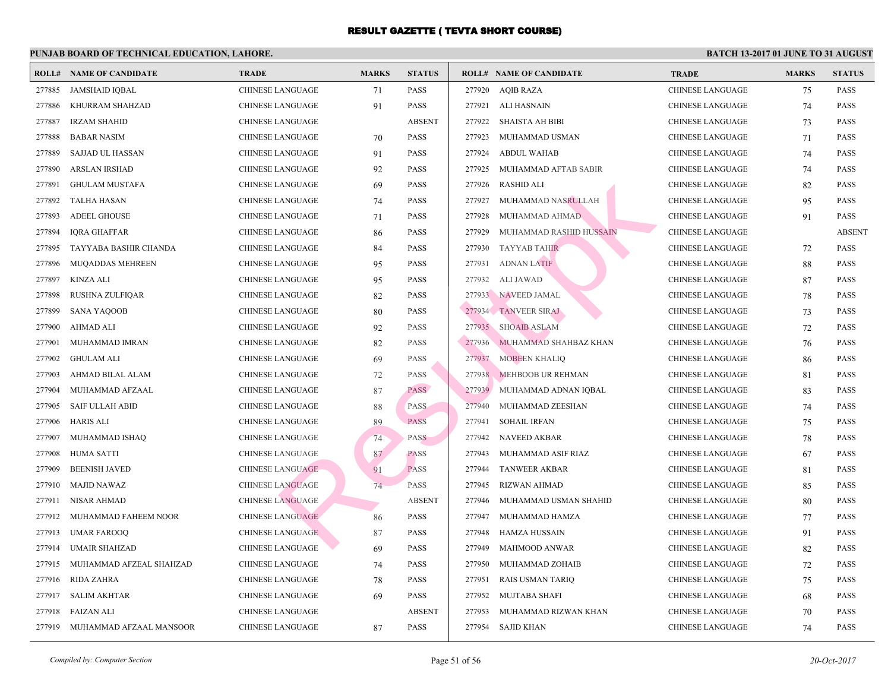# RESULT GAZETTE ( TEVTA SHORT COURSE)

**PUNJAB BOARD OF TECHNICAL EDUCATION, LAHORE.** | **BATCH 13-2017 01 JUNE TO 31 AUGUST**

| ROLL# | NAME OF CANDIDATE | TRADE | MARKS | STATUS |
|---|---|---|---|---|
| 277885 | JAMSHAID IQBAL | CHINESE LANGUAGE | 71 | PASS |
| 277886 | KHURRAM SHAHZAD | CHINESE LANGUAGE | 91 | PASS |
| 277887 | IRZAM SHAHID | CHINESE LANGUAGE | | ABSENT |
| 277888 | BABAR NASIM | CHINESE LANGUAGE | 70 | PASS |
| 277889 | SAJJAD UL HASSAN | CHINESE LANGUAGE | 91 | PASS |
| 277890 | ARSLAN IRSHAD | CHINESE LANGUAGE | 92 | PASS |
| 277891 | GHULAM MUSTAFA | CHINESE LANGUAGE | 69 | PASS |
| 277892 | TALHA HASAN | CHINESE LANGUAGE | 74 | PASS |
| 277893 | ADEEL GHOUSE | CHINESE LANGUAGE | 71 | PASS |
| 277894 | IQRA GHAFFAR | CHINESE LANGUAGE | 86 | PASS |
| 277895 | TAYYABA BASHIR CHANDA | CHINESE LANGUAGE | 84 | PASS |
| 277896 | MUQADDAS MEHREEN | CHINESE LANGUAGE | 95 | PASS |
| 277897 | KINZA ALI | CHINESE LANGUAGE | 95 | PASS |
| 277898 | RUSHNA ZULFIQAR | CHINESE LANGUAGE | 82 | PASS |
| 277899 | SANA YAQOOB | CHINESE LANGUAGE | 80 | PASS |
| 277900 | AHMAD ALI | CHINESE LANGUAGE | 92 | PASS |
| 277901 | MUHAMMAD IMRAN | CHINESE LANGUAGE | 82 | PASS |
| 277902 | GHULAM ALI | CHINESE LANGUAGE | 69 | PASS |
| 277903 | AHMAD BILAL ALAM | CHINESE LANGUAGE | 72 | PASS |
| 277904 | MUHAMMAD AFZAAL | CHINESE LANGUAGE | 87 | PASS |
| 277905 | SAIF ULLAH ABID | CHINESE LANGUAGE | 88 | PASS |
| 277906 | HARIS ALI | CHINESE LANGUAGE | 89 | PASS |
| 277907 | MUHAMMAD ISHAQ | CHINESE LANGUAGE | 74 | PASS |
| 277908 | HUMA SATTI | CHINESE LANGUAGE | 87 | PASS |
| 277909 | BEENISH JAVED | CHINESE LANGUAGE | 91 | PASS |
| 277910 | MAJID NAWAZ | CHINESE LANGUAGE | 74 | PASS |
| 277911 | NISAR AHMAD | CHINESE LANGUAGE | | ABSENT |
| 277912 | MUHAMMAD FAHEEM NOOR | CHINESE LANGUAGE | 86 | PASS |
| 277913 | UMAR FAROOQ | CHINESE LANGUAGE | 87 | PASS |
| 277914 | UMAIR SHAHZAD | CHINESE LANGUAGE | 69 | PASS |
| 277915 | MUHAMMAD AFZEAL SHAHZAD | CHINESE LANGUAGE | 74 | PASS |
| 277916 | RIDA ZAHRA | CHINESE LANGUAGE | 78 | PASS |
| 277917 | SALIM AKHTAR | CHINESE LANGUAGE | 69 | PASS |
| 277918 | FAIZAN ALI | CHINESE LANGUAGE | | ABSENT |
| 277919 | MUHAMMAD AFZAAL MANSOOR | CHINESE LANGUAGE | 87 | PASS |
| 277920 | AQIB RAZA | CHINESE LANGUAGE | 75 | PASS |
| 277921 | ALI HASNAIN | CHINESE LANGUAGE | 74 | PASS |
| 277922 | SHAISTA AH BIBI | CHINESE LANGUAGE | 73 | PASS |
| 277923 | MUHAMMAD USMAN | CHINESE LANGUAGE | 71 | PASS |
| 277924 | ABDUL WAHAB | CHINESE LANGUAGE | 74 | PASS |
| 277925 | MUHAMMAD AFTAB SABIR | CHINESE LANGUAGE | 74 | PASS |
| 277926 | RASHID ALI | CHINESE LANGUAGE | 82 | PASS |
| 277927 | MUHAMMAD NASRULLAH | CHINESE LANGUAGE | 95 | PASS |
| 277928 | MUHAMMAD AHMAD | CHINESE LANGUAGE | 91 | PASS |
| 277929 | MUHAMMAD RASHID HUSSAIN | CHINESE LANGUAGE | | ABSENT |
| 277930 | TAYYAB TAHIR | CHINESE LANGUAGE | 72 | PASS |
| 277931 | ADNAN LATIF | CHINESE LANGUAGE | 88 | PASS |
| 277932 | ALI JAWAD | CHINESE LANGUAGE | 87 | PASS |
| 277933 | NAVEED JAMAL | CHINESE LANGUAGE | 78 | PASS |
| 277934 | TANVEER SIRAJ | CHINESE LANGUAGE | 73 | PASS |
| 277935 | SHOAIB ASLAM | CHINESE LANGUAGE | 72 | PASS |
| 277936 | MUHAMMAD SHAHBAZ KHAN | CHINESE LANGUAGE | 76 | PASS |
| 277937 | MOBEEN KHALIQ | CHINESE LANGUAGE | 86 | PASS |
| 277938 | MEHBOOB UR REHMAN | CHINESE LANGUAGE | 81 | PASS |
| 277939 | MUHAMMAD ADNAN IQBAL | CHINESE LANGUAGE | 83 | PASS |
| 277940 | MUHAMMAD ZEESHAN | CHINESE LANGUAGE | 74 | PASS |
| 277941 | SOHAIL IRFAN | CHINESE LANGUAGE | 75 | PASS |
| 277942 | NAVEED AKBAR | CHINESE LANGUAGE | 78 | PASS |
| 277943 | MUHAMMAD ASIF RIAZ | CHINESE LANGUAGE | 67 | PASS |
| 277944 | TANWEER AKBAR | CHINESE LANGUAGE | 81 | PASS |
| 277945 | RIZWAN AHMAD | CHINESE LANGUAGE | 85 | PASS |
| 277946 | MUHAMMAD USMAN SHAHID | CHINESE LANGUAGE | 80 | PASS |
| 277947 | MUHAMMAD HAMZA | CHINESE LANGUAGE | 77 | PASS |
| 277948 | HAMZA HUSSAIN | CHINESE LANGUAGE | 91 | PASS |
| 277949 | MAHMOOD ANWAR | CHINESE LANGUAGE | 82 | PASS |
| 277950 | MUHAMMAD ZOHAIB | CHINESE LANGUAGE | 72 | PASS |
| 277951 | RAIS USMAN TARIQ | CHINESE LANGUAGE | 75 | PASS |
| 277952 | MUJTABA SHAFI | CHINESE LANGUAGE | 68 | PASS |
| 277953 | MUHAMMAD RIZWAN KHAN | CHINESE LANGUAGE | 70 | PASS |
| 277954 | SAJID KHAN | CHINESE LANGUAGE | 74 | PASS |

*Compiled by: Computer Section* | *20-Oct-2017*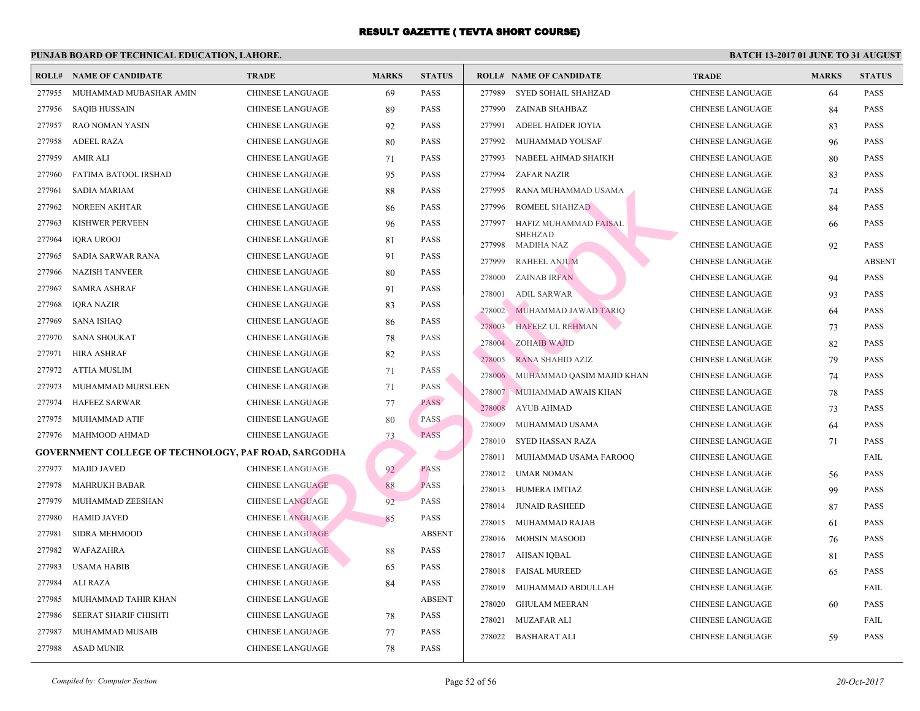# RESULT GAZETTE ( TEVTA SHORT COURSE)

## PUNJAB BOARD OF TECHNICAL EDUCATION, LAHORE.

**BATCH 13-2017 01 JUNE TO 31 AUGUST**

| ROLL# | NAME OF CANDIDATE | TRADE | MARKS | STATUS |
|---|---|---|---|---|
| 277955 | MUHAMMAD MUBASHAR AMIN | CHINESE LANGUAGE | 69 | PASS |
| 277956 | SAQIB HUSSAIN | CHINESE LANGUAGE | 89 | PASS |
| 277957 | RAO NOMAN YASIN | CHINESE LANGUAGE | 92 | PASS |
| 277958 | ADEEL RAZA | CHINESE LANGUAGE | 80 | PASS |
| 277959 | AMIR ALI | CHINESE LANGUAGE | 71 | PASS |
| 277960 | FATIMA BATOOL IRSHAD | CHINESE LANGUAGE | 95 | PASS |
| 277961 | SADIA MARIAM | CHINESE LANGUAGE | 88 | PASS |
| 277962 | NOREEN AKHTAR | CHINESE LANGUAGE | 86 | PASS |
| 277963 | KISHWER PERVEEN | CHINESE LANGUAGE | 96 | PASS |
| 277964 | IQRA UROOJ | CHINESE LANGUAGE | 81 | PASS |
| 277965 | SADIA SARWAR RANA | CHINESE LANGUAGE | 91 | PASS |
| 277966 | NAZISH TANVEER | CHINESE LANGUAGE | 80 | PASS |
| 277967 | SAMRA ASHRAF | CHINESE LANGUAGE | 91 | PASS |
| 277968 | IQRA NAZIR | CHINESE LANGUAGE | 83 | PASS |
| 277969 | SANA ISHAQ | CHINESE LANGUAGE | 86 | PASS |
| 277970 | SANA SHOUKAT | CHINESE LANGUAGE | 78 | PASS |
| 277971 | HIRA ASHRAF | CHINESE LANGUAGE | 82 | PASS |
| 277972 | ATTIA MUSLIM | CHINESE LANGUAGE | 71 | PASS |
| 277973 | MUHAMMAD MURSLEEN | CHINESE LANGUAGE | 71 | PASS |
| 277974 | HAFEEZ SARWAR | CHINESE LANGUAGE | 77 | PASS |
| 277975 | MUHAMMAD ATIF | CHINESE LANGUAGE | 80 | PASS |
| 277976 | MAHMOOD AHMAD | CHINESE LANGUAGE | 73 | PASS |

**GOVERNMENT COLLEGE OF TECHNOLOGY, PAF ROAD, SARGODHA**

| ROLL# | NAME OF CANDIDATE | TRADE | MARKS | STATUS |
|---|---|---|---|---|
| 277977 | MAJID JAVED | CHINESE LANGUAGE | 92 | PASS |
| 277978 | MAHRUKH BABAR | CHINESE LANGUAGE | 88 | PASS |
| 277979 | MUHAMMAD ZEESHAN | CHINESE LANGUAGE | 92 | PASS |
| 277980 | HAMID JAVED | CHINESE LANGUAGE | 85 | PASS |
| 277981 | SIDRA MEHMOOD | CHINESE LANGUAGE | | ABSENT |
| 277982 | WAFAZAHRA | CHINESE LANGUAGE | 88 | PASS |
| 277983 | USAMA HABIB | CHINESE LANGUAGE | 65 | PASS |
| 277984 | ALI RAZA | CHINESE LANGUAGE | 84 | PASS |
| 277985 | MUHAMMAD TAHIR KHAN | CHINESE LANGUAGE | | ABSENT |
| 277986 | SEERAT SHARIF CHISHTI | CHINESE LANGUAGE | 78 | PASS |
| 277987 | MUHAMMAD MUSAIB | CHINESE LANGUAGE | 77 | PASS |
| 277988 | ASAD MUNIR | CHINESE LANGUAGE | 78 | PASS |
| 277989 | SYED SOHAIL SHAHZAD | CHINESE LANGUAGE | 64 | PASS |
| 277990 | ZAINAB SHAHBAZ | CHINESE LANGUAGE | 84 | PASS |
| 277991 | ADEEL HAIDER JOYIA | CHINESE LANGUAGE | 83 | PASS |
| 277992 | MUHAMMAD YOUSAF | CHINESE LANGUAGE | 96 | PASS |
| 277993 | NABEEL AHMAD SHAIKH | CHINESE LANGUAGE | 80 | PASS |
| 277994 | ZAFAR NAZIR | CHINESE LANGUAGE | 83 | PASS |
| 277995 | RANA MUHAMMAD USAMA | CHINESE LANGUAGE | 74 | PASS |
| 277996 | ROMEEL SHAHZAD | CHINESE LANGUAGE | 84 | PASS |
| 277997 | HAFIZ MUHAMMAD FAISAL SHEHZAD | CHINESE LANGUAGE | 66 | PASS |
| 277998 | MADIHA NAZ | CHINESE LANGUAGE | 92 | PASS |
| 277999 | RAHEEL ANJUM | CHINESE LANGUAGE | | ABSENT |
| 278000 | ZAINAB IRFAN | CHINESE LANGUAGE | 94 | PASS |
| 278001 | ADIL SARWAR | CHINESE LANGUAGE | 93 | PASS |
| 278002 | MUHAMMAD JAWAD TARIQ | CHINESE LANGUAGE | 64 | PASS |
| 278003 | HAFEEZ UL REHMAN | CHINESE LANGUAGE | 73 | PASS |
| 278004 | ZOHAIB WAJID | CHINESE LANGUAGE | 82 | PASS |
| 278005 | RANA SHAHID AZIZ | CHINESE LANGUAGE | 79 | PASS |
| 278006 | MUHAMMAD QASIM MAJID KHAN | CHINESE LANGUAGE | 74 | PASS |
| 278007 | MUHAMMAD AWAIS KHAN | CHINESE LANGUAGE | 78 | PASS |
| 278008 | AYUB AHMAD | CHINESE LANGUAGE | 73 | PASS |
| 278009 | MUHAMMAD USAMA | CHINESE LANGUAGE | 64 | PASS |
| 278010 | SYED HASSAN RAZA | CHINESE LANGUAGE | 71 | PASS |
| 278011 | MUHAMMAD USAMA FAROOQ | CHINESE LANGUAGE | | FAIL |
| 278012 | UMAR NOMAN | CHINESE LANGUAGE | 56 | PASS |
| 278013 | HUMERA IMTIAZ | CHINESE LANGUAGE | 99 | PASS |
| 278014 | JUNAID RASHEED | CHINESE LANGUAGE | 87 | PASS |
| 278015 | MUHAMMAD RAJAB | CHINESE LANGUAGE | 61 | PASS |
| 278016 | MOHSIN MASOOD | CHINESE LANGUAGE | 76 | PASS |
| 278017 | AHSAN IQBAL | CHINESE LANGUAGE | 81 | PASS |
| 278018 | FAISAL MUREED | CHINESE LANGUAGE | 65 | PASS |
| 278019 | MUHAMMAD ABDULLAH | CHINESE LANGUAGE | | FAIL |
| 278020 | GHULAM MEERAN | CHINESE LANGUAGE | 60 | PASS |
| 278021 | MUZAFAR ALI | CHINESE LANGUAGE | | FAIL |
| 278022 | BASHARAT ALI | CHINESE LANGUAGE | 59 | PASS |

*Compiled by: Computer Section*

*20-Oct-2017*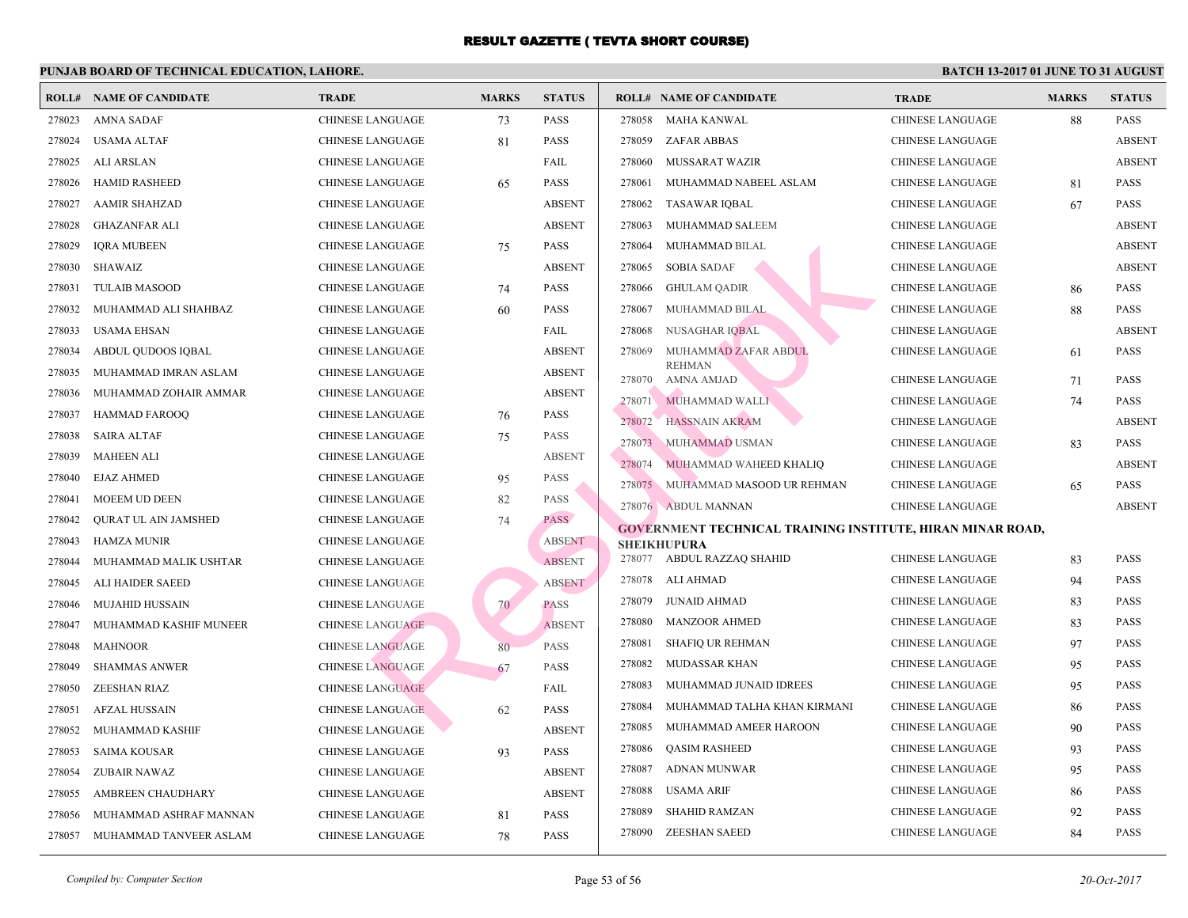# RESULT GAZETTE ( TEVTA SHORT COURSE)

**PUNJAB BOARD OF TECHNICAL EDUCATION, LAHORE.** **BATCH 13-2017 01 JUNE TO 31 AUGUST**

| ROLL# | NAME OF CANDIDATE | TRADE | MARKS | STATUS |
|---|---|---|---|---|
| 278023 | AMNA SADAF | CHINESE LANGUAGE | 73 | PASS |
| 278024 | USAMA ALTAF | CHINESE LANGUAGE | 81 | PASS |
| 278025 | ALI ARSLAN | CHINESE LANGUAGE | | FAIL |
| 278026 | HAMID RASHEED | CHINESE LANGUAGE | 65 | PASS |
| 278027 | AAMIR SHAHZAD | CHINESE LANGUAGE | | ABSENT |
| 278028 | GHAZANFAR ALI | CHINESE LANGUAGE | | ABSENT |
| 278029 | IQRA MUBEEN | CHINESE LANGUAGE | 75 | PASS |
| 278030 | SHAWAIZ | CHINESE LANGUAGE | | ABSENT |
| 278031 | TULAIB MASOOD | CHINESE LANGUAGE | 74 | PASS |
| 278032 | MUHAMMAD ALI SHAHBAZ | CHINESE LANGUAGE | 60 | PASS |
| 278033 | USAMA EHSAN | CHINESE LANGUAGE | | FAIL |
| 278034 | ABDUL QUDOOS IQBAL | CHINESE LANGUAGE | | ABSENT |
| 278035 | MUHAMMAD IMRAN ASLAM | CHINESE LANGUAGE | | ABSENT |
| 278036 | MUHAMMAD ZOHAIR AMMAR | CHINESE LANGUAGE | | ABSENT |
| 278037 | HAMMAD FAROOQ | CHINESE LANGUAGE | 76 | PASS |
| 278038 | SAIRA ALTAF | CHINESE LANGUAGE | 75 | PASS |
| 278039 | MAHEEN ALI | CHINESE LANGUAGE | | ABSENT |
| 278040 | EJAZ AHMED | CHINESE LANGUAGE | 95 | PASS |
| 278041 | MOEEM UD DEEN | CHINESE LANGUAGE | 82 | PASS |
| 278042 | QURAT UL AIN JAMSHED | CHINESE LANGUAGE | 74 | PASS |
| 278043 | HAMZA MUNIR | CHINESE LANGUAGE | | ABSENT |
| 278044 | MUHAMMAD MALIK USHTAR | CHINESE LANGUAGE | | ABSENT |
| 278045 | ALI HAIDER SAEED | CHINESE LANGUAGE | | ABSENT |
| 278046 | MUJAHID HUSSAIN | CHINESE LANGUAGE | 70 | PASS |
| 278047 | MUHAMMAD KASHIF MUNEER | CHINESE LANGUAGE | | ABSENT |
| 278048 | MAHNOOR | CHINESE LANGUAGE | 80 | PASS |
| 278049 | SHAMMAS ANWER | CHINESE LANGUAGE | 67 | PASS |
| 278050 | ZEESHAN RIAZ | CHINESE LANGUAGE | | FAIL |
| 278051 | AFZAL HUSSAIN | CHINESE LANGUAGE | 62 | PASS |
| 278052 | MUHAMMAD KASHIF | CHINESE LANGUAGE | | ABSENT |
| 278053 | SAIMA KOUSAR | CHINESE LANGUAGE | 93 | PASS |
| 278054 | ZUBAIR NAWAZ | CHINESE LANGUAGE | | ABSENT |
| 278055 | AMBREEN CHAUDHARY | CHINESE LANGUAGE | | ABSENT |
| 278056 | MUHAMMAD ASHRAF MANNAN | CHINESE LANGUAGE | 81 | PASS |
| 278057 | MUHAMMAD TANVEER ASLAM | CHINESE LANGUAGE | 78 | PASS |
| 278058 | MAHA KANWAL | CHINESE LANGUAGE | 88 | PASS |
| 278059 | ZAFAR ABBAS | CHINESE LANGUAGE | | ABSENT |
| 278060 | MUSSARAT WAZIR | CHINESE LANGUAGE | | ABSENT |
| 278061 | MUHAMMAD NABEEL ASLAM | CHINESE LANGUAGE | 81 | PASS |
| 278062 | TASAWAR IQBAL | CHINESE LANGUAGE | 67 | PASS |
| 278063 | MUHAMMAD SALEEM | CHINESE LANGUAGE | | ABSENT |
| 278064 | MUHAMMAD BILAL | CHINESE LANGUAGE | | ABSENT |
| 278065 | SOBIA SADAF | CHINESE LANGUAGE | | ABSENT |
| 278066 | GHULAM QADIR | CHINESE LANGUAGE | 86 | PASS |
| 278067 | MUHAMMAD BILAL | CHINESE LANGUAGE | 88 | PASS |
| 278068 | NUSAGHAR IQBAL | CHINESE LANGUAGE | | ABSENT |
| 278069 | MUHAMMAD ZAFAR ABDUL REHMAN | CHINESE LANGUAGE | 61 | PASS |
| 278070 | AMNA AMJAD | CHINESE LANGUAGE | 71 | PASS |
| 278071 | MUHAMMAD WALLI | CHINESE LANGUAGE | 74 | PASS |
| 278072 | HASSNAIN AKRAM | CHINESE LANGUAGE | | ABSENT |
| 278073 | MUHAMMAD USMAN | CHINESE LANGUAGE | 83 | PASS |
| 278074 | MUHAMMAD WAHEED KHALIQ | CHINESE LANGUAGE | | ABSENT |
| 278075 | MUHAMMAD MASOOD UR REHMAN | CHINESE LANGUAGE | 65 | PASS |
| 278076 | ABDUL MANNAN | CHINESE LANGUAGE | | ABSENT |

**GOVERNMENT TECHNICAL TRAINING INSTITUTE, HIRAN MINAR ROAD, SHEIKHUPURA**

| ROLL# | NAME OF CANDIDATE | TRADE | MARKS | STATUS |
|---|---|---|---|---|
| 278077 | ABDUL RAZZAQ SHAHID | CHINESE LANGUAGE | 83 | PASS |
| 278078 | ALI AHMAD | CHINESE LANGUAGE | 94 | PASS |
| 278079 | JUNAID AHMAD | CHINESE LANGUAGE | 83 | PASS |
| 278080 | MANZOOR AHMED | CHINESE LANGUAGE | 83 | PASS |
| 278081 | SHAFIQ UR REHMAN | CHINESE LANGUAGE | 97 | PASS |
| 278082 | MUDASSAR KHAN | CHINESE LANGUAGE | 95 | PASS |
| 278083 | MUHAMMAD JUNAID IDREES | CHINESE LANGUAGE | 95 | PASS |
| 278084 | MUHAMMAD TALHA KHAN KIRMANI | CHINESE LANGUAGE | 86 | PASS |
| 278085 | MUHAMMAD AMEER HAROON | CHINESE LANGUAGE | 90 | PASS |
| 278086 | QASIM RASHEED | CHINESE LANGUAGE | 93 | PASS |
| 278087 | ADNAN MUNWAR | CHINESE LANGUAGE | 95 | PASS |
| 278088 | USAMA ARIF | CHINESE LANGUAGE | 86 | PASS |
| 278089 | SHAHID RAMZAN | CHINESE LANGUAGE | 92 | PASS |
| 278090 | ZEESHAN SAEED | CHINESE LANGUAGE | 84 | PASS |

*Compiled by: Computer Section* *20-Oct-2017*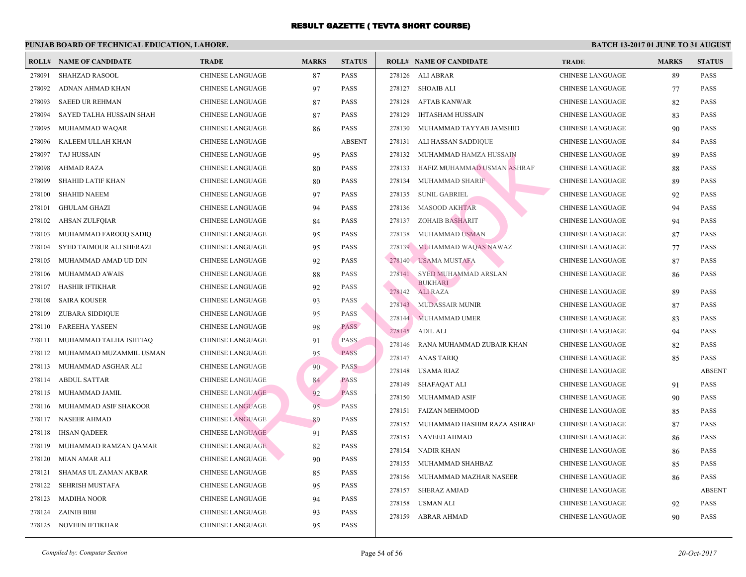# RESULT GAZETTE ( TEVTA SHORT COURSE)

**PUNJAB BOARD OF TECHNICAL EDUCATION, LAHORE.**

**BATCH 13-2017 01 JUNE TO 31 AUGUST**

| ROLL# | NAME OF CANDIDATE | TRADE | MARKS | STATUS |
|---|---|---|---|---|
| 278091 | SHAHZAD RASOOL | CHINESE LANGUAGE | 87 | PASS |
| 278092 | ADNAN AHMAD KHAN | CHINESE LANGUAGE | 97 | PASS |
| 278093 | SAEED UR REHMAN | CHINESE LANGUAGE | 87 | PASS |
| 278094 | SAYED TALHA HUSSAIN SHAH | CHINESE LANGUAGE | 87 | PASS |
| 278095 | MUHAMMAD WAQAR | CHINESE LANGUAGE | 86 | PASS |
| 278096 | KALEEM ULLAH KHAN | CHINESE LANGUAGE | | ABSENT |
| 278097 | TAJ HUSSAIN | CHINESE LANGUAGE | 95 | PASS |
| 278098 | AHMAD RAZA | CHINESE LANGUAGE | 80 | PASS |
| 278099 | SHAHID LATIF KHAN | CHINESE LANGUAGE | 80 | PASS |
| 278100 | SHAHID NAEEM | CHINESE LANGUAGE | 97 | PASS |
| 278101 | GHULAM GHAZI | CHINESE LANGUAGE | 94 | PASS |
| 278102 | AHSAN ZULFQIAR | CHINESE LANGUAGE | 84 | PASS |
| 278103 | MUHAMMAD FAROOQ SADIQ | CHINESE LANGUAGE | 95 | PASS |
| 278104 | SYED TAIMOUR ALI SHERAZI | CHINESE LANGUAGE | 95 | PASS |
| 278105 | MUHAMMAD AMAD UD DIN | CHINESE LANGUAGE | 92 | PASS |
| 278106 | MUHAMMAD AWAIS | CHINESE LANGUAGE | 88 | PASS |
| 278107 | HASHIR IFTIKHAR | CHINESE LANGUAGE | 92 | PASS |
| 278108 | SAIRA KOUSER | CHINESE LANGUAGE | 93 | PASS |
| 278109 | ZUBARA SIDDIQUE | CHINESE LANGUAGE | 95 | PASS |
| 278110 | FAREEHA YASEEN | CHINESE LANGUAGE | 98 | PASS |
| 278111 | MUHAMMAD TALHA ISHTIAQ | CHINESE LANGUAGE | 91 | PASS |
| 278112 | MUHAMMAD MUZAMMIL USMAN | CHINESE LANGUAGE | 95 | PASS |
| 278113 | MUHAMMAD ASGHAR ALI | CHINESE LANGUAGE | 90 | PASS |
| 278114 | ABDUL SATTAR | CHINESE LANGUAGE | 84 | PASS |
| 278115 | MUHAMMAD JAMIL | CHINESE LANGUAGE | 92 | PASS |
| 278116 | MUHAMMAD ASIF SHAKOOR | CHINESE LANGUAGE | 95 | PASS |
| 278117 | NASEER AHMAD | CHINESE LANGUAGE | 89 | PASS |
| 278118 | IHSAN QADEER | CHINESE LANGUAGE | 91 | PASS |
| 278119 | MUHAMMAD RAMZAN QAMAR | CHINESE LANGUAGE | 82 | PASS |
| 278120 | MIAN AMAR ALI | CHINESE LANGUAGE | 90 | PASS |
| 278121 | SHAMAS UL ZAMAN AKBAR | CHINESE LANGUAGE | 85 | PASS |
| 278122 | SEHRISH MUSTAFA | CHINESE LANGUAGE | 95 | PASS |
| 278123 | MADIHA NOOR | CHINESE LANGUAGE | 94 | PASS |
| 278124 | ZAINIB BIBI | CHINESE LANGUAGE | 93 | PASS |
| 278125 | NOVEEN IFTIKHAR | CHINESE LANGUAGE | 95 | PASS |
| 278126 | ALI ABRAR | CHINESE LANGUAGE | 89 | PASS |
| 278127 | SHOAIB ALI | CHINESE LANGUAGE | 77 | PASS |
| 278128 | AFTAB KANWAR | CHINESE LANGUAGE | 82 | PASS |
| 278129 | IHTASHAM HUSSAIN | CHINESE LANGUAGE | 83 | PASS |
| 278130 | MUHAMMAD TAYYAB JAMSHID | CHINESE LANGUAGE | 90 | PASS |
| 278131 | ALI HASSAN SADDIQUE | CHINESE LANGUAGE | 84 | PASS |
| 278132 | MUHAMMAD HAMZA HUSSAIN | CHINESE LANGUAGE | 89 | PASS |
| 278133 | HAFIZ MUHAMMAD USMAN ASHRAF | CHINESE LANGUAGE | 88 | PASS |
| 278134 | MUHAMMAD SHARIF | CHINESE LANGUAGE | 89 | PASS |
| 278135 | SUNIL GABRIEL | CHINESE LANGUAGE | 92 | PASS |
| 278136 | MASOOD AKHTAR | CHINESE LANGUAGE | 94 | PASS |
| 278137 | ZOHAIB BASHARIT | CHINESE LANGUAGE | 94 | PASS |
| 278138 | MUHAMMAD USMAN | CHINESE LANGUAGE | 87 | PASS |
| 278139 | MUHAMMAD WAQAS NAWAZ | CHINESE LANGUAGE | 77 | PASS |
| 278140 | USAMA MUSTAFA | CHINESE LANGUAGE | 87 | PASS |
| 278141 | SYED MUHAMMAD ARSLAN BUKHARI | CHINESE LANGUAGE | 86 | PASS |
| 278142 | ALI RAZA | CHINESE LANGUAGE | 89 | PASS |
| 278143 | MUDASSAIR MUNIR | CHINESE LANGUAGE | 87 | PASS |
| 278144 | MUHAMMAD UMER | CHINESE LANGUAGE | 83 | PASS |
| 278145 | ADIL ALI | CHINESE LANGUAGE | 94 | PASS |
| 278146 | RANA MUHAMMAD ZUBAIR KHAN | CHINESE LANGUAGE | 82 | PASS |
| 278147 | ANAS TARIQ | CHINESE LANGUAGE | 85 | PASS |
| 278148 | USAMA RIAZ | CHINESE LANGUAGE | | ABSENT |
| 278149 | SHAFAQAT ALI | CHINESE LANGUAGE | 91 | PASS |
| 278150 | MUHAMMAD ASIF | CHINESE LANGUAGE | 90 | PASS |
| 278151 | FAIZAN MEHMOOD | CHINESE LANGUAGE | 85 | PASS |
| 278152 | MUHAMMAD HASHIM RAZA ASHRAF | CHINESE LANGUAGE | 87 | PASS |
| 278153 | NAVEED AHMAD | CHINESE LANGUAGE | 86 | PASS |
| 278154 | NADIR KHAN | CHINESE LANGUAGE | 86 | PASS |
| 278155 | MUHAMMAD SHAHBAZ | CHINESE LANGUAGE | 85 | PASS |
| 278156 | MUHAMMAD MAZHAR NASEER | CHINESE LANGUAGE | 86 | PASS |
| 278157 | SHERAZ AMJAD | CHINESE LANGUAGE | | ABSENT |
| 278158 | USMAN ALI | CHINESE LANGUAGE | 92 | PASS |
| 278159 | ABRAR AHMAD | CHINESE LANGUAGE | 90 | PASS |

*Compiled by: Computer Section*

*20-Oct-2017*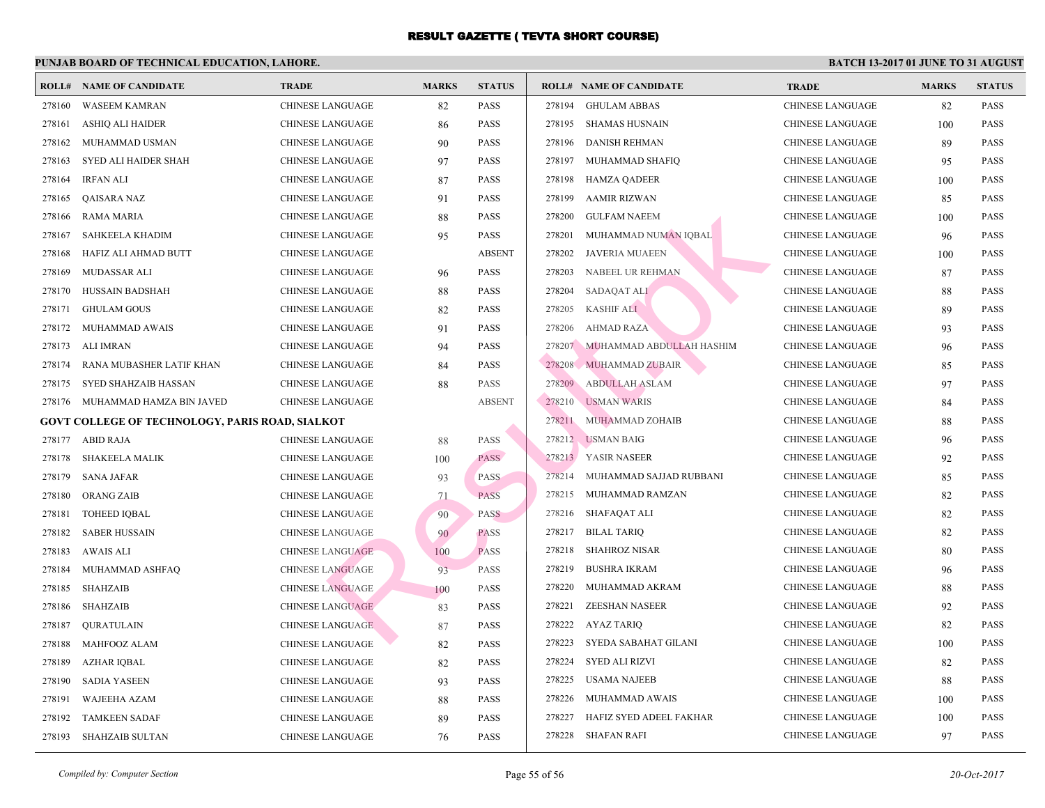# RESULT GAZETTE ( TEVTA SHORT COURSE)

**PUNJAB BOARD OF TECHNICAL EDUCATION, LAHORE.**

**BATCH 13-2017 01 JUNE TO 31 AUGUST**

| ROLL# | NAME OF CANDIDATE | TRADE | MARKS | STATUS |
|---|---|---|---|---|
| 278160 | WASEEM KAMRAN | CHINESE LANGUAGE | 82 | PASS |
| 278161 | ASHIQ ALI HAIDER | CHINESE LANGUAGE | 86 | PASS |
| 278162 | MUHAMMAD USMAN | CHINESE LANGUAGE | 90 | PASS |
| 278163 | SYED ALI HAIDER SHAH | CHINESE LANGUAGE | 97 | PASS |
| 278164 | IRFAN ALI | CHINESE LANGUAGE | 87 | PASS |
| 278165 | QAISARA NAZ | CHINESE LANGUAGE | 91 | PASS |
| 278166 | RAMA MARIA | CHINESE LANGUAGE | 88 | PASS |
| 278167 | SAHKEELA KHADIM | CHINESE LANGUAGE | 95 | PASS |
| 278168 | HAFIZ ALI AHMAD BUTT | CHINESE LANGUAGE | | ABSENT |
| 278169 | MUDASSAR ALI | CHINESE LANGUAGE | 96 | PASS |
| 278170 | HUSSAIN BADSHAH | CHINESE LANGUAGE | 88 | PASS |
| 278171 | GHULAM GOUS | CHINESE LANGUAGE | 82 | PASS |
| 278172 | MUHAMMAD AWAIS | CHINESE LANGUAGE | 91 | PASS |
| 278173 | ALI IMRAN | CHINESE LANGUAGE | 94 | PASS |
| 278174 | RANA MUBASHER LATIF KHAN | CHINESE LANGUAGE | 84 | PASS |
| 278175 | SYED SHAHZAIB HASSAN | CHINESE LANGUAGE | 88 | PASS |
| 278176 | MUHAMMAD HAMZA BIN JAVED | CHINESE LANGUAGE | | ABSENT |

**GOVT COLLEGE OF TECHNOLOGY, PARIS ROAD, SIALKOT**

| ROLL# | NAME OF CANDIDATE | TRADE | MARKS | STATUS |
|---|---|---|---|---|
| 278177 | ABID RAJA | CHINESE LANGUAGE | 88 | PASS |
| 278178 | SHAKEELA MALIK | CHINESE LANGUAGE | 100 | PASS |
| 278179 | SANA JAFAR | CHINESE LANGUAGE | 93 | PASS |
| 278180 | ORANG ZAIB | CHINESE LANGUAGE | 71 | PASS |
| 278181 | TOHEED IQBAL | CHINESE LANGUAGE | 90 | PASS |
| 278182 | SABER HUSSAIN | CHINESE LANGUAGE | 90 | PASS |
| 278183 | AWAIS ALI | CHINESE LANGUAGE | 100 | PASS |
| 278184 | MUHAMMAD ASHFAQ | CHINESE LANGUAGE | 93 | PASS |
| 278185 | SHAHZAIB | CHINESE LANGUAGE | 100 | PASS |
| 278186 | SHAHZAIB | CHINESE LANGUAGE | 83 | PASS |
| 278187 | QURATULAIN | CHINESE LANGUAGE | 87 | PASS |
| 278188 | MAHFOOZ ALAM | CHINESE LANGUAGE | 82 | PASS |
| 278189 | AZHAR IQBAL | CHINESE LANGUAGE | 82 | PASS |
| 278190 | SADIA YASEEN | CHINESE LANGUAGE | 93 | PASS |
| 278191 | WAJEEHA AZAM | CHINESE LANGUAGE | 88 | PASS |
| 278192 | TAMKEEN SADAF | CHINESE LANGUAGE | 89 | PASS |
| 278193 | SHAHZAIB SULTAN | CHINESE LANGUAGE | 76 | PASS |
| 278194 | GHULAM ABBAS | CHINESE LANGUAGE | 82 | PASS |
| 278195 | SHAMAS HUSNAIN | CHINESE LANGUAGE | 100 | PASS |
| 278196 | DANISH REHMAN | CHINESE LANGUAGE | 89 | PASS |
| 278197 | MUHAMMAD SHAFIQ | CHINESE LANGUAGE | 95 | PASS |
| 278198 | HAMZA QADEER | CHINESE LANGUAGE | 100 | PASS |
| 278199 | AAMIR RIZWAN | CHINESE LANGUAGE | 85 | PASS |
| 278200 | GULFAM NAEEM | CHINESE LANGUAGE | 100 | PASS |
| 278201 | MUHAMMAD NUMAN IQBAL | CHINESE LANGUAGE | 96 | PASS |
| 278202 | JAVERIA MUAEEN | CHINESE LANGUAGE | 100 | PASS |
| 278203 | NABEEL UR REHMAN | CHINESE LANGUAGE | 87 | PASS |
| 278204 | SADAQAT ALI | CHINESE LANGUAGE | 88 | PASS |
| 278205 | KASHIF ALI | CHINESE LANGUAGE | 89 | PASS |
| 278206 | AHMAD RAZA | CHINESE LANGUAGE | 93 | PASS |
| 278207 | MUHAMMAD ABDULLAH HASHIM | CHINESE LANGUAGE | 96 | PASS |
| 278208 | MUHAMMAD ZUBAIR | CHINESE LANGUAGE | 85 | PASS |
| 278209 | ABDULLAH ASLAM | CHINESE LANGUAGE | 97 | PASS |
| 278210 | USMAN WARIS | CHINESE LANGUAGE | 84 | PASS |
| 278211 | MUHAMMAD ZOHAIB | CHINESE LANGUAGE | 88 | PASS |
| 278212 | USMAN BAIG | CHINESE LANGUAGE | 96 | PASS |
| 278213 | YASIR NASEER | CHINESE LANGUAGE | 92 | PASS |
| 278214 | MUHAMMAD SAJJAD RUBBANI | CHINESE LANGUAGE | 85 | PASS |
| 278215 | MUHAMMAD RAMZAN | CHINESE LANGUAGE | 82 | PASS |
| 278216 | SHAFAQAT ALI | CHINESE LANGUAGE | 82 | PASS |
| 278217 | BILAL TARIQ | CHINESE LANGUAGE | 82 | PASS |
| 278218 | SHAHROZ NISAR | CHINESE LANGUAGE | 80 | PASS |
| 278219 | BUSHRA IKRAM | CHINESE LANGUAGE | 96 | PASS |
| 278220 | MUHAMMAD AKRAM | CHINESE LANGUAGE | 88 | PASS |
| 278221 | ZEESHAN NASEER | CHINESE LANGUAGE | 92 | PASS |
| 278222 | AYAZ TARIQ | CHINESE LANGUAGE | 82 | PASS |
| 278223 | SYEDA SABAHAT GILANI | CHINESE LANGUAGE | 100 | PASS |
| 278224 | SYED ALI RIZVI | CHINESE LANGUAGE | 82 | PASS |
| 278225 | USAMA NAJEEB | CHINESE LANGUAGE | 88 | PASS |
| 278226 | MUHAMMAD AWAIS | CHINESE LANGUAGE | 100 | PASS |
| 278227 | HAFIZ SYED ADEEL FAKHAR | CHINESE LANGUAGE | 100 | PASS |
| 278228 | SHAFAN RAFI | CHINESE LANGUAGE | 97 | PASS |

*Compiled by: Computer Section*

*20-Oct-2017*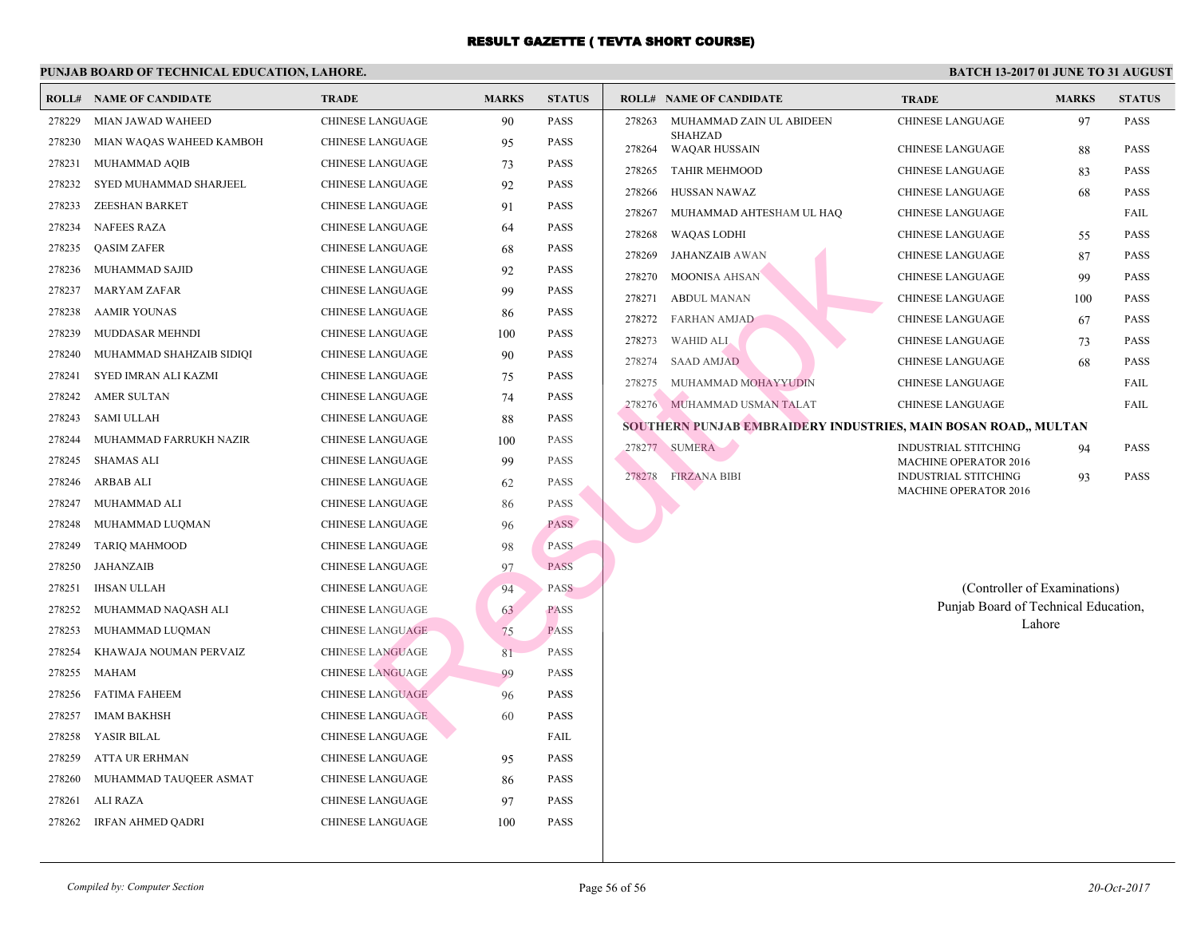# RESULT GAZETTE ( TEVTA SHORT COURSE)

**PUNJAB BOARD OF TECHNICAL EDUCATION, LAHORE.** **BATCH 13-2017 01 JUNE TO 31 AUGUST**

| ROLL# | NAME OF CANDIDATE | TRADE | MARKS | STATUS |
|---|---|---|---|---|
| 278229 | MIAN JAWAD WAHEED | CHINESE LANGUAGE | 90 | PASS |
| 278230 | MIAN WAQAS WAHEED KAMBOH | CHINESE LANGUAGE | 95 | PASS |
| 278231 | MUHAMMAD AQIB | CHINESE LANGUAGE | 73 | PASS |
| 278232 | SYED MUHAMMAD SHARJEEL | CHINESE LANGUAGE | 92 | PASS |
| 278233 | ZEESHAN BARKET | CHINESE LANGUAGE | 91 | PASS |
| 278234 | NAFEES RAZA | CHINESE LANGUAGE | 64 | PASS |
| 278235 | QASIM ZAFER | CHINESE LANGUAGE | 68 | PASS |
| 278236 | MUHAMMAD SAJID | CHINESE LANGUAGE | 92 | PASS |
| 278237 | MARYAM ZAFAR | CHINESE LANGUAGE | 99 | PASS |
| 278238 | AAMIR YOUNAS | CHINESE LANGUAGE | 86 | PASS |
| 278239 | MUDDASAR MEHNDI | CHINESE LANGUAGE | 100 | PASS |
| 278240 | MUHAMMAD SHAHZAIB SIDIQI | CHINESE LANGUAGE | 90 | PASS |
| 278241 | SYED IMRAN ALI KAZMI | CHINESE LANGUAGE | 75 | PASS |
| 278242 | AMER SULTAN | CHINESE LANGUAGE | 74 | PASS |
| 278243 | SAMI ULLAH | CHINESE LANGUAGE | 88 | PASS |
| 278244 | MUHAMMAD FARRUKH NAZIR | CHINESE LANGUAGE | 100 | PASS |
| 278245 | SHAMAS ALI | CHINESE LANGUAGE | 99 | PASS |
| 278246 | ARBAB ALI | CHINESE LANGUAGE | 62 | PASS |
| 278247 | MUHAMMAD ALI | CHINESE LANGUAGE | 86 | PASS |
| 278248 | MUHAMMAD LUQMAN | CHINESE LANGUAGE | 96 | PASS |
| 278249 | TARIQ MAHMOOD | CHINESE LANGUAGE | 98 | PASS |
| 278250 | JAHANZAIB | CHINESE LANGUAGE | 97 | PASS |
| 278251 | IHSAN ULLAH | CHINESE LANGUAGE | 94 | PASS |
| 278252 | MUHAMMAD NAQASH ALI | CHINESE LANGUAGE | 63 | PASS |
| 278253 | MUHAMMAD LUQMAN | CHINESE LANGUAGE | 75 | PASS |
| 278254 | KHAWAJA NOUMAN PERVAIZ | CHINESE LANGUAGE | 81 | PASS |
| 278255 | MAHAM | CHINESE LANGUAGE | 99 | PASS |
| 278256 | FATIMA FAHEEM | CHINESE LANGUAGE | 96 | PASS |
| 278257 | IMAM BAKHSH | CHINESE LANGUAGE | 60 | PASS |
| 278258 | YASIR BILAL | CHINESE LANGUAGE | | FAIL |
| 278259 | ATTA UR ERHMAN | CHINESE LANGUAGE | 95 | PASS |
| 278260 | MUHAMMAD TAUQEER ASMAT | CHINESE LANGUAGE | 86 | PASS |
| 278261 | ALI RAZA | CHINESE LANGUAGE | 97 | PASS |
| 278262 | IRFAN AHMED QADRI | CHINESE LANGUAGE | 100 | PASS |
| 278263 | MUHAMMAD ZAIN UL ABIDEEN SHAHZAD | CHINESE LANGUAGE | 97 | PASS |
| 278264 | WAQAR HUSSAIN | CHINESE LANGUAGE | 88 | PASS |
| 278265 | TAHIR MEHMOOD | CHINESE LANGUAGE | 83 | PASS |
| 278266 | HUSSAN NAWAZ | CHINESE LANGUAGE | 68 | PASS |
| 278267 | MUHAMMAD AHTESHAM UL HAQ | CHINESE LANGUAGE | | FAIL |
| 278268 | WAQAS LODHI | CHINESE LANGUAGE | 55 | PASS |
| 278269 | JAHANZAIB AWAN | CHINESE LANGUAGE | 87 | PASS |
| 278270 | MOONISA AHSAN | CHINESE LANGUAGE | 99 | PASS |
| 278271 | ABDUL MANAN | CHINESE LANGUAGE | 100 | PASS |
| 278272 | FARHAN AMJAD | CHINESE LANGUAGE | 67 | PASS |
| 278273 | WAHID ALI | CHINESE LANGUAGE | 73 | PASS |
| 278274 | SAAD AMJAD | CHINESE LANGUAGE | 68 | PASS |
| 278275 | MUHAMMAD MOHAYYUDIN | CHINESE LANGUAGE | | FAIL |
| 278276 | MUHAMMAD USMAN TALAT | CHINESE LANGUAGE | | FAIL |

**SOUTHERN PUNJAB EMBRAIDERY INDUSTRIES, MAIN BOSAN ROAD,, MULTAN**

| ROLL# | NAME OF CANDIDATE | TRADE | MARKS | STATUS |
|---|---|---|---|---|
| 278277 | SUMERA | INDUSTRIAL STITCHING MACHINE OPERATOR 2016 | 94 | PASS |
| 278278 | FIRZANA BIBI | INDUSTRIAL STITCHING MACHINE OPERATOR 2016 | 93 | PASS |

(Controller of Examinations)
Punjab Board of Technical Education,
Lahore

*Compiled by: Computer Section* *20-Oct-2017*